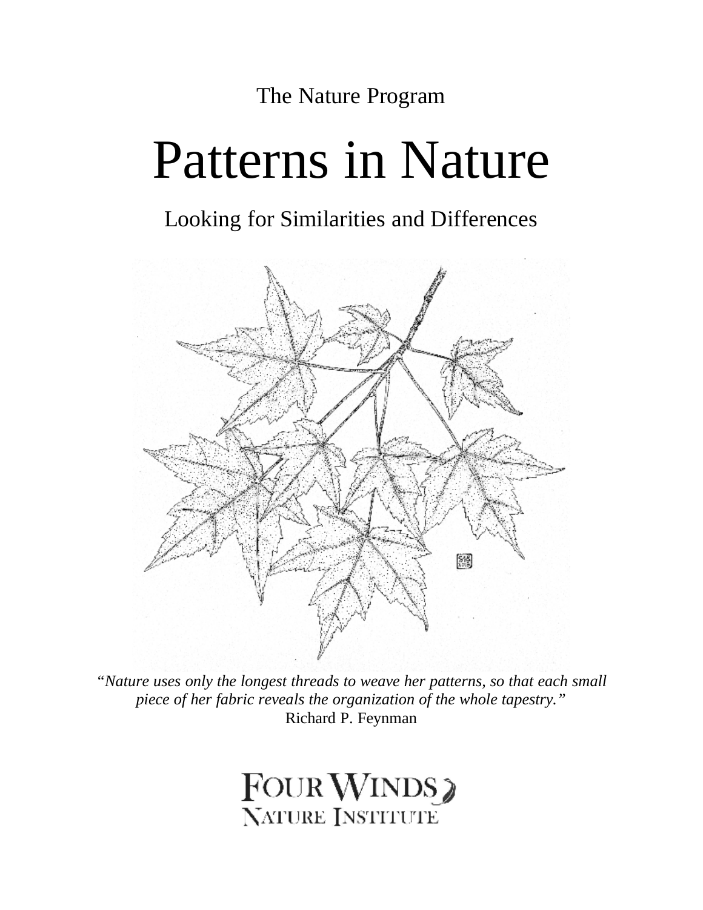The Nature Program

# Patterns in Nature

## Looking for Similarities and Differences

*"Nature uses only the longest threads to weave her patterns, so that each small piece of her fabric reveals the organization of the whole tapestry."*
Richard P. Feynman

FOUR WINDS
NATURE INSTITUTE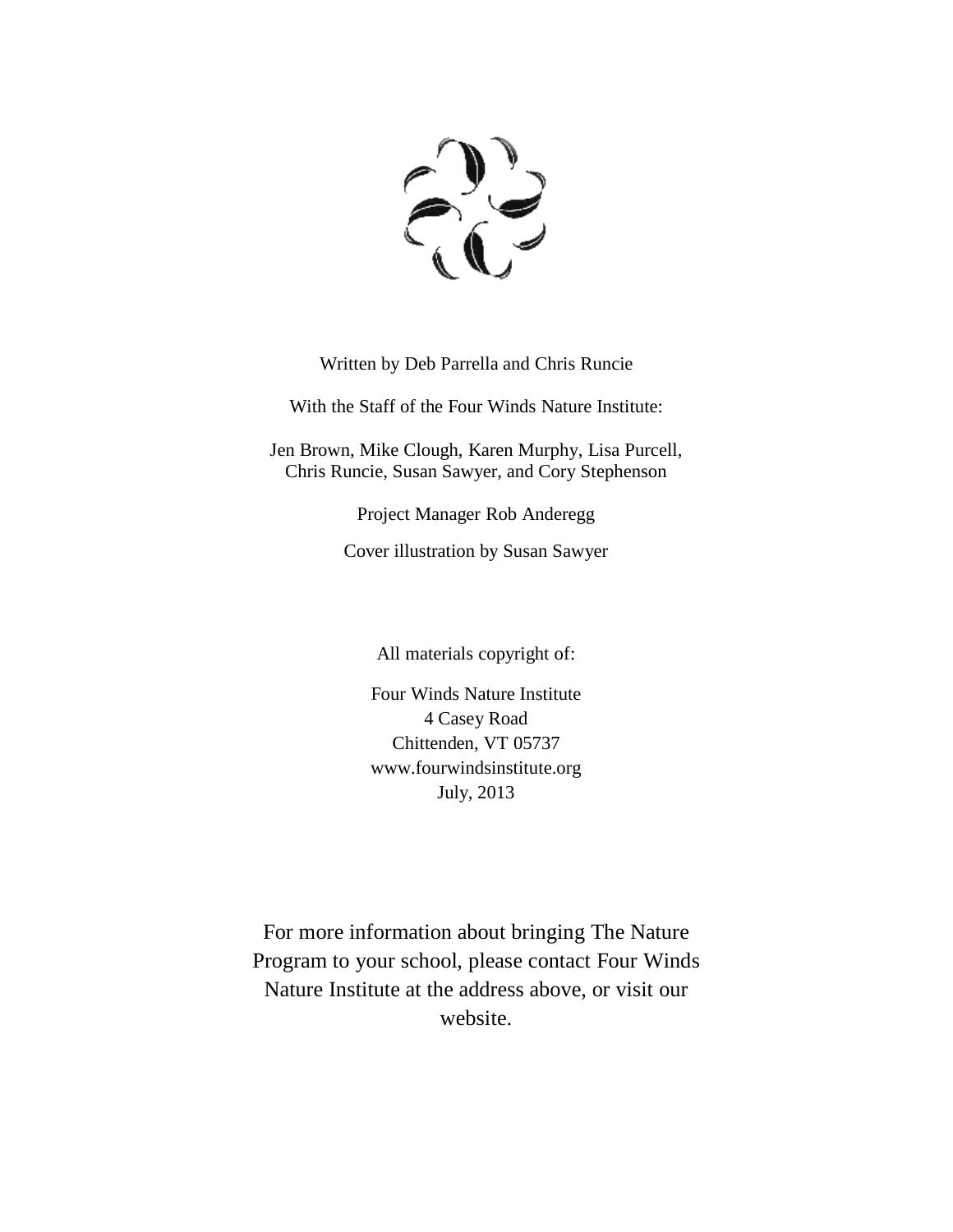Written by Deb Parrella and Chris Runcie

With the Staff of the Four Winds Nature Institute:

Jen Brown, Mike Clough, Karen Murphy, Lisa Purcell,
Chris Runcie, Susan Sawyer, and Cory Stephenson

Project Manager Rob Anderegg

Cover illustration by Susan Sawyer

All materials copyright of:

Four Winds Nature Institute
4 Casey Road
Chittenden, VT 05737
www.fourwindsinstitute.org
July, 2013

For more information about bringing The Nature Program to your school, please contact Four Winds Nature Institute at the address above, or visit our website.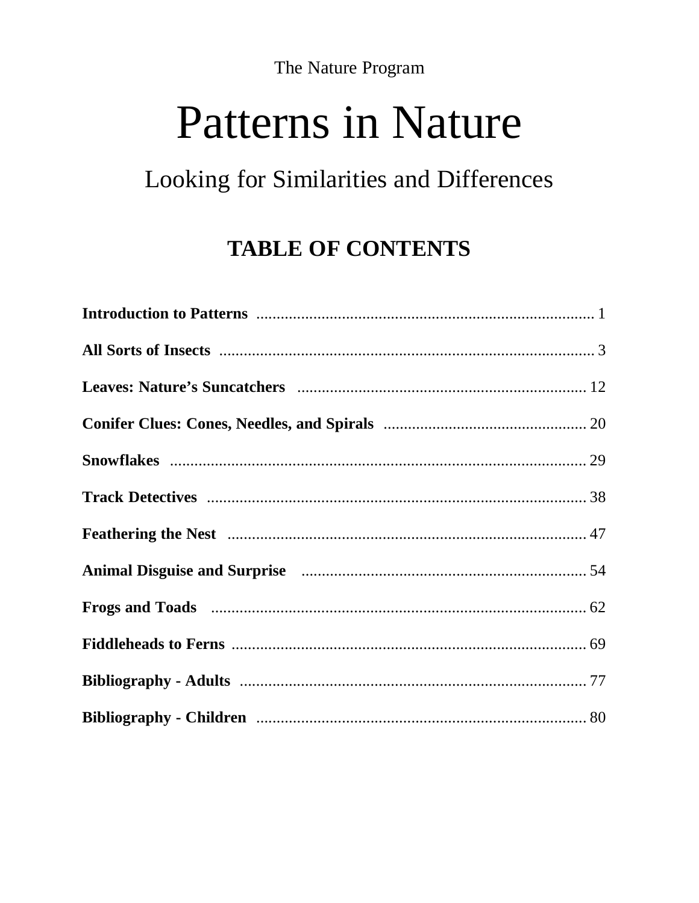The Nature Program

# Patterns in Nature

## Looking for Similarities and Differences

## TABLE OF CONTENTS

| Section | Page |
| --- | --- |
| **Introduction to Patterns** | 1 |
| **All Sorts of Insects** | 3 |
| **Leaves: Nature's Suncatchers** | 12 |
| **Conifer Clues: Cones, Needles, and Spirals** | 20 |
| **Snowflakes** | 29 |
| **Track Detectives** | 38 |
| **Feathering the Nest** | 47 |
| **Animal Disguise and Surprise** | 54 |
| **Frogs and Toads** | 62 |
| **Fiddleheads to Ferns** | 69 |
| **Bibliography - Adults** | 77 |
| **Bibliography - Children** | 80 |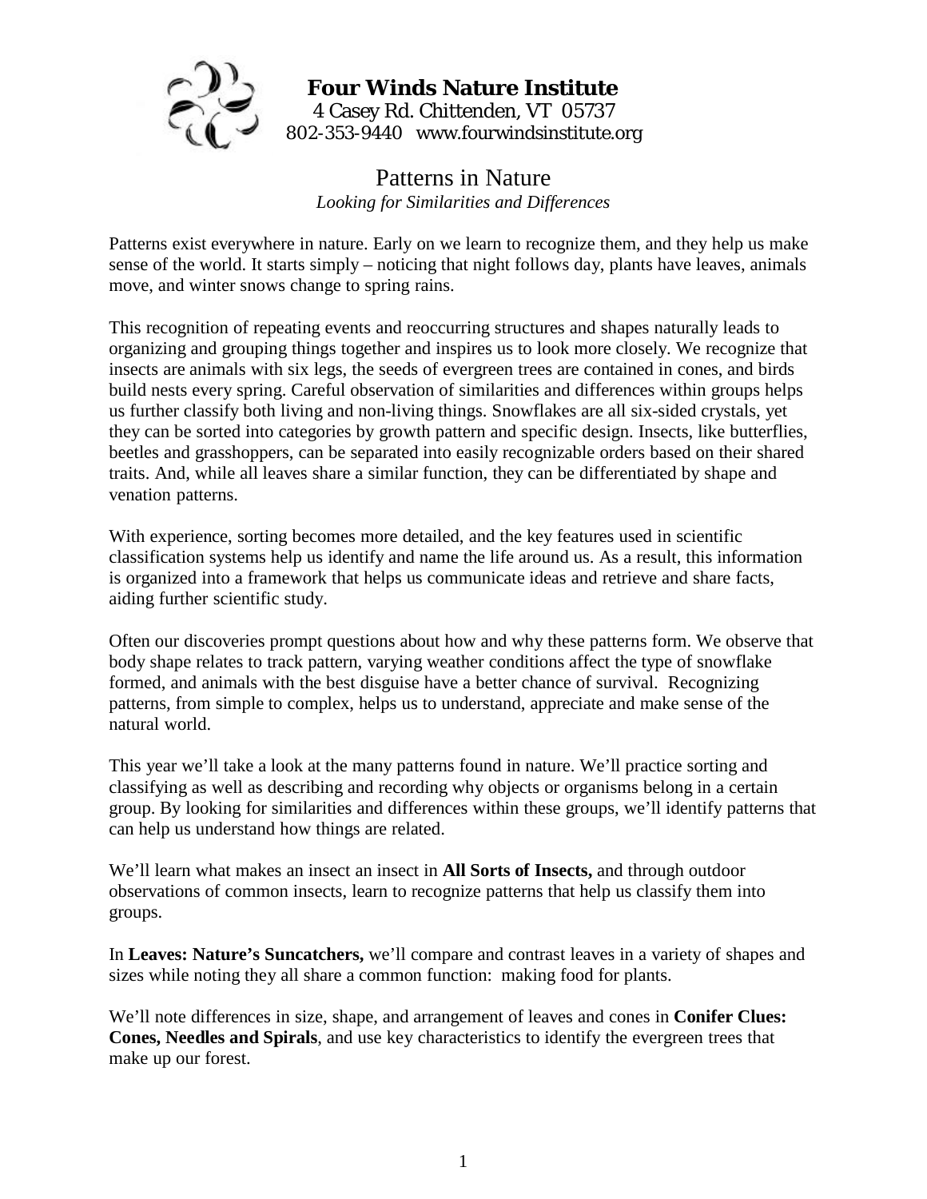**Four Winds Nature Institute**
4 Casey Rd. Chittenden, VT 05737
802-353-9440 www.fourwindsinstitute.org

# Patterns in Nature

*Looking for Similarities and Differences*

Patterns exist everywhere in nature. Early on we learn to recognize them, and they help us make sense of the world. It starts simply – noticing that night follows day, plants have leaves, animals move, and winter snows change to spring rains.

This recognition of repeating events and reoccurring structures and shapes naturally leads to organizing and grouping things together and inspires us to look more closely. We recognize that insects are animals with six legs, the seeds of evergreen trees are contained in cones, and birds build nests every spring. Careful observation of similarities and differences within groups helps us further classify both living and non-living things. Snowflakes are all six-sided crystals, yet they can be sorted into categories by growth pattern and specific design. Insects, like butterflies, beetles and grasshoppers, can be separated into easily recognizable orders based on their shared traits. And, while all leaves share a similar function, they can be differentiated by shape and venation patterns.

With experience, sorting becomes more detailed, and the key features used in scientific classification systems help us identify and name the life around us. As a result, this information is organized into a framework that helps us communicate ideas and retrieve and share facts, aiding further scientific study.

Often our discoveries prompt questions about how and why these patterns form. We observe that body shape relates to track pattern, varying weather conditions affect the type of snowflake formed, and animals with the best disguise have a better chance of survival. Recognizing patterns, from simple to complex, helps us to understand, appreciate and make sense of the natural world.

This year we'll take a look at the many patterns found in nature. We'll practice sorting and classifying as well as describing and recording why objects or organisms belong in a certain group. By looking for similarities and differences within these groups, we'll identify patterns that can help us understand how things are related.

We'll learn what makes an insect an insect in **All Sorts of Insects,** and through outdoor observations of common insects, learn to recognize patterns that help us classify them into groups.

In **Leaves: Nature's Suncatchers,** we'll compare and contrast leaves in a variety of shapes and sizes while noting they all share a common function: making food for plants.

We'll note differences in size, shape, and arrangement of leaves and cones in **Conifer Clues: Cones, Needles and Spirals**, and use key characteristics to identify the evergreen trees that make up our forest.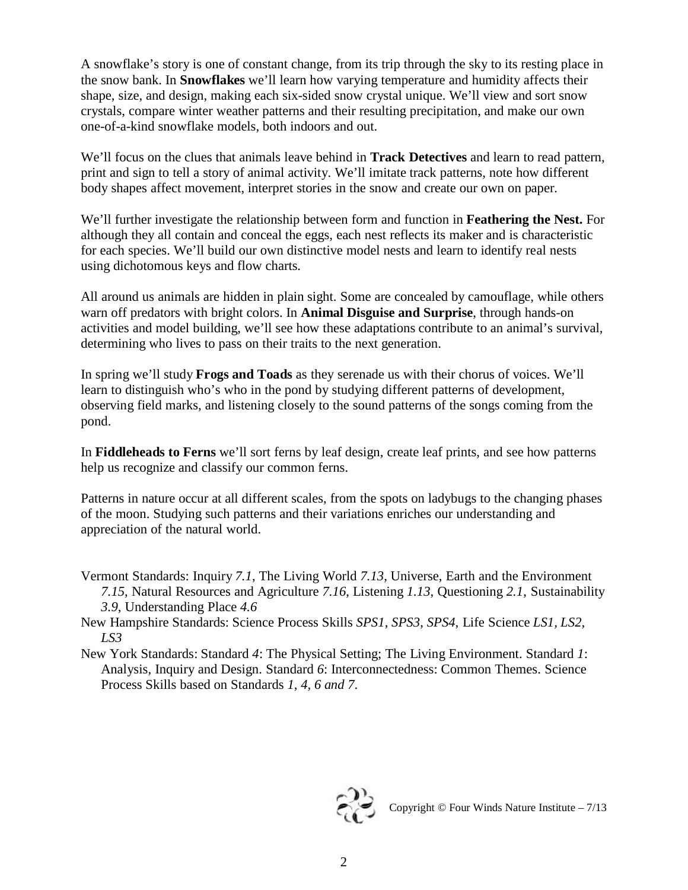A snowflake's story is one of constant change, from its trip through the sky to its resting place in the snow bank. In **Snowflakes** we'll learn how varying temperature and humidity affects their shape, size, and design, making each six-sided snow crystal unique. We'll view and sort snow crystals, compare winter weather patterns and their resulting precipitation, and make our own one-of-a-kind snowflake models, both indoors and out.

We'll focus on the clues that animals leave behind in **Track Detectives** and learn to read pattern, print and sign to tell a story of animal activity. We'll imitate track patterns, note how different body shapes affect movement, interpret stories in the snow and create our own on paper.

We'll further investigate the relationship between form and function in **Feathering the Nest.** For although they all contain and conceal the eggs, each nest reflects its maker and is characteristic for each species. We'll build our own distinctive model nests and learn to identify real nests using dichotomous keys and flow charts.

All around us animals are hidden in plain sight. Some are concealed by camouflage, while others warn off predators with bright colors. In **Animal Disguise and Surprise**, through hands-on activities and model building, we'll see how these adaptations contribute to an animal's survival, determining who lives to pass on their traits to the next generation.

In spring we'll study **Frogs and Toads** as they serenade us with their chorus of voices. We'll learn to distinguish who's who in the pond by studying different patterns of development, observing field marks, and listening closely to the sound patterns of the songs coming from the pond.

In **Fiddleheads to Ferns** we'll sort ferns by leaf design, create leaf prints, and see how patterns help us recognize and classify our common ferns.

Patterns in nature occur at all different scales, from the spots on ladybugs to the changing phases of the moon. Studying such patterns and their variations enriches our understanding and appreciation of the natural world.

Vermont Standards: Inquiry *7.1*, The Living World *7.13*, Universe, Earth and the Environment *7.15*, Natural Resources and Agriculture *7.16*, Listening *1.13*, Questioning *2.1*, Sustainability *3.9*, Understanding Place *4.6*

New Hampshire Standards: Science Process Skills *SPS1*, *SPS3*, *SPS4*, Life Science *LS1, LS2, LS3*

New York Standards: Standard *4*: The Physical Setting; The Living Environment. Standard *1*: Analysis, Inquiry and Design. Standard *6*: Interconnectedness: Common Themes. Science Process Skills based on Standards *1, 4, 6 and 7*.

Copyright © Four Winds Nature Institute – 7/13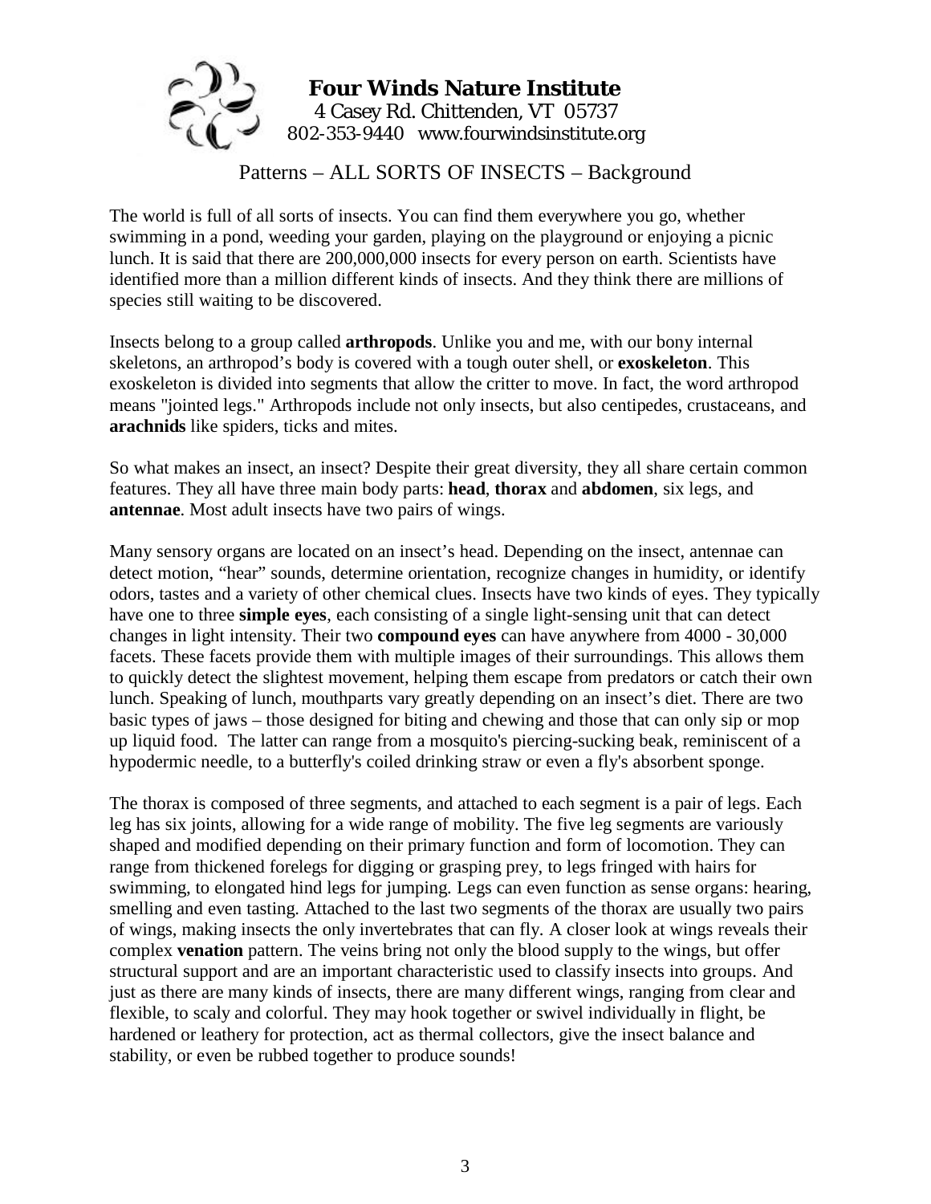**Four Winds Nature Institute**
4 Casey Rd. Chittenden, VT 05737
802-353-9440 www.fourwindsinstitute.org

# Patterns – ALL SORTS OF INSECTS – Background

The world is full of all sorts of insects. You can find them everywhere you go, whether swimming in a pond, weeding your garden, playing on the playground or enjoying a picnic lunch. It is said that there are 200,000,000 insects for every person on earth. Scientists have identified more than a million different kinds of insects. And they think there are millions of species still waiting to be discovered.

Insects belong to a group called **arthropods**. Unlike you and me, with our bony internal skeletons, an arthropod's body is covered with a tough outer shell, or **exoskeleton**. This exoskeleton is divided into segments that allow the critter to move. In fact, the word arthropod means "jointed legs." Arthropods include not only insects, but also centipedes, crustaceans, and **arachnids** like spiders, ticks and mites.

So what makes an insect, an insect? Despite their great diversity, they all share certain common features. They all have three main body parts: **head**, **thorax** and **abdomen**, six legs, and **antennae**. Most adult insects have two pairs of wings.

Many sensory organs are located on an insect's head. Depending on the insect, antennae can detect motion, "hear" sounds, determine orientation, recognize changes in humidity, or identify odors, tastes and a variety of other chemical clues. Insects have two kinds of eyes. They typically have one to three **simple eyes**, each consisting of a single light-sensing unit that can detect changes in light intensity. Their two **compound eyes** can have anywhere from 4000 - 30,000 facets. These facets provide them with multiple images of their surroundings. This allows them to quickly detect the slightest movement, helping them escape from predators or catch their own lunch. Speaking of lunch, mouthparts vary greatly depending on an insect's diet. There are two basic types of jaws – those designed for biting and chewing and those that can only sip or mop up liquid food. The latter can range from a mosquito's piercing-sucking beak, reminiscent of a hypodermic needle, to a butterfly's coiled drinking straw or even a fly's absorbent sponge.

The thorax is composed of three segments, and attached to each segment is a pair of legs. Each leg has six joints, allowing for a wide range of mobility. The five leg segments are variously shaped and modified depending on their primary function and form of locomotion. They can range from thickened forelegs for digging or grasping prey, to legs fringed with hairs for swimming, to elongated hind legs for jumping. Legs can even function as sense organs: hearing, smelling and even tasting. Attached to the last two segments of the thorax are usually two pairs of wings, making insects the only invertebrates that can fly. A closer look at wings reveals their complex **venation** pattern. The veins bring not only the blood supply to the wings, but offer structural support and are an important characteristic used to classify insects into groups. And just as there are many kinds of insects, there are many different wings, ranging from clear and flexible, to scaly and colorful. They may hook together or swivel individually in flight, be hardened or leathery for protection, act as thermal collectors, give the insect balance and stability, or even be rubbed together to produce sounds!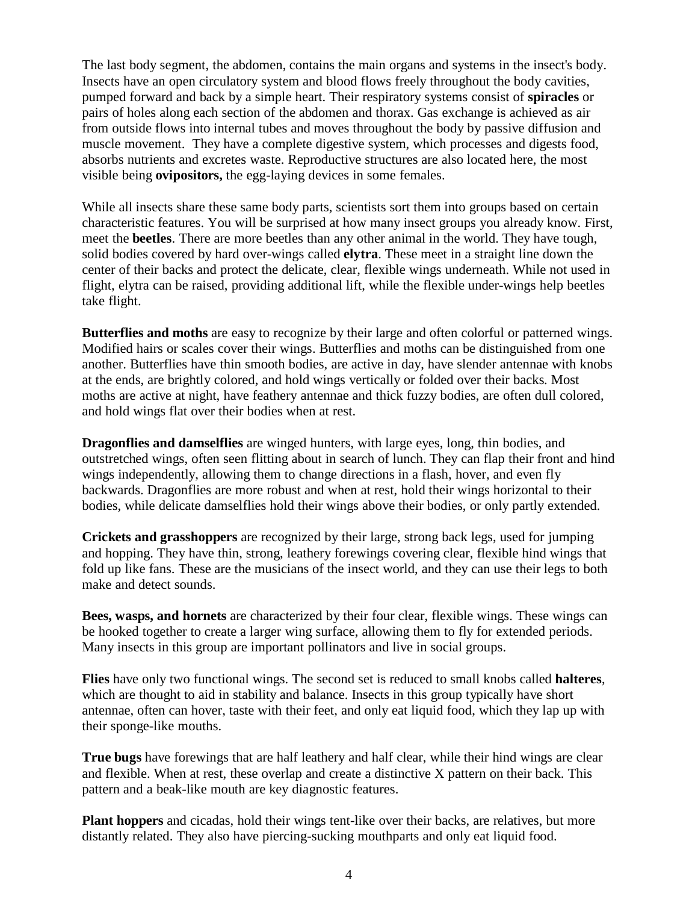The last body segment, the abdomen, contains the main organs and systems in the insect's body. Insects have an open circulatory system and blood flows freely throughout the body cavities, pumped forward and back by a simple heart. Their respiratory systems consist of **spiracles** or pairs of holes along each section of the abdomen and thorax. Gas exchange is achieved as air from outside flows into internal tubes and moves throughout the body by passive diffusion and muscle movement. They have a complete digestive system, which processes and digests food, absorbs nutrients and excretes waste. Reproductive structures are also located here, the most visible being **ovipositors,** the egg-laying devices in some females.

While all insects share these same body parts, scientists sort them into groups based on certain characteristic features. You will be surprised at how many insect groups you already know. First, meet the **beetles**. There are more beetles than any other animal in the world. They have tough, solid bodies covered by hard over-wings called **elytra**. These meet in a straight line down the center of their backs and protect the delicate, clear, flexible wings underneath. While not used in flight, elytra can be raised, providing additional lift, while the flexible under-wings help beetles take flight.

**Butterflies and moths** are easy to recognize by their large and often colorful or patterned wings. Modified hairs or scales cover their wings. Butterflies and moths can be distinguished from one another. Butterflies have thin smooth bodies, are active in day, have slender antennae with knobs at the ends, are brightly colored, and hold wings vertically or folded over their backs. Most moths are active at night, have feathery antennae and thick fuzzy bodies, are often dull colored, and hold wings flat over their bodies when at rest.

**Dragonflies and damselflies** are winged hunters, with large eyes, long, thin bodies, and outstretched wings, often seen flitting about in search of lunch. They can flap their front and hind wings independently, allowing them to change directions in a flash, hover, and even fly backwards. Dragonflies are more robust and when at rest, hold their wings horizontal to their bodies, while delicate damselflies hold their wings above their bodies, or only partly extended.

**Crickets and grasshoppers** are recognized by their large, strong back legs, used for jumping and hopping. They have thin, strong, leathery forewings covering clear, flexible hind wings that fold up like fans. These are the musicians of the insect world, and they can use their legs to both make and detect sounds.

**Bees, wasps, and hornets** are characterized by their four clear, flexible wings. These wings can be hooked together to create a larger wing surface, allowing them to fly for extended periods. Many insects in this group are important pollinators and live in social groups.

**Flies** have only two functional wings. The second set is reduced to small knobs called **halteres**, which are thought to aid in stability and balance. Insects in this group typically have short antennae, often can hover, taste with their feet, and only eat liquid food, which they lap up with their sponge-like mouths.

**True bugs** have forewings that are half leathery and half clear, while their hind wings are clear and flexible. When at rest, these overlap and create a distinctive X pattern on their back. This pattern and a beak-like mouth are key diagnostic features.

**Plant hoppers** and cicadas, hold their wings tent-like over their backs, are relatives, but more distantly related. They also have piercing-sucking mouthparts and only eat liquid food.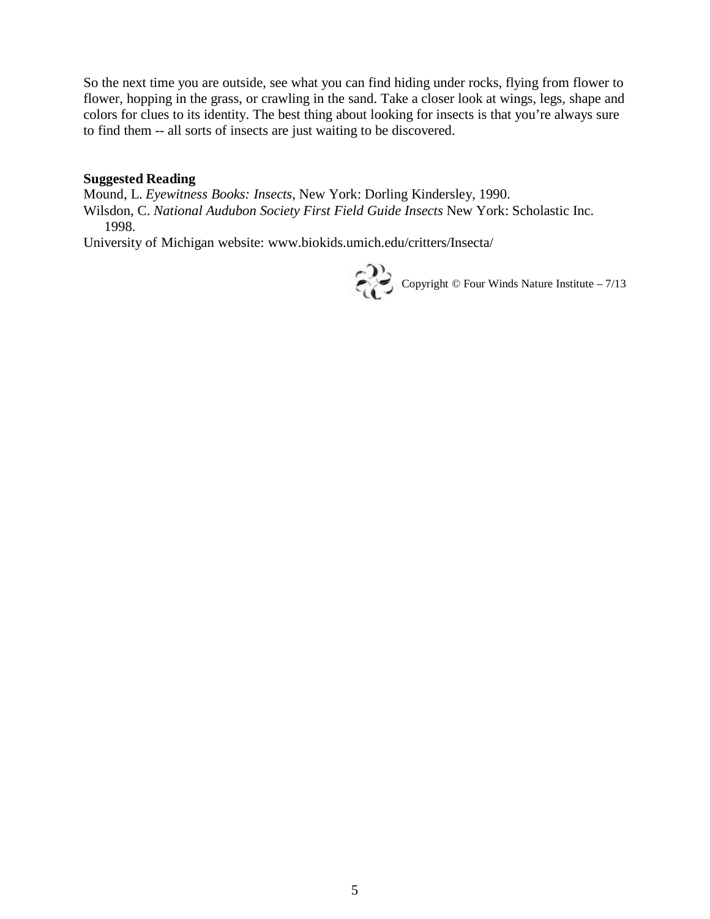So the next time you are outside, see what you can find hiding under rocks, flying from flower to flower, hopping in the grass, or crawling in the sand. Take a closer look at wings, legs, shape and colors for clues to its identity. The best thing about looking for insects is that you're always sure to find them -- all sorts of insects are just waiting to be discovered.

**Suggested Reading**

Mound, L. *Eyewitness Books: Insects*, New York: Dorling Kindersley, 1990.

Wilsdon, C. *National Audubon Society First Field Guide Insects* New York: Scholastic Inc. 1998.

University of Michigan website: www.biokids.umich.edu/critters/Insecta/

Copyright © Four Winds Nature Institute – 7/13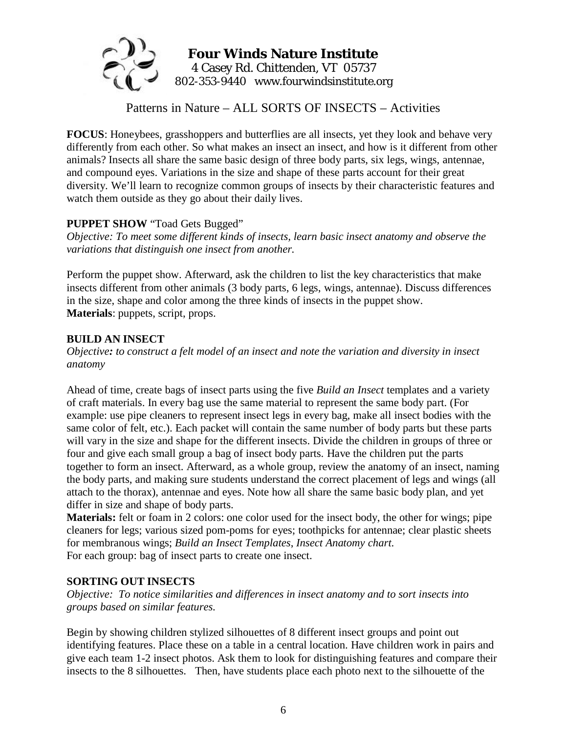**Four Winds Nature Institute**
4 Casey Rd. Chittenden, VT 05737
802-353-9440 www.fourwindsinstitute.org

# Patterns in Nature – ALL SORTS OF INSECTS – Activities

**FOCUS**: Honeybees, grasshoppers and butterflies are all insects, yet they look and behave very differently from each other. So what makes an insect an insect, and how is it different from other animals? Insects all share the same basic design of three body parts, six legs, wings, antennae, and compound eyes. Variations in the size and shape of these parts account for their great diversity. We'll learn to recognize common groups of insects by their characteristic features and watch them outside as they go about their daily lives.

**PUPPET SHOW** "Toad Gets Bugged"
*Objective: To meet some different kinds of insects, learn basic insect anatomy and observe the variations that distinguish one insect from another.*

Perform the puppet show. Afterward, ask the children to list the key characteristics that make insects different from other animals (3 body parts, 6 legs, wings, antennae). Discuss differences in the size, shape and color among the three kinds of insects in the puppet show.
**Materials**: puppets, script, props.

**BUILD AN INSECT**
*Objective: to construct a felt model of an insect and note the variation and diversity in insect anatomy*

Ahead of time, create bags of insect parts using the five *Build an Insect* templates and a variety of craft materials. In every bag use the same material to represent the same body part. (For example: use pipe cleaners to represent insect legs in every bag, make all insect bodies with the same color of felt, etc.). Each packet will contain the same number of body parts but these parts will vary in the size and shape for the different insects. Divide the children in groups of three or four and give each small group a bag of insect body parts. Have the children put the parts together to form an insect. Afterward, as a whole group, review the anatomy of an insect, naming the body parts, and making sure students understand the correct placement of legs and wings (all attach to the thorax), antennae and eyes. Note how all share the same basic body plan, and yet differ in size and shape of body parts.
**Materials:** felt or foam in 2 colors: one color used for the insect body, the other for wings; pipe cleaners for legs; various sized pom-poms for eyes; toothpicks for antennae; clear plastic sheets for membranous wings; *Build an Insect Templates*, *Insect Anatomy chart.*
For each group: bag of insect parts to create one insect.

**SORTING OUT INSECTS**
*Objective: To notice similarities and differences in insect anatomy and to sort insects into groups based on similar features.*

Begin by showing children stylized silhouettes of 8 different insect groups and point out identifying features. Place these on a table in a central location. Have children work in pairs and give each team 1-2 insect photos. Ask them to look for distinguishing features and compare their insects to the 8 silhouettes. Then, have students place each photo next to the silhouette of the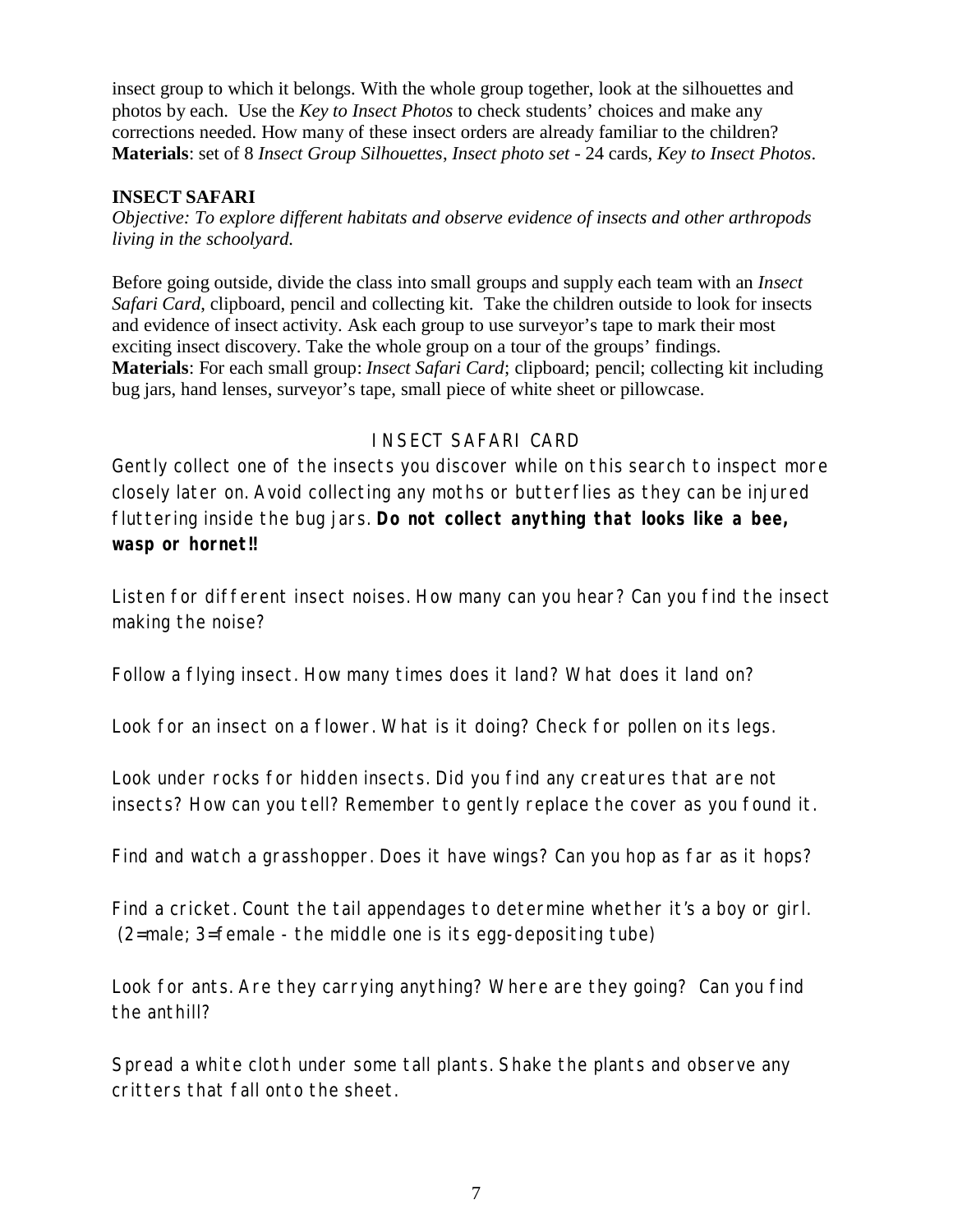insect group to which it belongs. With the whole group together, look at the silhouettes and photos by each. Use the *Key to Insect Photos* to check students' choices and make any corrections needed. How many of these insect orders are already familiar to the children?
**Materials**: set of 8 *Insect Group Silhouettes*, *Insect photo set* - 24 cards, *Key to Insect Photos*.

### INSECT SAFARI

*Objective: To explore different habitats and observe evidence of insects and other arthropods living in the schoolyard.*

Before going outside, divide the class into small groups and supply each team with an *Insect Safari Card*, clipboard, pencil and collecting kit. Take the children outside to look for insects and evidence of insect activity. Ask each group to use surveyor's tape to mark their most exciting insect discovery. Take the whole group on a tour of the groups' findings.
**Materials**: For each small group: *Insect Safari Card*; clipboard; pencil; collecting kit including bug jars, hand lenses, surveyor's tape, small piece of white sheet or pillowcase.

### INSECT SAFARI CARD

Gently collect one of the insects you discover while on this search to inspect more closely later on. Avoid collecting any moths or butterflies as they can be injured fluttering inside the bug jars. **Do not collect anything that looks like a bee, wasp or hornet!!**

Listen for different insect noises. How many can you hear? Can you find the insect making the noise?

Follow a flying insect. How many times does it land? What does it land on?

Look for an insect on a flower. What is it doing? Check for pollen on its legs.

Look under rocks for hidden insects. Did you find any creatures that are not insects? How can you tell? Remember to gently replace the cover as you found it.

Find and watch a grasshopper. Does it have wings? Can you hop as far as it hops?

Find a cricket. Count the tail appendages to determine whether it's a boy or girl. (2=male; 3=female - the middle one is its egg-depositing tube)

Look for ants. Are they carrying anything? Where are they going? Can you find the anthill?

Spread a white cloth under some tall plants. Shake the plants and observe any critters that fall onto the sheet.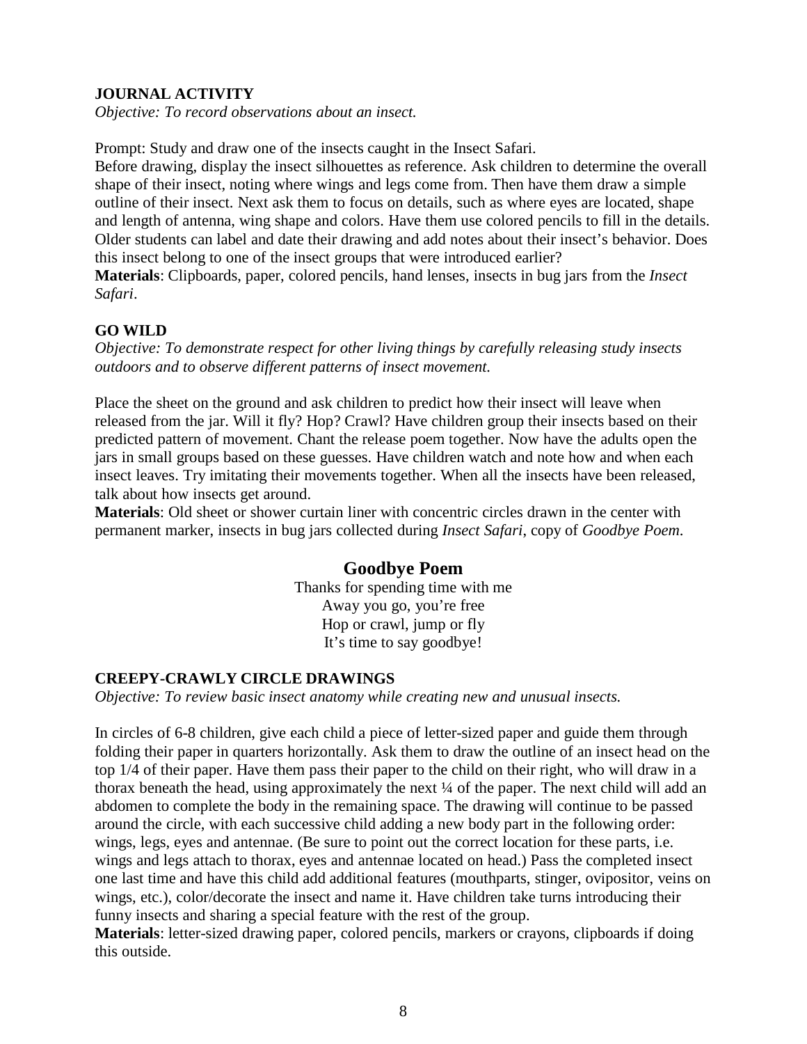## JOURNAL ACTIVITY

*Objective: To record observations about an insect.*

Prompt: Study and draw one of the insects caught in the Insect Safari.
Before drawing, display the insect silhouettes as reference. Ask children to determine the overall shape of their insect, noting where wings and legs come from. Then have them draw a simple outline of their insect. Next ask them to focus on details, such as where eyes are located, shape and length of antenna, wing shape and colors. Have them use colored pencils to fill in the details. Older students can label and date their drawing and add notes about their insect's behavior. Does this insect belong to one of the insect groups that were introduced earlier?
**Materials**: Clipboards, paper, colored pencils, hand lenses, insects in bug jars from the *Insect Safari*.

## GO WILD

*Objective: To demonstrate respect for other living things by carefully releasing study insects outdoors and to observe different patterns of insect movement.*

Place the sheet on the ground and ask children to predict how their insect will leave when released from the jar. Will it fly? Hop? Crawl? Have children group their insects based on their predicted pattern of movement. Chant the release poem together. Now have the adults open the jars in small groups based on these guesses. Have children watch and note how and when each insect leaves. Try imitating their movements together. When all the insects have been released, talk about how insects get around.
**Materials**: Old sheet or shower curtain liner with concentric circles drawn in the center with permanent marker, insects in bug jars collected during *Insect Safari*, copy of *Goodbye Poem*.

### Goodbye Poem

Thanks for spending time with me
Away you go, you're free
Hop or crawl, jump or fly
It's time to say goodbye!

## CREEPY-CRAWLY CIRCLE DRAWINGS

*Objective: To review basic insect anatomy while creating new and unusual insects.*

In circles of 6-8 children, give each child a piece of letter-sized paper and guide them through folding their paper in quarters horizontally. Ask them to draw the outline of an insect head on the top 1/4 of their paper. Have them pass their paper to the child on their right, who will draw in a thorax beneath the head, using approximately the next ¼ of the paper. The next child will add an abdomen to complete the body in the remaining space. The drawing will continue to be passed around the circle, with each successive child adding a new body part in the following order: wings, legs, eyes and antennae. (Be sure to point out the correct location for these parts, i.e. wings and legs attach to thorax, eyes and antennae located on head.) Pass the completed insect one last time and have this child add additional features (mouthparts, stinger, ovipositor, veins on wings, etc.), color/decorate the insect and name it. Have children take turns introducing their funny insects and sharing a special feature with the rest of the group.
**Materials**: letter-sized drawing paper, colored pencils, markers or crayons, clipboards if doing this outside.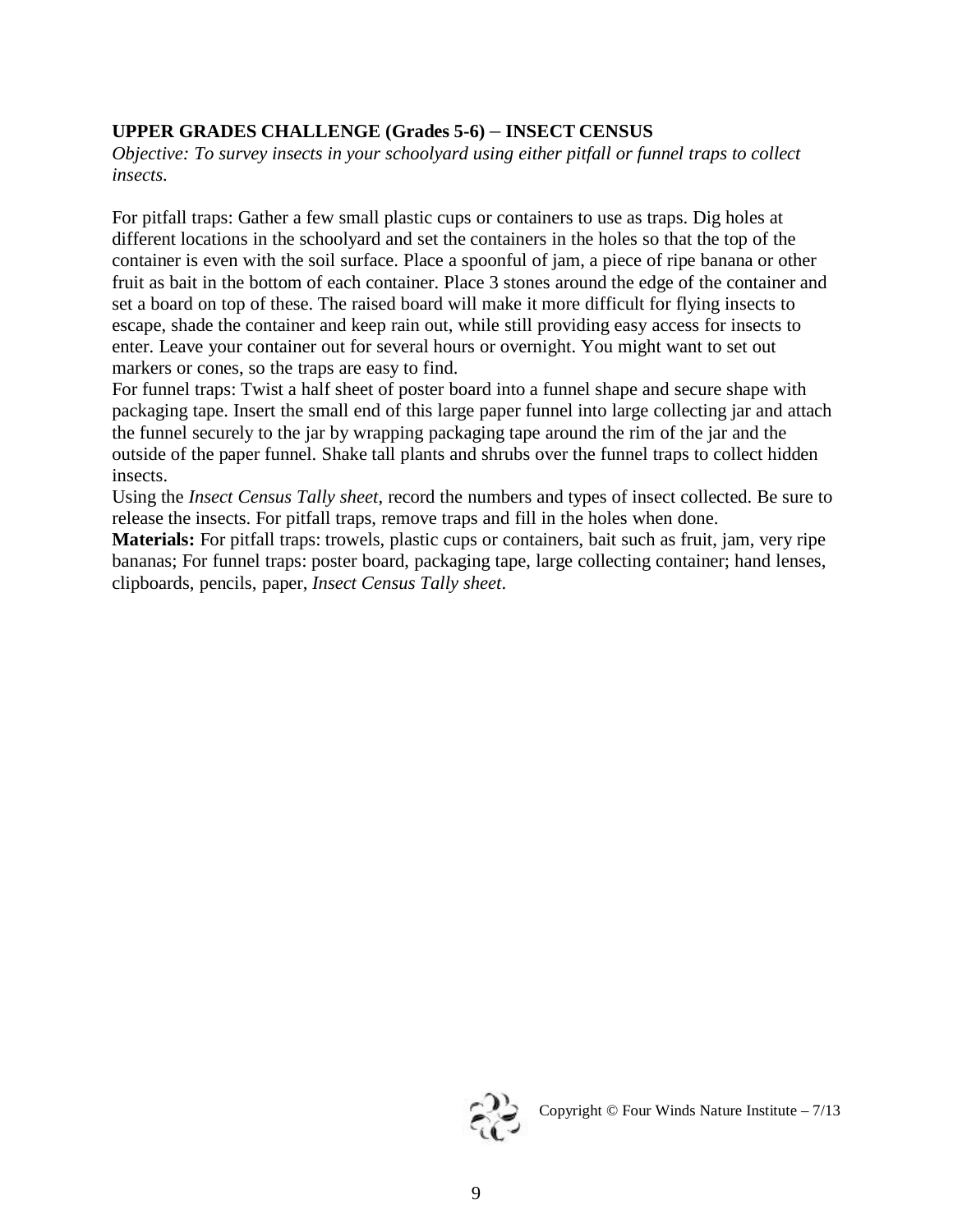**UPPER GRADES CHALLENGE (Grades 5-6) – INSECT CENSUS**

*Objective: To survey insects in your schoolyard using either pitfall or funnel traps to collect insects.*

For pitfall traps: Gather a few small plastic cups or containers to use as traps. Dig holes at different locations in the schoolyard and set the containers in the holes so that the top of the container is even with the soil surface. Place a spoonful of jam, a piece of ripe banana or other fruit as bait in the bottom of each container. Place 3 stones around the edge of the container and set a board on top of these. The raised board will make it more difficult for flying insects to escape, shade the container and keep rain out, while still providing easy access for insects to enter. Leave your container out for several hours or overnight. You might want to set out markers or cones, so the traps are easy to find.

For funnel traps: Twist a half sheet of poster board into a funnel shape and secure shape with packaging tape. Insert the small end of this large paper funnel into large collecting jar and attach the funnel securely to the jar by wrapping packaging tape around the rim of the jar and the outside of the paper funnel. Shake tall plants and shrubs over the funnel traps to collect hidden insects.

Using the *Insect Census Tally sheet*, record the numbers and types of insect collected. Be sure to release the insects. For pitfall traps, remove traps and fill in the holes when done.

**Materials:** For pitfall traps: trowels, plastic cups or containers, bait such as fruit, jam, very ripe bananas; For funnel traps: poster board, packaging tape, large collecting container; hand lenses, clipboards, pencils, paper, *Insect Census Tally sheet*.

Copyright © Four Winds Nature Institute – 7/13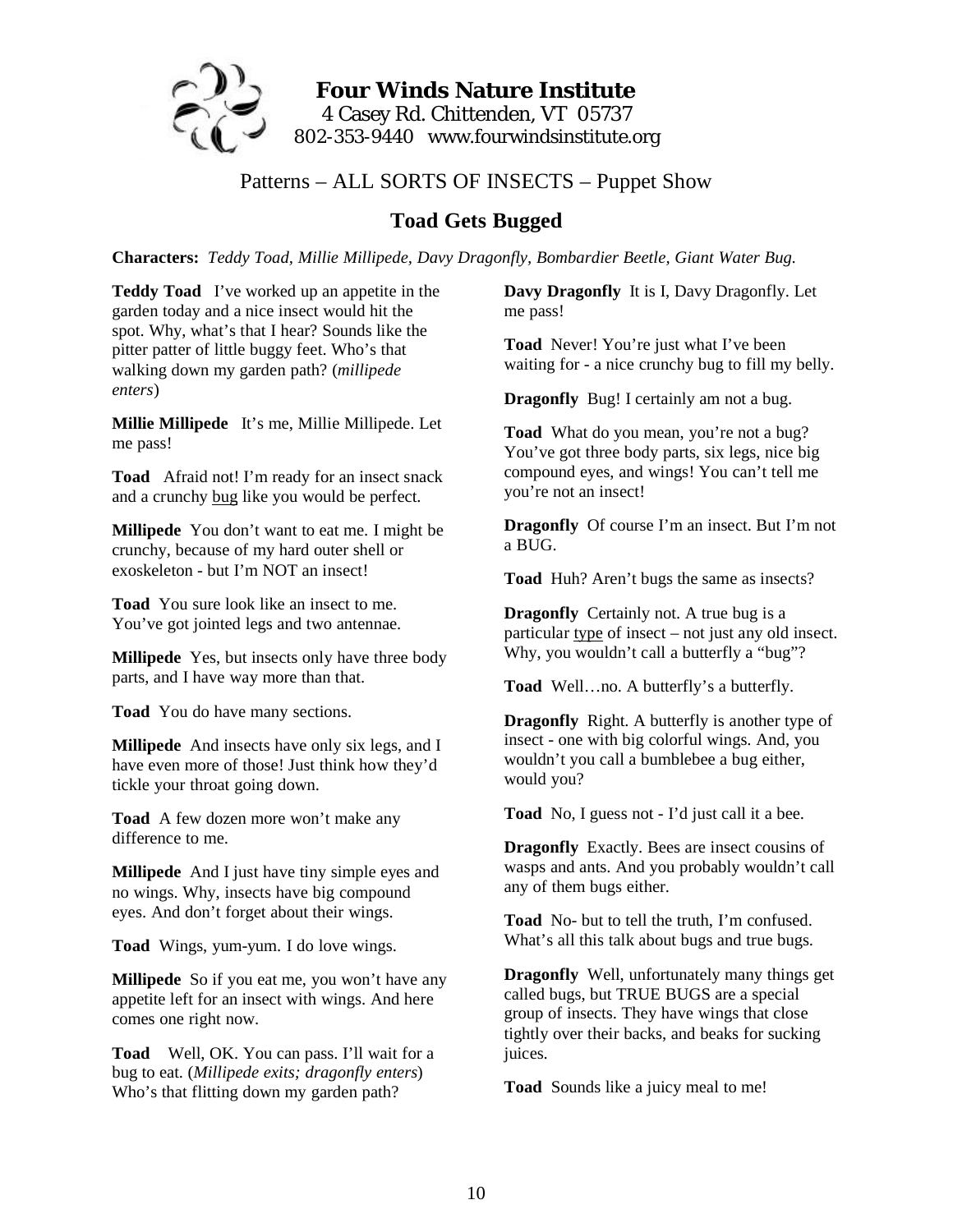**Four Winds Nature Institute**
4 Casey Rd. Chittenden, VT 05737
802-353-9440 www.fourwindsinstitute.org

Patterns – ALL SORTS OF INSECTS – Puppet Show

## Toad Gets Bugged

**Characters:** *Teddy Toad, Millie Millipede, Davy Dragonfly, Bombardier Beetle, Giant Water Bug.*

**Teddy Toad** I've worked up an appetite in the garden today and a nice insect would hit the spot. Why, what's that I hear? Sounds like the pitter patter of little buggy feet. Who's that walking down my garden path? (*millipede enters*)

**Millie Millipede** It's me, Millie Millipede. Let me pass!

**Toad** Afraid not! I'm ready for an insect snack and a crunchy <u>bug</u> like you would be perfect.

**Millipede** You don't want to eat me. I might be crunchy, because of my hard outer shell or exoskeleton - but I'm NOT an insect!

**Toad** You sure look like an insect to me. You've got jointed legs and two antennae.

**Millipede** Yes, but insects only have three body parts, and I have way more than that.

**Toad** You do have many sections.

**Millipede** And insects have only six legs, and I have even more of those! Just think how they'd tickle your throat going down.

**Toad** A few dozen more won't make any difference to me.

**Millipede** And I just have tiny simple eyes and no wings. Why, insects have big compound eyes. And don't forget about their wings.

**Toad** Wings, yum-yum. I do love wings.

**Millipede** So if you eat me, you won't have any appetite left for an insect with wings. And here comes one right now.

**Toad** Well, OK. You can pass. I'll wait for a bug to eat. (*Millipede exits; dragonfly enters*) Who's that flitting down my garden path?

**Davy Dragonfly** It is I, Davy Dragonfly. Let me pass!

**Toad** Never! You're just what I've been waiting for - a nice crunchy bug to fill my belly.

**Dragonfly** Bug! I certainly am not a bug.

**Toad** What do you mean, you're not a bug? You've got three body parts, six legs, nice big compound eyes, and wings! You can't tell me you're not an insect!

**Dragonfly** Of course I'm an insect. But I'm not a BUG.

**Toad** Huh? Aren't bugs the same as insects?

**Dragonfly** Certainly not. A true bug is a particular <u>type</u> of insect – not just any old insect. Why, you wouldn't call a butterfly a "bug"?

**Toad** Well…no. A butterfly's a butterfly.

**Dragonfly** Right. A butterfly is another type of insect - one with big colorful wings. And, you wouldn't you call a bumblebee a bug either, would you?

**Toad** No, I guess not - I'd just call it a bee.

**Dragonfly** Exactly. Bees are insect cousins of wasps and ants. And you probably wouldn't call any of them bugs either.

**Toad** No- but to tell the truth, I'm confused. What's all this talk about bugs and true bugs.

**Dragonfly** Well, unfortunately many things get called bugs, but TRUE BUGS are a special group of insects. They have wings that close tightly over their backs, and beaks for sucking juices.

**Toad** Sounds like a juicy meal to me!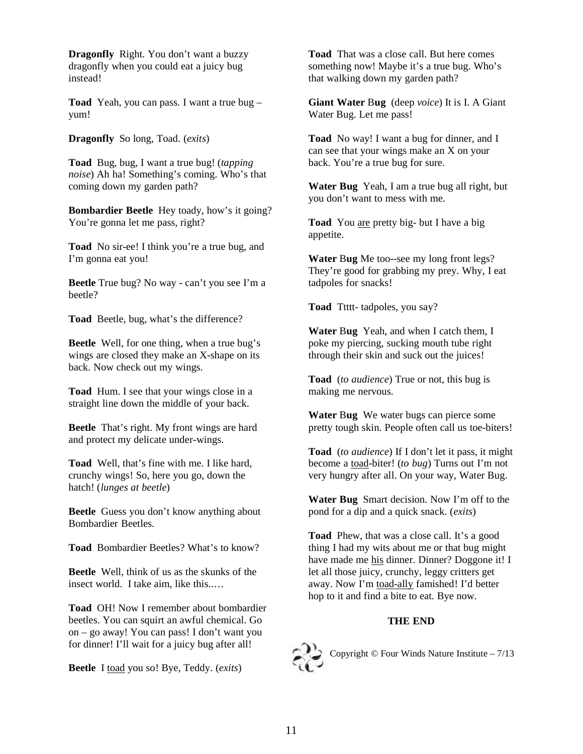**Dragonfly** Right. You don't want a buzzy dragonfly when you could eat a juicy bug instead!

**Toad** Yeah, you can pass. I want a true bug – yum!

**Dragonfly** So long, Toad. (*exits*)

**Toad** Bug, bug, I want a true bug! (*tapping noise*) Ah ha! Something's coming. Who's that coming down my garden path?

**Bombardier Beetle** Hey toady, how's it going? You're gonna let me pass, right?

**Toad** No sir-ee! I think you're a true bug, and I'm gonna eat you!

**Beetle** True bug? No way - can't you see I'm a beetle?

**Toad** Beetle, bug, what's the difference?

**Beetle** Well, for one thing, when a true bug's wings are closed they make an X-shape on its back. Now check out my wings.

**Toad** Hum. I see that your wings close in a straight line down the middle of your back.

**Beetle** That's right. My front wings are hard and protect my delicate under-wings.

**Toad** Well, that's fine with me. I like hard, crunchy wings! So, here you go, down the hatch! (*lunges at beetle*)

**Beetle** Guess you don't know anything about Bombardier Beetles.

**Toad** Bombardier Beetles? What's to know?

**Beetle** Well, think of us as the skunks of the insect world. I take aim, like this..…

**Toad** OH! Now I remember about bombardier beetles. You can squirt an awful chemical. Go on – go away! You can pass! I don't want you for dinner! I'll wait for a juicy bug after all!

**Beetle** I toad you so! Bye, Teddy. (*exits*)

**Toad** That was a close call. But here comes something now! Maybe it's a true bug. Who's that walking down my garden path?

**Giant Water Bug** (deep *voice*) It is I. A Giant Water Bug. Let me pass!

**Toad** No way! I want a bug for dinner, and I can see that your wings make an X on your back. You're a true bug for sure.

**Water Bug** Yeah, I am a true bug all right, but you don't want to mess with me.

**Toad** You are pretty big- but I have a big appetite.

**Water Bug** Me too--see my long front legs? They're good for grabbing my prey. Why, I eat tadpoles for snacks!

**Toad** Ttttt- tadpoles, you say?

**Water Bug** Yeah, and when I catch them, I poke my piercing, sucking mouth tube right through their skin and suck out the juices!

**Toad** (*to audience*) True or not, this bug is making me nervous.

**Water Bug** We water bugs can pierce some pretty tough skin. People often call us toe-biters!

**Toad** (*to audience*) If I don't let it pass, it might become a toad-biter! (*to bug*) Turns out I'm not very hungry after all. On your way, Water Bug.

**Water Bug** Smart decision. Now I'm off to the pond for a dip and a quick snack. (*exits*)

**Toad** Phew, that was a close call. It's a good thing I had my wits about me or that bug might have made me his dinner. Dinner? Doggone it! I let all those juicy, crunchy, leggy critters get away. Now I'm toad-ally famished! I'd better hop to it and find a bite to eat. Bye now.

**THE END**

Copyright © Four Winds Nature Institute – 7/13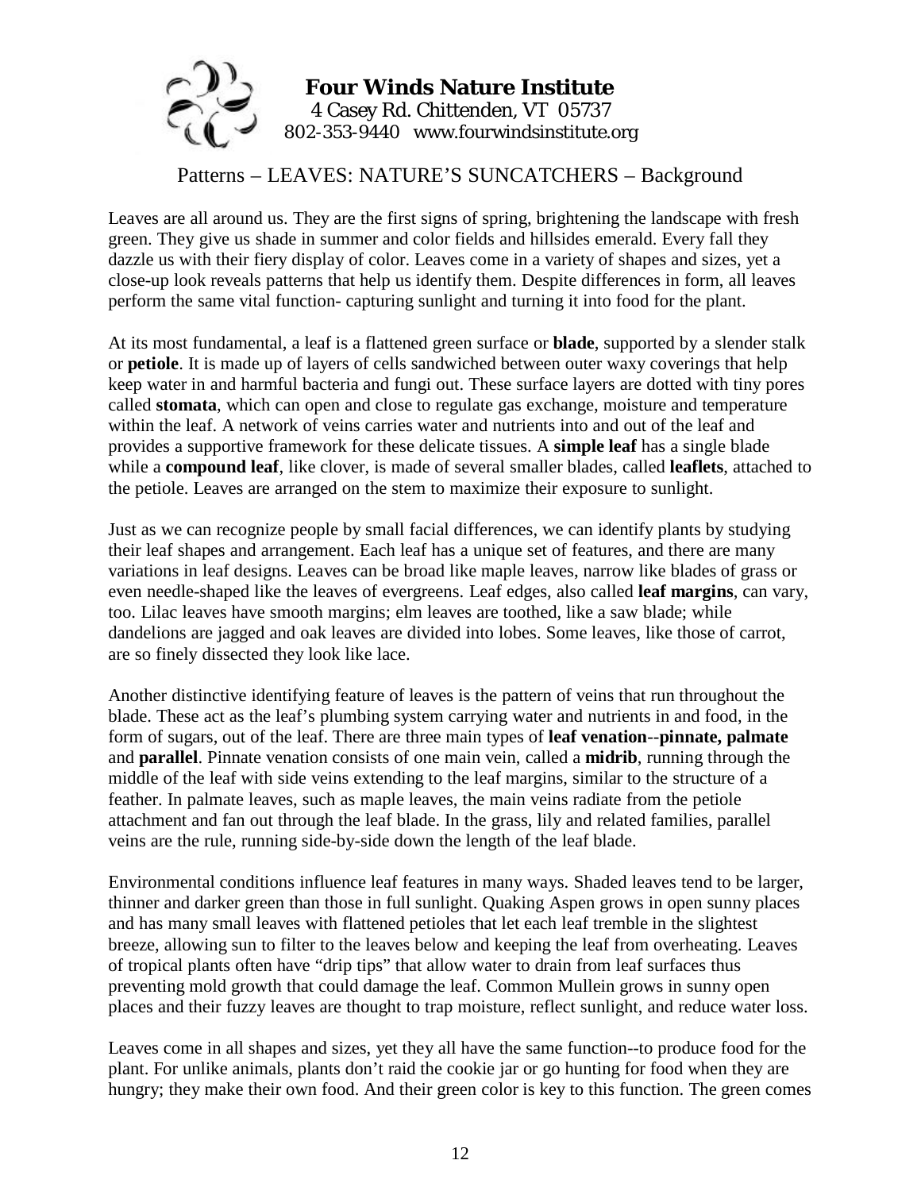**Four Winds Nature Institute**
4 Casey Rd. Chittenden, VT 05737
802-353-9440 www.fourwindsinstitute.org

## Patterns – LEAVES: NATURE'S SUNCATCHERS – Background

Leaves are all around us. They are the first signs of spring, brightening the landscape with fresh green. They give us shade in summer and color fields and hillsides emerald. Every fall they dazzle us with their fiery display of color. Leaves come in a variety of shapes and sizes, yet a close-up look reveals patterns that help us identify them. Despite differences in form, all leaves perform the same vital function- capturing sunlight and turning it into food for the plant.

At its most fundamental, a leaf is a flattened green surface or **blade**, supported by a slender stalk or **petiole**. It is made up of layers of cells sandwiched between outer waxy coverings that help keep water in and harmful bacteria and fungi out. These surface layers are dotted with tiny pores called **stomata**, which can open and close to regulate gas exchange, moisture and temperature within the leaf. A network of veins carries water and nutrients into and out of the leaf and provides a supportive framework for these delicate tissues. A **simple leaf** has a single blade while a **compound leaf**, like clover, is made of several smaller blades, called **leaflets**, attached to the petiole. Leaves are arranged on the stem to maximize their exposure to sunlight.

Just as we can recognize people by small facial differences, we can identify plants by studying their leaf shapes and arrangement. Each leaf has a unique set of features, and there are many variations in leaf designs. Leaves can be broad like maple leaves, narrow like blades of grass or even needle-shaped like the leaves of evergreens. Leaf edges, also called **leaf margins**, can vary, too. Lilac leaves have smooth margins; elm leaves are toothed, like a saw blade; while dandelions are jagged and oak leaves are divided into lobes. Some leaves, like those of carrot, are so finely dissected they look like lace.

Another distinctive identifying feature of leaves is the pattern of veins that run throughout the blade. These act as the leaf's plumbing system carrying water and nutrients in and food, in the form of sugars, out of the leaf. There are three main types of **leaf venation**--**pinnate, palmate** and **parallel**. Pinnate venation consists of one main vein, called a **midrib**, running through the middle of the leaf with side veins extending to the leaf margins, similar to the structure of a feather. In palmate leaves, such as maple leaves, the main veins radiate from the petiole attachment and fan out through the leaf blade. In the grass, lily and related families, parallel veins are the rule, running side-by-side down the length of the leaf blade.

Environmental conditions influence leaf features in many ways. Shaded leaves tend to be larger, thinner and darker green than those in full sunlight. Quaking Aspen grows in open sunny places and has many small leaves with flattened petioles that let each leaf tremble in the slightest breeze, allowing sun to filter to the leaves below and keeping the leaf from overheating. Leaves of tropical plants often have "drip tips" that allow water to drain from leaf surfaces thus preventing mold growth that could damage the leaf. Common Mullein grows in sunny open places and their fuzzy leaves are thought to trap moisture, reflect sunlight, and reduce water loss.

Leaves come in all shapes and sizes, yet they all have the same function--to produce food for the plant. For unlike animals, plants don't raid the cookie jar or go hunting for food when they are hungry; they make their own food. And their green color is key to this function. The green comes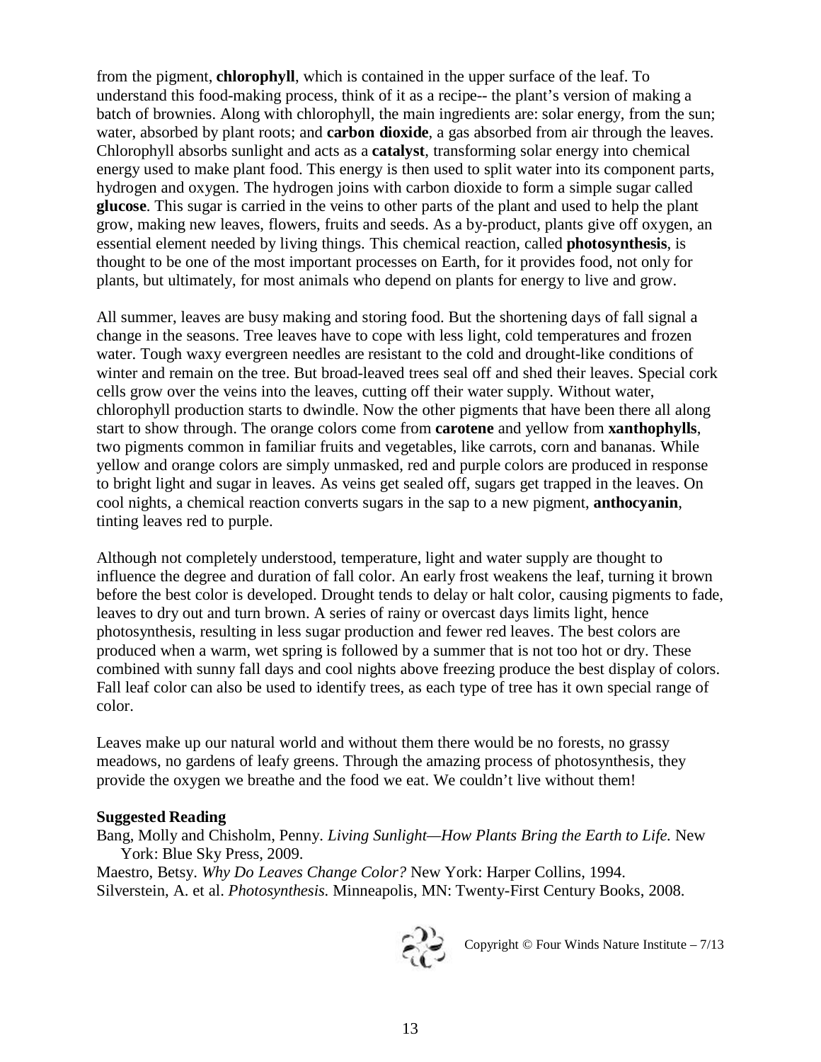from the pigment, **chlorophyll**, which is contained in the upper surface of the leaf. To understand this food-making process, think of it as a recipe-- the plant's version of making a batch of brownies. Along with chlorophyll, the main ingredients are: solar energy, from the sun; water, absorbed by plant roots; and **carbon dioxide**, a gas absorbed from air through the leaves. Chlorophyll absorbs sunlight and acts as a **catalyst**, transforming solar energy into chemical energy used to make plant food. This energy is then used to split water into its component parts, hydrogen and oxygen. The hydrogen joins with carbon dioxide to form a simple sugar called **glucose**. This sugar is carried in the veins to other parts of the plant and used to help the plant grow, making new leaves, flowers, fruits and seeds. As a by-product, plants give off oxygen, an essential element needed by living things. This chemical reaction, called **photosynthesis**, is thought to be one of the most important processes on Earth, for it provides food, not only for plants, but ultimately, for most animals who depend on plants for energy to live and grow.

All summer, leaves are busy making and storing food. But the shortening days of fall signal a change in the seasons. Tree leaves have to cope with less light, cold temperatures and frozen water. Tough waxy evergreen needles are resistant to the cold and drought-like conditions of winter and remain on the tree. But broad-leaved trees seal off and shed their leaves. Special cork cells grow over the veins into the leaves, cutting off their water supply. Without water, chlorophyll production starts to dwindle. Now the other pigments that have been there all along start to show through. The orange colors come from **carotene** and yellow from **xanthophylls**, two pigments common in familiar fruits and vegetables, like carrots, corn and bananas. While yellow and orange colors are simply unmasked, red and purple colors are produced in response to bright light and sugar in leaves. As veins get sealed off, sugars get trapped in the leaves. On cool nights, a chemical reaction converts sugars in the sap to a new pigment, **anthocyanin**, tinting leaves red to purple.

Although not completely understood, temperature, light and water supply are thought to influence the degree and duration of fall color. An early frost weakens the leaf, turning it brown before the best color is developed. Drought tends to delay or halt color, causing pigments to fade, leaves to dry out and turn brown. A series of rainy or overcast days limits light, hence photosynthesis, resulting in less sugar production and fewer red leaves. The best colors are produced when a warm, wet spring is followed by a summer that is not too hot or dry. These combined with sunny fall days and cool nights above freezing produce the best display of colors. Fall leaf color can also be used to identify trees, as each type of tree has it own special range of color.

Leaves make up our natural world and without them there would be no forests, no grassy meadows, no gardens of leafy greens. Through the amazing process of photosynthesis, they provide the oxygen we breathe and the food we eat. We couldn't live without them!

**Suggested Reading**

Bang, Molly and Chisholm, Penny. *Living Sunlight—How Plants Bring the Earth to Life.* New York: Blue Sky Press, 2009.

Maestro, Betsy. *Why Do Leaves Change Color?* New York: Harper Collins, 1994.

Silverstein, A. et al. *Photosynthesis.* Minneapolis, MN: Twenty-First Century Books, 2008.

Copyright © Four Winds Nature Institute – 7/13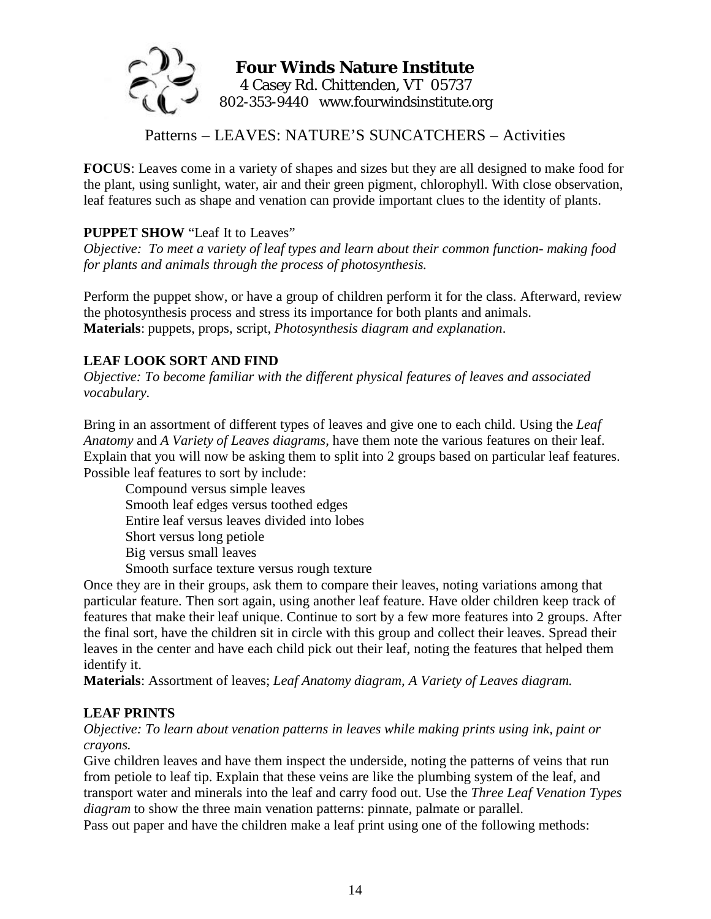**Four Winds Nature Institute**
4 Casey Rd. Chittenden, VT 05737
802-353-9440 www.fourwindsinstitute.org

## Patterns – LEAVES: NATURE'S SUNCATCHERS – Activities

**FOCUS**: Leaves come in a variety of shapes and sizes but they are all designed to make food for the plant, using sunlight, water, air and their green pigment, chlorophyll. With close observation, leaf features such as shape and venation can provide important clues to the identity of plants.

**PUPPET SHOW** "Leaf It to Leaves"

*Objective: To meet a variety of leaf types and learn about their common function- making food for plants and animals through the process of photosynthesis.*

Perform the puppet show, or have a group of children perform it for the class. Afterward, review the photosynthesis process and stress its importance for both plants and animals.
**Materials**: puppets, props, script, *Photosynthesis diagram and explanation*.

**LEAF LOOK SORT AND FIND**

*Objective: To become familiar with the different physical features of leaves and associated vocabulary.*

Bring in an assortment of different types of leaves and give one to each child. Using the *Leaf Anatomy* and *A Variety of Leaves diagrams*, have them note the various features on their leaf. Explain that you will now be asking them to split into 2 groups based on particular leaf features. Possible leaf features to sort by include:

- Compound versus simple leaves
- Smooth leaf edges versus toothed edges
- Entire leaf versus leaves divided into lobes
- Short versus long petiole
- Big versus small leaves
- Smooth surface texture versus rough texture

Once they are in their groups, ask them to compare their leaves, noting variations among that particular feature. Then sort again, using another leaf feature. Have older children keep track of features that make their leaf unique. Continue to sort by a few more features into 2 groups. After the final sort, have the children sit in circle with this group and collect their leaves. Spread their leaves in the center and have each child pick out their leaf, noting the features that helped them identify it.
**Materials**: Assortment of leaves; *Leaf Anatomy diagram, A Variety of Leaves diagram.*

**LEAF PRINTS**

*Objective: To learn about venation patterns in leaves while making prints using ink, paint or crayons.*

Give children leaves and have them inspect the underside, noting the patterns of veins that run from petiole to leaf tip. Explain that these veins are like the plumbing system of the leaf, and transport water and minerals into the leaf and carry food out. Use the *Three Leaf Venation Types diagram* to show the three main venation patterns: pinnate, palmate or parallel.
Pass out paper and have the children make a leaf print using one of the following methods: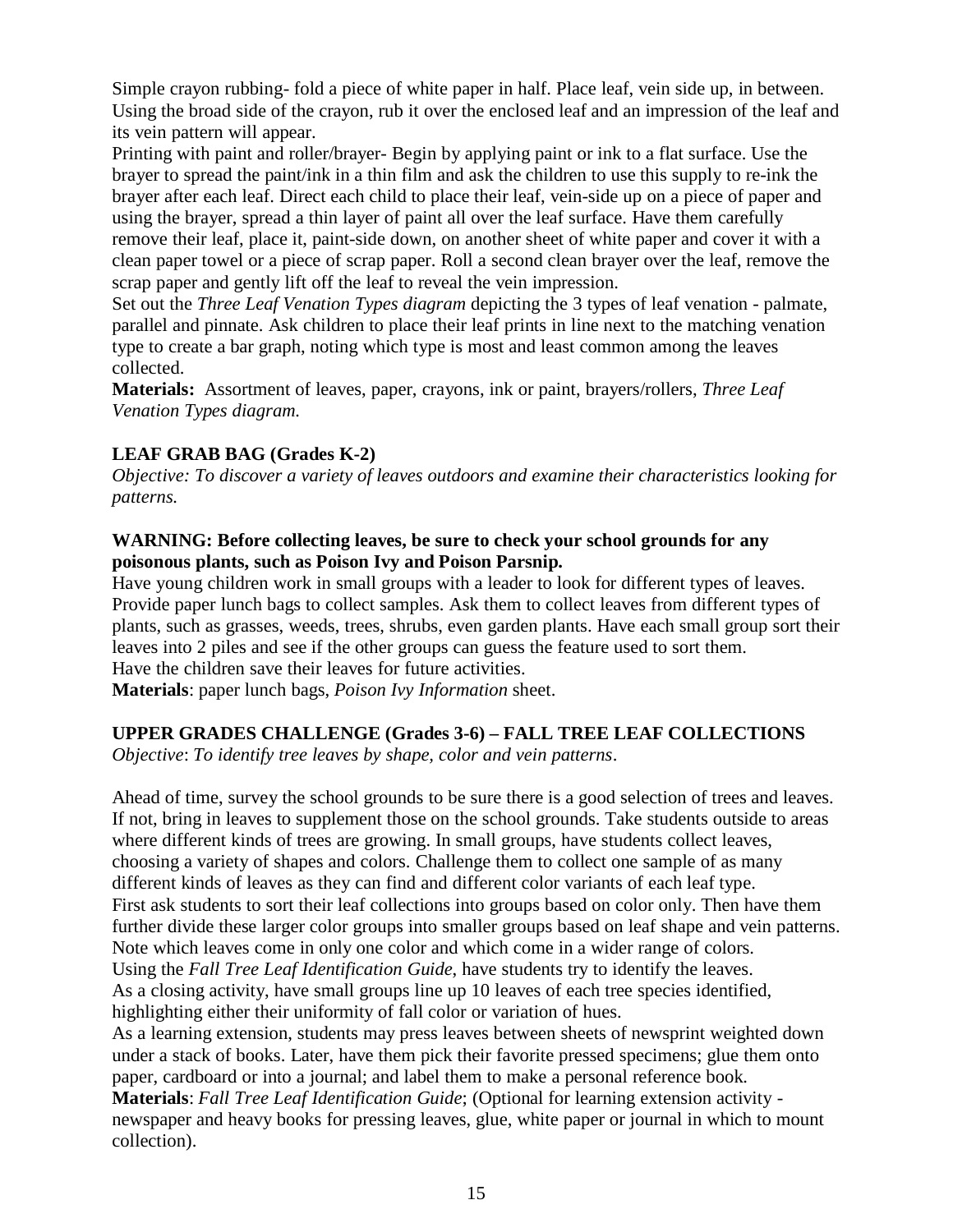Simple crayon rubbing- fold a piece of white paper in half. Place leaf, vein side up, in between. Using the broad side of the crayon, rub it over the enclosed leaf and an impression of the leaf and its vein pattern will appear.

Printing with paint and roller/brayer- Begin by applying paint or ink to a flat surface. Use the brayer to spread the paint/ink in a thin film and ask the children to use this supply to re-ink the brayer after each leaf. Direct each child to place their leaf, vein-side up on a piece of paper and using the brayer, spread a thin layer of paint all over the leaf surface. Have them carefully remove their leaf, place it, paint-side down, on another sheet of white paper and cover it with a clean paper towel or a piece of scrap paper. Roll a second clean brayer over the leaf, remove the scrap paper and gently lift off the leaf to reveal the vein impression.

Set out the *Three Leaf Venation Types diagram* depicting the 3 types of leaf venation - palmate, parallel and pinnate. Ask children to place their leaf prints in line next to the matching venation type to create a bar graph, noting which type is most and least common among the leaves collected.

**Materials:** Assortment of leaves, paper, crayons, ink or paint, brayers/rollers, *Three Leaf Venation Types diagram.*

### LEAF GRAB BAG (Grades K-2)

*Objective: To discover a variety of leaves outdoors and examine their characteristics looking for patterns.*

**WARNING: Before collecting leaves, be sure to check your school grounds for any poisonous plants, such as Poison Ivy and Poison Parsnip.**

Have young children work in small groups with a leader to look for different types of leaves. Provide paper lunch bags to collect samples. Ask them to collect leaves from different types of plants, such as grasses, weeds, trees, shrubs, even garden plants. Have each small group sort their leaves into 2 piles and see if the other groups can guess the feature used to sort them.

Have the children save their leaves for future activities.

**Materials**: paper lunch bags, *Poison Ivy Information* sheet.

### UPPER GRADES CHALLENGE (Grades 3-6) – FALL TREE LEAF COLLECTIONS

*Objective*: *To identify tree leaves by shape, color and vein patterns*.

Ahead of time, survey the school grounds to be sure there is a good selection of trees and leaves. If not, bring in leaves to supplement those on the school grounds. Take students outside to areas where different kinds of trees are growing. In small groups, have students collect leaves, choosing a variety of shapes and colors. Challenge them to collect one sample of as many different kinds of leaves as they can find and different color variants of each leaf type.

First ask students to sort their leaf collections into groups based on color only. Then have them further divide these larger color groups into smaller groups based on leaf shape and vein patterns. Note which leaves come in only one color and which come in a wider range of colors.

Using the *Fall Tree Leaf Identification Guide*, have students try to identify the leaves.

As a closing activity, have small groups line up 10 leaves of each tree species identified, highlighting either their uniformity of fall color or variation of hues.

As a learning extension, students may press leaves between sheets of newsprint weighted down under a stack of books. Later, have them pick their favorite pressed specimens; glue them onto paper, cardboard or into a journal; and label them to make a personal reference book.

**Materials**: *Fall Tree Leaf Identification Guide*; (Optional for learning extension activity - newspaper and heavy books for pressing leaves, glue, white paper or journal in which to mount collection).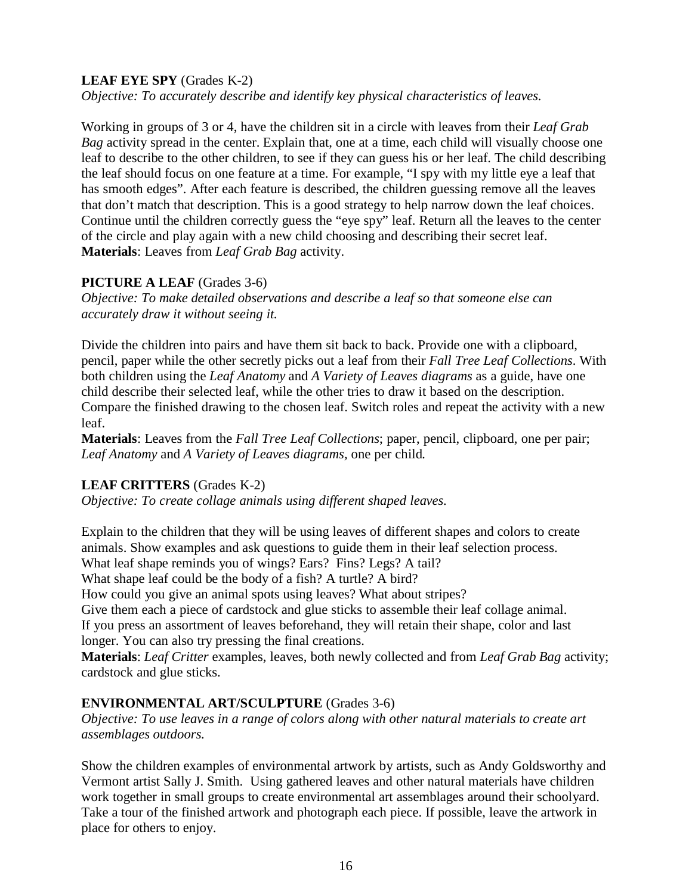**LEAF EYE SPY** (Grades K-2)
*Objective: To accurately describe and identify key physical characteristics of leaves.*

Working in groups of 3 or 4, have the children sit in a circle with leaves from their *Leaf Grab Bag* activity spread in the center. Explain that, one at a time, each child will visually choose one leaf to describe to the other children, to see if they can guess his or her leaf. The child describing the leaf should focus on one feature at a time. For example, "I spy with my little eye a leaf that has smooth edges". After each feature is described, the children guessing remove all the leaves that don't match that description. This is a good strategy to help narrow down the leaf choices. Continue until the children correctly guess the "eye spy" leaf. Return all the leaves to the center of the circle and play again with a new child choosing and describing their secret leaf.
**Materials**: Leaves from *Leaf Grab Bag* activity.

**PICTURE A LEAF** (Grades 3-6)
*Objective: To make detailed observations and describe a leaf so that someone else can accurately draw it without seeing it.*

Divide the children into pairs and have them sit back to back. Provide one with a clipboard, pencil, paper while the other secretly picks out a leaf from their *Fall Tree Leaf Collections*. With both children using the *Leaf Anatomy* and *A Variety of Leaves diagrams* as a guide, have one child describe their selected leaf, while the other tries to draw it based on the description. Compare the finished drawing to the chosen leaf. Switch roles and repeat the activity with a new leaf.
**Materials**: Leaves from the *Fall Tree Leaf Collections*; paper, pencil, clipboard, one per pair; *Leaf Anatomy* and *A Variety of Leaves diagrams*, one per child.

**LEAF CRITTERS** (Grades K-2)
*Objective: To create collage animals using different shaped leaves.*

Explain to the children that they will be using leaves of different shapes and colors to create animals. Show examples and ask questions to guide them in their leaf selection process.
What leaf shape reminds you of wings? Ears? Fins? Legs? A tail?
What shape leaf could be the body of a fish? A turtle? A bird?
How could you give an animal spots using leaves? What about stripes?
Give them each a piece of cardstock and glue sticks to assemble their leaf collage animal.
If you press an assortment of leaves beforehand, they will retain their shape, color and last longer. You can also try pressing the final creations.
**Materials**: *Leaf Critter* examples, leaves, both newly collected and from *Leaf Grab Bag* activity; cardstock and glue sticks.

**ENVIRONMENTAL ART/SCULPTURE** (Grades 3-6)
*Objective: To use leaves in a range of colors along with other natural materials to create art assemblages outdoors.*

Show the children examples of environmental artwork by artists, such as Andy Goldsworthy and Vermont artist Sally J. Smith. Using gathered leaves and other natural materials have children work together in small groups to create environmental art assemblages around their schoolyard. Take a tour of the finished artwork and photograph each piece. If possible, leave the artwork in place for others to enjoy.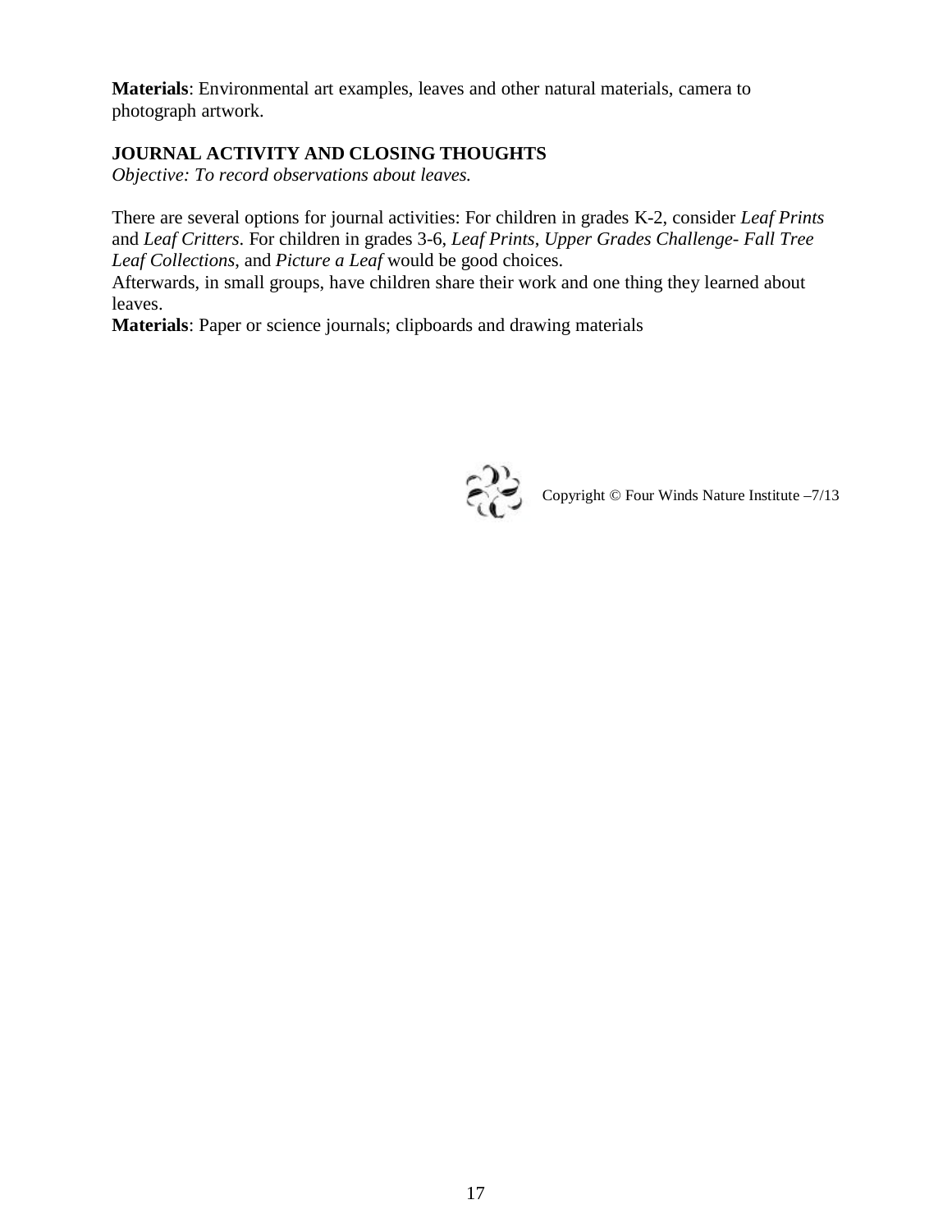**Materials**: Environmental art examples, leaves and other natural materials, camera to photograph artwork.

**JOURNAL ACTIVITY AND CLOSING THOUGHTS**

*Objective: To record observations about leaves.*

There are several options for journal activities: For children in grades K-2, consider *Leaf Prints* and *Leaf Critters*. For children in grades 3-6, *Leaf Prints*, *Upper Grades Challenge- Fall Tree Leaf Collections*, and *Picture a Leaf* would be good choices.
Afterwards, in small groups, have children share their work and one thing they learned about leaves.

**Materials**: Paper or science journals; clipboards and drawing materials

Copyright © Four Winds Nature Institute –7/13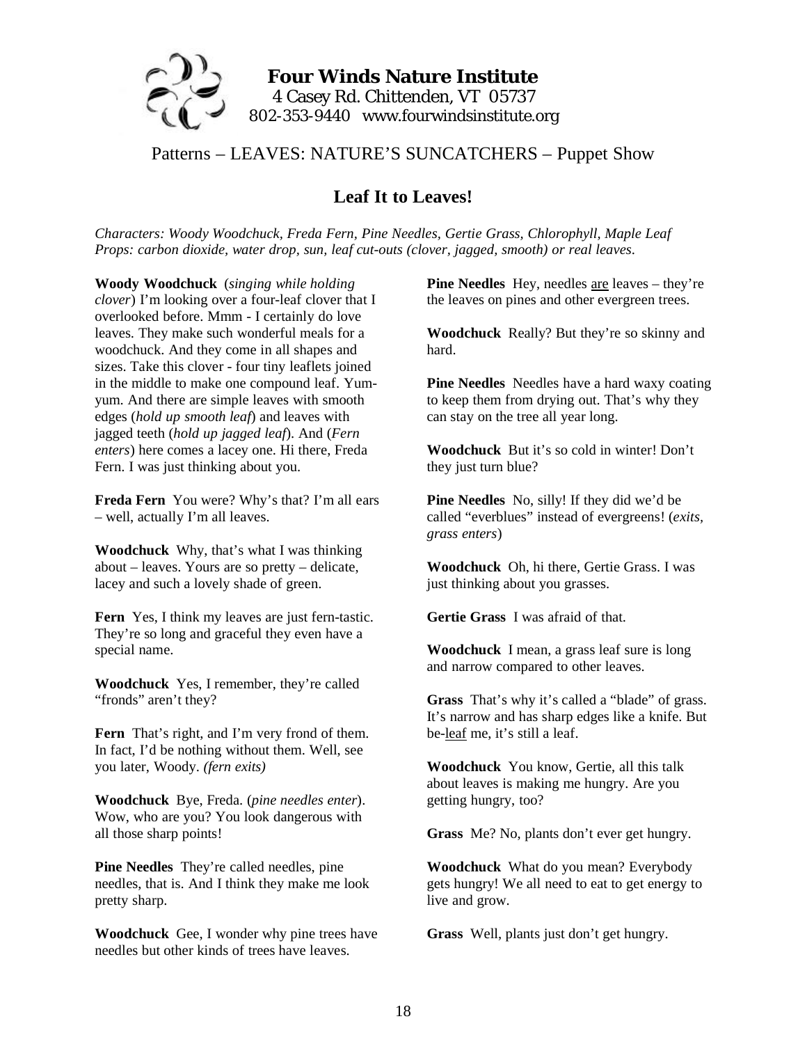**Four Winds Nature Institute**
4 Casey Rd. Chittenden, VT 05737
802-353-9440 www.fourwindsinstitute.org

Patterns – LEAVES: NATURE'S SUNCATCHERS – Puppet Show

## Leaf It to Leaves!

*Characters: Woody Woodchuck, Freda Fern, Pine Needles, Gertie Grass, Chlorophyll, Maple Leaf*
*Props: carbon dioxide, water drop, sun, leaf cut-outs (clover, jagged, smooth) or real leaves.*

**Woody Woodchuck** (*singing while holding clover*) I'm looking over a four-leaf clover that I overlooked before. Mmm - I certainly do love leaves. They make such wonderful meals for a woodchuck. And they come in all shapes and sizes. Take this clover - four tiny leaflets joined in the middle to make one compound leaf. Yum-yum. And there are simple leaves with smooth edges (*hold up smooth leaf*) and leaves with jagged teeth (*hold up jagged leaf*). And (*Fern enters*) here comes a lacey one. Hi there, Freda Fern. I was just thinking about you.

**Freda Fern** You were? Why's that? I'm all ears – well, actually I'm all leaves.

**Woodchuck** Why, that's what I was thinking about – leaves. Yours are so pretty – delicate, lacey and such a lovely shade of green.

**Fern** Yes, I think my leaves are just fern-tastic. They're so long and graceful they even have a special name.

**Woodchuck** Yes, I remember, they're called "fronds" aren't they?

**Fern** That's right, and I'm very frond of them. In fact, I'd be nothing without them. Well, see you later, Woody. *(fern exits)*

**Woodchuck** Bye, Freda. (*pine needles enter*). Wow, who are you? You look dangerous with all those sharp points!

**Pine Needles** They're called needles, pine needles, that is. And I think they make me look pretty sharp.

**Woodchuck** Gee, I wonder why pine trees have needles but other kinds of trees have leaves.

**Pine Needles** Hey, needles <u>are</u> leaves – they're the leaves on pines and other evergreen trees.

**Woodchuck** Really? But they're so skinny and hard.

**Pine Needles** Needles have a hard waxy coating to keep them from drying out. That's why they can stay on the tree all year long.

**Woodchuck** But it's so cold in winter! Don't they just turn blue?

**Pine Needles** No, silly! If they did we'd be called "everblues" instead of evergreens! (*exits, grass enters*)

**Woodchuck** Oh, hi there, Gertie Grass. I was just thinking about you grasses.

**Gertie Grass** I was afraid of that.

**Woodchuck** I mean, a grass leaf sure is long and narrow compared to other leaves.

**Grass** That's why it's called a "blade" of grass. It's narrow and has sharp edges like a knife. But be-<u>leaf</u> me, it's still a leaf.

**Woodchuck** You know, Gertie, all this talk about leaves is making me hungry. Are you getting hungry, too?

**Grass** Me? No, plants don't ever get hungry.

**Woodchuck** What do you mean? Everybody gets hungry! We all need to eat to get energy to live and grow.

**Grass** Well, plants just don't get hungry.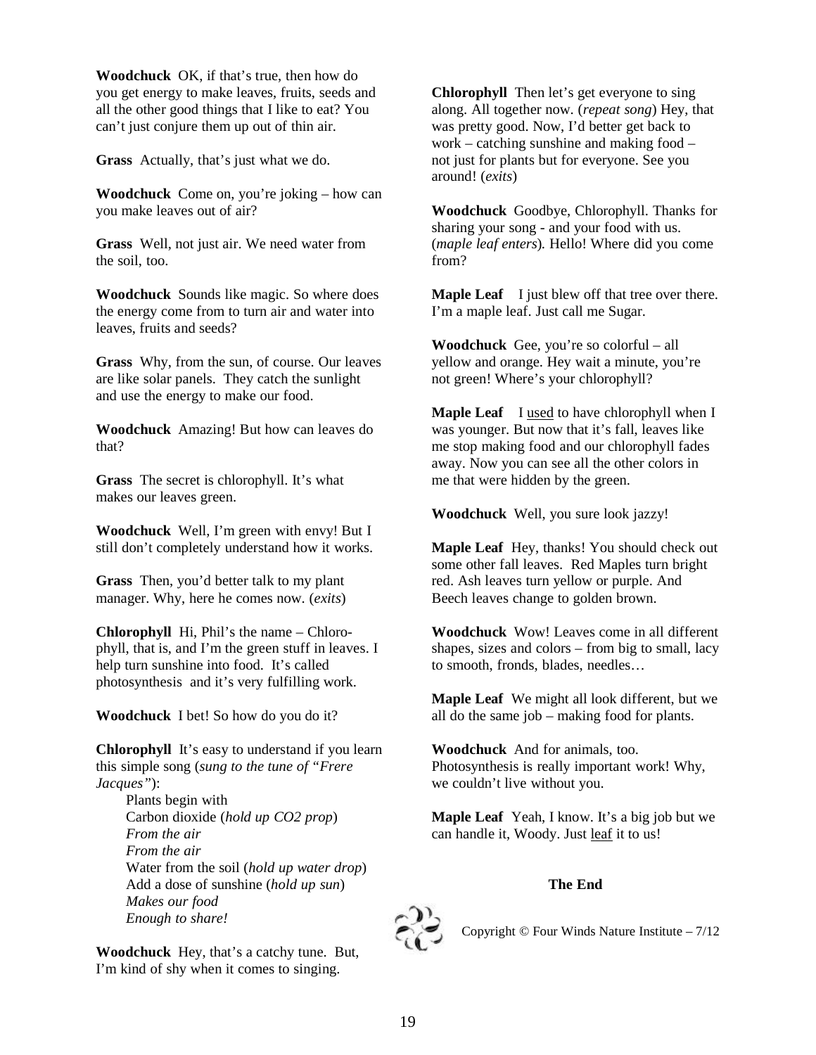**Woodchuck** OK, if that's true, then how do you get energy to make leaves, fruits, seeds and all the other good things that I like to eat? You can't just conjure them up out of thin air.

**Grass** Actually, that's just what we do.

**Woodchuck** Come on, you're joking – how can you make leaves out of air?

**Grass** Well, not just air. We need water from the soil, too.

**Woodchuck** Sounds like magic. So where does the energy come from to turn air and water into leaves, fruits and seeds?

**Grass** Why, from the sun, of course. Our leaves are like solar panels. They catch the sunlight and use the energy to make our food.

**Woodchuck** Amazing! But how can leaves do that?

**Grass** The secret is chlorophyll. It's what makes our leaves green.

**Woodchuck** Well, I'm green with envy! But I still don't completely understand how it works.

**Grass** Then, you'd better talk to my plant manager. Why, here he comes now. (*exits*)

**Chlorophyll** Hi, Phil's the name – Chlorophyll, that is, and I'm the green stuff in leaves. I help turn sunshine into food. It's called photosynthesis and it's very fulfilling work.

**Woodchuck** I bet! So how do you do it?

**Chlorophyll** It's easy to understand if you learn this simple song (*sung to the tune of "Frere Jacques"*):

Plants begin with  
Carbon dioxide (*hold up CO2 prop*)  
*From the air*  
*From the air*  
Water from the soil (*hold up water drop*)  
Add a dose of sunshine (*hold up sun*)  
*Makes our food*  
*Enough to share!*

**Woodchuck** Hey, that's a catchy tune. But, I'm kind of shy when it comes to singing.

**Chlorophyll** Then let's get everyone to sing along. All together now. (*repeat song*) Hey, that was pretty good. Now, I'd better get back to work – catching sunshine and making food – not just for plants but for everyone. See you around! (*exits*)

**Woodchuck** Goodbye, Chlorophyll. Thanks for sharing your song - and your food with us. (*maple leaf enters*). Hello! Where did you come from?

**Maple Leaf** I just blew off that tree over there. I'm a maple leaf. Just call me Sugar.

**Woodchuck** Gee, you're so colorful – all yellow and orange. Hey wait a minute, you're not green! Where's your chlorophyll?

**Maple Leaf** I used to have chlorophyll when I was younger. But now that it's fall, leaves like me stop making food and our chlorophyll fades away. Now you can see all the other colors in me that were hidden by the green.

**Woodchuck** Well, you sure look jazzy!

**Maple Leaf** Hey, thanks! You should check out some other fall leaves. Red Maples turn bright red. Ash leaves turn yellow or purple. And Beech leaves change to golden brown.

**Woodchuck** Wow! Leaves come in all different shapes, sizes and colors – from big to small, lacy to smooth, fronds, blades, needles…

**Maple Leaf** We might all look different, but we all do the same job – making food for plants.

**Woodchuck** And for animals, too. Photosynthesis is really important work! Why, we couldn't live without you.

**Maple Leaf** Yeah, I know. It's a big job but we can handle it, Woody. Just leaf it to us!

**The End**

Copyright © Four Winds Nature Institute – 7/12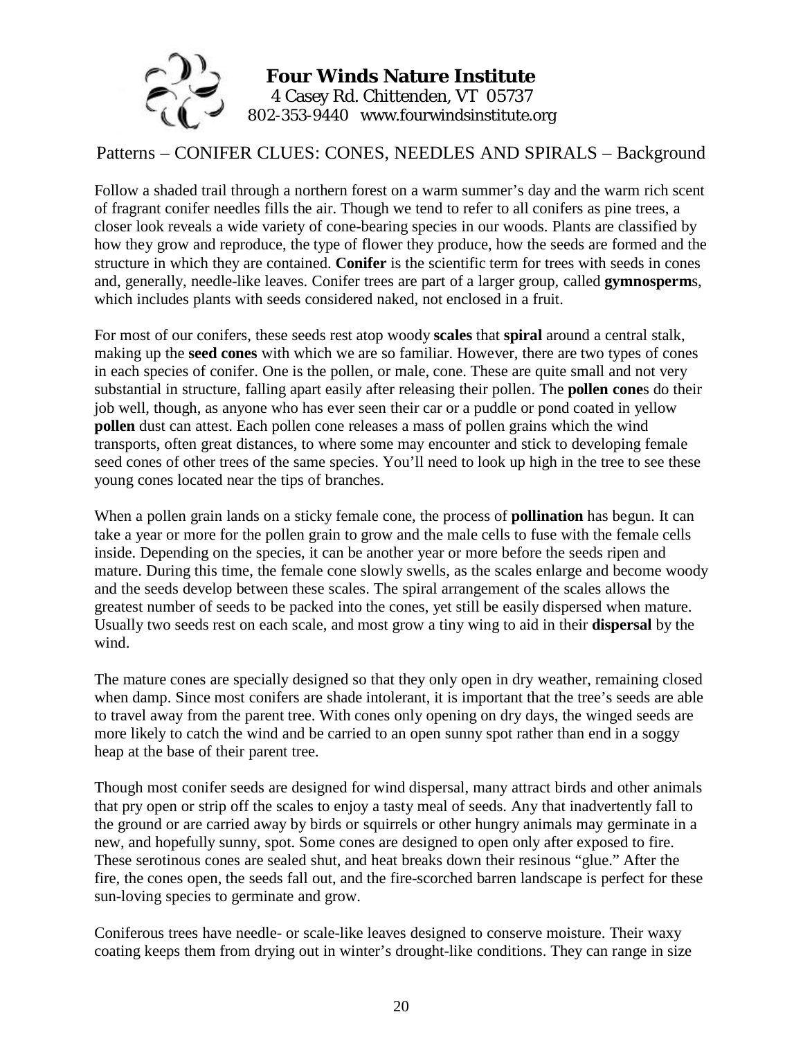**Four Winds Nature Institute**
4 Casey Rd. Chittenden, VT 05737
802-353-9440 www.fourwindsinstitute.org

## Patterns – CONIFER CLUES: CONES, NEEDLES AND SPIRALS – Background

Follow a shaded trail through a northern forest on a warm summer's day and the warm rich scent of fragrant conifer needles fills the air. Though we tend to refer to all conifers as pine trees, a closer look reveals a wide variety of cone-bearing species in our woods. Plants are classified by how they grow and reproduce, the type of flower they produce, how the seeds are formed and the structure in which they are contained. **Conifer** is the scientific term for trees with seeds in cones and, generally, needle-like leaves. Conifer trees are part of a larger group, called **gymnosperm**s, which includes plants with seeds considered naked, not enclosed in a fruit.

For most of our conifers, these seeds rest atop woody **scales** that **spiral** around a central stalk, making up the **seed cones** with which we are so familiar. However, there are two types of cones in each species of conifer. One is the pollen, or male, cone. These are quite small and not very substantial in structure, falling apart easily after releasing their pollen. The **pollen cone**s do their job well, though, as anyone who has ever seen their car or a puddle or pond coated in yellow **pollen** dust can attest. Each pollen cone releases a mass of pollen grains which the wind transports, often great distances, to where some may encounter and stick to developing female seed cones of other trees of the same species. You'll need to look up high in the tree to see these young cones located near the tips of branches.

When a pollen grain lands on a sticky female cone, the process of **pollination** has begun. It can take a year or more for the pollen grain to grow and the male cells to fuse with the female cells inside. Depending on the species, it can be another year or more before the seeds ripen and mature. During this time, the female cone slowly swells, as the scales enlarge and become woody and the seeds develop between these scales. The spiral arrangement of the scales allows the greatest number of seeds to be packed into the cones, yet still be easily dispersed when mature. Usually two seeds rest on each scale, and most grow a tiny wing to aid in their **dispersal** by the wind.

The mature cones are specially designed so that they only open in dry weather, remaining closed when damp. Since most conifers are shade intolerant, it is important that the tree's seeds are able to travel away from the parent tree. With cones only opening on dry days, the winged seeds are more likely to catch the wind and be carried to an open sunny spot rather than end in a soggy heap at the base of their parent tree.

Though most conifer seeds are designed for wind dispersal, many attract birds and other animals that pry open or strip off the scales to enjoy a tasty meal of seeds. Any that inadvertently fall to the ground or are carried away by birds or squirrels or other hungry animals may germinate in a new, and hopefully sunny, spot. Some cones are designed to open only after exposed to fire. These serotinous cones are sealed shut, and heat breaks down their resinous "glue." After the fire, the cones open, the seeds fall out, and the fire-scorched barren landscape is perfect for these sun-loving species to germinate and grow.

Coniferous trees have needle- or scale-like leaves designed to conserve moisture. Their waxy coating keeps them from drying out in winter's drought-like conditions. They can range in size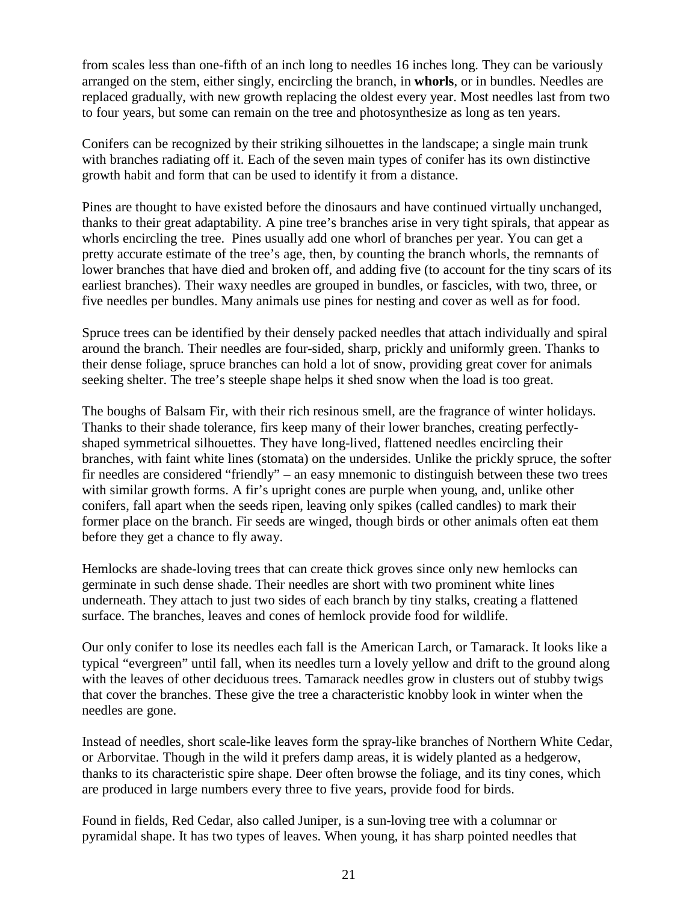from scales less than one-fifth of an inch long to needles 16 inches long. They can be variously arranged on the stem, either singly, encircling the branch, in **whorls**, or in bundles. Needles are replaced gradually, with new growth replacing the oldest every year. Most needles last from two to four years, but some can remain on the tree and photosynthesize as long as ten years.

Conifers can be recognized by their striking silhouettes in the landscape; a single main trunk with branches radiating off it. Each of the seven main types of conifer has its own distinctive growth habit and form that can be used to identify it from a distance.

Pines are thought to have existed before the dinosaurs and have continued virtually unchanged, thanks to their great adaptability. A pine tree's branches arise in very tight spirals, that appear as whorls encircling the tree. Pines usually add one whorl of branches per year. You can get a pretty accurate estimate of the tree's age, then, by counting the branch whorls, the remnants of lower branches that have died and broken off, and adding five (to account for the tiny scars of its earliest branches). Their waxy needles are grouped in bundles, or fascicles, with two, three, or five needles per bundles. Many animals use pines for nesting and cover as well as for food.

Spruce trees can be identified by their densely packed needles that attach individually and spiral around the branch. Their needles are four-sided, sharp, prickly and uniformly green. Thanks to their dense foliage, spruce branches can hold a lot of snow, providing great cover for animals seeking shelter. The tree's steeple shape helps it shed snow when the load is too great.

The boughs of Balsam Fir, with their rich resinous smell, are the fragrance of winter holidays. Thanks to their shade tolerance, firs keep many of their lower branches, creating perfectly-shaped symmetrical silhouettes. They have long-lived, flattened needles encircling their branches, with faint white lines (stomata) on the undersides. Unlike the prickly spruce, the softer fir needles are considered "friendly" – an easy mnemonic to distinguish between these two trees with similar growth forms. A fir's upright cones are purple when young, and, unlike other conifers, fall apart when the seeds ripen, leaving only spikes (called candles) to mark their former place on the branch. Fir seeds are winged, though birds or other animals often eat them before they get a chance to fly away.

Hemlocks are shade-loving trees that can create thick groves since only new hemlocks can germinate in such dense shade. Their needles are short with two prominent white lines underneath. They attach to just two sides of each branch by tiny stalks, creating a flattened surface. The branches, leaves and cones of hemlock provide food for wildlife.

Our only conifer to lose its needles each fall is the American Larch, or Tamarack. It looks like a typical "evergreen" until fall, when its needles turn a lovely yellow and drift to the ground along with the leaves of other deciduous trees. Tamarack needles grow in clusters out of stubby twigs that cover the branches. These give the tree a characteristic knobby look in winter when the needles are gone.

Instead of needles, short scale-like leaves form the spray-like branches of Northern White Cedar, or Arborvitae. Though in the wild it prefers damp areas, it is widely planted as a hedgerow, thanks to its characteristic spire shape. Deer often browse the foliage, and its tiny cones, which are produced in large numbers every three to five years, provide food for birds.

Found in fields, Red Cedar, also called Juniper, is a sun-loving tree with a columnar or pyramidal shape. It has two types of leaves. When young, it has sharp pointed needles that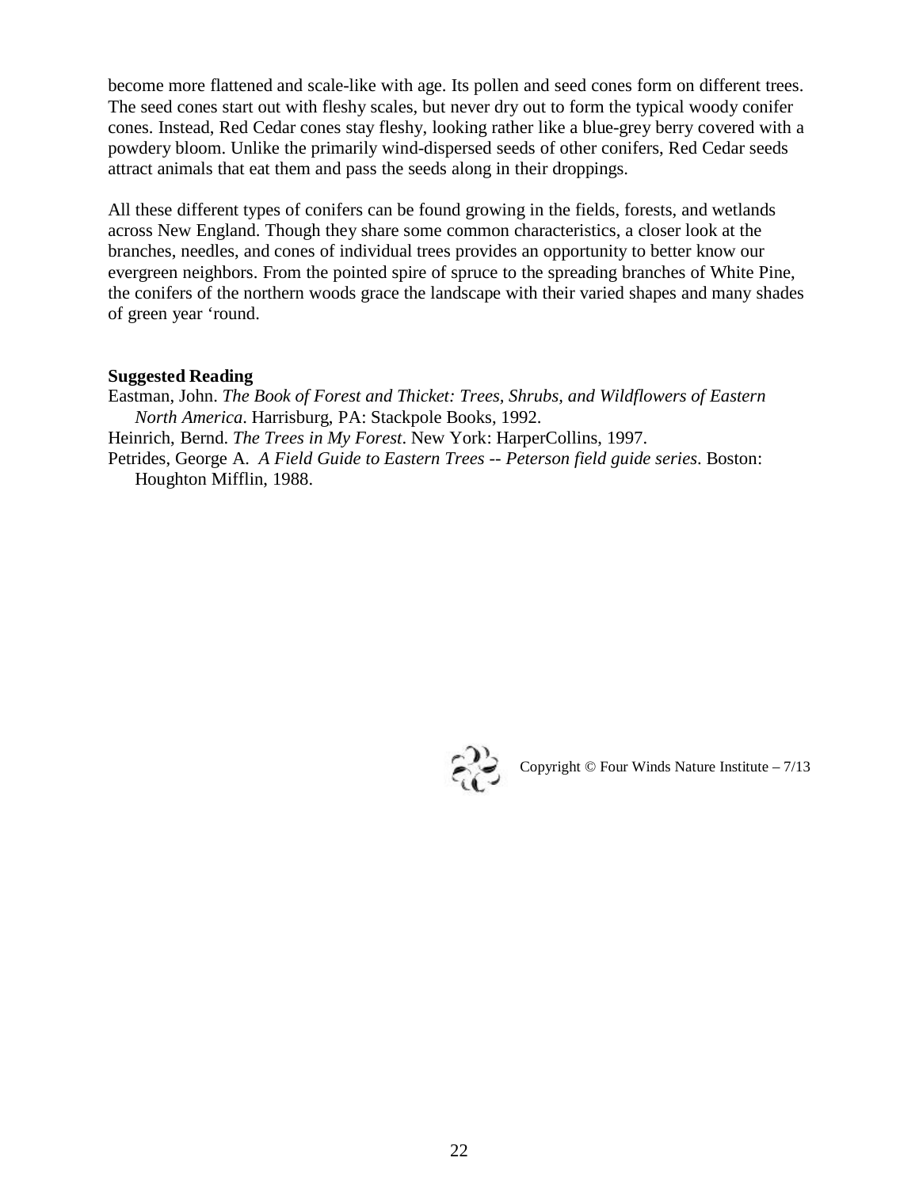become more flattened and scale-like with age. Its pollen and seed cones form on different trees. The seed cones start out with fleshy scales, but never dry out to form the typical woody conifer cones. Instead, Red Cedar cones stay fleshy, looking rather like a blue-grey berry covered with a powdery bloom. Unlike the primarily wind-dispersed seeds of other conifers, Red Cedar seeds attract animals that eat them and pass the seeds along in their droppings.

All these different types of conifers can be found growing in the fields, forests, and wetlands across New England. Though they share some common characteristics, a closer look at the branches, needles, and cones of individual trees provides an opportunity to better know our evergreen neighbors. From the pointed spire of spruce to the spreading branches of White Pine, the conifers of the northern woods grace the landscape with their varied shapes and many shades of green year 'round.

**Suggested Reading**

Eastman, John. *The Book of Forest and Thicket: Trees, Shrubs, and Wildflowers of Eastern North America*. Harrisburg, PA: Stackpole Books, 1992.

Heinrich, Bernd. *The Trees in My Forest*. New York: HarperCollins, 1997.

Petrides, George A. *A Field Guide to Eastern Trees -- Peterson field guide series*. Boston: Houghton Mifflin, 1988.

Copyright © Four Winds Nature Institute – 7/13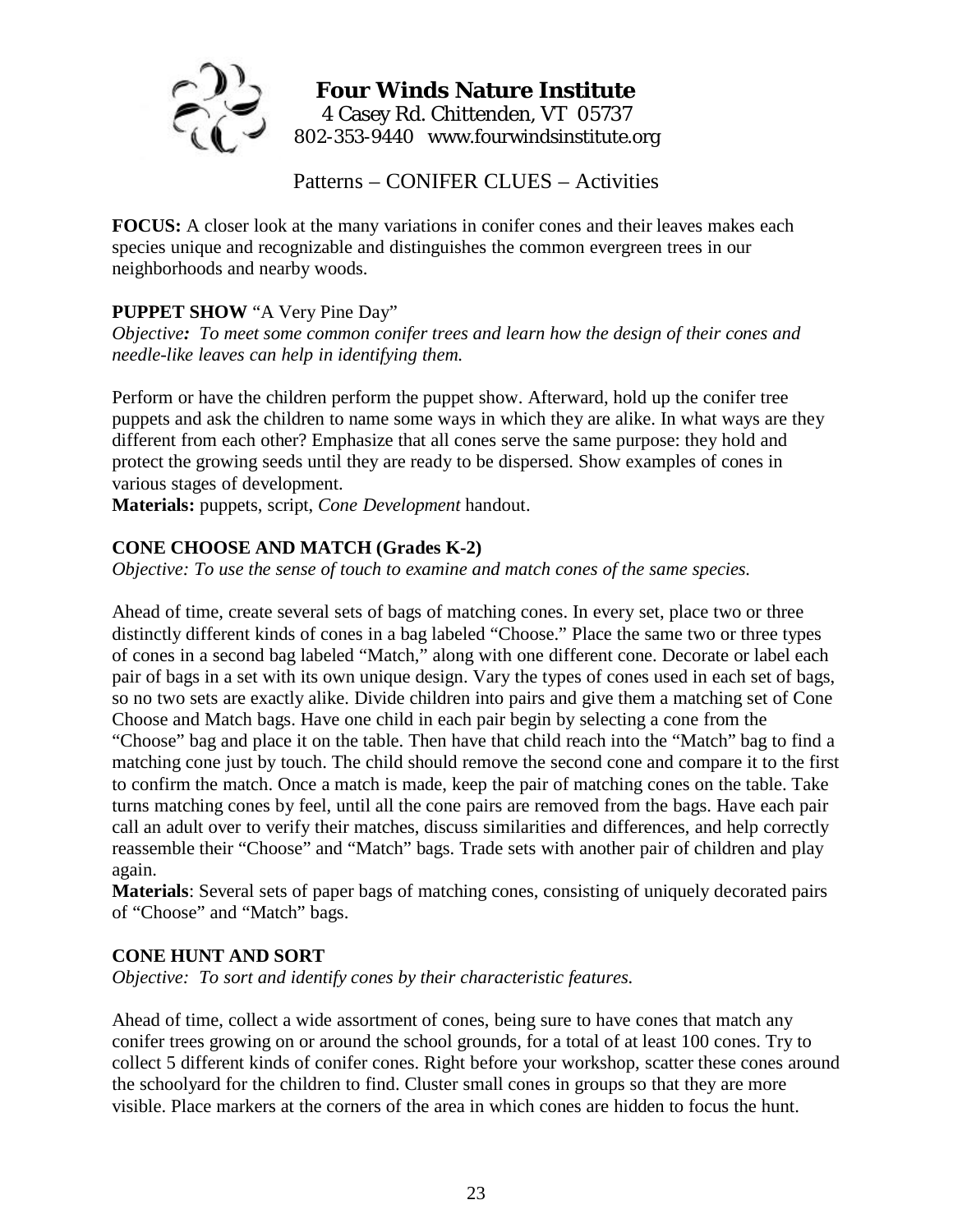**Four Winds Nature Institute**
4 Casey Rd. Chittenden, VT 05737
802-353-9440 www.fourwindsinstitute.org

# Patterns – CONIFER CLUES – Activities

**FOCUS:** A closer look at the many variations in conifer cones and their leaves makes each species unique and recognizable and distinguishes the common evergreen trees in our neighborhoods and nearby woods.

## PUPPET SHOW "A Very Pine Day"

*Objective: To meet some common conifer trees and learn how the design of their cones and needle-like leaves can help in identifying them.*

Perform or have the children perform the puppet show. Afterward, hold up the conifer tree puppets and ask the children to name some ways in which they are alike. In what ways are they different from each other? Emphasize that all cones serve the same purpose: they hold and protect the growing seeds until they are ready to be dispersed. Show examples of cones in various stages of development.

**Materials:** puppets, script, *Cone Development* handout.

## CONE CHOOSE AND MATCH (Grades K-2)

*Objective: To use the sense of touch to examine and match cones of the same species.*

Ahead of time, create several sets of bags of matching cones. In every set, place two or three distinctly different kinds of cones in a bag labeled "Choose." Place the same two or three types of cones in a second bag labeled "Match," along with one different cone. Decorate or label each pair of bags in a set with its own unique design. Vary the types of cones used in each set of bags, so no two sets are exactly alike. Divide children into pairs and give them a matching set of Cone Choose and Match bags. Have one child in each pair begin by selecting a cone from the "Choose" bag and place it on the table. Then have that child reach into the "Match" bag to find a matching cone just by touch. The child should remove the second cone and compare it to the first to confirm the match. Once a match is made, keep the pair of matching cones on the table. Take turns matching cones by feel, until all the cone pairs are removed from the bags. Have each pair call an adult over to verify their matches, discuss similarities and differences, and help correctly reassemble their "Choose" and "Match" bags. Trade sets with another pair of children and play again.

**Materials**: Several sets of paper bags of matching cones, consisting of uniquely decorated pairs of "Choose" and "Match" bags.

## CONE HUNT AND SORT

*Objective: To sort and identify cones by their characteristic features.*

Ahead of time, collect a wide assortment of cones, being sure to have cones that match any conifer trees growing on or around the school grounds, for a total of at least 100 cones. Try to collect 5 different kinds of conifer cones. Right before your workshop, scatter these cones around the schoolyard for the children to find. Cluster small cones in groups so that they are more visible. Place markers at the corners of the area in which cones are hidden to focus the hunt.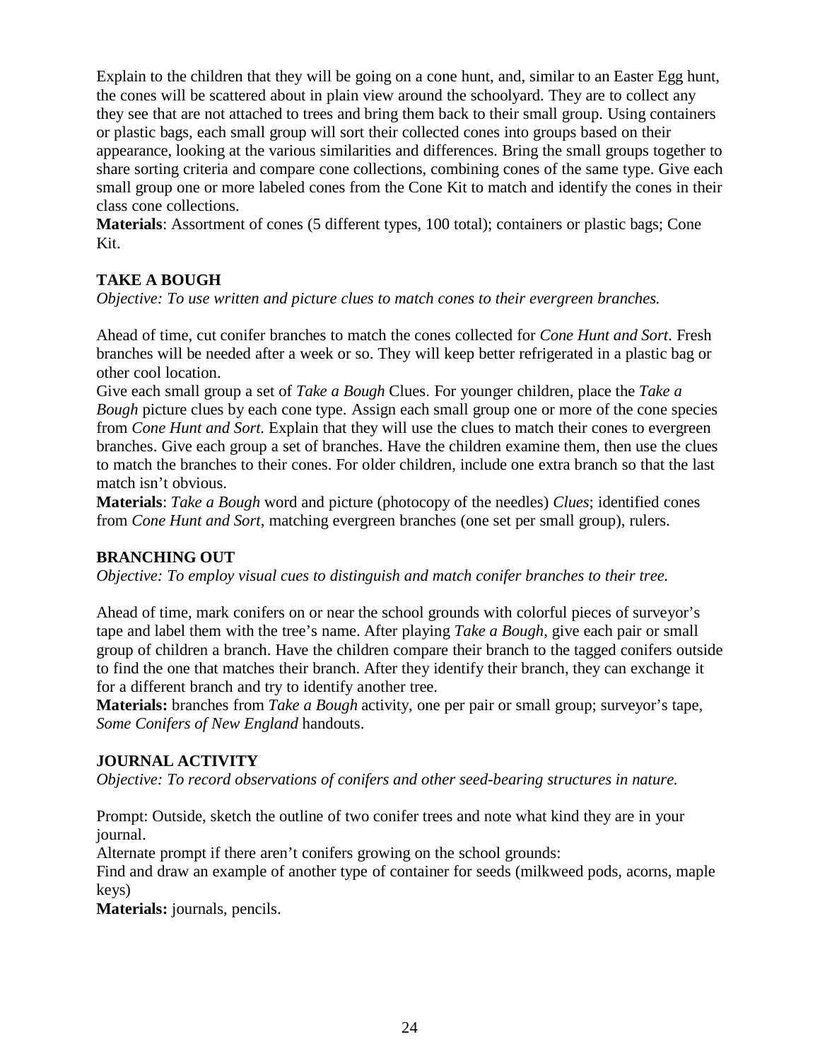Explain to the children that they will be going on a cone hunt, and, similar to an Easter Egg hunt, the cones will be scattered about in plain view around the schoolyard. They are to collect any they see that are not attached to trees and bring them back to their small group. Using containers or plastic bags, each small group will sort their collected cones into groups based on their appearance, looking at the various similarities and differences. Bring the small groups together to share sorting criteria and compare cone collections, combining cones of the same type. Give each small group one or more labeled cones from the Cone Kit to match and identify the cones in their class cone collections.

**Materials**: Assortment of cones (5 different types, 100 total); containers or plastic bags; Cone Kit.

### TAKE A BOUGH

*Objective: To use written and picture clues to match cones to their evergreen branches.*

Ahead of time, cut conifer branches to match the cones collected for *Cone Hunt and Sort*. Fresh branches will be needed after a week or so. They will keep better refrigerated in a plastic bag or other cool location.

Give each small group a set of *Take a Bough* Clues. For younger children, place the *Take a Bough* picture clues by each cone type. Assign each small group one or more of the cone species from *Cone Hunt and Sort*. Explain that they will use the clues to match their cones to evergreen branches. Give each group a set of branches. Have the children examine them, then use the clues to match the branches to their cones. For older children, include one extra branch so that the last match isn't obvious.

**Materials**: *Take a Bough* word and picture (photocopy of the needles) *Clues*; identified cones from *Cone Hunt and Sort*, matching evergreen branches (one set per small group), rulers.

### BRANCHING OUT

*Objective: To employ visual cues to distinguish and match conifer branches to their tree.*

Ahead of time, mark conifers on or near the school grounds with colorful pieces of surveyor's tape and label them with the tree's name. After playing *Take a Bough*, give each pair or small group of children a branch. Have the children compare their branch to the tagged conifers outside to find the one that matches their branch. After they identify their branch, they can exchange it for a different branch and try to identify another tree.

**Materials:** branches from *Take a Bough* activity, one per pair or small group; surveyor's tape, *Some Conifers of New England* handouts.

### JOURNAL ACTIVITY

*Objective: To record observations of conifers and other seed-bearing structures in nature.*

Prompt: Outside, sketch the outline of two conifer trees and note what kind they are in your journal.

Alternate prompt if there aren't conifers growing on the school grounds:

Find and draw an example of another type of container for seeds (milkweed pods, acorns, maple keys)

**Materials:** journals, pencils.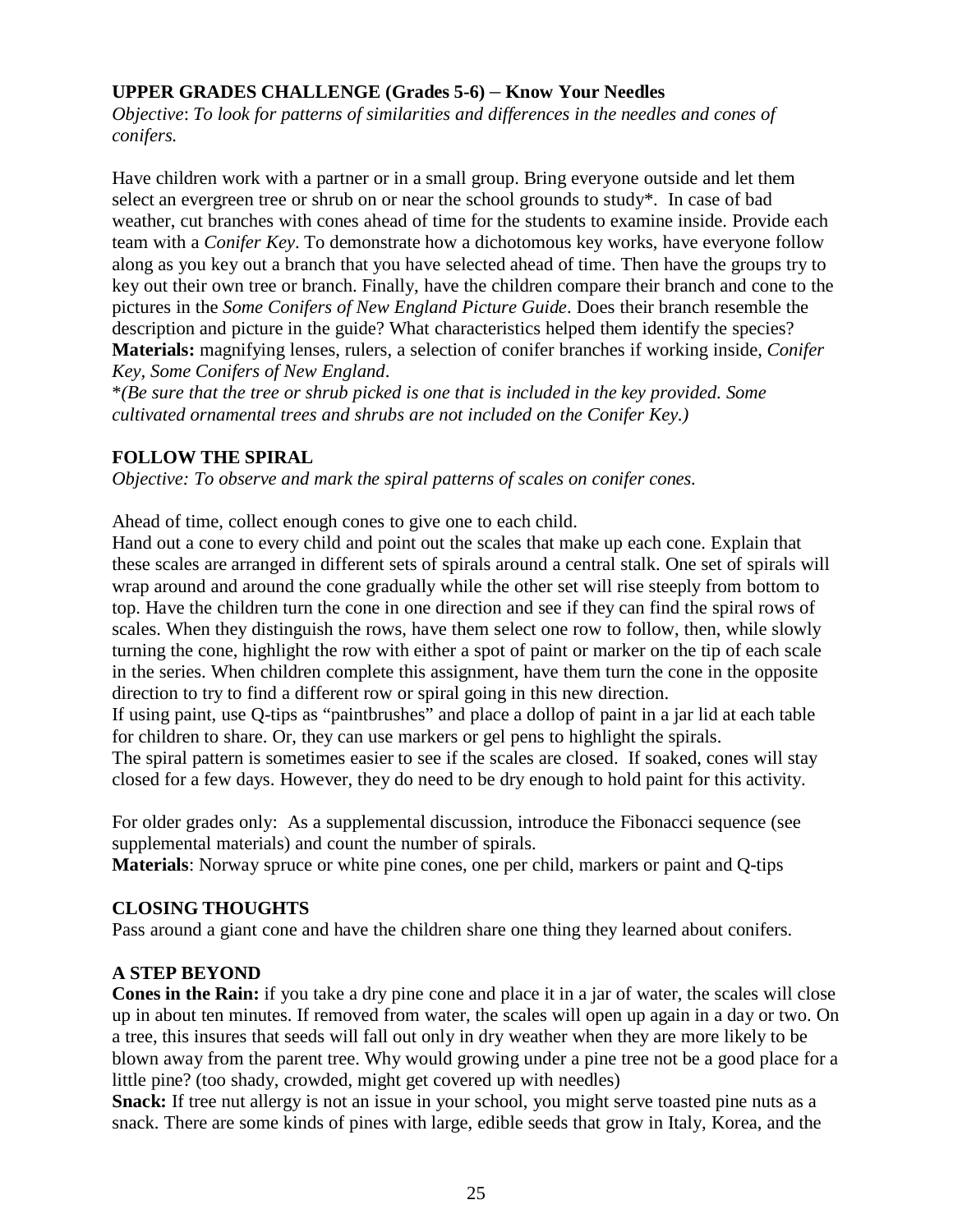**UPPER GRADES CHALLENGE (Grades 5-6) – Know Your Needles**

*Objective*: *To look for patterns of similarities and differences in the needles and cones of conifers.*

Have children work with a partner or in a small group. Bring everyone outside and let them select an evergreen tree or shrub on or near the school grounds to study*. In case of bad weather, cut branches with cones ahead of time for the students to examine inside. Provide each team with a *Conifer Key*. To demonstrate how a dichotomous key works, have everyone follow along as you key out a branch that you have selected ahead of time. Then have the groups try to key out their own tree or branch. Finally, have the children compare their branch and cone to the pictures in the *Some Conifers of New England Picture Guide*. Does their branch resemble the description and picture in the guide? What characteristics helped them identify the species?
**Materials:** magnifying lenses, rulers, a selection of conifer branches if working inside, *Conifer Key, Some Conifers of New England*.
**(Be sure that the tree or shrub picked is one that is included in the key provided. Some cultivated ornamental trees and shrubs are not included on the Conifer Key.)*

**FOLLOW THE SPIRAL**

*Objective: To observe and mark the spiral patterns of scales on conifer cones.*

Ahead of time, collect enough cones to give one to each child.
Hand out a cone to every child and point out the scales that make up each cone. Explain that these scales are arranged in different sets of spirals around a central stalk. One set of spirals will wrap around and around the cone gradually while the other set will rise steeply from bottom to top. Have the children turn the cone in one direction and see if they can find the spiral rows of scales. When they distinguish the rows, have them select one row to follow, then, while slowly turning the cone, highlight the row with either a spot of paint or marker on the tip of each scale in the series. When children complete this assignment, have them turn the cone in the opposite direction to try to find a different row or spiral going in this new direction.
If using paint, use Q-tips as "paintbrushes" and place a dollop of paint in a jar lid at each table for children to share. Or, they can use markers or gel pens to highlight the spirals.
The spiral pattern is sometimes easier to see if the scales are closed. If soaked, cones will stay closed for a few days. However, they do need to be dry enough to hold paint for this activity.

For older grades only: As a supplemental discussion, introduce the Fibonacci sequence (see supplemental materials) and count the number of spirals.
**Materials**: Norway spruce or white pine cones, one per child, markers or paint and Q-tips

**CLOSING THOUGHTS**

Pass around a giant cone and have the children share one thing they learned about conifers.

**A STEP BEYOND**

**Cones in the Rain:** if you take a dry pine cone and place it in a jar of water, the scales will close up in about ten minutes. If removed from water, the scales will open up again in a day or two. On a tree, this insures that seeds will fall out only in dry weather when they are more likely to be blown away from the parent tree. Why would growing under a pine tree not be a good place for a little pine? (too shady, crowded, might get covered up with needles)
**Snack:** If tree nut allergy is not an issue in your school, you might serve toasted pine nuts as a snack. There are some kinds of pines with large, edible seeds that grow in Italy, Korea, and the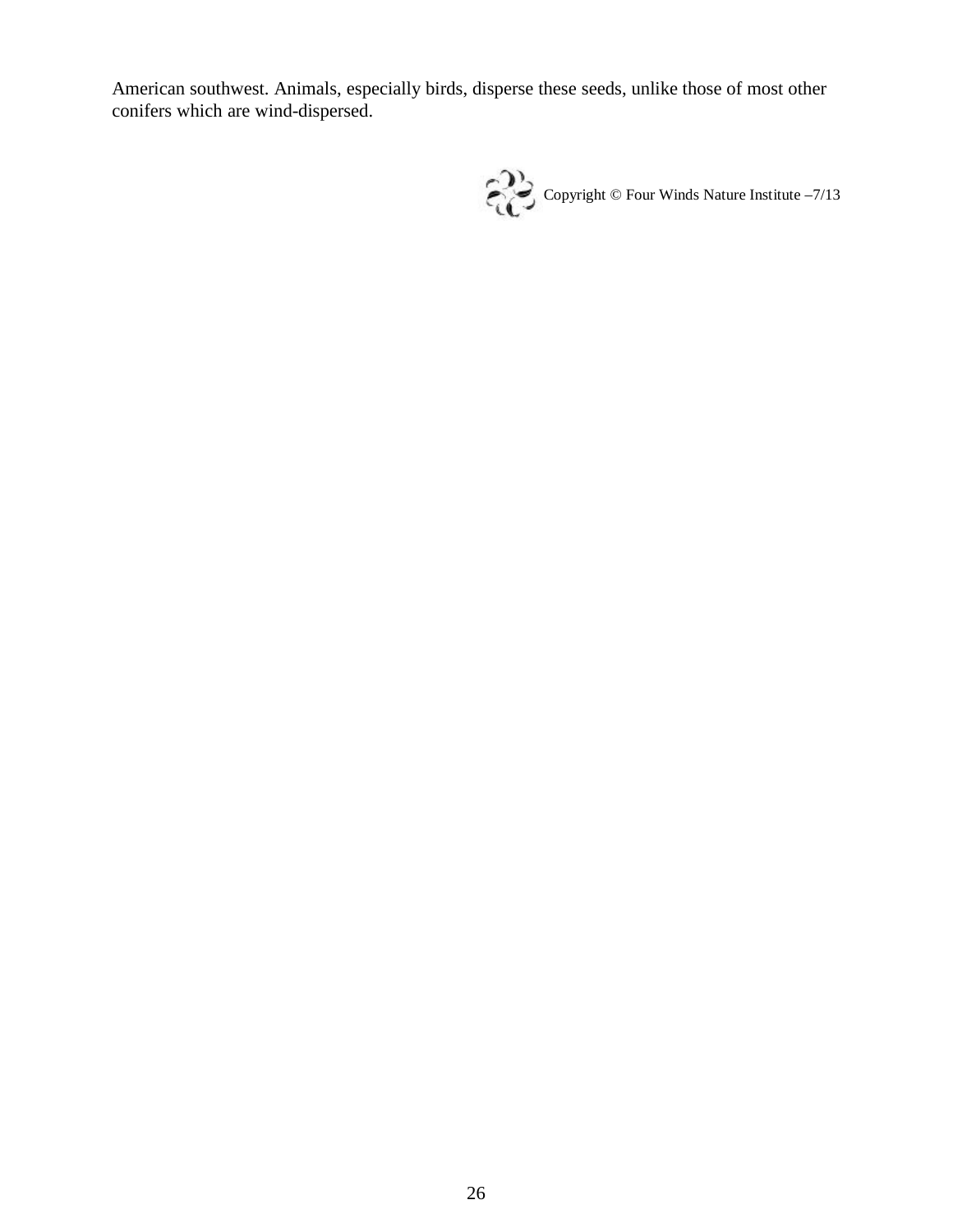American southwest. Animals, especially birds, disperse these seeds, unlike those of most other conifers which are wind-dispersed.

Copyright © Four Winds Nature Institute –7/13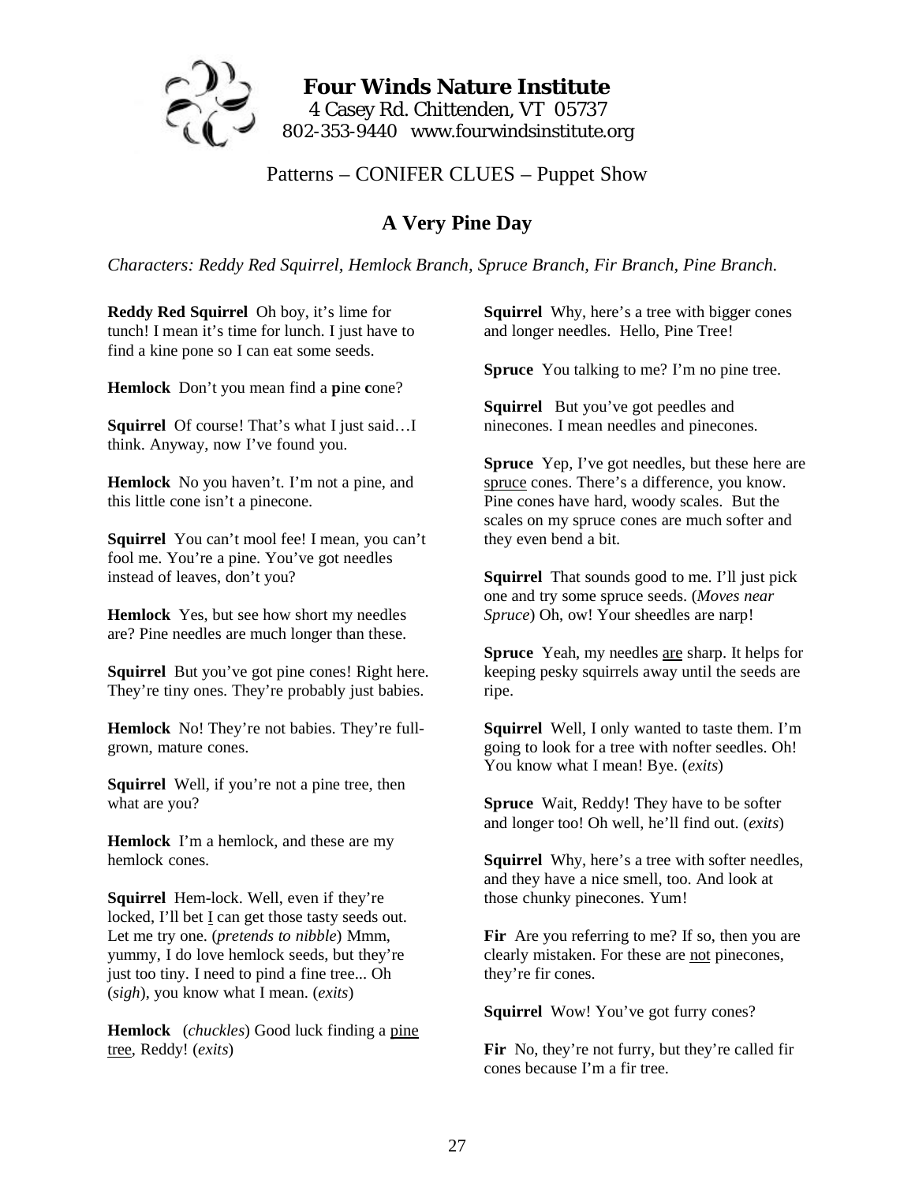**Four Winds Nature Institute**
4 Casey Rd. Chittenden, VT 05737
802-353-9440 www.fourwindsinstitute.org

Patterns – CONIFER CLUES – Puppet Show

## A Very Pine Day

*Characters: Reddy Red Squirrel, Hemlock Branch, Spruce Branch, Fir Branch, Pine Branch.*

**Reddy Red Squirrel** Oh boy, it's lime for tunch! I mean it's time for lunch. I just have to find a kine pone so I can eat some seeds.

**Hemlock** Don't you mean find a **p**ine **c**one?

**Squirrel** Of course! That's what I just said…I think. Anyway, now I've found you.

**Hemlock** No you haven't. I'm not a pine, and this little cone isn't a pinecone.

**Squirrel** You can't mool fee! I mean, you can't fool me. You're a pine. You've got needles instead of leaves, don't you?

**Hemlock** Yes, but see how short my needles are? Pine needles are much longer than these.

**Squirrel** But you've got pine cones! Right here. They're tiny ones. They're probably just babies.

**Hemlock** No! They're not babies. They're full-grown, mature cones.

**Squirrel** Well, if you're not a pine tree, then what are you?

**Hemlock** I'm a hemlock, and these are my hemlock cones.

**Squirrel** Hem-lock. Well, even if they're locked, I'll bet I can get those tasty seeds out. Let me try one. (*pretends to nibble*) Mmm, yummy, I do love hemlock seeds, but they're just too tiny. I need to pind a fine tree... Oh (*sigh*), you know what I mean. (*exits*)

**Hemlock** (*chuckles*) Good luck finding a pine tree, Reddy! (*exits*)

**Squirrel** Why, here's a tree with bigger cones and longer needles. Hello, Pine Tree!

**Spruce** You talking to me? I'm no pine tree.

**Squirrel** But you've got peedles and ninecones. I mean needles and pinecones.

**Spruce** Yep, I've got needles, but these here are spruce cones. There's a difference, you know. Pine cones have hard, woody scales. But the scales on my spruce cones are much softer and they even bend a bit.

**Squirrel** That sounds good to me. I'll just pick one and try some spruce seeds. (*Moves near Spruce*) Oh, ow! Your sheedles are narp!

**Spruce** Yeah, my needles are sharp. It helps for keeping pesky squirrels away until the seeds are ripe.

**Squirrel** Well, I only wanted to taste them. I'm going to look for a tree with nofter seedles. Oh! You know what I mean! Bye. (*exits*)

**Spruce** Wait, Reddy! They have to be softer and longer too! Oh well, he'll find out. (*exits*)

**Squirrel** Why, here's a tree with softer needles, and they have a nice smell, too. And look at those chunky pinecones. Yum!

**Fir** Are you referring to me? If so, then you are clearly mistaken. For these are not pinecones, they're fir cones.

**Squirrel** Wow! You've got furry cones?

**Fir** No, they're not furry, but they're called fir cones because I'm a fir tree.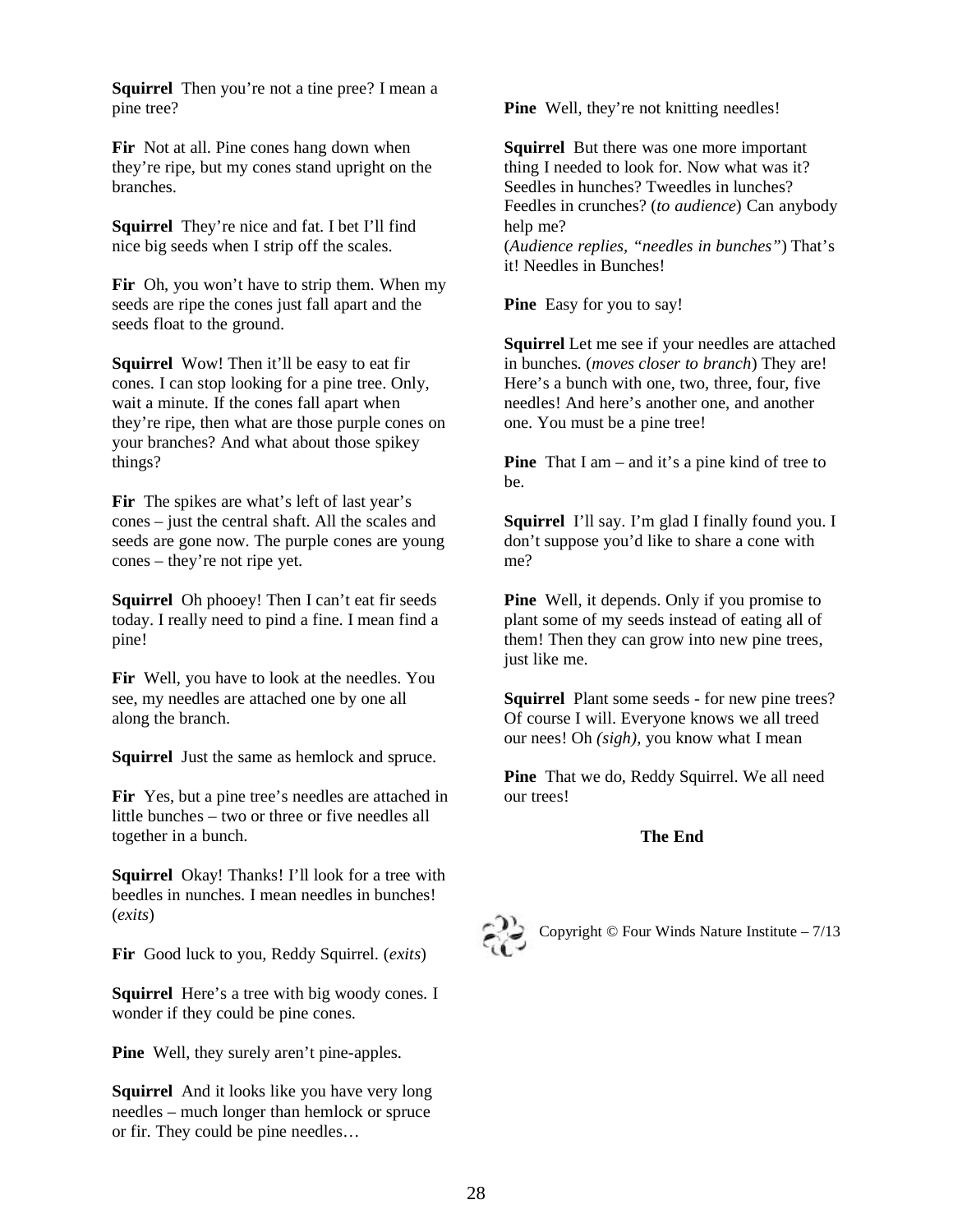**Squirrel** Then you're not a tine pree? I mean a pine tree?

**Fir** Not at all. Pine cones hang down when they're ripe, but my cones stand upright on the branches.

**Squirrel** They're nice and fat. I bet I'll find nice big seeds when I strip off the scales.

**Fir** Oh, you won't have to strip them. When my seeds are ripe the cones just fall apart and the seeds float to the ground.

**Squirrel** Wow! Then it'll be easy to eat fir cones. I can stop looking for a pine tree. Only, wait a minute. If the cones fall apart when they're ripe, then what are those purple cones on your branches? And what about those spikey things?

**Fir** The spikes are what's left of last year's cones – just the central shaft. All the scales and seeds are gone now. The purple cones are young cones – they're not ripe yet.

**Squirrel** Oh phooey! Then I can't eat fir seeds today. I really need to pind a fine. I mean find a pine!

**Fir** Well, you have to look at the needles. You see, my needles are attached one by one all along the branch.

**Squirrel** Just the same as hemlock and spruce.

**Fir** Yes, but a pine tree's needles are attached in little bunches – two or three or five needles all together in a bunch.

**Squirrel** Okay! Thanks! I'll look for a tree with beedles in nunches. I mean needles in bunches! (*exits*)

**Fir** Good luck to you, Reddy Squirrel. (*exits*)

**Squirrel** Here's a tree with big woody cones. I wonder if they could be pine cones.

**Pine** Well, they surely aren't pine-apples.

**Squirrel** And it looks like you have very long needles – much longer than hemlock or spruce or fir. They could be pine needles…

**Pine** Well, they're not knitting needles!

**Squirrel** But there was one more important thing I needed to look for. Now what was it? Seedles in hunches? Tweedles in lunches? Feedles in crunches? (*to audience*) Can anybody help me?
(*Audience replies, "needles in bunches"*) That's it! Needles in Bunches!

**Pine** Easy for you to say!

**Squirrel** Let me see if your needles are attached in bunches. (*moves closer to branch*) They are! Here's a bunch with one, two, three, four, five needles! And here's another one, and another one. You must be a pine tree!

**Pine** That I am – and it's a pine kind of tree to be.

**Squirrel** I'll say. I'm glad I finally found you. I don't suppose you'd like to share a cone with me?

**Pine** Well, it depends. Only if you promise to plant some of my seeds instead of eating all of them! Then they can grow into new pine trees, just like me.

**Squirrel** Plant some seeds - for new pine trees? Of course I will. Everyone knows we all treed our nees! Oh *(sigh)*, you know what I mean

**Pine** That we do, Reddy Squirrel. We all need our trees!

**The End**

Copyright © Four Winds Nature Institute – 7/13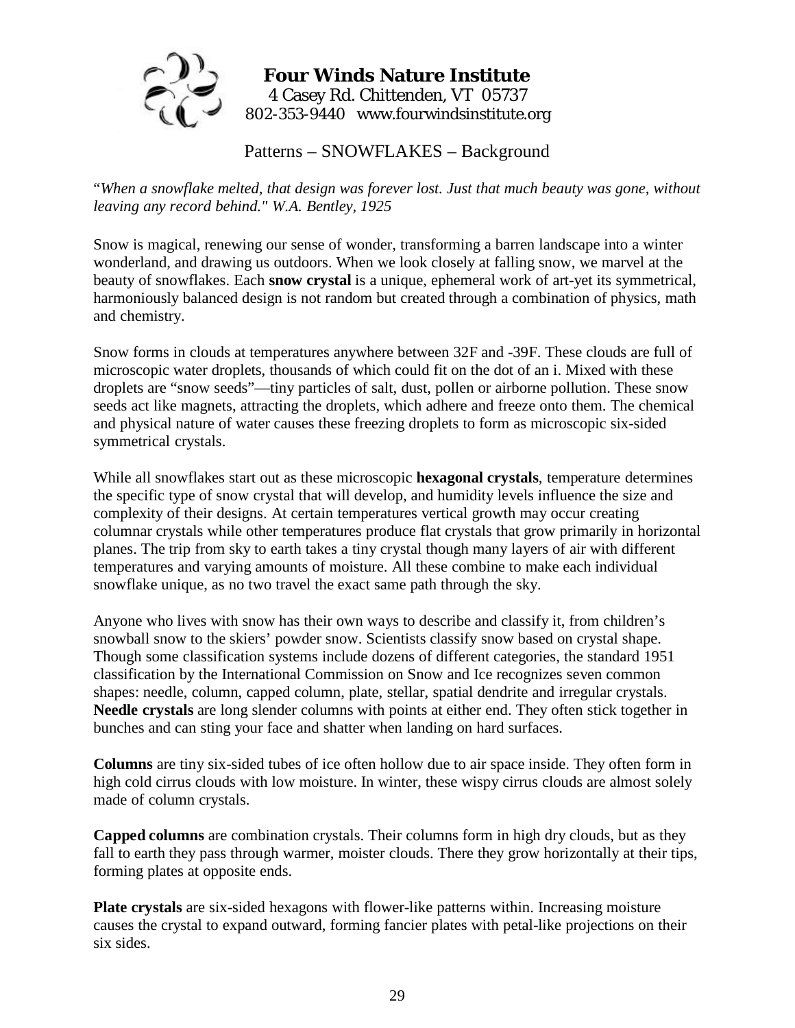# Four Winds Nature Institute

4 Casey Rd. Chittenden, VT 05737
802-353-9440 www.fourwindsinstitute.org

## Patterns – SNOWFLAKES – Background

"*When a snowflake melted, that design was forever lost. Just that much beauty was gone, without leaving any record behind." W.A. Bentley, 1925*

Snow is magical, renewing our sense of wonder, transforming a barren landscape into a winter wonderland, and drawing us outdoors. When we look closely at falling snow, we marvel at the beauty of snowflakes. Each **snow crystal** is a unique, ephemeral work of art-yet its symmetrical, harmoniously balanced design is not random but created through a combination of physics, math and chemistry.

Snow forms in clouds at temperatures anywhere between 32F and -39F. These clouds are full of microscopic water droplets, thousands of which could fit on the dot of an i. Mixed with these droplets are "snow seeds"—tiny particles of salt, dust, pollen or airborne pollution. These snow seeds act like magnets, attracting the droplets, which adhere and freeze onto them. The chemical and physical nature of water causes these freezing droplets to form as microscopic six-sided symmetrical crystals.

While all snowflakes start out as these microscopic **hexagonal crystals**, temperature determines the specific type of snow crystal that will develop, and humidity levels influence the size and complexity of their designs. At certain temperatures vertical growth may occur creating columnar crystals while other temperatures produce flat crystals that grow primarily in horizontal planes. The trip from sky to earth takes a tiny crystal though many layers of air with different temperatures and varying amounts of moisture. All these combine to make each individual snowflake unique, as no two travel the exact same path through the sky.

Anyone who lives with snow has their own ways to describe and classify it, from children's snowball snow to the skiers' powder snow. Scientists classify snow based on crystal shape. Though some classification systems include dozens of different categories, the standard 1951 classification by the International Commission on Snow and Ice recognizes seven common shapes: needle, column, capped column, plate, stellar, spatial dendrite and irregular crystals. **Needle crystals** are long slender columns with points at either end. They often stick together in bunches and can sting your face and shatter when landing on hard surfaces.

**Columns** are tiny six-sided tubes of ice often hollow due to air space inside. They often form in high cold cirrus clouds with low moisture. In winter, these wispy cirrus clouds are almost solely made of column crystals.

**Capped columns** are combination crystals. Their columns form in high dry clouds, but as they fall to earth they pass through warmer, moister clouds. There they grow horizontally at their tips, forming plates at opposite ends.

**Plate crystals** are six-sided hexagons with flower-like patterns within. Increasing moisture causes the crystal to expand outward, forming fancier plates with petal-like projections on their six sides.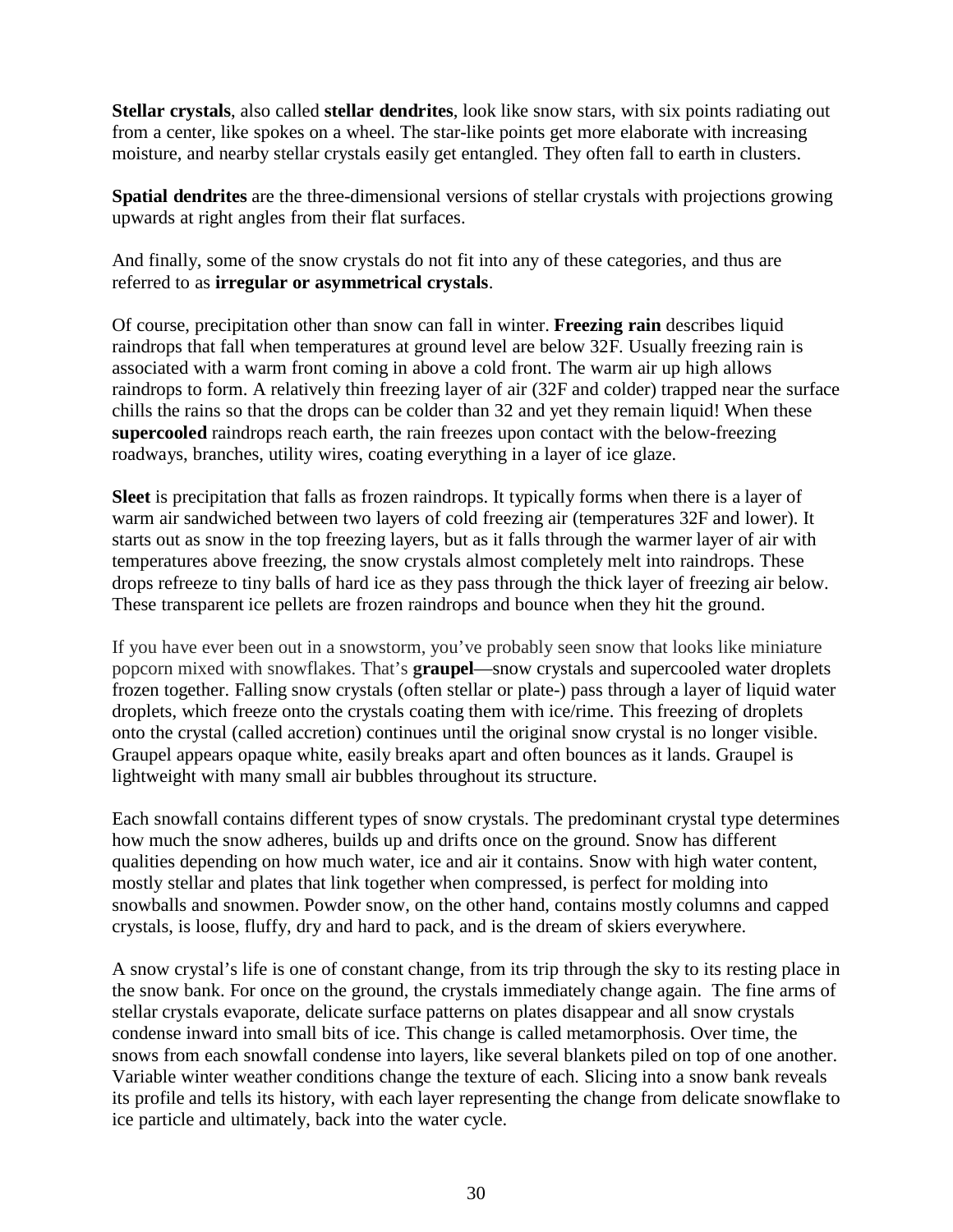**Stellar crystals**, also called **stellar dendrites**, look like snow stars, with six points radiating out from a center, like spokes on a wheel. The star-like points get more elaborate with increasing moisture, and nearby stellar crystals easily get entangled. They often fall to earth in clusters.

**Spatial dendrites** are the three-dimensional versions of stellar crystals with projections growing upwards at right angles from their flat surfaces.

And finally, some of the snow crystals do not fit into any of these categories, and thus are referred to as **irregular or asymmetrical crystals**.

Of course, precipitation other than snow can fall in winter. **Freezing rain** describes liquid raindrops that fall when temperatures at ground level are below 32F. Usually freezing rain is associated with a warm front coming in above a cold front. The warm air up high allows raindrops to form. A relatively thin freezing layer of air (32F and colder) trapped near the surface chills the rains so that the drops can be colder than 32 and yet they remain liquid! When these **supercooled** raindrops reach earth, the rain freezes upon contact with the below-freezing roadways, branches, utility wires, coating everything in a layer of ice glaze.

**Sleet** is precipitation that falls as frozen raindrops. It typically forms when there is a layer of warm air sandwiched between two layers of cold freezing air (temperatures 32F and lower). It starts out as snow in the top freezing layers, but as it falls through the warmer layer of air with temperatures above freezing, the snow crystals almost completely melt into raindrops. These drops refreeze to tiny balls of hard ice as they pass through the thick layer of freezing air below. These transparent ice pellets are frozen raindrops and bounce when they hit the ground.

If you have ever been out in a snowstorm, you've probably seen snow that looks like miniature popcorn mixed with snowflakes. That's **graupel**—snow crystals and supercooled water droplets frozen together. Falling snow crystals (often stellar or plate-) pass through a layer of liquid water droplets, which freeze onto the crystals coating them with ice/rime. This freezing of droplets onto the crystal (called accretion) continues until the original snow crystal is no longer visible. Graupel appears opaque white, easily breaks apart and often bounces as it lands. Graupel is lightweight with many small air bubbles throughout its structure.

Each snowfall contains different types of snow crystals. The predominant crystal type determines how much the snow adheres, builds up and drifts once on the ground. Snow has different qualities depending on how much water, ice and air it contains. Snow with high water content, mostly stellar and plates that link together when compressed, is perfect for molding into snowballs and snowmen. Powder snow, on the other hand, contains mostly columns and capped crystals, is loose, fluffy, dry and hard to pack, and is the dream of skiers everywhere.

A snow crystal's life is one of constant change, from its trip through the sky to its resting place in the snow bank. For once on the ground, the crystals immediately change again. The fine arms of stellar crystals evaporate, delicate surface patterns on plates disappear and all snow crystals condense inward into small bits of ice. This change is called metamorphosis. Over time, the snows from each snowfall condense into layers, like several blankets piled on top of one another. Variable winter weather conditions change the texture of each. Slicing into a snow bank reveals its profile and tells its history, with each layer representing the change from delicate snowflake to ice particle and ultimately, back into the water cycle.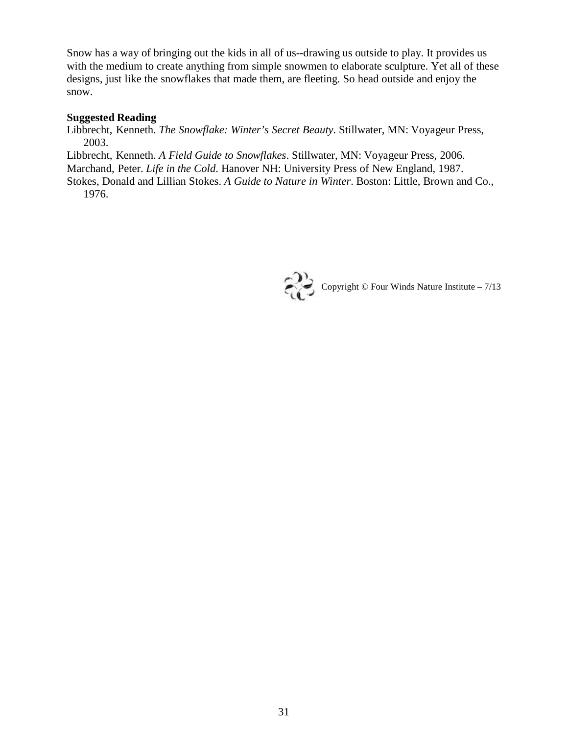Snow has a way of bringing out the kids in all of us--drawing us outside to play. It provides us with the medium to create anything from simple snowmen to elaborate sculpture. Yet all of these designs, just like the snowflakes that made them, are fleeting. So head outside and enjoy the snow.

**Suggested Reading**

Libbrecht, Kenneth. *The Snowflake: Winter's Secret Beauty*. Stillwater, MN: Voyageur Press, 2003.

Libbrecht, Kenneth. *A Field Guide to Snowflakes*. Stillwater, MN: Voyageur Press, 2006.

Marchand, Peter. *Life in the Cold*. Hanover NH: University Press of New England, 1987.

Stokes, Donald and Lillian Stokes. *A Guide to Nature in Winter*. Boston: Little, Brown and Co., 1976.

Copyright © Four Winds Nature Institute – 7/13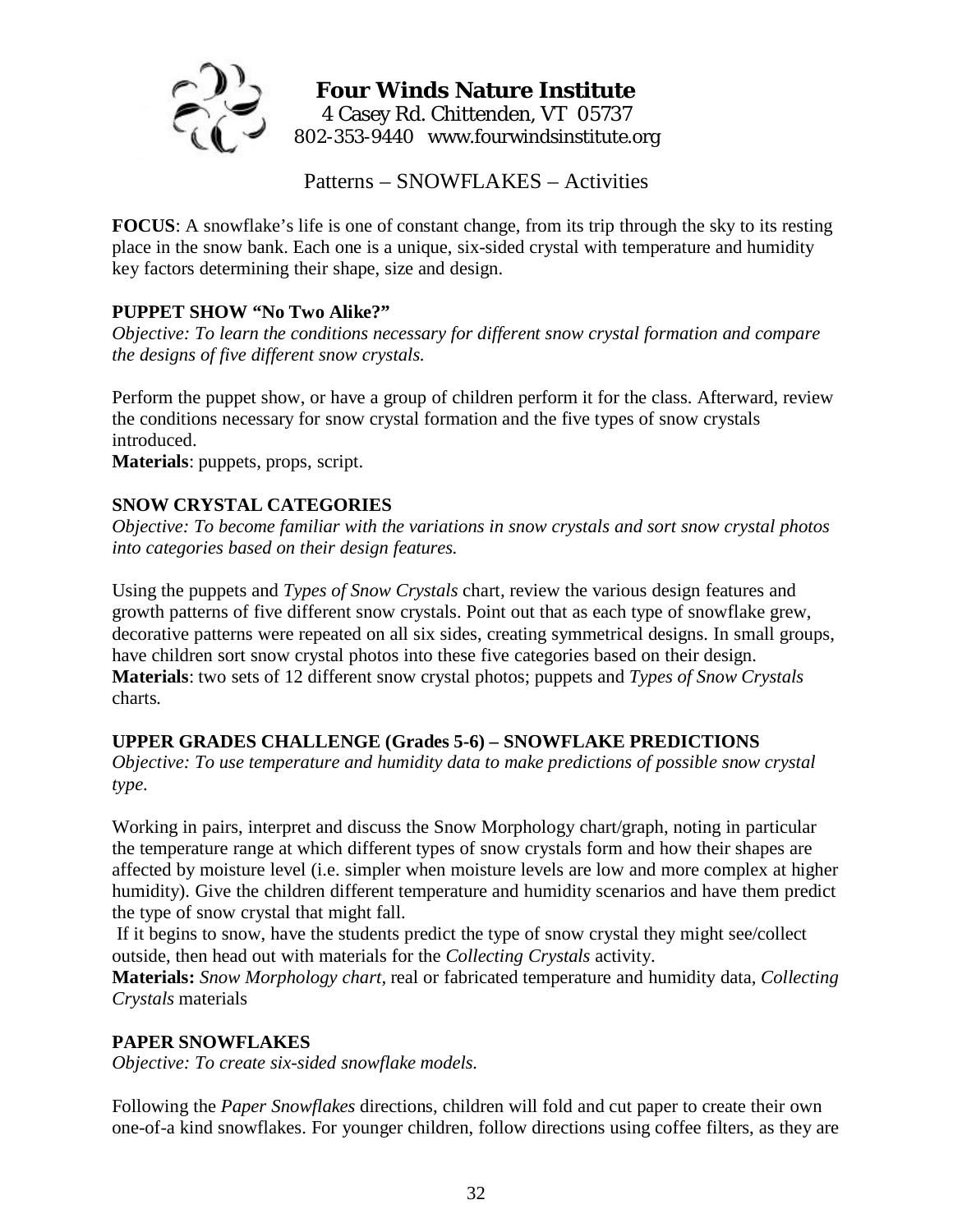**Four Winds Nature Institute**
4 Casey Rd. Chittenden, VT 05737
802-353-9440 www.fourwindsinstitute.org

# Patterns – SNOWFLAKES – Activities

**FOCUS**: A snowflake's life is one of constant change, from its trip through the sky to its resting place in the snow bank. Each one is a unique, six-sided crystal with temperature and humidity key factors determining their shape, size and design.

## PUPPET SHOW "No Two Alike?"

*Objective: To learn the conditions necessary for different snow crystal formation and compare the designs of five different snow crystals.*

Perform the puppet show, or have a group of children perform it for the class. Afterward, review the conditions necessary for snow crystal formation and the five types of snow crystals introduced.

**Materials**: puppets, props, script.

## SNOW CRYSTAL CATEGORIES

*Objective: To become familiar with the variations in snow crystals and sort snow crystal photos into categories based on their design features.*

Using the puppets and *Types of Snow Crystals* chart, review the various design features and growth patterns of five different snow crystals. Point out that as each type of snowflake grew, decorative patterns were repeated on all six sides, creating symmetrical designs. In small groups, have children sort snow crystal photos into these five categories based on their design.

**Materials**: two sets of 12 different snow crystal photos; puppets and *Types of Snow Crystals* charts.

## UPPER GRADES CHALLENGE (Grades 5-6) – SNOWFLAKE PREDICTIONS

*Objective: To use temperature and humidity data to make predictions of possible snow crystal type.*

Working in pairs, interpret and discuss the Snow Morphology chart/graph, noting in particular the temperature range at which different types of snow crystals form and how their shapes are affected by moisture level (i.e. simpler when moisture levels are low and more complex at higher humidity). Give the children different temperature and humidity scenarios and have them predict the type of snow crystal that might fall.

If it begins to snow, have the students predict the type of snow crystal they might see/collect outside, then head out with materials for the *Collecting Crystals* activity.

**Materials:** *Snow Morphology chart*, real or fabricated temperature and humidity data, *Collecting Crystals* materials

## PAPER SNOWFLAKES

*Objective: To create six-sided snowflake models.*

Following the *Paper Snowflakes* directions, children will fold and cut paper to create their own one-of-a kind snowflakes. For younger children, follow directions using coffee filters, as they are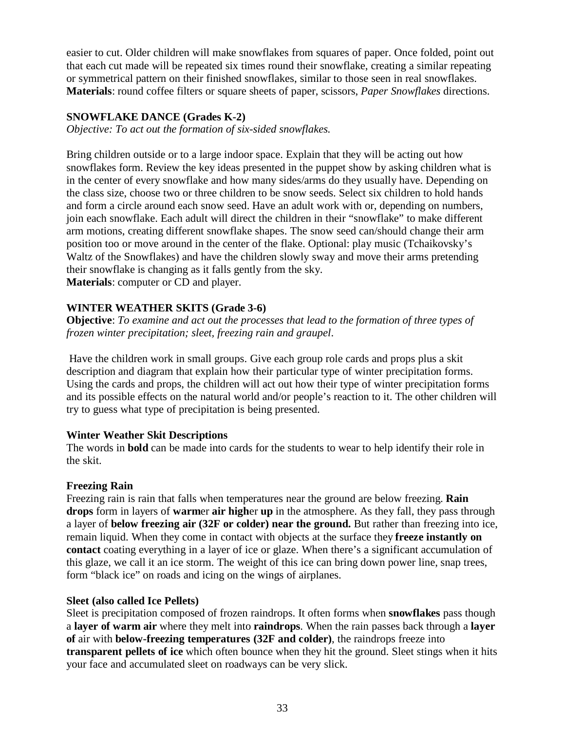easier to cut. Older children will make snowflakes from squares of paper. Once folded, point out that each cut made will be repeated six times round their snowflake, creating a similar repeating or symmetrical pattern on their finished snowflakes, similar to those seen in real snowflakes.
**Materials**: round coffee filters or square sheets of paper, scissors, *Paper Snowflakes* directions.

**SNOWFLAKE DANCE (Grades K-2)**
*Objective: To act out the formation of six-sided snowflakes.*

Bring children outside or to a large indoor space. Explain that they will be acting out how snowflakes form. Review the key ideas presented in the puppet show by asking children what is in the center of every snowflake and how many sides/arms do they usually have. Depending on the class size, choose two or three children to be snow seeds. Select six children to hold hands and form a circle around each snow seed. Have an adult work with or, depending on numbers, join each snowflake. Each adult will direct the children in their "snowflake" to make different arm motions, creating different snowflake shapes. The snow seed can/should change their arm position too or move around in the center of the flake. Optional: play music (Tchaikovsky's Waltz of the Snowflakes) and have the children slowly sway and move their arms pretending their snowflake is changing as it falls gently from the sky.
**Materials**: computer or CD and player.

**WINTER WEATHER SKITS (Grade 3-6)**
**Objective**: *To examine and act out the processes that lead to the formation of three types of frozen winter precipitation; sleet, freezing rain and graupel*.

Have the children work in small groups. Give each group role cards and props plus a skit description and diagram that explain how their particular type of winter precipitation forms. Using the cards and props, the children will act out how their type of winter precipitation forms and its possible effects on the natural world and/or people's reaction to it. The other children will try to guess what type of precipitation is being presented.

**Winter Weather Skit Descriptions**
The words in **bold** can be made into cards for the students to wear to help identify their role in the skit.

**Freezing Rain**
Freezing rain is rain that falls when temperatures near the ground are below freezing. **Rain drops** form in layers of **warm**er **air high**er **up** in the atmosphere. As they fall, they pass through a layer of **below freezing air (32F or colder) near the ground.** But rather than freezing into ice, remain liquid. When they come in contact with objects at the surface they **freeze instantly on contact** coating everything in a layer of ice or glaze. When there's a significant accumulation of this glaze, we call it an ice storm. The weight of this ice can bring down power line, snap trees, form "black ice" on roads and icing on the wings of airplanes.

**Sleet (also called Ice Pellets)**
Sleet is precipitation composed of frozen raindrops. It often forms when **snowflakes** pass though a **layer of warm air** where they melt into **raindrops**. When the rain passes back through a **layer of** air with **below-freezing temperatures (32F and colder)**, the raindrops freeze into **transparent pellets of ice** which often bounce when they hit the ground. Sleet stings when it hits your face and accumulated sleet on roadways can be very slick.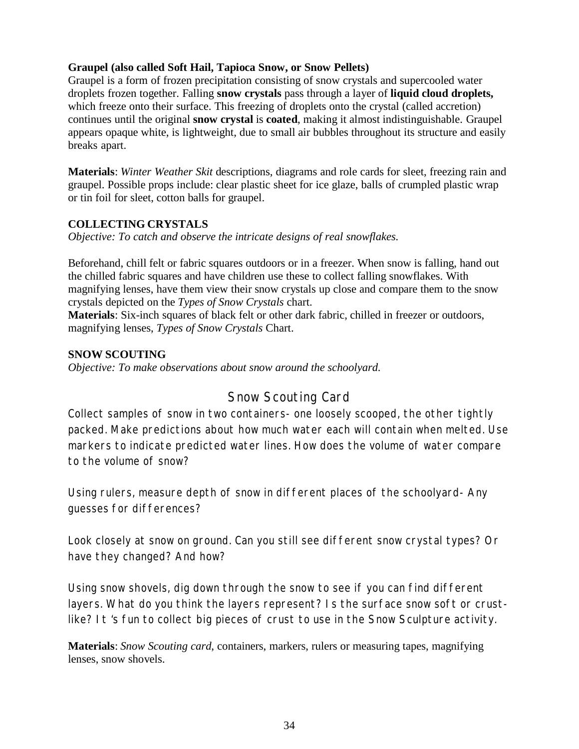**Graupel (also called Soft Hail, Tapioca Snow, or Snow Pellets)**
Graupel is a form of frozen precipitation consisting of snow crystals and supercooled water droplets frozen together. Falling **snow crystals** pass through a layer of **liquid cloud droplets,** which freeze onto their surface. This freezing of droplets onto the crystal (called accretion) continues until the original **snow crystal** is **coated**, making it almost indistinguishable. Graupel appears opaque white, is lightweight, due to small air bubbles throughout its structure and easily breaks apart.

**Materials**: *Winter Weather Skit* descriptions, diagrams and role cards for sleet, freezing rain and graupel. Possible props include: clear plastic sheet for ice glaze, balls of crumpled plastic wrap or tin foil for sleet, cotton balls for graupel.

### COLLECTING CRYSTALS

*Objective: To catch and observe the intricate designs of real snowflakes.*

Beforehand, chill felt or fabric squares outdoors or in a freezer. When snow is falling, hand out the chilled fabric squares and have children use these to collect falling snowflakes. With magnifying lenses, have them view their snow crystals up close and compare them to the snow crystals depicted on the *Types of Snow Crystals* chart.
**Materials**: Six-inch squares of black felt or other dark fabric, chilled in freezer or outdoors, magnifying lenses, *Types of Snow Crystals* Chart.

### SNOW SCOUTING

*Objective: To make observations about snow around the schoolyard.*

## Snow Scouting Card

Collect samples of snow in two containers- one loosely scooped, the other tightly packed. Make predictions about how much water each will contain when melted. Use markers to indicate predicted water lines. How does the volume of water compare to the volume of snow?

Using rulers, measure depth of snow in different places of the schoolyard- Any guesses for differences?

Look closely at snow on ground. Can you still see different snow crystal types? Or have they changed? And how?

Using snow shovels, dig down through the snow to see if you can find different layers. What do you think the layers represent? Is the surface snow soft or crust-like? It 's fun to collect big pieces of crust to use in the Snow Sculpture activity.

**Materials**: *Snow Scouting card*, containers, markers, rulers or measuring tapes, magnifying lenses, snow shovels.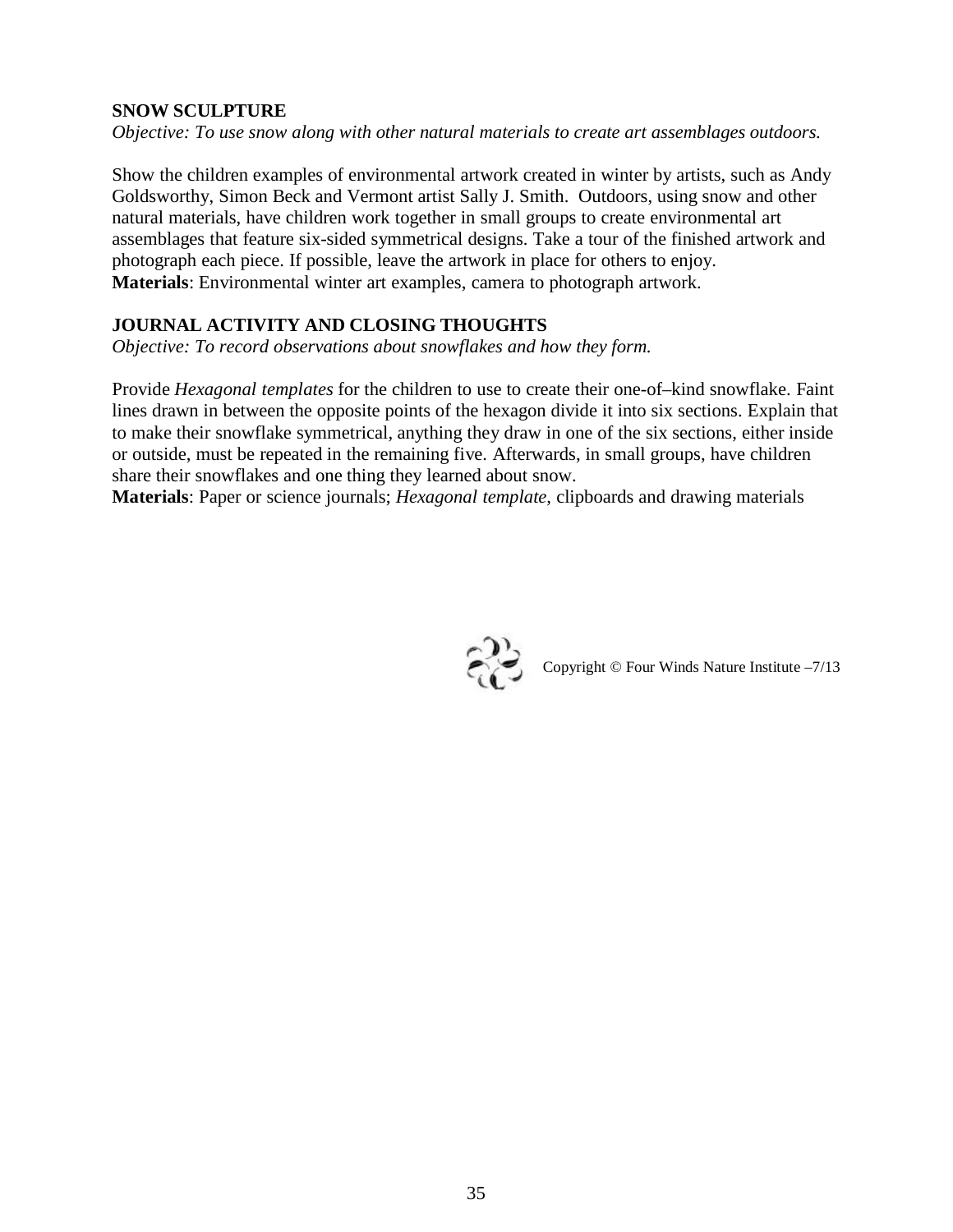**SNOW SCULPTURE**

*Objective: To use snow along with other natural materials to create art assemblages outdoors.*

Show the children examples of environmental artwork created in winter by artists, such as Andy Goldsworthy, Simon Beck and Vermont artist Sally J. Smith. Outdoors, using snow and other natural materials, have children work together in small groups to create environmental art assemblages that feature six-sided symmetrical designs. Take a tour of the finished artwork and photograph each piece. If possible, leave the artwork in place for others to enjoy.

**Materials**: Environmental winter art examples, camera to photograph artwork.

**JOURNAL ACTIVITY AND CLOSING THOUGHTS**

*Objective: To record observations about snowflakes and how they form.*

Provide *Hexagonal templates* for the children to use to create their one-of–kind snowflake. Faint lines drawn in between the opposite points of the hexagon divide it into six sections. Explain that to make their snowflake symmetrical, anything they draw in one of the six sections, either inside or outside, must be repeated in the remaining five. Afterwards, in small groups, have children share their snowflakes and one thing they learned about snow.

**Materials**: Paper or science journals; *Hexagonal template*, clipboards and drawing materials

Copyright © Four Winds Nature Institute –7/13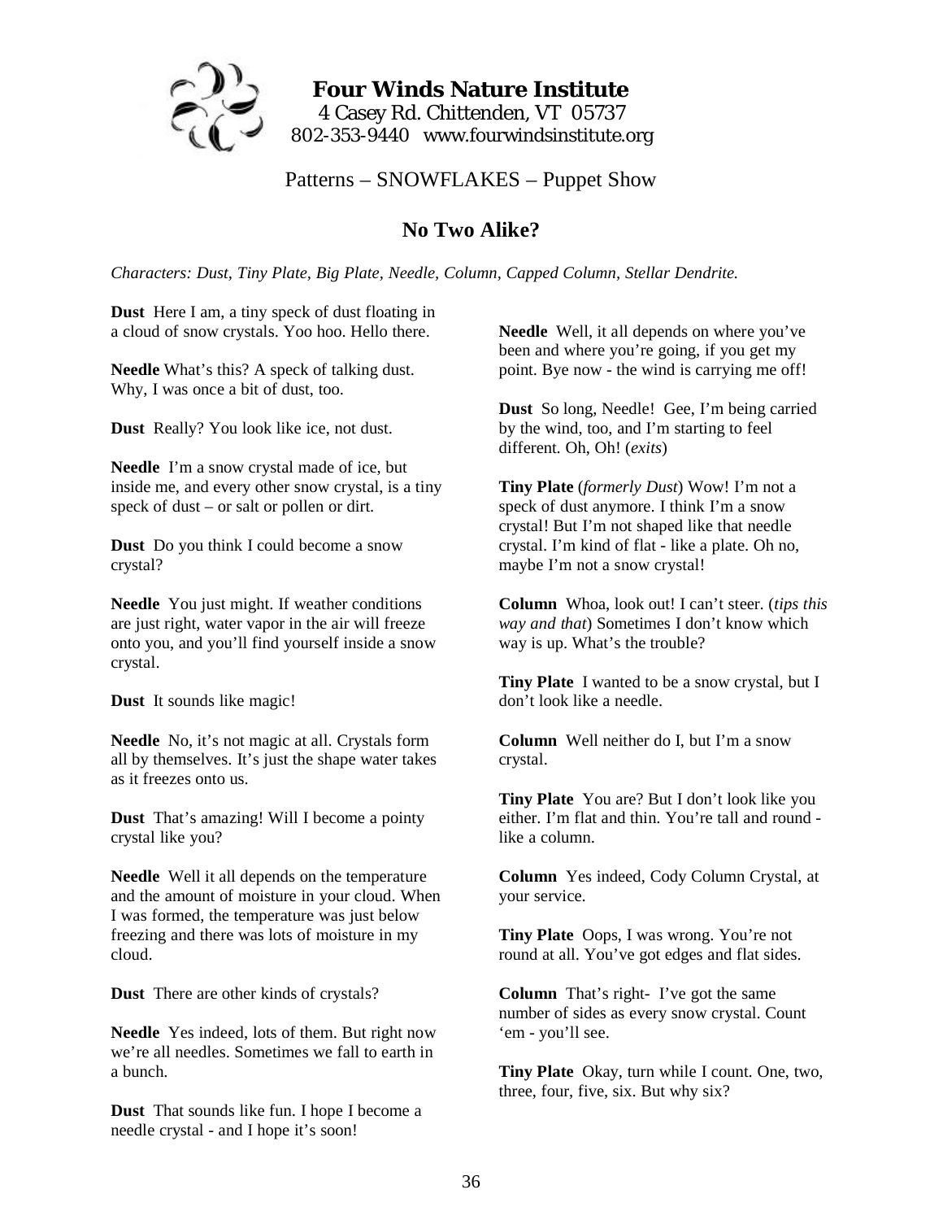**Four Winds Nature Institute**
4 Casey Rd. Chittenden, VT 05737
802-353-9440 www.fourwindsinstitute.org

Patterns – SNOWFLAKES – Puppet Show

## No Two Alike?

*Characters: Dust, Tiny Plate, Big Plate, Needle, Column, Capped Column, Stellar Dendrite.*

**Dust** Here I am, a tiny speck of dust floating in a cloud of snow crystals. Yoo hoo. Hello there.

**Needle** What's this? A speck of talking dust. Why, I was once a bit of dust, too.

**Dust** Really? You look like ice, not dust.

**Needle** I'm a snow crystal made of ice, but inside me, and every other snow crystal, is a tiny speck of dust – or salt or pollen or dirt.

**Dust** Do you think I could become a snow crystal?

**Needle** You just might. If weather conditions are just right, water vapor in the air will freeze onto you, and you'll find yourself inside a snow crystal.

**Dust** It sounds like magic!

**Needle** No, it's not magic at all. Crystals form all by themselves. It's just the shape water takes as it freezes onto us.

**Dust** That's amazing! Will I become a pointy crystal like you?

**Needle** Well it all depends on the temperature and the amount of moisture in your cloud. When I was formed, the temperature was just below freezing and there was lots of moisture in my cloud.

**Dust** There are other kinds of crystals?

**Needle** Yes indeed, lots of them. But right now we're all needles. Sometimes we fall to earth in a bunch.

**Dust** That sounds like fun. I hope I become a needle crystal - and I hope it's soon!

**Needle** Well, it all depends on where you've been and where you're going, if you get my point. Bye now - the wind is carrying me off!

**Dust** So long, Needle! Gee, I'm being carried by the wind, too, and I'm starting to feel different. Oh, Oh! (*exits*)

**Tiny Plate** (*formerly Dust*) Wow! I'm not a speck of dust anymore. I think I'm a snow crystal! But I'm not shaped like that needle crystal. I'm kind of flat - like a plate. Oh no, maybe I'm not a snow crystal!

**Column** Whoa, look out! I can't steer. (*tips this way and that*) Sometimes I don't know which way is up. What's the trouble?

**Tiny Plate** I wanted to be a snow crystal, but I don't look like a needle.

**Column** Well neither do I, but I'm a snow crystal.

**Tiny Plate** You are? But I don't look like you either. I'm flat and thin. You're tall and round - like a column.

**Column** Yes indeed, Cody Column Crystal, at your service.

**Tiny Plate** Oops, I was wrong. You're not round at all. You've got edges and flat sides.

**Column** That's right- I've got the same number of sides as every snow crystal. Count 'em - you'll see.

**Tiny Plate** Okay, turn while I count. One, two, three, four, five, six. But why six?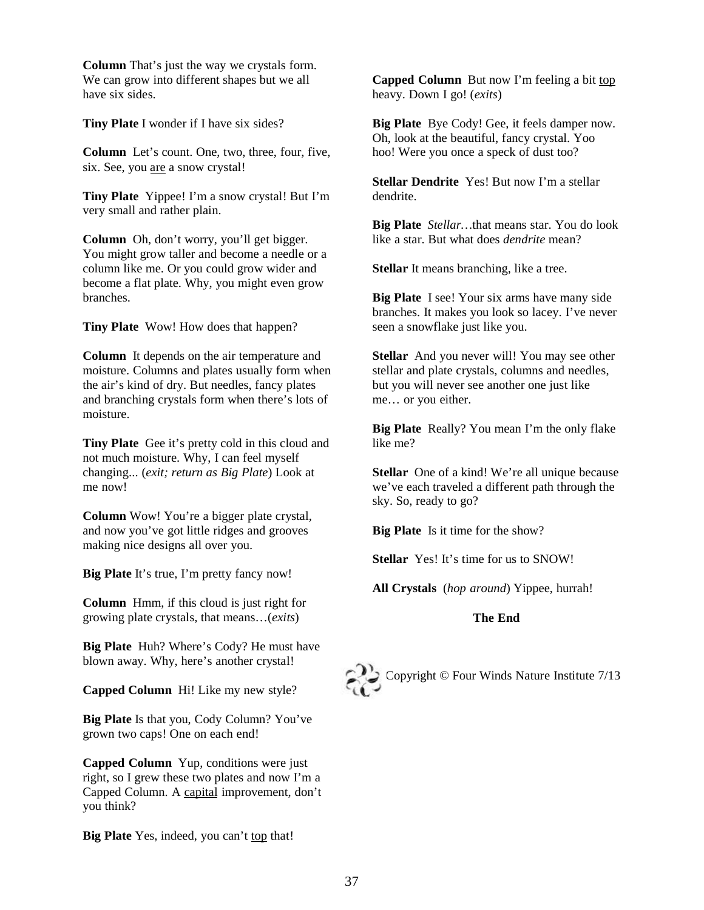**Column** That's just the way we crystals form. We can grow into different shapes but we all have six sides.

**Tiny Plate** I wonder if I have six sides?

**Column** Let's count. One, two, three, four, five, six. See, you <u>are</u> a snow crystal!

**Tiny Plate** Yippee! I'm a snow crystal! But I'm very small and rather plain.

**Column** Oh, don't worry, you'll get bigger. You might grow taller and become a needle or a column like me. Or you could grow wider and become a flat plate. Why, you might even grow branches.

**Tiny Plate** Wow! How does that happen?

**Column** It depends on the air temperature and moisture. Columns and plates usually form when the air's kind of dry. But needles, fancy plates and branching crystals form when there's lots of moisture.

**Tiny Plate** Gee it's pretty cold in this cloud and not much moisture. Why, I can feel myself changing... (*exit; return as Big Plate*) Look at me now!

**Column** Wow! You're a bigger plate crystal, and now you've got little ridges and grooves making nice designs all over you.

**Big Plate** It's true, I'm pretty fancy now!

**Column** Hmm, if this cloud is just right for growing plate crystals, that means…(*exits*)

**Big Plate** Huh? Where's Cody? He must have blown away. Why, here's another crystal!

**Capped Column** Hi! Like my new style?

**Big Plate** Is that you, Cody Column? You've grown two caps! One on each end!

**Capped Column** Yup, conditions were just right, so I grew these two plates and now I'm a Capped Column. A <u>capital</u> improvement, don't you think?

**Big Plate** Yes, indeed, you can't <u>top</u> that!

**Capped Column** But now I'm feeling a bit <u>top</u> heavy. Down I go! (*exits*)

**Big Plate** Bye Cody! Gee, it feels damper now. Oh, look at the beautiful, fancy crystal. Yoo hoo! Were you once a speck of dust too?

**Stellar Dendrite** Yes! But now I'm a stellar dendrite.

**Big Plate** *Stellar*…that means star. You do look like a star. But what does *dendrite* mean?

**Stellar** It means branching, like a tree.

**Big Plate** I see! Your six arms have many side branches. It makes you look so lacey. I've never seen a snowflake just like you.

**Stellar** And you never will! You may see other stellar and plate crystals, columns and needles, but you will never see another one just like me… or you either.

**Big Plate** Really? You mean I'm the only flake like me?

**Stellar** One of a kind! We're all unique because we've each traveled a different path through the sky. So, ready to go?

**Big Plate** Is it time for the show?

**Stellar** Yes! It's time for us to SNOW!

**All Crystals** (*hop around*) Yippee, hurrah!

**The End**

Copyright © Four Winds Nature Institute 7/13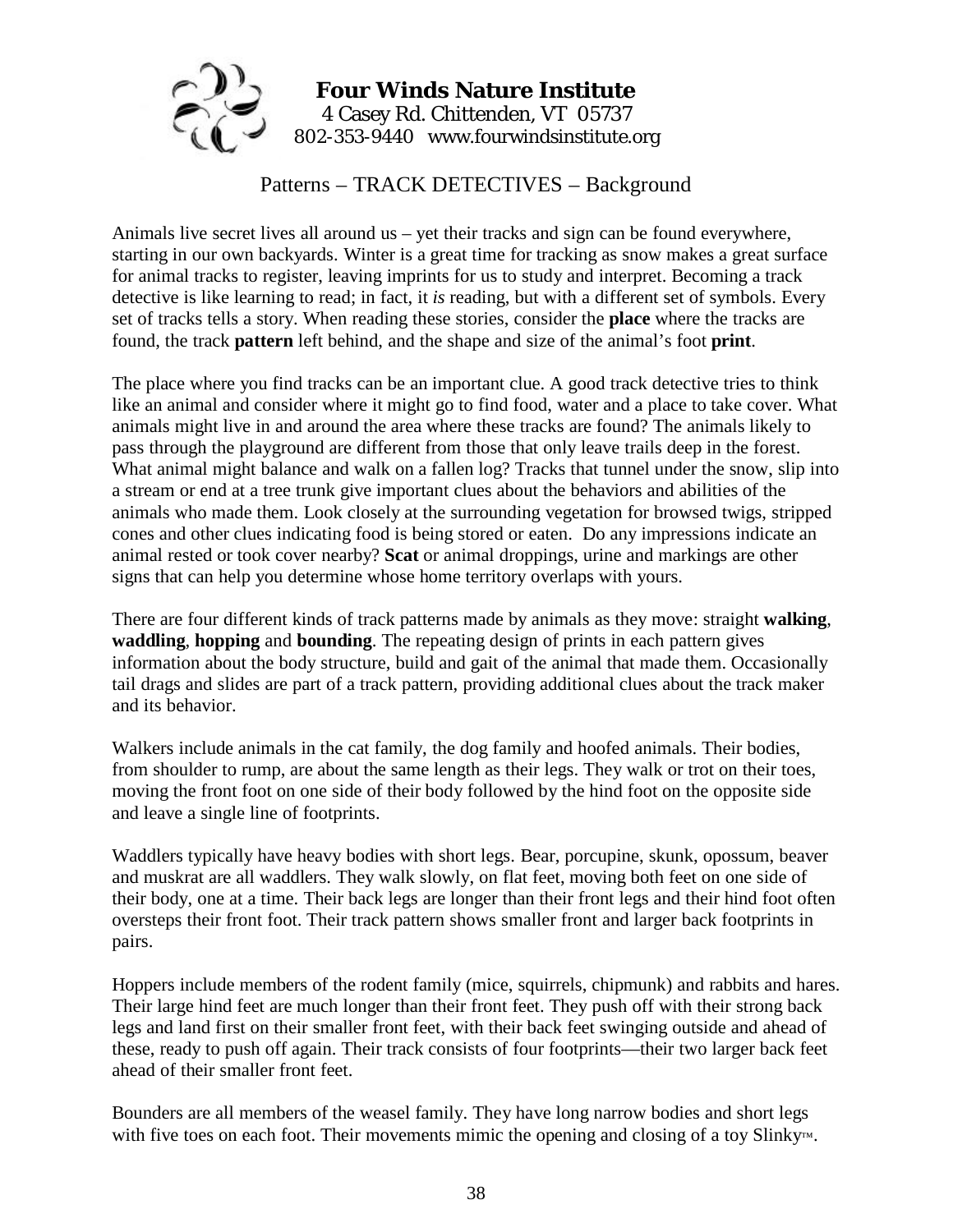**Four Winds Nature Institute**
4 Casey Rd. Chittenden, VT 05737
802-353-9440 www.fourwindsinstitute.org

## Patterns – TRACK DETECTIVES – Background

Animals live secret lives all around us – yet their tracks and sign can be found everywhere, starting in our own backyards. Winter is a great time for tracking as snow makes a great surface for animal tracks to register, leaving imprints for us to study and interpret. Becoming a track detective is like learning to read; in fact, it *is* reading, but with a different set of symbols. Every set of tracks tells a story. When reading these stories, consider the **place** where the tracks are found, the track **pattern** left behind, and the shape and size of the animal's foot **print**.

The place where you find tracks can be an important clue. A good track detective tries to think like an animal and consider where it might go to find food, water and a place to take cover. What animals might live in and around the area where these tracks are found? The animals likely to pass through the playground are different from those that only leave trails deep in the forest. What animal might balance and walk on a fallen log? Tracks that tunnel under the snow, slip into a stream or end at a tree trunk give important clues about the behaviors and abilities of the animals who made them. Look closely at the surrounding vegetation for browsed twigs, stripped cones and other clues indicating food is being stored or eaten. Do any impressions indicate an animal rested or took cover nearby? **Scat** or animal droppings, urine and markings are other signs that can help you determine whose home territory overlaps with yours.

There are four different kinds of track patterns made by animals as they move: straight **walking**, **waddling**, **hopping** and **bounding**. The repeating design of prints in each pattern gives information about the body structure, build and gait of the animal that made them. Occasionally tail drags and slides are part of a track pattern, providing additional clues about the track maker and its behavior.

Walkers include animals in the cat family, the dog family and hoofed animals. Their bodies, from shoulder to rump, are about the same length as their legs. They walk or trot on their toes, moving the front foot on one side of their body followed by the hind foot on the opposite side and leave a single line of footprints.

Waddlers typically have heavy bodies with short legs. Bear, porcupine, skunk, opossum, beaver and muskrat are all waddlers. They walk slowly, on flat feet, moving both feet on one side of their body, one at a time. Their back legs are longer than their front legs and their hind foot often oversteps their front foot. Their track pattern shows smaller front and larger back footprints in pairs.

Hoppers include members of the rodent family (mice, squirrels, chipmunk) and rabbits and hares. Their large hind feet are much longer than their front feet. They push off with their strong back legs and land first on their smaller front feet, with their back feet swinging outside and ahead of these, ready to push off again. Their track consists of four footprints—their two larger back feet ahead of their smaller front feet.

Bounders are all members of the weasel family. They have long narrow bodies and short legs with five toes on each foot. Their movements mimic the opening and closing of a toy Slinky™.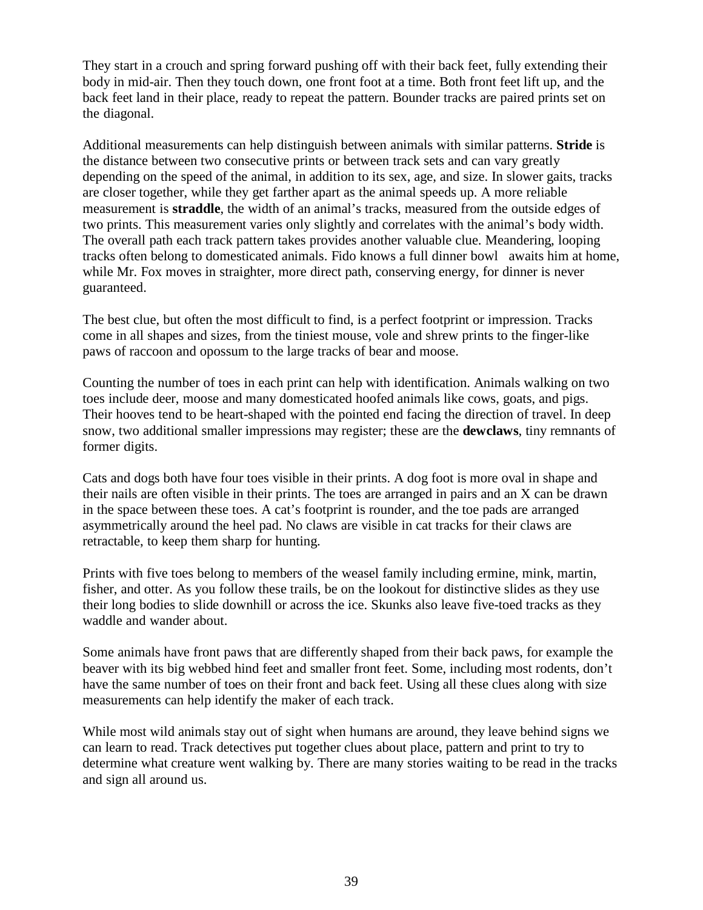They start in a crouch and spring forward pushing off with their back feet, fully extending their body in mid-air. Then they touch down, one front foot at a time. Both front feet lift up, and the back feet land in their place, ready to repeat the pattern. Bounder tracks are paired prints set on the diagonal.

Additional measurements can help distinguish between animals with similar patterns. **Stride** is the distance between two consecutive prints or between track sets and can vary greatly depending on the speed of the animal, in addition to its sex, age, and size. In slower gaits, tracks are closer together, while they get farther apart as the animal speeds up. A more reliable measurement is **straddle**, the width of an animal's tracks, measured from the outside edges of two prints. This measurement varies only slightly and correlates with the animal's body width. The overall path each track pattern takes provides another valuable clue. Meandering, looping tracks often belong to domesticated animals. Fido knows a full dinner bowl awaits him at home, while Mr. Fox moves in straighter, more direct path, conserving energy, for dinner is never guaranteed.

The best clue, but often the most difficult to find, is a perfect footprint or impression. Tracks come in all shapes and sizes, from the tiniest mouse, vole and shrew prints to the finger-like paws of raccoon and opossum to the large tracks of bear and moose.

Counting the number of toes in each print can help with identification. Animals walking on two toes include deer, moose and many domesticated hoofed animals like cows, goats, and pigs. Their hooves tend to be heart-shaped with the pointed end facing the direction of travel. In deep snow, two additional smaller impressions may register; these are the **dewclaws**, tiny remnants of former digits.

Cats and dogs both have four toes visible in their prints. A dog foot is more oval in shape and their nails are often visible in their prints. The toes are arranged in pairs and an X can be drawn in the space between these toes. A cat's footprint is rounder, and the toe pads are arranged asymmetrically around the heel pad. No claws are visible in cat tracks for their claws are retractable, to keep them sharp for hunting.

Prints with five toes belong to members of the weasel family including ermine, mink, martin, fisher, and otter. As you follow these trails, be on the lookout for distinctive slides as they use their long bodies to slide downhill or across the ice. Skunks also leave five-toed tracks as they waddle and wander about.

Some animals have front paws that are differently shaped from their back paws, for example the beaver with its big webbed hind feet and smaller front feet. Some, including most rodents, don't have the same number of toes on their front and back feet. Using all these clues along with size measurements can help identify the maker of each track.

While most wild animals stay out of sight when humans are around, they leave behind signs we can learn to read. Track detectives put together clues about place, pattern and print to try to determine what creature went walking by. There are many stories waiting to be read in the tracks and sign all around us.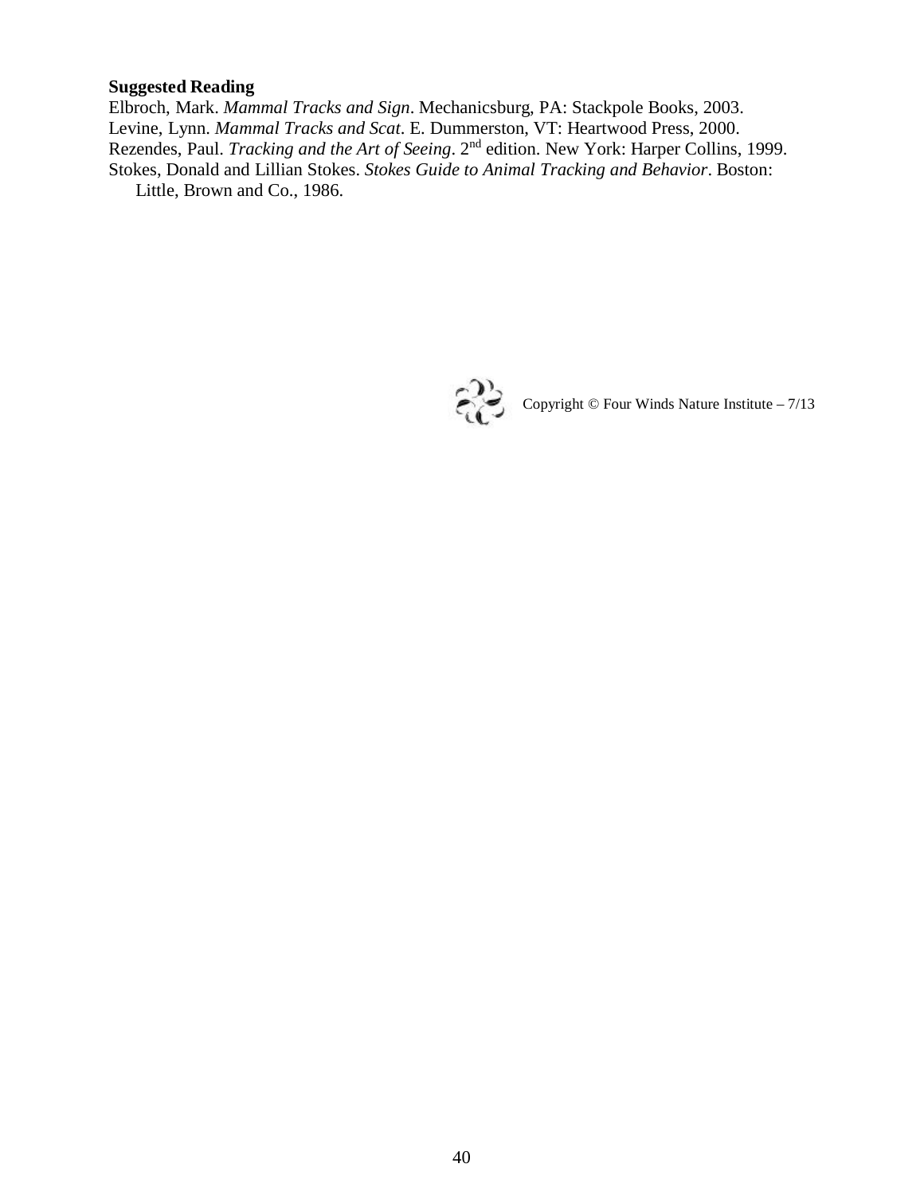**Suggested Reading**

Elbroch, Mark. *Mammal Tracks and Sign*. Mechanicsburg, PA: Stackpole Books, 2003.
Levine, Lynn. *Mammal Tracks and Scat*. E. Dummerston, VT: Heartwood Press, 2000.
Rezendes, Paul. *Tracking and the Art of Seeing*. 2nd edition. New York: Harper Collins, 1999.
Stokes, Donald and Lillian Stokes. *Stokes Guide to Animal Tracking and Behavior*. Boston: Little, Brown and Co., 1986.

Copyright © Four Winds Nature Institute – 7/13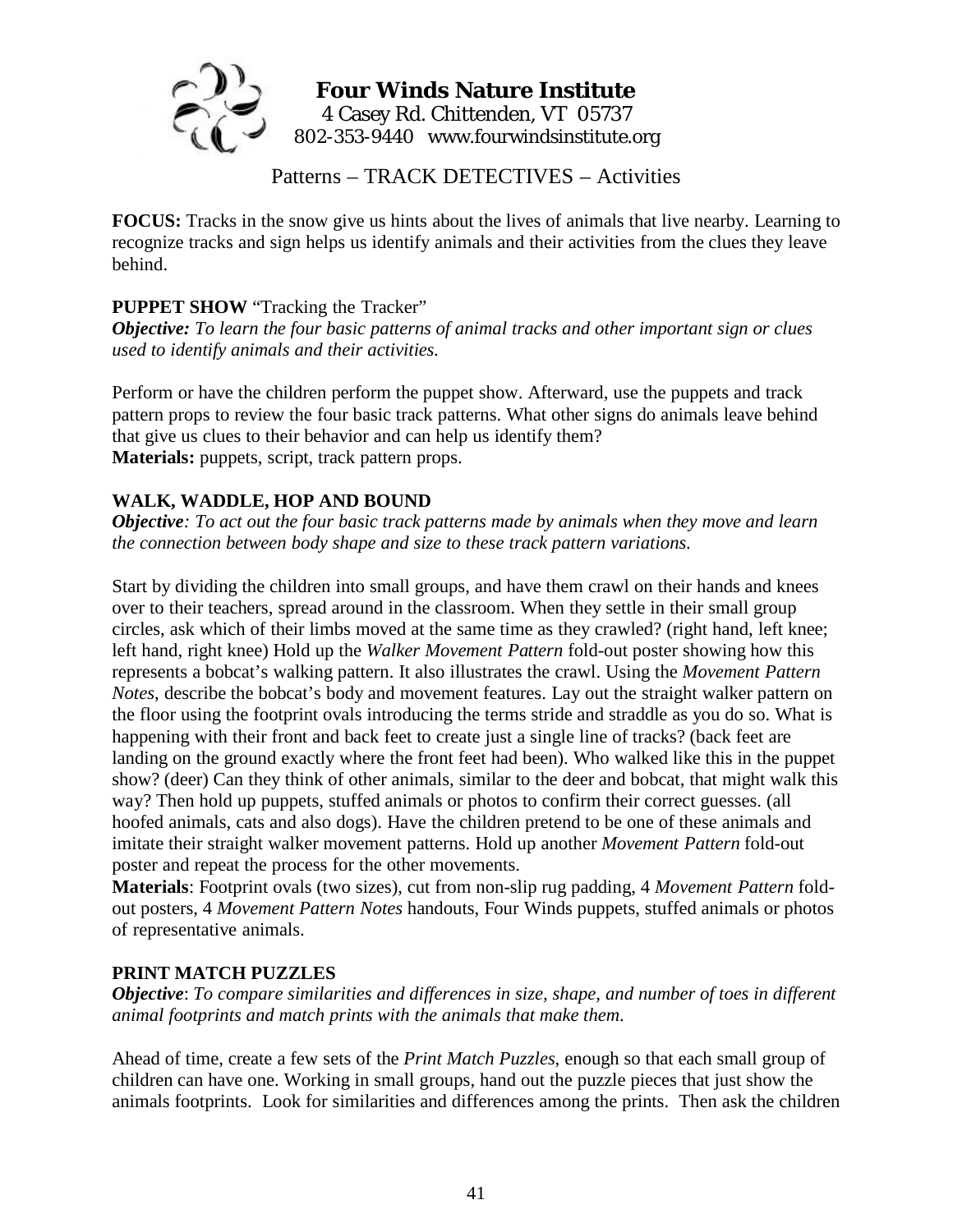**Four Winds Nature Institute**
4 Casey Rd. Chittenden, VT 05737
802-353-9440 www.fourwindsinstitute.org

## Patterns – TRACK DETECTIVES – Activities

**FOCUS:** Tracks in the snow give us hints about the lives of animals that live nearby. Learning to recognize tracks and sign helps us identify animals and their activities from the clues they leave behind.

### PUPPET SHOW "Tracking the Tracker"

***Objective:*** *To learn the four basic patterns of animal tracks and other important sign or clues used to identify animals and their activities.*

Perform or have the children perform the puppet show. Afterward, use the puppets and track pattern props to review the four basic track patterns. What other signs do animals leave behind that give us clues to their behavior and can help us identify them?
**Materials:** puppets, script, track pattern props.

### WALK, WADDLE, HOP AND BOUND

***Objective****: To act out the four basic track patterns made by animals when they move and learn the connection between body shape and size to these track pattern variations.*

Start by dividing the children into small groups, and have them crawl on their hands and knees over to their teachers, spread around in the classroom. When they settle in their small group circles, ask which of their limbs moved at the same time as they crawled? (right hand, left knee; left hand, right knee) Hold up the *Walker Movement Pattern* fold-out poster showing how this represents a bobcat's walking pattern. It also illustrates the crawl. Using the *Movement Pattern Notes*, describe the bobcat's body and movement features. Lay out the straight walker pattern on the floor using the footprint ovals introducing the terms stride and straddle as you do so. What is happening with their front and back feet to create just a single line of tracks? (back feet are landing on the ground exactly where the front feet had been). Who walked like this in the puppet show? (deer) Can they think of other animals, similar to the deer and bobcat, that might walk this way? Then hold up puppets, stuffed animals or photos to confirm their correct guesses. (all hoofed animals, cats and also dogs). Have the children pretend to be one of these animals and imitate their straight walker movement patterns. Hold up another *Movement Pattern* fold-out poster and repeat the process for the other movements.
**Materials**: Footprint ovals (two sizes), cut from non-slip rug padding, 4 *Movement Pattern* fold-out posters, 4 *Movement Pattern Notes* handouts, Four Winds puppets, stuffed animals or photos of representative animals.

### PRINT MATCH PUZZLES

***Objective***: *To compare similarities and differences in size, shape, and number of toes in different animal footprints and match prints with the animals that make them.*

Ahead of time, create a few sets of the *Print Match Puzzles*, enough so that each small group of children can have one. Working in small groups, hand out the puzzle pieces that just show the animals footprints. Look for similarities and differences among the prints. Then ask the children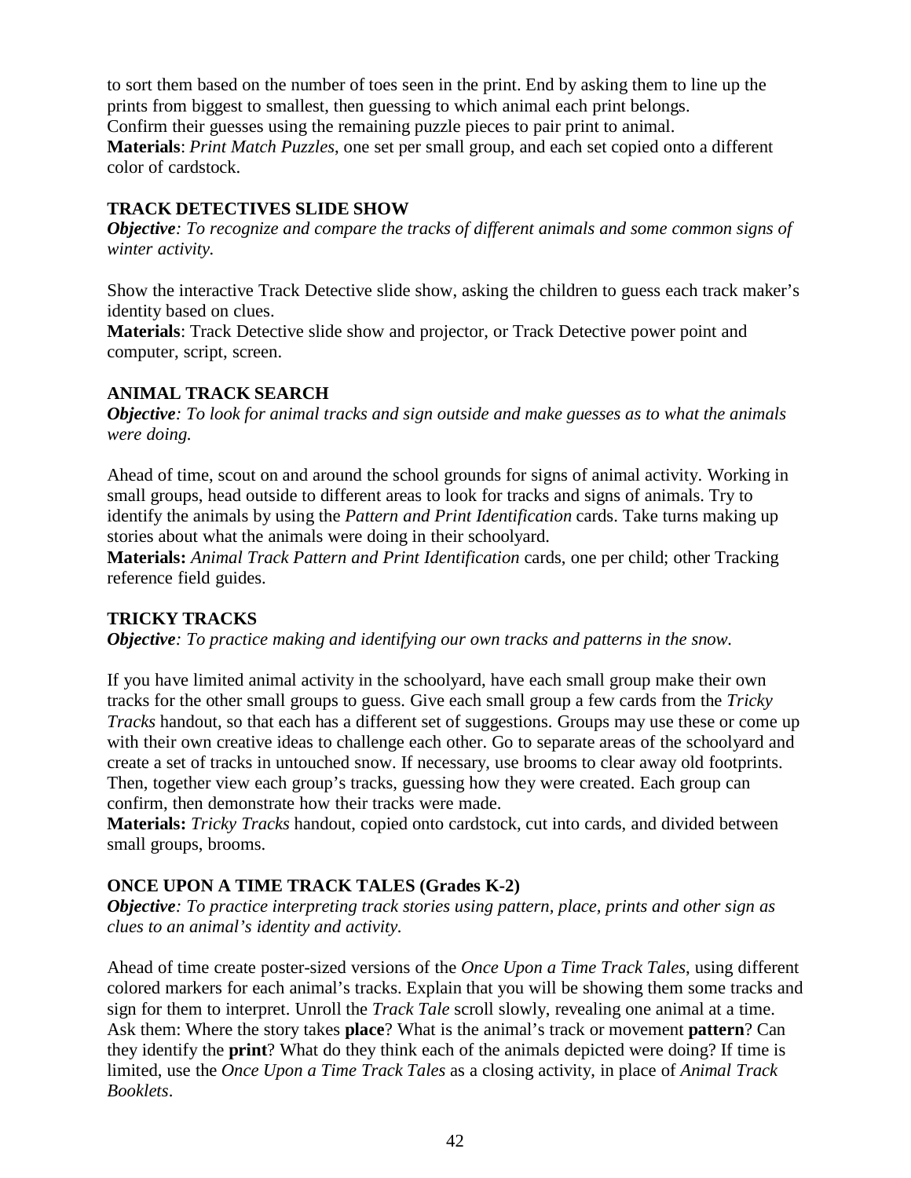to sort them based on the number of toes seen in the print. End by asking them to line up the prints from biggest to smallest, then guessing to which animal each print belongs. Confirm their guesses using the remaining puzzle pieces to pair print to animal.
**Materials**: *Print Match Puzzles*, one set per small group, and each set copied onto a different color of cardstock.

### TRACK DETECTIVES SLIDE SHOW

***Objective****: To recognize and compare the tracks of different animals and some common signs of winter activity.*

Show the interactive Track Detective slide show, asking the children to guess each track maker's identity based on clues.
**Materials**: Track Detective slide show and projector, or Track Detective power point and computer, script, screen.

### ANIMAL TRACK SEARCH

***Objective****: To look for animal tracks and sign outside and make guesses as to what the animals were doing.*

Ahead of time, scout on and around the school grounds for signs of animal activity. Working in small groups, head outside to different areas to look for tracks and signs of animals. Try to identify the animals by using the *Pattern and Print Identification* cards. Take turns making up stories about what the animals were doing in their schoolyard.
**Materials:** *Animal Track Pattern and Print Identification* cards, one per child; other Tracking reference field guides.

### TRICKY TRACKS

***Objective****: To practice making and identifying our own tracks and patterns in the snow.*

If you have limited animal activity in the schoolyard, have each small group make their own tracks for the other small groups to guess. Give each small group a few cards from the *Tricky Tracks* handout, so that each has a different set of suggestions. Groups may use these or come up with their own creative ideas to challenge each other. Go to separate areas of the schoolyard and create a set of tracks in untouched snow. If necessary, use brooms to clear away old footprints. Then, together view each group's tracks, guessing how they were created. Each group can confirm, then demonstrate how their tracks were made.
**Materials:** *Tricky Tracks* handout, copied onto cardstock, cut into cards, and divided between small groups, brooms.

### ONCE UPON A TIME TRACK TALES (Grades K-2)

***Objective****: To practice interpreting track stories using pattern, place, prints and other sign as clues to an animal's identity and activity.*

Ahead of time create poster-sized versions of the *Once Upon a Time Track Tales*, using different colored markers for each animal's tracks. Explain that you will be showing them some tracks and sign for them to interpret. Unroll the *Track Tale* scroll slowly, revealing one animal at a time. Ask them: Where the story takes **place**? What is the animal's track or movement **pattern**? Can they identify the **print**? What do they think each of the animals depicted were doing? If time is limited, use the *Once Upon a Time Track Tales* as a closing activity, in place of *Animal Track Booklets*.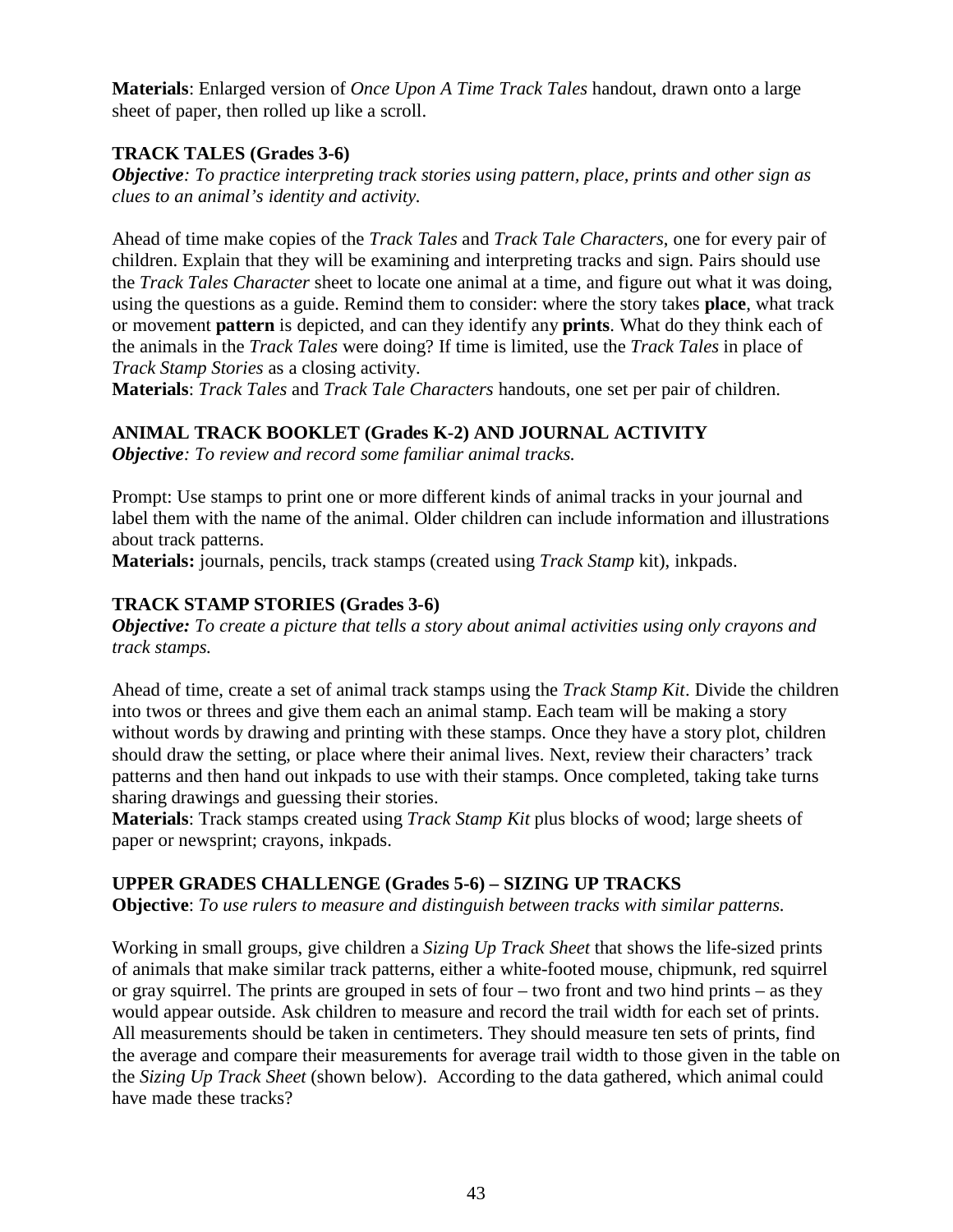**Materials**: Enlarged version of *Once Upon A Time Track Tales* handout, drawn onto a large sheet of paper, then rolled up like a scroll.

### TRACK TALES (Grades 3-6)

***Objective****: To practice interpreting track stories using pattern, place, prints and other sign as clues to an animal's identity and activity.*

Ahead of time make copies of the *Track Tales* and *Track Tale Characters*, one for every pair of children. Explain that they will be examining and interpreting tracks and sign. Pairs should use the *Track Tales Character* sheet to locate one animal at a time, and figure out what it was doing, using the questions as a guide. Remind them to consider: where the story takes **place**, what track or movement **pattern** is depicted, and can they identify any **prints**. What do they think each of the animals in the *Track Tales* were doing? If time is limited, use the *Track Tales* in place of *Track Stamp Stories* as a closing activity.
**Materials**: *Track Tales* and *Track Tale Characters* handouts, one set per pair of children.

### ANIMAL TRACK BOOKLET (Grades K-2) AND JOURNAL ACTIVITY

***Objective****: To review and record some familiar animal tracks.*

Prompt: Use stamps to print one or more different kinds of animal tracks in your journal and label them with the name of the animal. Older children can include information and illustrations about track patterns.
**Materials:** journals, pencils, track stamps (created using *Track Stamp* kit), inkpads.

### TRACK STAMP STORIES (Grades 3-6)

***Objective:*** *To create a picture that tells a story about animal activities using only crayons and track stamps.*

Ahead of time, create a set of animal track stamps using the *Track Stamp Kit*. Divide the children into twos or threes and give them each an animal stamp. Each team will be making a story without words by drawing and printing with these stamps. Once they have a story plot, children should draw the setting, or place where their animal lives. Next, review their characters' track patterns and then hand out inkpads to use with their stamps. Once completed, taking take turns sharing drawings and guessing their stories.
**Materials**: Track stamps created using *Track Stamp Kit* plus blocks of wood; large sheets of paper or newsprint; crayons, inkpads.

### UPPER GRADES CHALLENGE (Grades 5-6) – SIZING UP TRACKS

**Objective**: *To use rulers to measure and distinguish between tracks with similar patterns.*

Working in small groups, give children a *Sizing Up Track Sheet* that shows the life-sized prints of animals that make similar track patterns, either a white-footed mouse, chipmunk, red squirrel or gray squirrel. The prints are grouped in sets of four – two front and two hind prints – as they would appear outside. Ask children to measure and record the trail width for each set of prints. All measurements should be taken in centimeters. They should measure ten sets of prints, find the average and compare their measurements for average trail width to those given in the table on the *Sizing Up Track Sheet* (shown below). According to the data gathered, which animal could have made these tracks?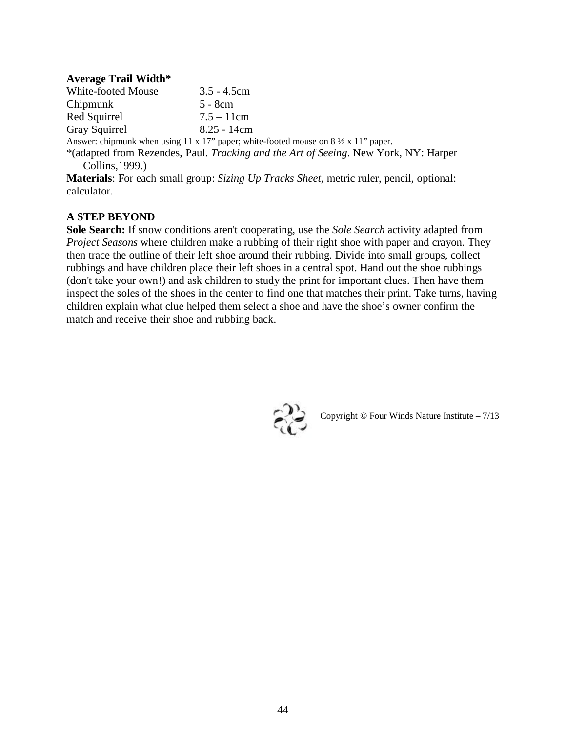**Average Trail Width***

| White-footed Mouse | 3.5 - 4.5cm |
|---|---|
| Chipmunk | 5 - 8cm |
| Red Squirrel | 7.5 – 11cm |
| Gray Squirrel | 8.25 - 14cm |

Answer: chipmunk when using 11 x 17" paper; white-footed mouse on 8 ½ x 11" paper.

*(adapted from Rezendes, Paul. *Tracking and the Art of Seeing*. New York, NY: Harper Collins,1999.)

**Materials**: For each small group: *Sizing Up Tracks Sheet*, metric ruler, pencil, optional: calculator.

**A STEP BEYOND**

**Sole Search:** If snow conditions aren't cooperating, use the *Sole Search* activity adapted from *Project Seasons* where children make a rubbing of their right shoe with paper and crayon. They then trace the outline of their left shoe around their rubbing. Divide into small groups, collect rubbings and have children place their left shoes in a central spot. Hand out the shoe rubbings (don't take your own!) and ask children to study the print for important clues. Then have them inspect the soles of the shoes in the center to find one that matches their print. Take turns, having children explain what clue helped them select a shoe and have the shoe's owner confirm the match and receive their shoe and rubbing back.

Copyright © Four Winds Nature Institute – 7/13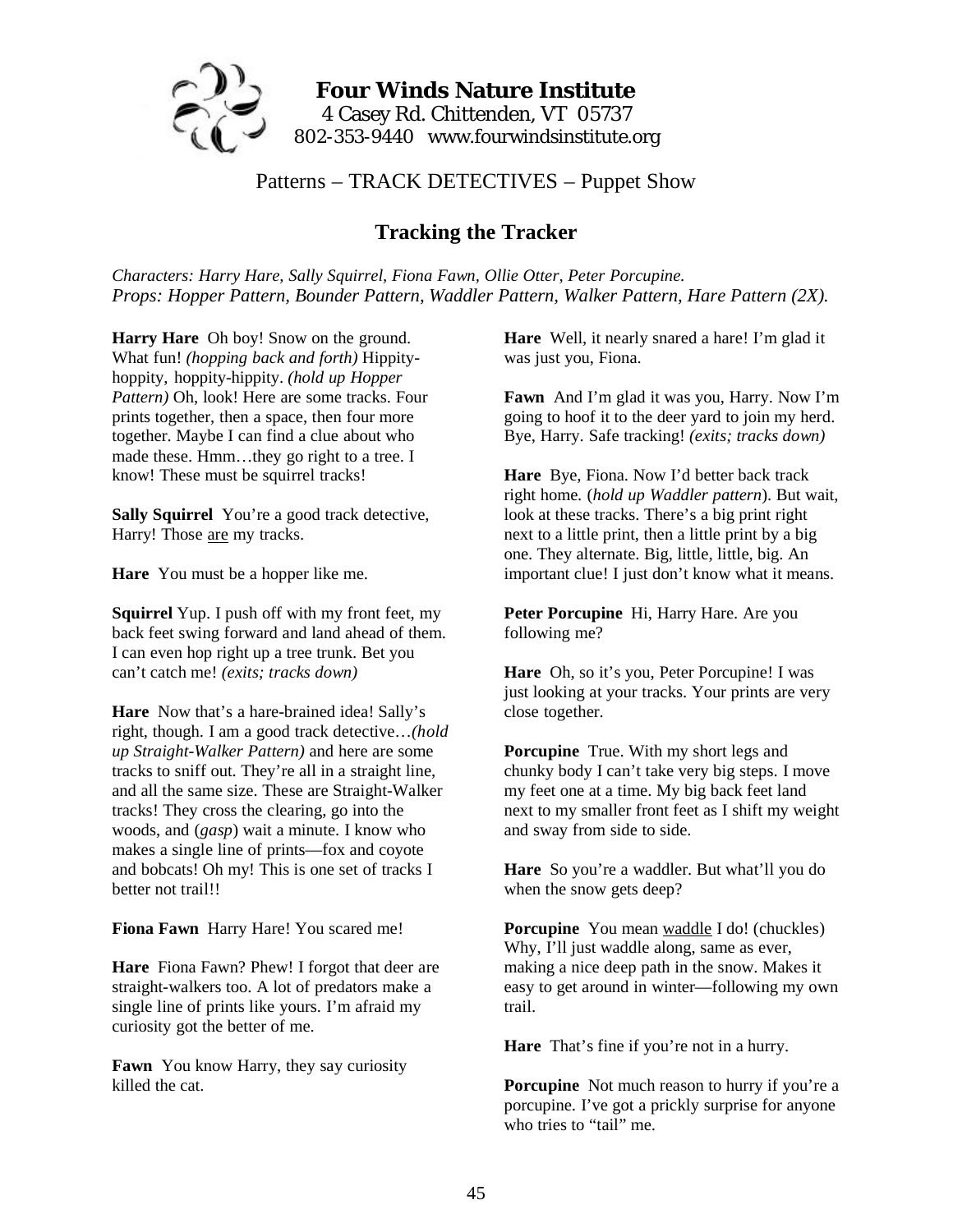**Four Winds Nature Institute**
4 Casey Rd. Chittenden, VT 05737
802-353-9440 www.fourwindsinstitute.org

## Patterns – TRACK DETECTIVES – Puppet Show

# Tracking the Tracker

*Characters: Harry Hare, Sally Squirrel, Fiona Fawn, Ollie Otter, Peter Porcupine.*
*Props: Hopper Pattern, Bounder Pattern, Waddler Pattern, Walker Pattern, Hare Pattern (2X).*

**Harry Hare** Oh boy! Snow on the ground. What fun! *(hopping back and forth)* Hippity-hoppity, hoppity-hippity. *(hold up Hopper Pattern)* Oh, look! Here are some tracks. Four prints together, then a space, then four more together. Maybe I can find a clue about who made these. Hmm…they go right to a tree. I know! These must be squirrel tracks!

**Sally Squirrel** You're a good track detective, Harry! Those are my tracks.

**Hare** You must be a hopper like me.

**Squirrel** Yup. I push off with my front feet, my back feet swing forward and land ahead of them. I can even hop right up a tree trunk. Bet you can't catch me! *(exits; tracks down)*

**Hare** Now that's a hare-brained idea! Sally's right, though. I am a good track detective…*(hold up Straight-Walker Pattern)* and here are some tracks to sniff out. They're all in a straight line, and all the same size. These are Straight-Walker tracks! They cross the clearing, go into the woods, and (*gasp*) wait a minute. I know who makes a single line of prints—fox and coyote and bobcats! Oh my! This is one set of tracks I better not trail!!

**Fiona Fawn** Harry Hare! You scared me!

**Hare** Fiona Fawn? Phew! I forgot that deer are straight-walkers too. A lot of predators make a single line of prints like yours. I'm afraid my curiosity got the better of me.

**Fawn** You know Harry, they say curiosity killed the cat.

**Hare** Well, it nearly snared a hare! I'm glad it was just you, Fiona.

**Fawn** And I'm glad it was you, Harry. Now I'm going to hoof it to the deer yard to join my herd. Bye, Harry. Safe tracking! *(exits; tracks down)*

**Hare** Bye, Fiona. Now I'd better back track right home. (*hold up Waddler pattern*). But wait, look at these tracks. There's a big print right next to a little print, then a little print by a big one. They alternate. Big, little, little, big. An important clue! I just don't know what it means.

**Peter Porcupine** Hi, Harry Hare. Are you following me?

**Hare** Oh, so it's you, Peter Porcupine! I was just looking at your tracks. Your prints are very close together.

**Porcupine** True. With my short legs and chunky body I can't take very big steps. I move my feet one at a time. My big back feet land next to my smaller front feet as I shift my weight and sway from side to side.

**Hare** So you're a waddler. But what'll you do when the snow gets deep?

**Porcupine** You mean waddle I do! (chuckles) Why, I'll just waddle along, same as ever, making a nice deep path in the snow. Makes it easy to get around in winter—following my own trail.

**Hare** That's fine if you're not in a hurry.

**Porcupine** Not much reason to hurry if you're a porcupine. I've got a prickly surprise for anyone who tries to "tail" me.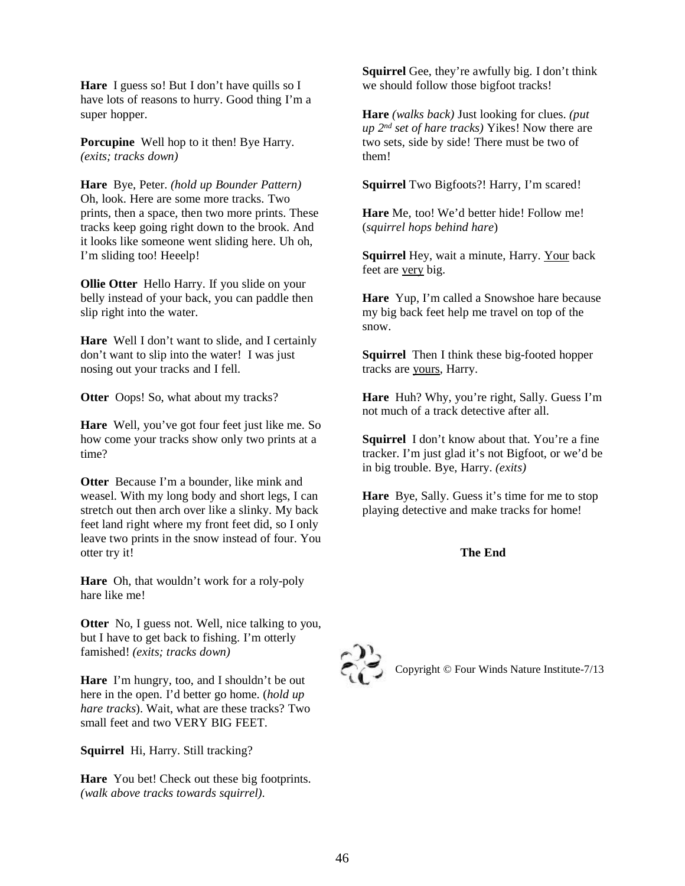**Hare** I guess so! But I don't have quills so I have lots of reasons to hurry. Good thing I'm a super hopper.

**Porcupine** Well hop to it then! Bye Harry. *(exits; tracks down)*

**Hare** Bye, Peter. *(hold up Bounder Pattern)* Oh, look. Here are some more tracks. Two prints, then a space, then two more prints. These tracks keep going right down to the brook. And it looks like someone went sliding here. Uh oh, I'm sliding too! Heeelp!

**Ollie Otter** Hello Harry. If you slide on your belly instead of your back, you can paddle then slip right into the water.

**Hare** Well I don't want to slide, and I certainly don't want to slip into the water! I was just nosing out your tracks and I fell.

**Otter** Oops! So, what about my tracks?

**Hare** Well, you've got four feet just like me. So how come your tracks show only two prints at a time?

**Otter** Because I'm a bounder, like mink and weasel. With my long body and short legs, I can stretch out then arch over like a slinky. My back feet land right where my front feet did, so I only leave two prints in the snow instead of four. You otter try it!

**Hare** Oh, that wouldn't work for a roly-poly hare like me!

**Otter** No, I guess not. Well, nice talking to you, but I have to get back to fishing. I'm otterly famished! *(exits; tracks down)*

**Hare** I'm hungry, too, and I shouldn't be out here in the open. I'd better go home. (*hold up hare tracks*). Wait, what are these tracks? Two small feet and two VERY BIG FEET.

**Squirrel** Hi, Harry. Still tracking?

**Hare** You bet! Check out these big footprints. *(walk above tracks towards squirrel).*

**Squirrel** Gee, they're awfully big. I don't think we should follow those bigfoot tracks!

**Hare** *(walks back)* Just looking for clues. *(put up 2nd set of hare tracks)* Yikes! Now there are two sets, side by side! There must be two of them!

**Squirrel** Two Bigfoots?! Harry, I'm scared!

**Hare** Me, too! We'd better hide! Follow me! (*squirrel hops behind hare*)

**Squirrel** Hey, wait a minute, Harry. Your back feet are very big.

**Hare** Yup, I'm called a Snowshoe hare because my big back feet help me travel on top of the snow.

**Squirrel** Then I think these big-footed hopper tracks are yours, Harry.

**Hare** Huh? Why, you're right, Sally. Guess I'm not much of a track detective after all.

**Squirrel** I don't know about that. You're a fine tracker. I'm just glad it's not Bigfoot, or we'd be in big trouble. Bye, Harry. *(exits)*

**Hare** Bye, Sally. Guess it's time for me to stop playing detective and make tracks for home!

**The End**

Copyright © Four Winds Nature Institute-7/13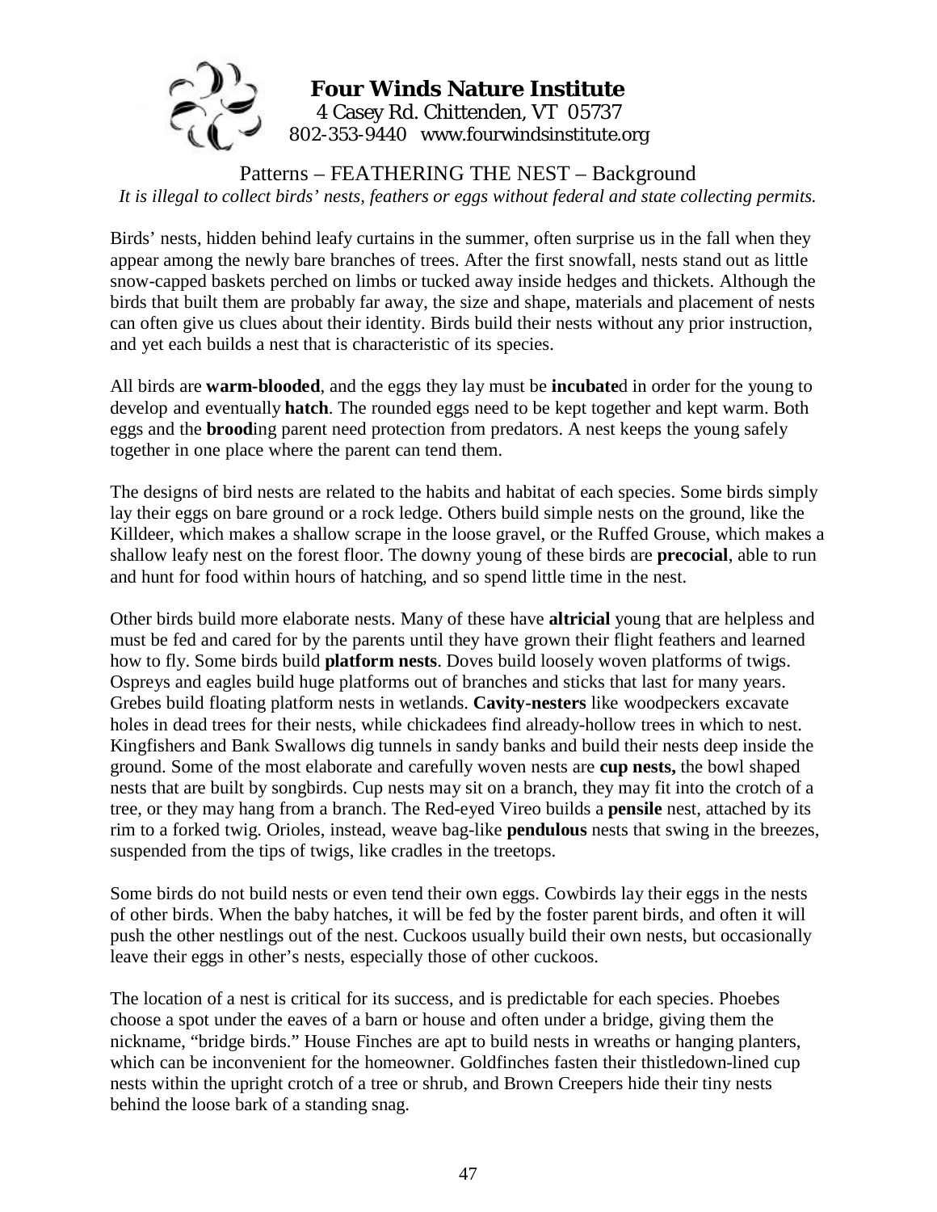**Four Winds Nature Institute**
4 Casey Rd. Chittenden, VT 05737
802-353-9440 www.fourwindsinstitute.org

# Patterns – FEATHERING THE NEST – Background

*It is illegal to collect birds' nests, feathers or eggs without federal and state collecting permits.*

Birds' nests, hidden behind leafy curtains in the summer, often surprise us in the fall when they appear among the newly bare branches of trees. After the first snowfall, nests stand out as little snow-capped baskets perched on limbs or tucked away inside hedges and thickets. Although the birds that built them are probably far away, the size and shape, materials and placement of nests can often give us clues about their identity. Birds build their nests without any prior instruction, and yet each builds a nest that is characteristic of its species.

All birds are **warm-blooded**, and the eggs they lay must be **incubate**d in order for the young to develop and eventually **hatch**. The rounded eggs need to be kept together and kept warm. Both eggs and the **brood**ing parent need protection from predators. A nest keeps the young safely together in one place where the parent can tend them.

The designs of bird nests are related to the habits and habitat of each species. Some birds simply lay their eggs on bare ground or a rock ledge. Others build simple nests on the ground, like the Killdeer, which makes a shallow scrape in the loose gravel, or the Ruffed Grouse, which makes a shallow leafy nest on the forest floor. The downy young of these birds are **precocial**, able to run and hunt for food within hours of hatching, and so spend little time in the nest.

Other birds build more elaborate nests. Many of these have **altricial** young that are helpless and must be fed and cared for by the parents until they have grown their flight feathers and learned how to fly. Some birds build **platform nests**. Doves build loosely woven platforms of twigs. Ospreys and eagles build huge platforms out of branches and sticks that last for many years. Grebes build floating platform nests in wetlands. **Cavity-nesters** like woodpeckers excavate holes in dead trees for their nests, while chickadees find already-hollow trees in which to nest. Kingfishers and Bank Swallows dig tunnels in sandy banks and build their nests deep inside the ground. Some of the most elaborate and carefully woven nests are **cup nests,** the bowl shaped nests that are built by songbirds. Cup nests may sit on a branch, they may fit into the crotch of a tree, or they may hang from a branch. The Red-eyed Vireo builds a **pensile** nest, attached by its rim to a forked twig. Orioles, instead, weave bag-like **pendulous** nests that swing in the breezes, suspended from the tips of twigs, like cradles in the treetops.

Some birds do not build nests or even tend their own eggs. Cowbirds lay their eggs in the nests of other birds. When the baby hatches, it will be fed by the foster parent birds, and often it will push the other nestlings out of the nest. Cuckoos usually build their own nests, but occasionally leave their eggs in other's nests, especially those of other cuckoos.

The location of a nest is critical for its success, and is predictable for each species. Phoebes choose a spot under the eaves of a barn or house and often under a bridge, giving them the nickname, "bridge birds." House Finches are apt to build nests in wreaths or hanging planters, which can be inconvenient for the homeowner. Goldfinches fasten their thistledown-lined cup nests within the upright crotch of a tree or shrub, and Brown Creepers hide their tiny nests behind the loose bark of a standing snag.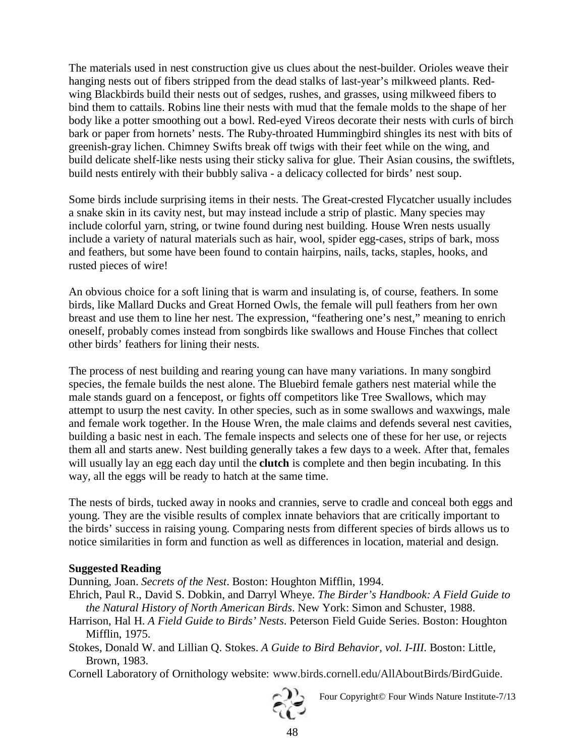The materials used in nest construction give us clues about the nest-builder. Orioles weave their hanging nests out of fibers stripped from the dead stalks of last-year's milkweed plants. Red-wing Blackbirds build their nests out of sedges, rushes, and grasses, using milkweed fibers to bind them to cattails. Robins line their nests with mud that the female molds to the shape of her body like a potter smoothing out a bowl. Red-eyed Vireos decorate their nests with curls of birch bark or paper from hornets' nests. The Ruby-throated Hummingbird shingles its nest with bits of greenish-gray lichen. Chimney Swifts break off twigs with their feet while on the wing, and build delicate shelf-like nests using their sticky saliva for glue. Their Asian cousins, the swiftlets, build nests entirely with their bubbly saliva - a delicacy collected for birds' nest soup.

Some birds include surprising items in their nests. The Great-crested Flycatcher usually includes a snake skin in its cavity nest, but may instead include a strip of plastic. Many species may include colorful yarn, string, or twine found during nest building. House Wren nests usually include a variety of natural materials such as hair, wool, spider egg-cases, strips of bark, moss and feathers, but some have been found to contain hairpins, nails, tacks, staples, hooks, and rusted pieces of wire!

An obvious choice for a soft lining that is warm and insulating is, of course, feathers. In some birds, like Mallard Ducks and Great Horned Owls, the female will pull feathers from her own breast and use them to line her nest. The expression, "feathering one's nest," meaning to enrich oneself, probably comes instead from songbirds like swallows and House Finches that collect other birds' feathers for lining their nests.

The process of nest building and rearing young can have many variations. In many songbird species, the female builds the nest alone. The Bluebird female gathers nest material while the male stands guard on a fencepost, or fights off competitors like Tree Swallows, which may attempt to usurp the nest cavity. In other species, such as in some swallows and waxwings, male and female work together. In the House Wren, the male claims and defends several nest cavities, building a basic nest in each. The female inspects and selects one of these for her use, or rejects them all and starts anew. Nest building generally takes a few days to a week. After that, females will usually lay an egg each day until the **clutch** is complete and then begin incubating. In this way, all the eggs will be ready to hatch at the same time.

The nests of birds, tucked away in nooks and crannies, serve to cradle and conceal both eggs and young. They are the visible results of complex innate behaviors that are critically important to the birds' success in raising young. Comparing nests from different species of birds allows us to notice similarities in form and function as well as differences in location, material and design.

**Suggested Reading**

Dunning, Joan. *Secrets of the Nest*. Boston: Houghton Mifflin, 1994.

Ehrich, Paul R., David S. Dobkin, and Darryl Wheye. *The Birder's Handbook: A Field Guide to the Natural History of North American Birds*. New York: Simon and Schuster, 1988.

Harrison, Hal H. *A Field Guide to Birds' Nests*. Peterson Field Guide Series. Boston: Houghton Mifflin, 1975.

Stokes, Donald W. and Lillian Q. Stokes. *A Guide to Bird Behavior, vol. I-III*. Boston: Little, Brown, 1983.

Cornell Laboratory of Ornithology website: www.birds.cornell.edu/AllAboutBirds/BirdGuide.

Four Copyright© Four Winds Nature Institute-7/13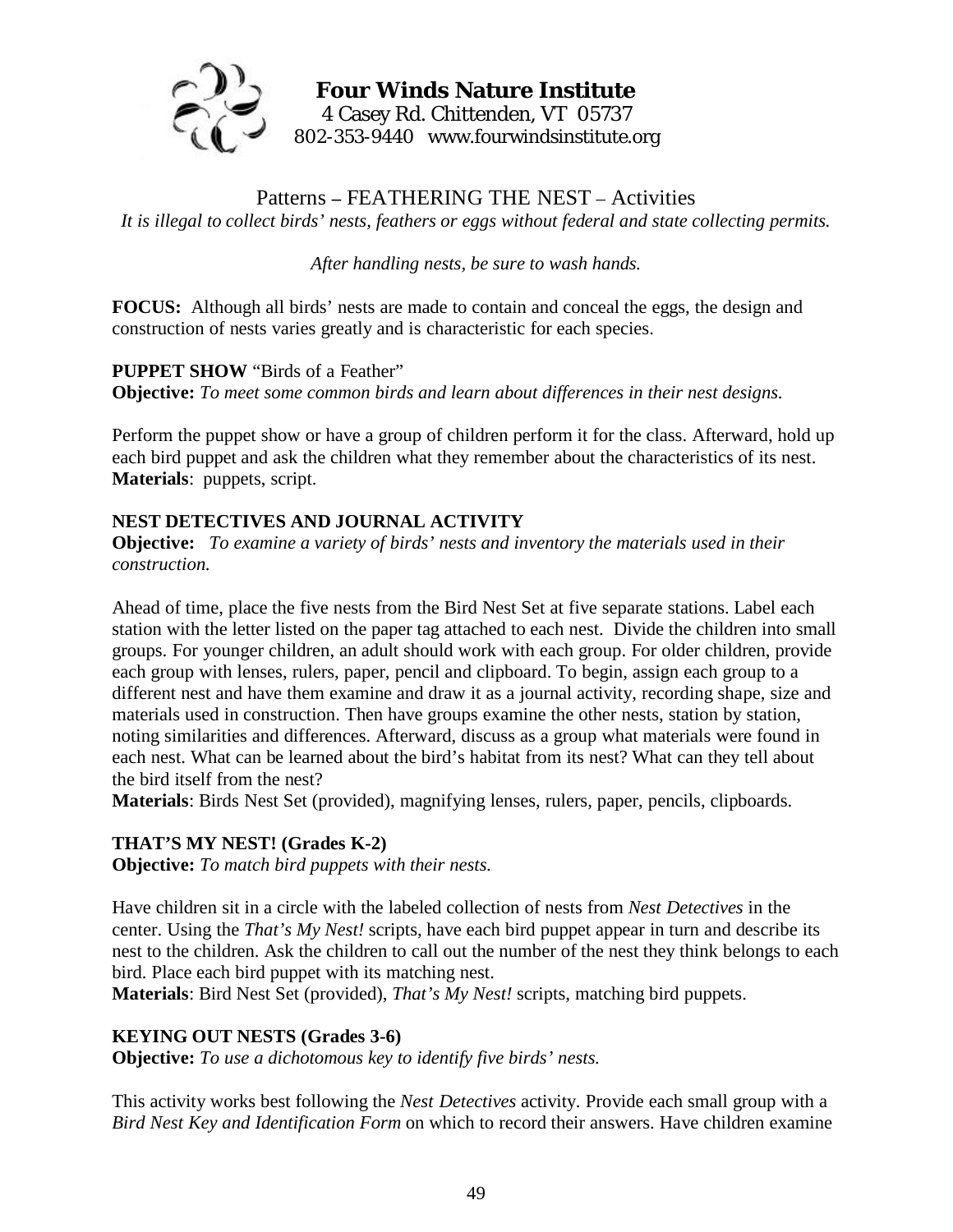**Four Winds Nature Institute**
4 Casey Rd. Chittenden, VT 05737
802-353-9440 www.fourwindsinstitute.org

# Patterns – FEATHERING THE NEST – Activities

*It is illegal to collect birds' nests, feathers or eggs without federal and state collecting permits.*

*After handling nests, be sure to wash hands.*

**FOCUS:** Although all birds' nests are made to contain and conceal the eggs, the design and construction of nests varies greatly and is characteristic for each species.

**PUPPET SHOW** "Birds of a Feather"
**Objective:** *To meet some common birds and learn about differences in their nest designs.*

Perform the puppet show or have a group of children perform it for the class. Afterward, hold up each bird puppet and ask the children what they remember about the characteristics of its nest.
**Materials**: puppets, script.

**NEST DETECTIVES AND JOURNAL ACTIVITY**
**Objective:** *To examine a variety of birds' nests and inventory the materials used in their construction.*

Ahead of time, place the five nests from the Bird Nest Set at five separate stations. Label each station with the letter listed on the paper tag attached to each nest. Divide the children into small groups. For younger children, an adult should work with each group. For older children, provide each group with lenses, rulers, paper, pencil and clipboard. To begin, assign each group to a different nest and have them examine and draw it as a journal activity, recording shape, size and materials used in construction. Then have groups examine the other nests, station by station, noting similarities and differences. Afterward, discuss as a group what materials were found in each nest. What can be learned about the bird's habitat from its nest? What can they tell about the bird itself from the nest?
**Materials**: Birds Nest Set (provided), magnifying lenses, rulers, paper, pencils, clipboards.

**THAT'S MY NEST! (Grades K-2)**
**Objective:** *To match bird puppets with their nests.*

Have children sit in a circle with the labeled collection of nests from *Nest Detectives* in the center. Using the *That's My Nest!* scripts, have each bird puppet appear in turn and describe its nest to the children. Ask the children to call out the number of the nest they think belongs to each bird. Place each bird puppet with its matching nest.
**Materials**: Bird Nest Set (provided), *That's My Nest!* scripts, matching bird puppets.

**KEYING OUT NESTS (Grades 3-6)**
**Objective:** *To use a dichotomous key to identify five birds' nests.*

This activity works best following the *Nest Detectives* activity. Provide each small group with a *Bird Nest Key and Identification Form* on which to record their answers. Have children examine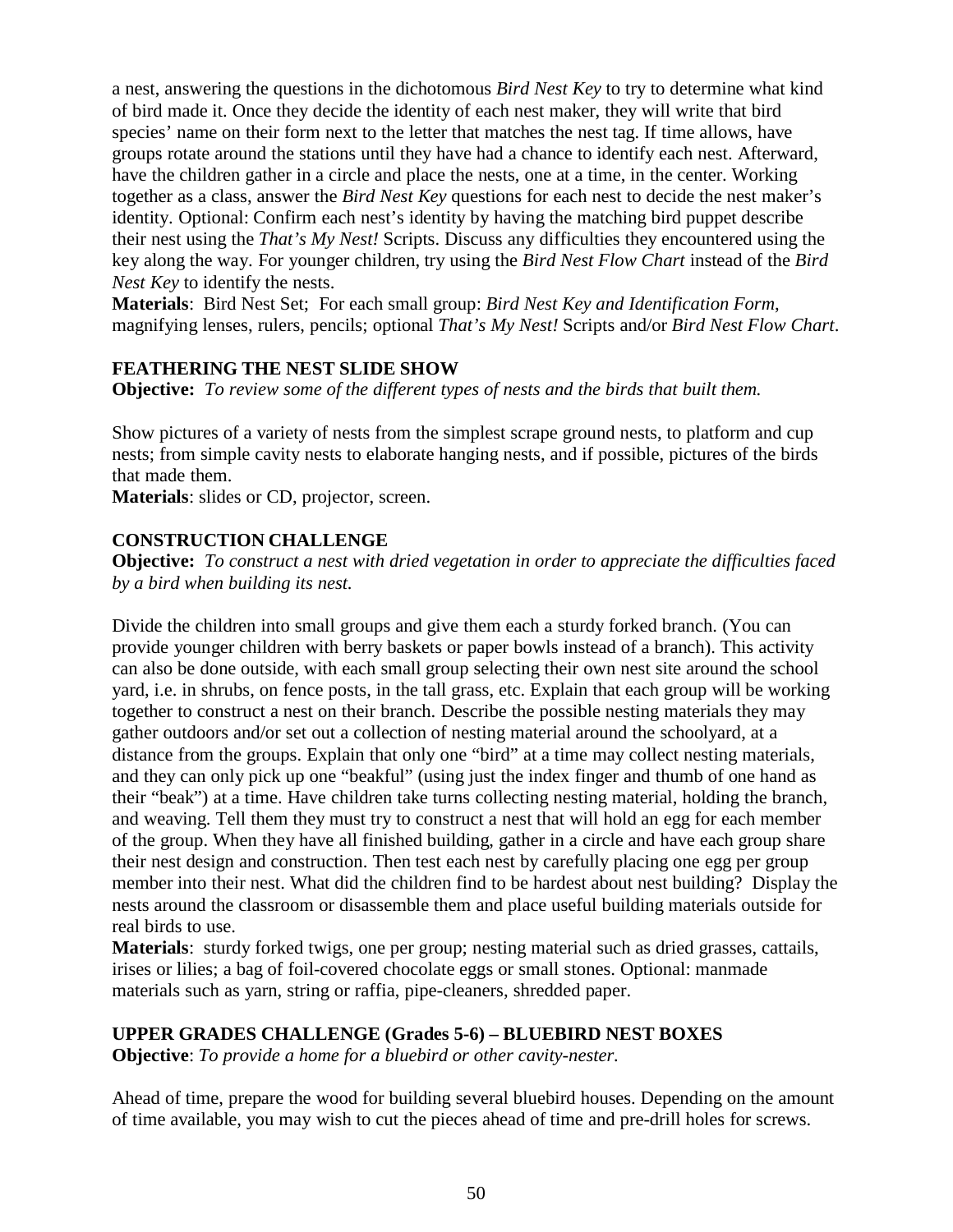a nest, answering the questions in the dichotomous *Bird Nest Key* to try to determine what kind of bird made it. Once they decide the identity of each nest maker, they will write that bird species' name on their form next to the letter that matches the nest tag. If time allows, have groups rotate around the stations until they have had a chance to identify each nest. Afterward, have the children gather in a circle and place the nests, one at a time, in the center. Working together as a class, answer the *Bird Nest Key* questions for each nest to decide the nest maker's identity. Optional: Confirm each nest's identity by having the matching bird puppet describe their nest using the *That's My Nest!* Scripts. Discuss any difficulties they encountered using the key along the way. For younger children, try using the *Bird Nest Flow Chart* instead of the *Bird Nest Key* to identify the nests.
**Materials**: Bird Nest Set; For each small group: *Bird Nest Key and Identification Form*, magnifying lenses, rulers, pencils; optional *That's My Nest!* Scripts and/or *Bird Nest Flow Chart*.

### FEATHERING THE NEST SLIDE SHOW

**Objective:** *To review some of the different types of nests and the birds that built them.*

Show pictures of a variety of nests from the simplest scrape ground nests, to platform and cup nests; from simple cavity nests to elaborate hanging nests, and if possible, pictures of the birds that made them.
**Materials**: slides or CD, projector, screen.

### CONSTRUCTION CHALLENGE

**Objective:** *To construct a nest with dried vegetation in order to appreciate the difficulties faced by a bird when building its nest.*

Divide the children into small groups and give them each a sturdy forked branch. (You can provide younger children with berry baskets or paper bowls instead of a branch). This activity can also be done outside, with each small group selecting their own nest site around the school yard, i.e. in shrubs, on fence posts, in the tall grass, etc. Explain that each group will be working together to construct a nest on their branch. Describe the possible nesting materials they may gather outdoors and/or set out a collection of nesting material around the schoolyard, at a distance from the groups. Explain that only one "bird" at a time may collect nesting materials, and they can only pick up one "beakful" (using just the index finger and thumb of one hand as their "beak") at a time. Have children take turns collecting nesting material, holding the branch, and weaving. Tell them they must try to construct a nest that will hold an egg for each member of the group. When they have all finished building, gather in a circle and have each group share their nest design and construction. Then test each nest by carefully placing one egg per group member into their nest. What did the children find to be hardest about nest building? Display the nests around the classroom or disassemble them and place useful building materials outside for real birds to use.
**Materials**: sturdy forked twigs, one per group; nesting material such as dried grasses, cattails, irises or lilies; a bag of foil-covered chocolate eggs or small stones. Optional: manmade materials such as yarn, string or raffia, pipe-cleaners, shredded paper.

### UPPER GRADES CHALLENGE (Grades 5-6) – BLUEBIRD NEST BOXES

**Objective**: *To provide a home for a bluebird or other cavity-nester.*

Ahead of time, prepare the wood for building several bluebird houses. Depending on the amount of time available, you may wish to cut the pieces ahead of time and pre-drill holes for screws.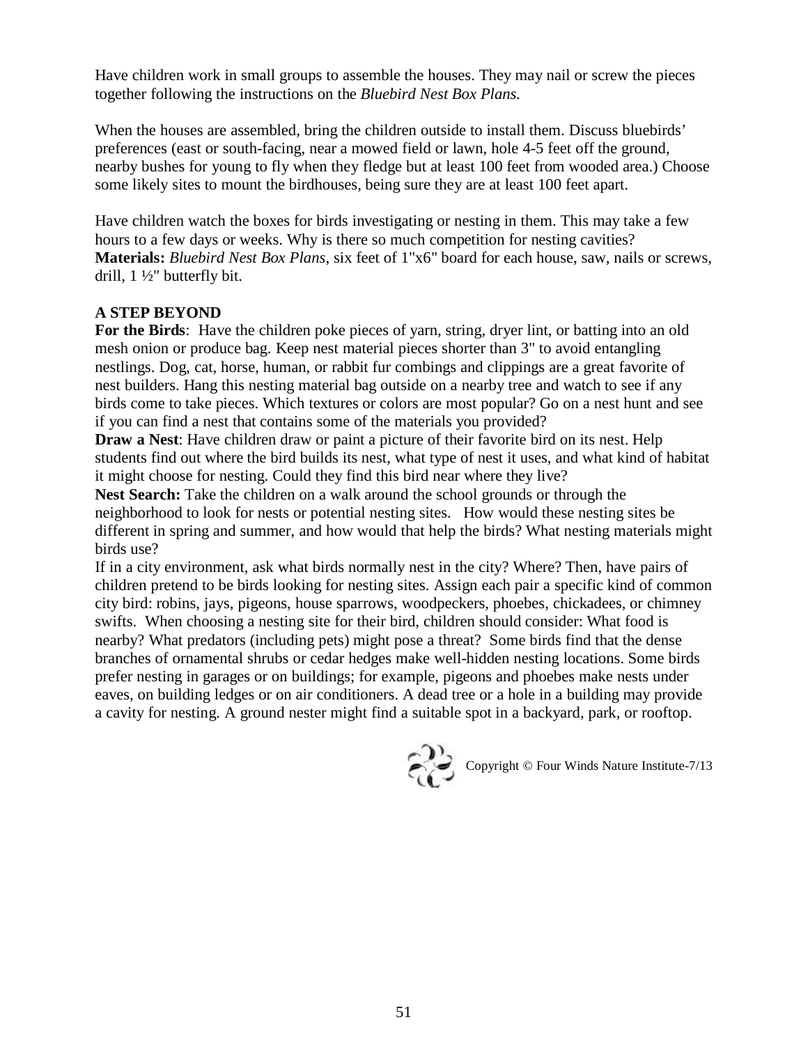Have children work in small groups to assemble the houses. They may nail or screw the pieces together following the instructions on the *Bluebird Nest Box Plans.*

When the houses are assembled, bring the children outside to install them. Discuss bluebirds' preferences (east or south-facing, near a mowed field or lawn, hole 4-5 feet off the ground, nearby bushes for young to fly when they fledge but at least 100 feet from wooded area.) Choose some likely sites to mount the birdhouses, being sure they are at least 100 feet apart.

Have children watch the boxes for birds investigating or nesting in them. This may take a few hours to a few days or weeks. Why is there so much competition for nesting cavities?
**Materials:** *Bluebird Nest Box Plans*, six feet of 1"x6" board for each house, saw, nails or screws, drill, 1 ½" butterfly bit.

**A STEP BEYOND**

**For the Birds**: Have the children poke pieces of yarn, string, dryer lint, or batting into an old mesh onion or produce bag. Keep nest material pieces shorter than 3" to avoid entangling nestlings. Dog, cat, horse, human, or rabbit fur combings and clippings are a great favorite of nest builders. Hang this nesting material bag outside on a nearby tree and watch to see if any birds come to take pieces. Which textures or colors are most popular? Go on a nest hunt and see if you can find a nest that contains some of the materials you provided?

**Draw a Nest**: Have children draw or paint a picture of their favorite bird on its nest. Help students find out where the bird builds its nest, what type of nest it uses, and what kind of habitat it might choose for nesting. Could they find this bird near where they live?

**Nest Search:** Take the children on a walk around the school grounds or through the neighborhood to look for nests or potential nesting sites. How would these nesting sites be different in spring and summer, and how would that help the birds? What nesting materials might birds use?

If in a city environment, ask what birds normally nest in the city? Where? Then, have pairs of children pretend to be birds looking for nesting sites. Assign each pair a specific kind of common city bird: robins, jays, pigeons, house sparrows, woodpeckers, phoebes, chickadees, or chimney swifts. When choosing a nesting site for their bird, children should consider: What food is nearby? What predators (including pets) might pose a threat? Some birds find that the dense branches of ornamental shrubs or cedar hedges make well-hidden nesting locations. Some birds prefer nesting in garages or on buildings; for example, pigeons and phoebes make nests under eaves, on building ledges or on air conditioners. A dead tree or a hole in a building may provide a cavity for nesting. A ground nester might find a suitable spot in a backyard, park, or rooftop.

Copyright © Four Winds Nature Institute-7/13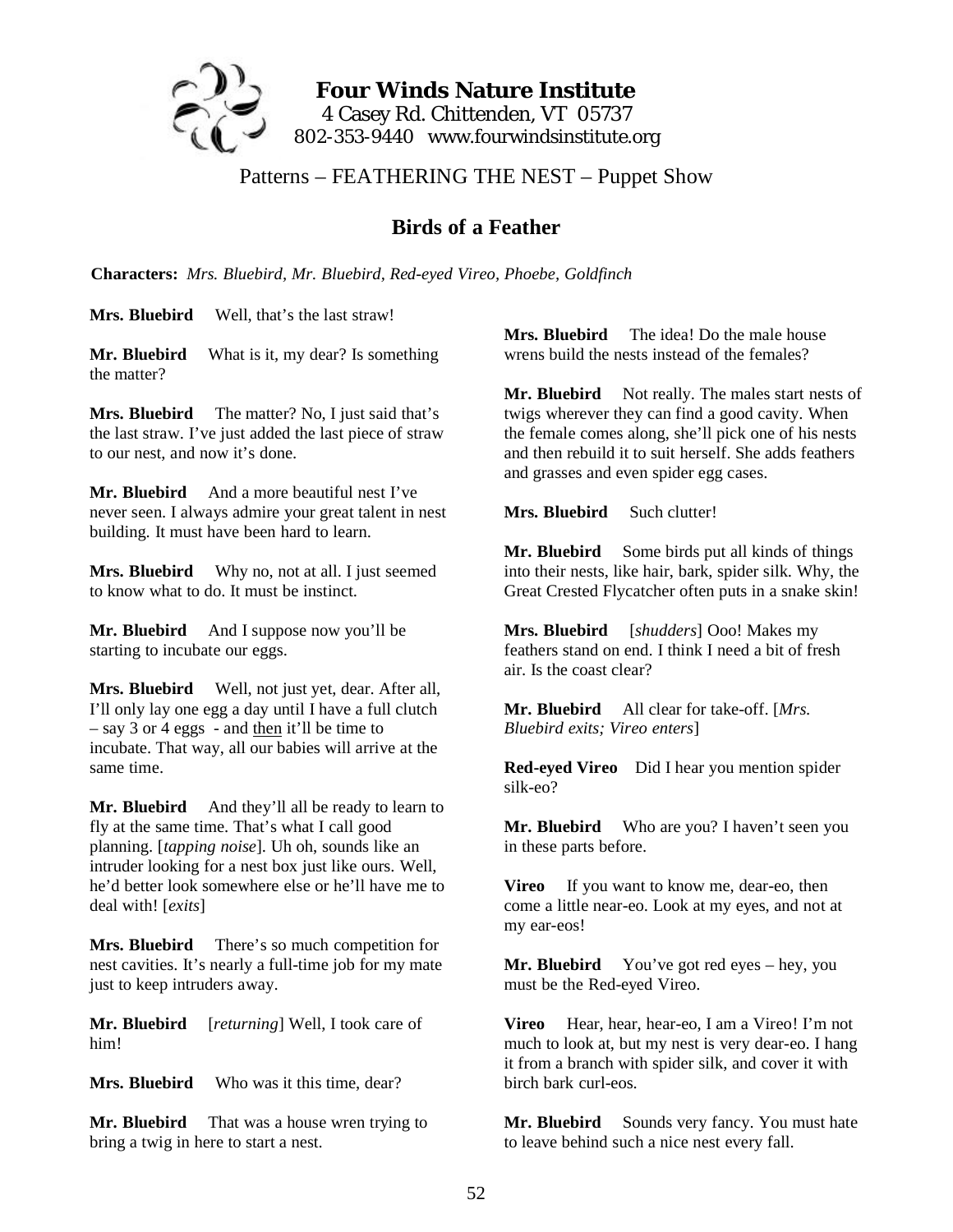**Four Winds Nature Institute**
4 Casey Rd. Chittenden, VT 05737
802-353-9440 www.fourwindsinstitute.org

Patterns – FEATHERING THE NEST – Puppet Show

## Birds of a Feather

**Characters:** *Mrs. Bluebird, Mr. Bluebird, Red-eyed Vireo, Phoebe, Goldfinch*

**Mrs. Bluebird** Well, that's the last straw!

**Mr. Bluebird** What is it, my dear? Is something the matter?

**Mrs. Bluebird** The matter? No, I just said that's the last straw. I've just added the last piece of straw to our nest, and now it's done.

**Mr. Bluebird** And a more beautiful nest I've never seen. I always admire your great talent in nest building. It must have been hard to learn.

**Mrs. Bluebird** Why no, not at all. I just seemed to know what to do. It must be instinct.

**Mr. Bluebird** And I suppose now you'll be starting to incubate our eggs.

**Mrs. Bluebird** Well, not just yet, dear. After all, I'll only lay one egg a day until I have a full clutch – say 3 or 4 eggs - and <u>then</u> it'll be time to incubate. That way, all our babies will arrive at the same time.

**Mr. Bluebird** And they'll all be ready to learn to fly at the same time. That's what I call good planning. [*tapping noise*]. Uh oh, sounds like an intruder looking for a nest box just like ours. Well, he'd better look somewhere else or he'll have me to deal with! [*exits*]

**Mrs. Bluebird** There's so much competition for nest cavities. It's nearly a full-time job for my mate just to keep intruders away.

**Mr. Bluebird** [*returning*] Well, I took care of him!

**Mrs. Bluebird** Who was it this time, dear?

**Mr. Bluebird** That was a house wren trying to bring a twig in here to start a nest.

**Mrs. Bluebird** The idea! Do the male house wrens build the nests instead of the females?

**Mr. Bluebird** Not really. The males start nests of twigs wherever they can find a good cavity. When the female comes along, she'll pick one of his nests and then rebuild it to suit herself. She adds feathers and grasses and even spider egg cases.

**Mrs. Bluebird** Such clutter!

**Mr. Bluebird** Some birds put all kinds of things into their nests, like hair, bark, spider silk. Why, the Great Crested Flycatcher often puts in a snake skin!

**Mrs. Bluebird** [*shudders*] Ooo! Makes my feathers stand on end. I think I need a bit of fresh air. Is the coast clear?

**Mr. Bluebird** All clear for take-off. [*Mrs. Bluebird exits; Vireo enters*]

**Red-eyed Vireo** Did I hear you mention spider silk-eo?

**Mr. Bluebird** Who are you? I haven't seen you in these parts before.

**Vireo** If you want to know me, dear-eo, then come a little near-eo. Look at my eyes, and not at my ear-eos!

**Mr. Bluebird** You've got red eyes – hey, you must be the Red-eyed Vireo.

**Vireo** Hear, hear, hear-eo, I am a Vireo! I'm not much to look at, but my nest is very dear-eo. I hang it from a branch with spider silk, and cover it with birch bark curl-eos.

**Mr. Bluebird** Sounds very fancy. You must hate to leave behind such a nice nest every fall.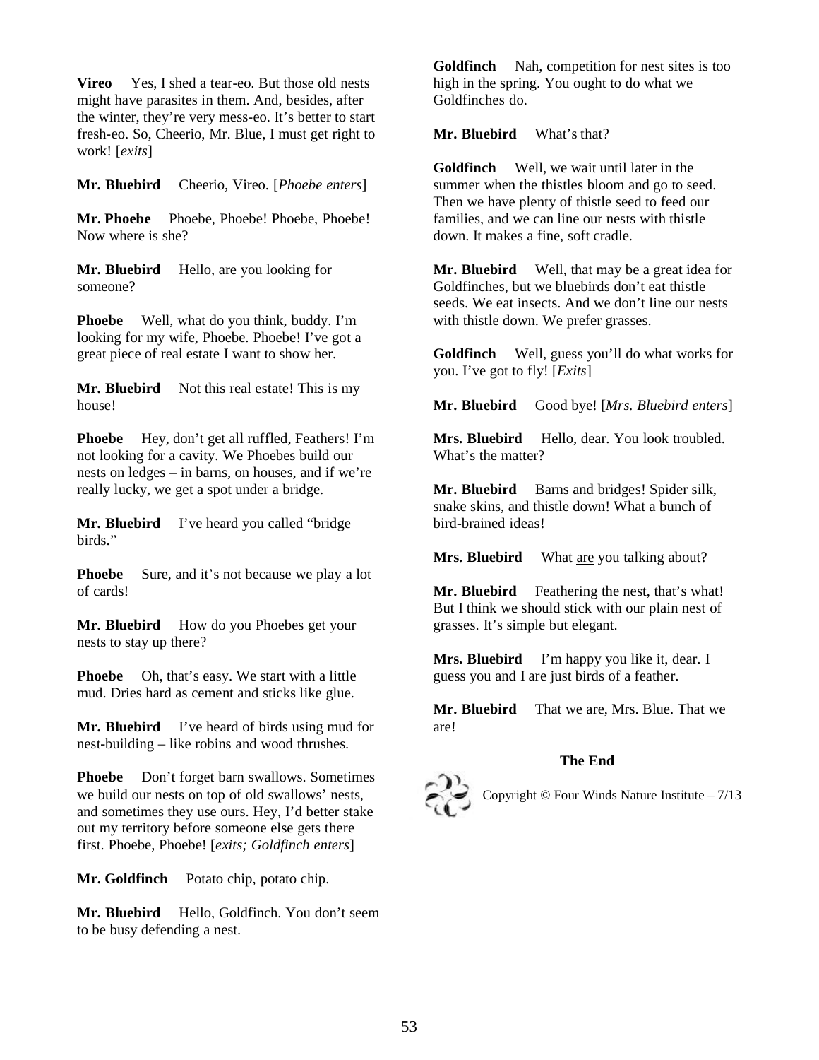**Vireo** Yes, I shed a tear-eo. But those old nests might have parasites in them. And, besides, after the winter, they're very mess-eo. It's better to start fresh-eo. So, Cheerio, Mr. Blue, I must get right to work! [*exits*]

**Mr. Bluebird** Cheerio, Vireo. [*Phoebe enters*]

**Mr. Phoebe** Phoebe, Phoebe! Phoebe, Phoebe! Now where is she?

**Mr. Bluebird** Hello, are you looking for someone?

**Phoebe** Well, what do you think, buddy. I'm looking for my wife, Phoebe. Phoebe! I've got a great piece of real estate I want to show her.

**Mr. Bluebird** Not this real estate! This is my house!

**Phoebe** Hey, don't get all ruffled, Feathers! I'm not looking for a cavity. We Phoebes build our nests on ledges – in barns, on houses, and if we're really lucky, we get a spot under a bridge.

**Mr. Bluebird** I've heard you called "bridge birds."

**Phoebe** Sure, and it's not because we play a lot of cards!

**Mr. Bluebird** How do you Phoebes get your nests to stay up there?

**Phoebe** Oh, that's easy. We start with a little mud. Dries hard as cement and sticks like glue.

**Mr. Bluebird** I've heard of birds using mud for nest-building – like robins and wood thrushes.

**Phoebe** Don't forget barn swallows. Sometimes we build our nests on top of old swallows' nests, and sometimes they use ours. Hey, I'd better stake out my territory before someone else gets there first. Phoebe, Phoebe! [*exits; Goldfinch enters*]

**Mr. Goldfinch** Potato chip, potato chip.

**Mr. Bluebird** Hello, Goldfinch. You don't seem to be busy defending a nest.

**Goldfinch** Nah, competition for nest sites is too high in the spring. You ought to do what we Goldfinches do.

**Mr. Bluebird** What's that?

**Goldfinch** Well, we wait until later in the summer when the thistles bloom and go to seed. Then we have plenty of thistle seed to feed our families, and we can line our nests with thistle down. It makes a fine, soft cradle.

**Mr. Bluebird** Well, that may be a great idea for Goldfinches, but we bluebirds don't eat thistle seeds. We eat insects. And we don't line our nests with thistle down. We prefer grasses.

**Goldfinch** Well, guess you'll do what works for you. I've got to fly! [*Exits*]

**Mr. Bluebird** Good bye! [*Mrs. Bluebird enters*]

**Mrs. Bluebird** Hello, dear. You look troubled. What's the matter?

**Mr. Bluebird** Barns and bridges! Spider silk, snake skins, and thistle down! What a bunch of bird-brained ideas!

**Mrs. Bluebird** What <u>are</u> you talking about?

**Mr. Bluebird** Feathering the nest, that's what! But I think we should stick with our plain nest of grasses. It's simple but elegant.

**Mrs. Bluebird** I'm happy you like it, dear. I guess you and I are just birds of a feather.

**Mr. Bluebird** That we are, Mrs. Blue. That we are!

**The End**

Copyright © Four Winds Nature Institute – 7/13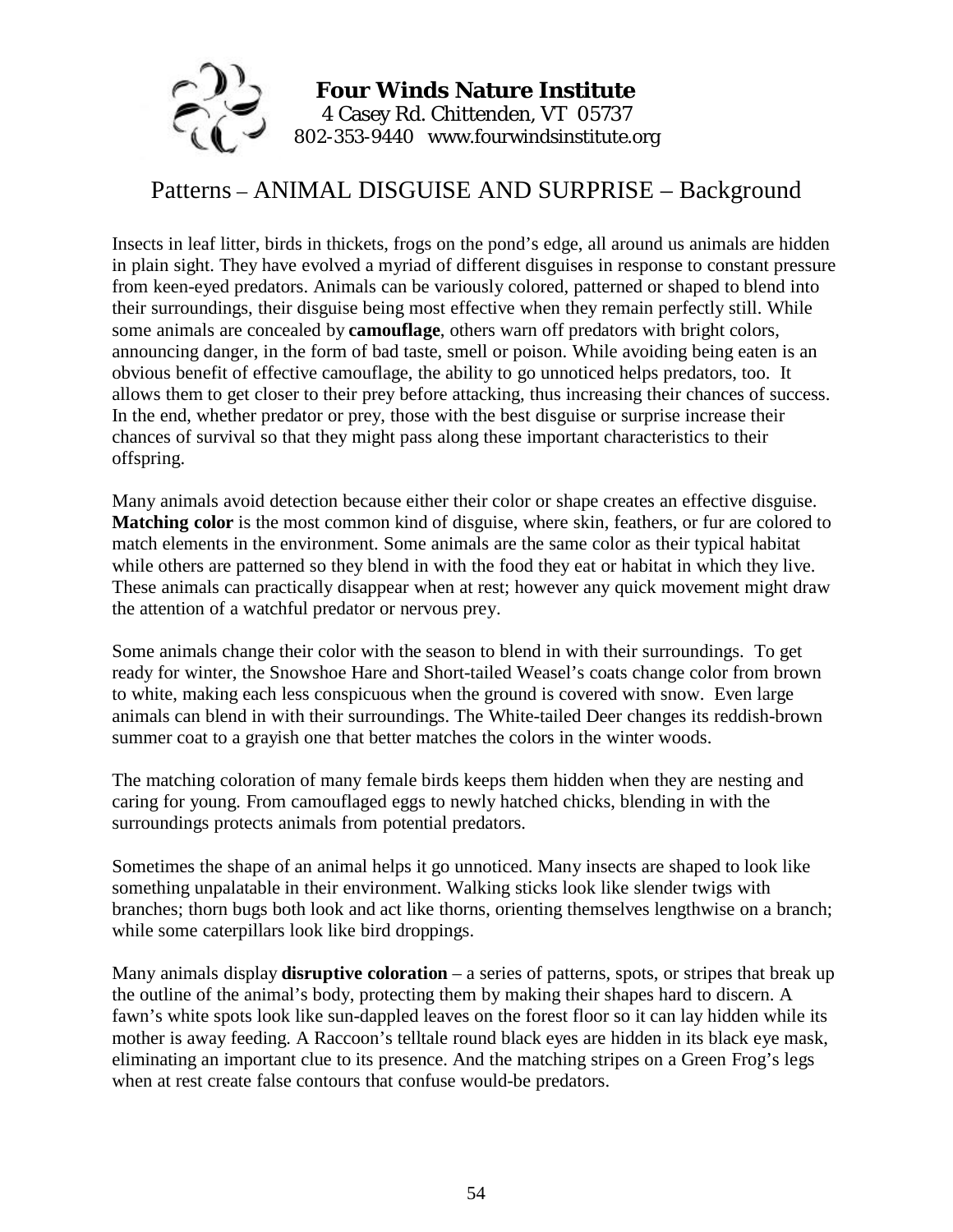**Four Winds Nature Institute**
4 Casey Rd. Chittenden, VT 05737
802-353-9440 www.fourwindsinstitute.org

# Patterns – ANIMAL DISGUISE AND SURPRISE – Background

Insects in leaf litter, birds in thickets, frogs on the pond's edge, all around us animals are hidden in plain sight. They have evolved a myriad of different disguises in response to constant pressure from keen-eyed predators. Animals can be variously colored, patterned or shaped to blend into their surroundings, their disguise being most effective when they remain perfectly still. While some animals are concealed by **camouflage**, others warn off predators with bright colors, announcing danger, in the form of bad taste, smell or poison. While avoiding being eaten is an obvious benefit of effective camouflage, the ability to go unnoticed helps predators, too. It allows them to get closer to their prey before attacking, thus increasing their chances of success. In the end, whether predator or prey, those with the best disguise or surprise increase their chances of survival so that they might pass along these important characteristics to their offspring.

Many animals avoid detection because either their color or shape creates an effective disguise. **Matching color** is the most common kind of disguise, where skin, feathers, or fur are colored to match elements in the environment. Some animals are the same color as their typical habitat while others are patterned so they blend in with the food they eat or habitat in which they live. These animals can practically disappear when at rest; however any quick movement might draw the attention of a watchful predator or nervous prey.

Some animals change their color with the season to blend in with their surroundings. To get ready for winter, the Snowshoe Hare and Short-tailed Weasel's coats change color from brown to white, making each less conspicuous when the ground is covered with snow. Even large animals can blend in with their surroundings. The White-tailed Deer changes its reddish-brown summer coat to a grayish one that better matches the colors in the winter woods.

The matching coloration of many female birds keeps them hidden when they are nesting and caring for young. From camouflaged eggs to newly hatched chicks, blending in with the surroundings protects animals from potential predators.

Sometimes the shape of an animal helps it go unnoticed. Many insects are shaped to look like something unpalatable in their environment. Walking sticks look like slender twigs with branches; thorn bugs both look and act like thorns, orienting themselves lengthwise on a branch; while some caterpillars look like bird droppings.

Many animals display **disruptive coloration** – a series of patterns, spots, or stripes that break up the outline of the animal's body, protecting them by making their shapes hard to discern. A fawn's white spots look like sun-dappled leaves on the forest floor so it can lay hidden while its mother is away feeding. A Raccoon's telltale round black eyes are hidden in its black eye mask, eliminating an important clue to its presence. And the matching stripes on a Green Frog's legs when at rest create false contours that confuse would-be predators.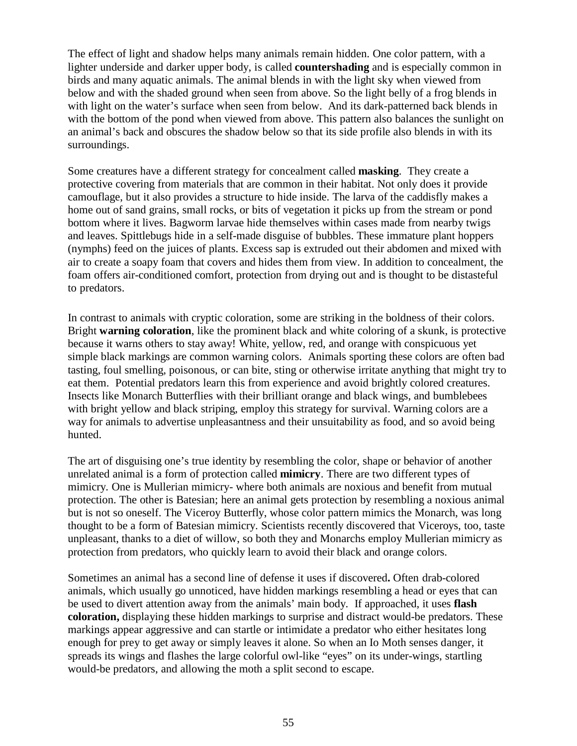The effect of light and shadow helps many animals remain hidden. One color pattern, with a lighter underside and darker upper body, is called **countershading** and is especially common in birds and many aquatic animals. The animal blends in with the light sky when viewed from below and with the shaded ground when seen from above. So the light belly of a frog blends in with light on the water's surface when seen from below. And its dark-patterned back blends in with the bottom of the pond when viewed from above. This pattern also balances the sunlight on an animal's back and obscures the shadow below so that its side profile also blends in with its surroundings.

Some creatures have a different strategy for concealment called **masking**. They create a protective covering from materials that are common in their habitat. Not only does it provide camouflage, but it also provides a structure to hide inside. The larva of the caddisfly makes a home out of sand grains, small rocks, or bits of vegetation it picks up from the stream or pond bottom where it lives. Bagworm larvae hide themselves within cases made from nearby twigs and leaves. Spittlebugs hide in a self-made disguise of bubbles. These immature plant hoppers (nymphs) feed on the juices of plants. Excess sap is extruded out their abdomen and mixed with air to create a soapy foam that covers and hides them from view. In addition to concealment, the foam offers air-conditioned comfort, protection from drying out and is thought to be distasteful to predators.

In contrast to animals with cryptic coloration, some are striking in the boldness of their colors. Bright **warning coloration**, like the prominent black and white coloring of a skunk, is protective because it warns others to stay away! White, yellow, red, and orange with conspicuous yet simple black markings are common warning colors. Animals sporting these colors are often bad tasting, foul smelling, poisonous, or can bite, sting or otherwise irritate anything that might try to eat them. Potential predators learn this from experience and avoid brightly colored creatures. Insects like Monarch Butterflies with their brilliant orange and black wings, and bumblebees with bright yellow and black striping, employ this strategy for survival. Warning colors are a way for animals to advertise unpleasantness and their unsuitability as food, and so avoid being hunted.

The art of disguising one's true identity by resembling the color, shape or behavior of another unrelated animal is a form of protection called **mimicry**. There are two different types of mimicry. One is Mullerian mimicry- where both animals are noxious and benefit from mutual protection. The other is Batesian; here an animal gets protection by resembling a noxious animal but is not so oneself. The Viceroy Butterfly, whose color pattern mimics the Monarch, was long thought to be a form of Batesian mimicry. Scientists recently discovered that Viceroys, too, taste unpleasant, thanks to a diet of willow, so both they and Monarchs employ Mullerian mimicry as protection from predators, who quickly learn to avoid their black and orange colors.

Sometimes an animal has a second line of defense it uses if discovered**.** Often drab-colored animals, which usually go unnoticed, have hidden markings resembling a head or eyes that can be used to divert attention away from the animals' main body. If approached, it uses **flash coloration,** displaying these hidden markings to surprise and distract would-be predators. These markings appear aggressive and can startle or intimidate a predator who either hesitates long enough for prey to get away or simply leaves it alone. So when an Io Moth senses danger, it spreads its wings and flashes the large colorful owl-like "eyes" on its under-wings, startling would-be predators, and allowing the moth a split second to escape.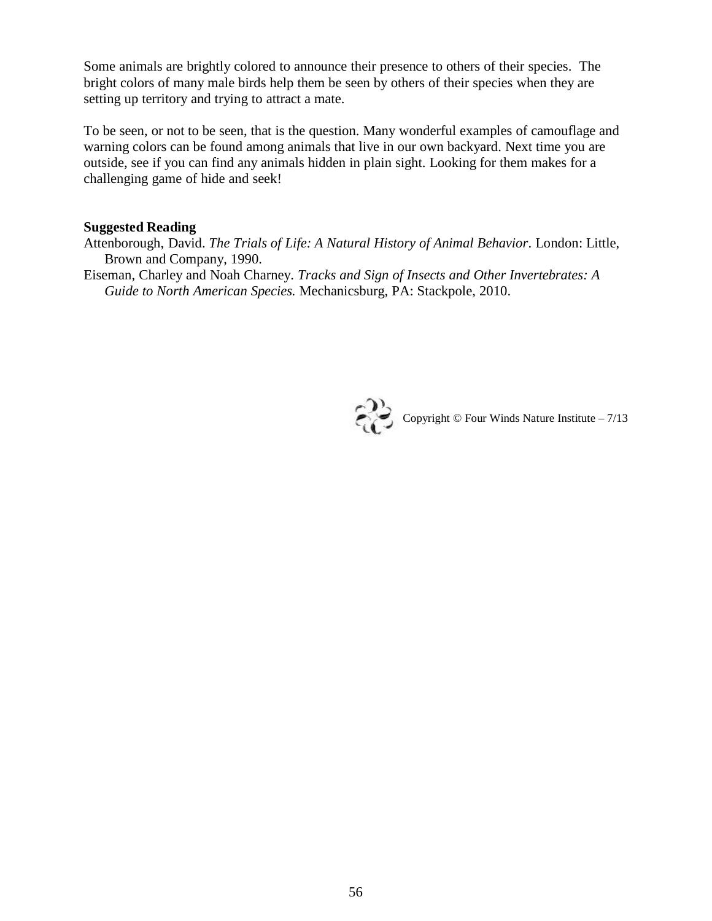Some animals are brightly colored to announce their presence to others of their species. The bright colors of many male birds help them be seen by others of their species when they are setting up territory and trying to attract a mate.

To be seen, or not to be seen, that is the question. Many wonderful examples of camouflage and warning colors can be found among animals that live in our own backyard. Next time you are outside, see if you can find any animals hidden in plain sight. Looking for them makes for a challenging game of hide and seek!

**Suggested Reading**

Attenborough, David. *The Trials of Life: A Natural History of Animal Behavior*. London: Little, Brown and Company, 1990.

Eiseman, Charley and Noah Charney. *Tracks and Sign of Insects and Other Invertebrates: A Guide to North American Species.* Mechanicsburg, PA: Stackpole, 2010.

Copyright © Four Winds Nature Institute – 7/13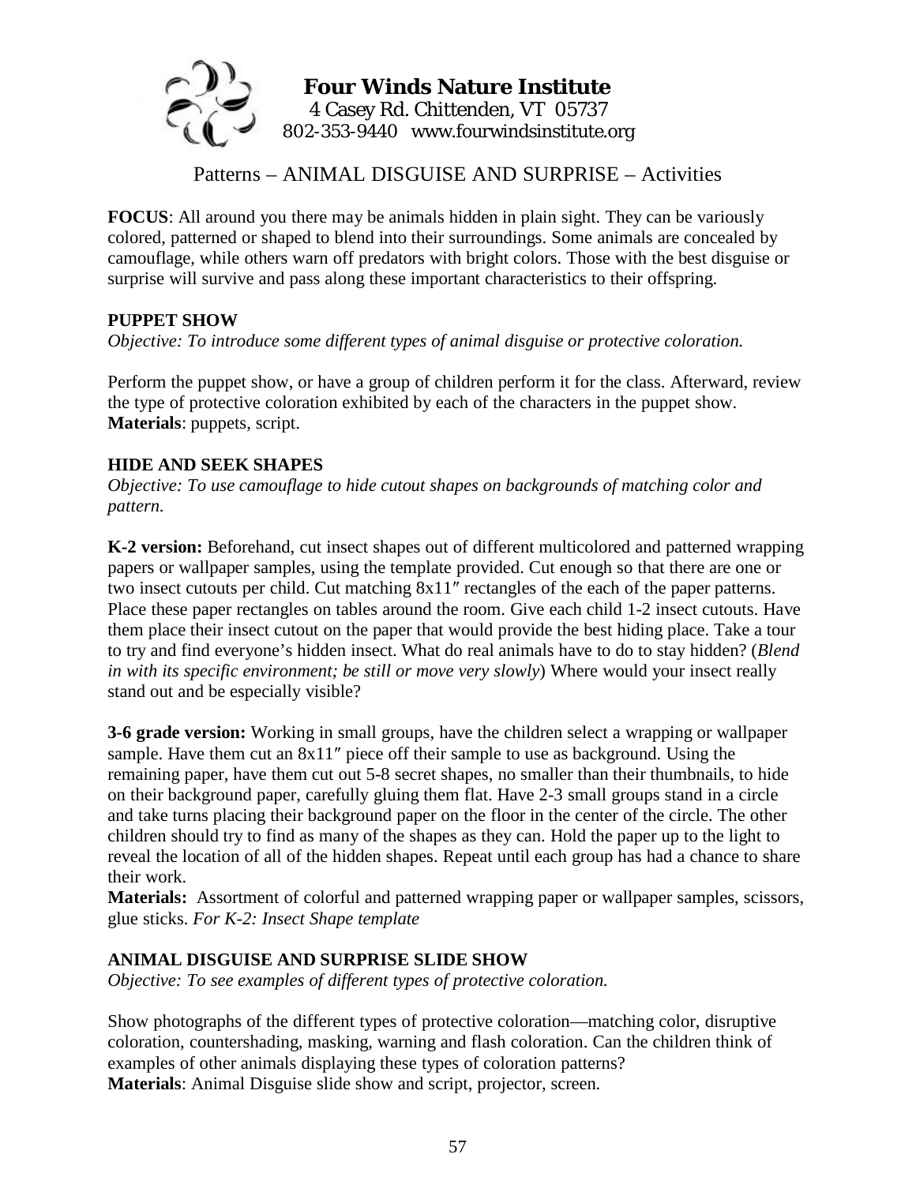**Four Winds Nature Institute**
4 Casey Rd. Chittenden, VT 05737
802-353-9440 www.fourwindsinstitute.org

# Patterns – ANIMAL DISGUISE AND SURPRISE – Activities

**FOCUS**: All around you there may be animals hidden in plain sight. They can be variously colored, patterned or shaped to blend into their surroundings. Some animals are concealed by camouflage, while others warn off predators with bright colors. Those with the best disguise or surprise will survive and pass along these important characteristics to their offspring.

## PUPPET SHOW

*Objective: To introduce some different types of animal disguise or protective coloration.*

Perform the puppet show, or have a group of children perform it for the class. Afterward, review the type of protective coloration exhibited by each of the characters in the puppet show.
**Materials**: puppets, script.

## HIDE AND SEEK SHAPES

*Objective: To use camouflage to hide cutout shapes on backgrounds of matching color and pattern.*

**K-2 version:** Beforehand, cut insect shapes out of different multicolored and patterned wrapping papers or wallpaper samples, using the template provided. Cut enough so that there are one or two insect cutouts per child. Cut matching 8x11″ rectangles of the each of the paper patterns. Place these paper rectangles on tables around the room. Give each child 1-2 insect cutouts. Have them place their insect cutout on the paper that would provide the best hiding place. Take a tour to try and find everyone's hidden insect. What do real animals have to do to stay hidden? (*Blend in with its specific environment; be still or move very slowly*) Where would your insect really stand out and be especially visible?

**3-6 grade version:** Working in small groups, have the children select a wrapping or wallpaper sample. Have them cut an 8x11″ piece off their sample to use as background. Using the remaining paper, have them cut out 5-8 secret shapes, no smaller than their thumbnails, to hide on their background paper, carefully gluing them flat. Have 2-3 small groups stand in a circle and take turns placing their background paper on the floor in the center of the circle. The other children should try to find as many of the shapes as they can. Hold the paper up to the light to reveal the location of all of the hidden shapes. Repeat until each group has had a chance to share their work.
**Materials:** Assortment of colorful and patterned wrapping paper or wallpaper samples, scissors, glue sticks. *For K-2: Insect Shape template*

## ANIMAL DISGUISE AND SURPRISE SLIDE SHOW

*Objective: To see examples of different types of protective coloration.*

Show photographs of the different types of protective coloration—matching color, disruptive coloration, countershading, masking, warning and flash coloration. Can the children think of examples of other animals displaying these types of coloration patterns?
**Materials**: Animal Disguise slide show and script, projector, screen.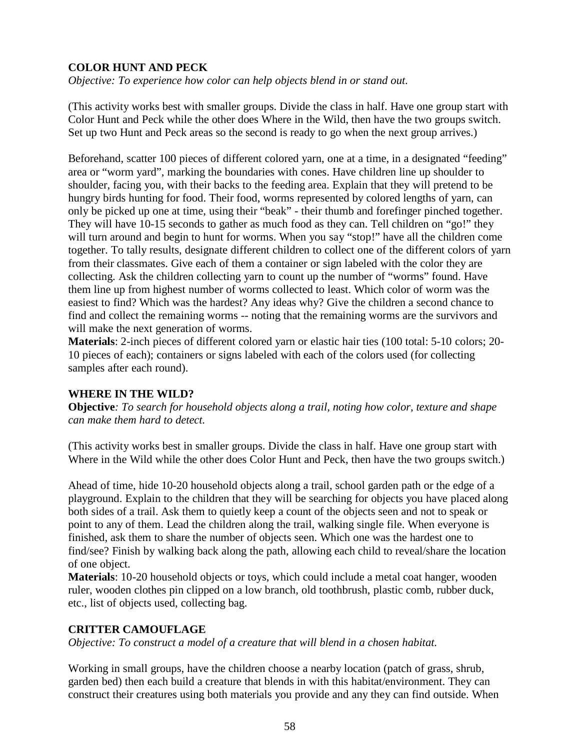### COLOR HUNT AND PECK

*Objective: To experience how color can help objects blend in or stand out.*

(This activity works best with smaller groups. Divide the class in half. Have one group start with Color Hunt and Peck while the other does Where in the Wild, then have the two groups switch. Set up two Hunt and Peck areas so the second is ready to go when the next group arrives.)

Beforehand, scatter 100 pieces of different colored yarn, one at a time, in a designated "feeding" area or "worm yard", marking the boundaries with cones. Have children line up shoulder to shoulder, facing you, with their backs to the feeding area. Explain that they will pretend to be hungry birds hunting for food. Their food, worms represented by colored lengths of yarn, can only be picked up one at time, using their "beak" - their thumb and forefinger pinched together. They will have 10-15 seconds to gather as much food as they can. Tell children on "go!" they will turn around and begin to hunt for worms. When you say "stop!" have all the children come together. To tally results, designate different children to collect one of the different colors of yarn from their classmates. Give each of them a container or sign labeled with the color they are collecting. Ask the children collecting yarn to count up the number of "worms" found. Have them line up from highest number of worms collected to least. Which color of worm was the easiest to find? Which was the hardest? Any ideas why? Give the children a second chance to find and collect the remaining worms -- noting that the remaining worms are the survivors and will make the next generation of worms.

**Materials**: 2-inch pieces of different colored yarn or elastic hair ties (100 total: 5-10 colors; 20-10 pieces of each); containers or signs labeled with each of the colors used (for collecting samples after each round).

### WHERE IN THE WILD?

**Objective***: To search for household objects along a trail, noting how color, texture and shape can make them hard to detect.*

(This activity works best in smaller groups. Divide the class in half. Have one group start with Where in the Wild while the other does Color Hunt and Peck, then have the two groups switch.)

Ahead of time, hide 10-20 household objects along a trail, school garden path or the edge of a playground. Explain to the children that they will be searching for objects you have placed along both sides of a trail. Ask them to quietly keep a count of the objects seen and not to speak or point to any of them. Lead the children along the trail, walking single file. When everyone is finished, ask them to share the number of objects seen. Which one was the hardest one to find/see? Finish by walking back along the path, allowing each child to reveal/share the location of one object.

**Materials**: 10-20 household objects or toys, which could include a metal coat hanger, wooden ruler, wooden clothes pin clipped on a low branch, old toothbrush, plastic comb, rubber duck, etc., list of objects used, collecting bag.

### CRITTER CAMOUFLAGE

*Objective: To construct a model of a creature that will blend in a chosen habitat.*

Working in small groups, have the children choose a nearby location (patch of grass, shrub, garden bed) then each build a creature that blends in with this habitat/environment. They can construct their creatures using both materials you provide and any they can find outside. When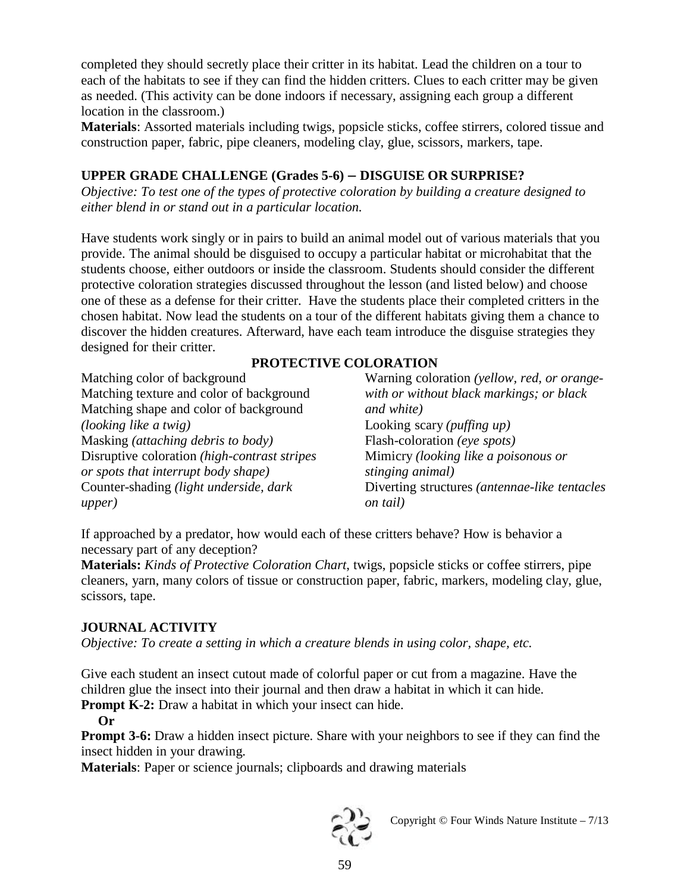completed they should secretly place their critter in its habitat. Lead the children on a tour to each of the habitats to see if they can find the hidden critters. Clues to each critter may be given as needed. (This activity can be done indoors if necessary, assigning each group a different location in the classroom.)
**Materials**: Assorted materials including twigs, popsicle sticks, coffee stirrers, colored tissue and construction paper, fabric, pipe cleaners, modeling clay, glue, scissors, markers, tape.

### UPPER GRADE CHALLENGE (Grades 5-6) – DISGUISE OR SURPRISE?

*Objective: To test one of the types of protective coloration by building a creature designed to either blend in or stand out in a particular location.*

Have students work singly or in pairs to build an animal model out of various materials that you provide. The animal should be disguised to occupy a particular habitat or microhabitat that the students choose, either outdoors or inside the classroom. Students should consider the different protective coloration strategies discussed throughout the lesson (and listed below) and choose one of these as a defense for their critter. Have the students place their completed critters in the chosen habitat. Now lead the students on a tour of the different habitats giving them a chance to discover the hidden creatures. Afterward, have each team introduce the disguise strategies they designed for their critter.

**PROTECTIVE COLORATION**

Matching color of background
Matching texture and color of background
Matching shape and color of background *(looking like a twig)*
Masking *(attaching debris to body)*
Disruptive coloration *(high-contrast stripes or spots that interrupt body shape)*
Counter-shading *(light underside, dark upper)*
Warning coloration *(yellow, red, or orange- with or without black markings; or black and white)*
Looking scary *(puffing up)*
Flash-coloration *(eye spots)*
Mimicry *(looking like a poisonous or stinging animal)*
Diverting structures *(antennae-like tentacles on tail)*

If approached by a predator, how would each of these critters behave? How is behavior a necessary part of any deception?
**Materials:** *Kinds of Protective Coloration Chart*, twigs, popsicle sticks or coffee stirrers, pipe cleaners, yarn, many colors of tissue or construction paper, fabric, markers, modeling clay, glue, scissors, tape.

### JOURNAL ACTIVITY

*Objective: To create a setting in which a creature blends in using color, shape, etc.*

Give each student an insect cutout made of colorful paper or cut from a magazine. Have the children glue the insect into their journal and then draw a habitat in which it can hide.
**Prompt K-2:** Draw a habitat in which your insect can hide.
**Or**
**Prompt 3-6:** Draw a hidden insect picture. Share with your neighbors to see if they can find the insect hidden in your drawing.
**Materials**: Paper or science journals; clipboards and drawing materials

Copyright © Four Winds Nature Institute – 7/13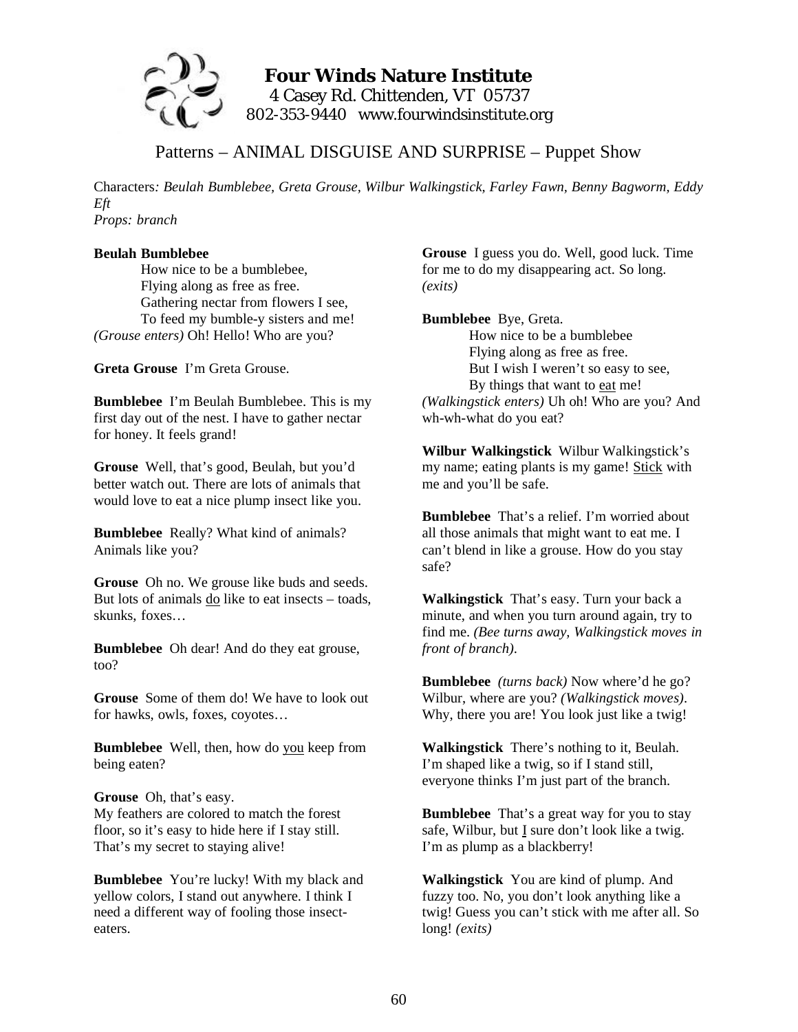# Four Winds Nature Institute

4 Casey Rd. Chittenden, VT 05737
802-353-9440 www.fourwindsinstitute.org

## Patterns – ANIMAL DISGUISE AND SURPRISE – Puppet Show

Characters*: Beulah Bumblebee, Greta Grouse, Wilbur Walkingstick, Farley Fawn, Benny Bagworm, Eddy Eft*
*Props: branch*

**Beulah Bumblebee**

How nice to be a bumblebee,
Flying along as free as free.
Gathering nectar from flowers I see,
To feed my bumble-y sisters and me!

*(Grouse enters)* Oh! Hello! Who are you?

**Greta Grouse** I'm Greta Grouse.

**Bumblebee** I'm Beulah Bumblebee. This is my first day out of the nest. I have to gather nectar for honey. It feels grand!

**Grouse** Well, that's good, Beulah, but you'd better watch out. There are lots of animals that would love to eat a nice plump insect like you.

**Bumblebee** Really? What kind of animals? Animals like you?

**Grouse** Oh no. We grouse like buds and seeds. But lots of animals <u>do</u> like to eat insects – toads, skunks, foxes…

**Bumblebee** Oh dear! And do they eat grouse, too?

**Grouse** Some of them do! We have to look out for hawks, owls, foxes, coyotes…

**Bumblebee** Well, then, how do <u>you</u> keep from being eaten?

**Grouse** Oh, that's easy.
My feathers are colored to match the forest floor, so it's easy to hide here if I stay still. That's my secret to staying alive!

**Bumblebee** You're lucky! With my black and yellow colors, I stand out anywhere. I think I need a different way of fooling those insect-eaters.

**Grouse** I guess you do. Well, good luck. Time for me to do my disappearing act. So long. *(exits)*

**Bumblebee** Bye, Greta.

How nice to be a bumblebee
Flying along as free as free.
But I wish I weren't so easy to see,
By things that want to <u>eat</u> me!

*(Walkingstick enters)* Uh oh! Who are you? And wh-wh-what do you eat?

**Wilbur Walkingstick** Wilbur Walkingstick's my name; eating plants is my game! <u>Stick</u> with me and you'll be safe.

**Bumblebee** That's a relief. I'm worried about all those animals that might want to eat me. I can't blend in like a grouse. How do you stay safe?

**Walkingstick** That's easy. Turn your back a minute, and when you turn around again, try to find me. *(Bee turns away, Walkingstick moves in front of branch).*

**Bumblebee** *(turns back)* Now where'd he go? Wilbur, where are you? *(Walkingstick moves).* Why, there you are! You look just like a twig!

**Walkingstick** There's nothing to it, Beulah. I'm shaped like a twig, so if I stand still, everyone thinks I'm just part of the branch.

**Bumblebee** That's a great way for you to stay safe, Wilbur, but <u>I</u> sure don't look like a twig. I'm as plump as a blackberry!

**Walkingstick** You are kind of plump. And fuzzy too. No, you don't look anything like a twig! Guess you can't stick with me after all. So long! *(exits)*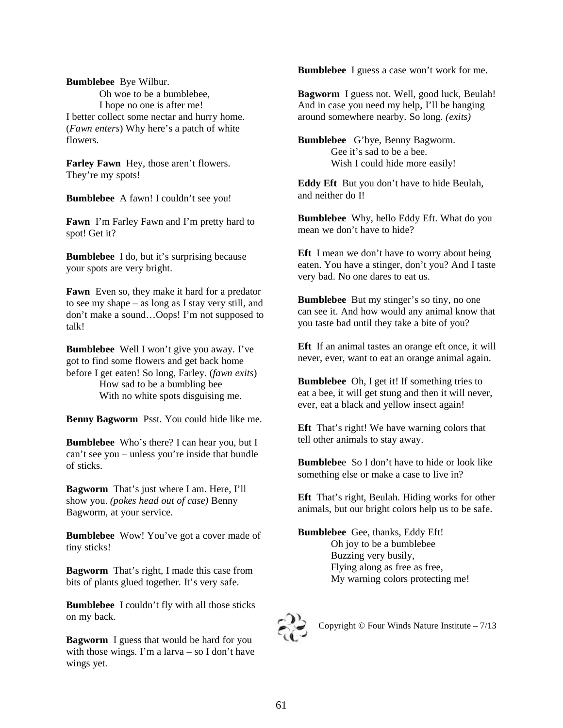**Bumblebee** Bye Wilbur.

Oh woe to be a bumblebee,
I hope no one is after me!

I better collect some nectar and hurry home. (*Fawn enters*) Why here's a patch of white flowers.

**Farley Fawn** Hey, those aren't flowers. They're my spots!

**Bumblebee** A fawn! I couldn't see you!

**Fawn** I'm Farley Fawn and I'm pretty hard to spot! Get it?

**Bumblebee** I do, but it's surprising because your spots are very bright.

**Fawn** Even so, they make it hard for a predator to see my shape – as long as I stay very still, and don't make a sound…Oops! I'm not supposed to talk!

**Bumblebee** Well I won't give you away. I've got to find some flowers and get back home before I get eaten! So long, Farley. (*fawn exits*)

How sad to be a bumbling bee
With no white spots disguising me.

**Benny Bagworm** Psst. You could hide like me.

**Bumblebee** Who's there? I can hear you, but I can't see you – unless you're inside that bundle of sticks.

**Bagworm** That's just where I am. Here, I'll show you. *(pokes head out of case)* Benny Bagworm, at your service.

**Bumblebee** Wow! You've got a cover made of tiny sticks!

**Bagworm** That's right, I made this case from bits of plants glued together. It's very safe.

**Bumblebee** I couldn't fly with all those sticks on my back.

**Bagworm** I guess that would be hard for you with those wings. I'm a larva – so I don't have wings yet.

**Bumblebee** I guess a case won't work for me.

**Bagworm** I guess not. Well, good luck, Beulah! And in case you need my help, I'll be hanging around somewhere nearby. So long. *(exits)*

**Bumblebee** G'bye, Benny Bagworm.

Gee it's sad to be a bee.
Wish I could hide more easily!

**Eddy Eft** But you don't have to hide Beulah, and neither do I!

**Bumblebee** Why, hello Eddy Eft. What do you mean we don't have to hide?

**Eft** I mean we don't have to worry about being eaten. You have a stinger, don't you? And I taste very bad. No one dares to eat us.

**Bumblebee** But my stinger's so tiny, no one can see it. And how would any animal know that you taste bad until they take a bite of you?

**Eft** If an animal tastes an orange eft once, it will never, ever, want to eat an orange animal again.

**Bumblebee** Oh, I get it! If something tries to eat a bee, it will get stung and then it will never, ever, eat a black and yellow insect again!

**Eft** That's right! We have warning colors that tell other animals to stay away.

**Bumblebee** So I don't have to hide or look like something else or make a case to live in?

**Eft** That's right, Beulah. Hiding works for other animals, but our bright colors help us to be safe.

**Bumblebee** Gee, thanks, Eddy Eft!

Oh joy to be a bumblebee
Buzzing very busily,
Flying along as free as free,
My warning colors protecting me!

Copyright © Four Winds Nature Institute – 7/13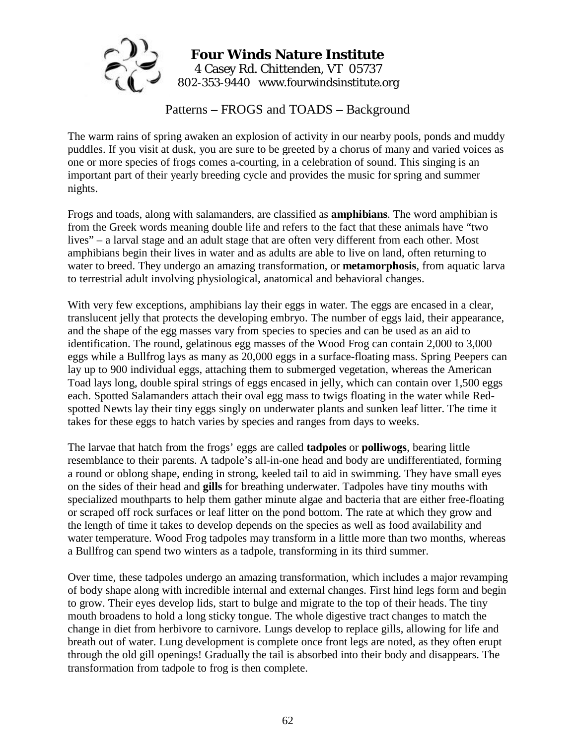**Four Winds Nature Institute**
4 Casey Rd. Chittenden, VT 05737
802-353-9440 www.fourwindsinstitute.org

## Patterns – FROGS and TOADS – Background

The warm rains of spring awaken an explosion of activity in our nearby pools, ponds and muddy puddles. If you visit at dusk, you are sure to be greeted by a chorus of many and varied voices as one or more species of frogs comes a-courting, in a celebration of sound. This singing is an important part of their yearly breeding cycle and provides the music for spring and summer nights.

Frogs and toads, along with salamanders, are classified as **amphibians**. The word amphibian is from the Greek words meaning double life and refers to the fact that these animals have "two lives" – a larval stage and an adult stage that are often very different from each other. Most amphibians begin their lives in water and as adults are able to live on land, often returning to water to breed. They undergo an amazing transformation, or **metamorphosis**, from aquatic larva to terrestrial adult involving physiological, anatomical and behavioral changes.

With very few exceptions, amphibians lay their eggs in water. The eggs are encased in a clear, translucent jelly that protects the developing embryo. The number of eggs laid, their appearance, and the shape of the egg masses vary from species to species and can be used as an aid to identification. The round, gelatinous egg masses of the Wood Frog can contain 2,000 to 3,000 eggs while a Bullfrog lays as many as 20,000 eggs in a surface-floating mass. Spring Peepers can lay up to 900 individual eggs, attaching them to submerged vegetation, whereas the American Toad lays long, double spiral strings of eggs encased in jelly, which can contain over 1,500 eggs each. Spotted Salamanders attach their oval egg mass to twigs floating in the water while Red-spotted Newts lay their tiny eggs singly on underwater plants and sunken leaf litter. The time it takes for these eggs to hatch varies by species and ranges from days to weeks.

The larvae that hatch from the frogs' eggs are called **tadpoles** or **polliwogs**, bearing little resemblance to their parents. A tadpole's all-in-one head and body are undifferentiated, forming a round or oblong shape, ending in strong, keeled tail to aid in swimming. They have small eyes on the sides of their head and **gills** for breathing underwater. Tadpoles have tiny mouths with specialized mouthparts to help them gather minute algae and bacteria that are either free-floating or scraped off rock surfaces or leaf litter on the pond bottom. The rate at which they grow and the length of time it takes to develop depends on the species as well as food availability and water temperature. Wood Frog tadpoles may transform in a little more than two months, whereas a Bullfrog can spend two winters as a tadpole, transforming in its third summer.

Over time, these tadpoles undergo an amazing transformation, which includes a major revamping of body shape along with incredible internal and external changes. First hind legs form and begin to grow. Their eyes develop lids, start to bulge and migrate to the top of their heads. The tiny mouth broadens to hold a long sticky tongue. The whole digestive tract changes to match the change in diet from herbivore to carnivore. Lungs develop to replace gills, allowing for life and breath out of water. Lung development is complete once front legs are noted, as they often erupt through the old gill openings! Gradually the tail is absorbed into their body and disappears. The transformation from tadpole to frog is then complete.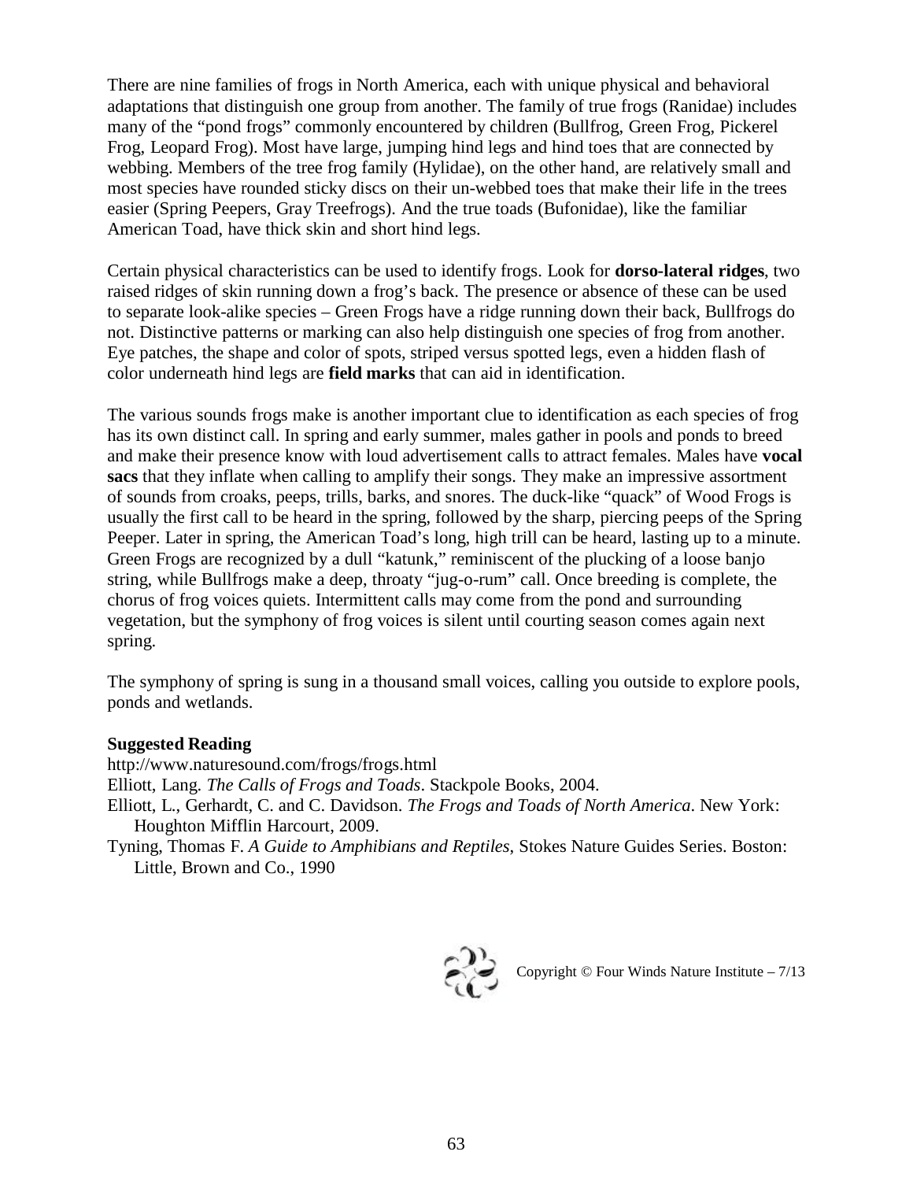There are nine families of frogs in North America, each with unique physical and behavioral adaptations that distinguish one group from another. The family of true frogs (Ranidae) includes many of the "pond frogs" commonly encountered by children (Bullfrog, Green Frog, Pickerel Frog, Leopard Frog). Most have large, jumping hind legs and hind toes that are connected by webbing. Members of the tree frog family (Hylidae), on the other hand, are relatively small and most species have rounded sticky discs on their un-webbed toes that make their life in the trees easier (Spring Peepers, Gray Treefrogs). And the true toads (Bufonidae), like the familiar American Toad, have thick skin and short hind legs.

Certain physical characteristics can be used to identify frogs. Look for **dorso-lateral ridges**, two raised ridges of skin running down a frog's back. The presence or absence of these can be used to separate look-alike species – Green Frogs have a ridge running down their back, Bullfrogs do not. Distinctive patterns or marking can also help distinguish one species of frog from another. Eye patches, the shape and color of spots, striped versus spotted legs, even a hidden flash of color underneath hind legs are **field marks** that can aid in identification.

The various sounds frogs make is another important clue to identification as each species of frog has its own distinct call. In spring and early summer, males gather in pools and ponds to breed and make their presence know with loud advertisement calls to attract females. Males have **vocal sacs** that they inflate when calling to amplify their songs. They make an impressive assortment of sounds from croaks, peeps, trills, barks, and snores. The duck-like "quack" of Wood Frogs is usually the first call to be heard in the spring, followed by the sharp, piercing peeps of the Spring Peeper. Later in spring, the American Toad's long, high trill can be heard, lasting up to a minute. Green Frogs are recognized by a dull "katunk," reminiscent of the plucking of a loose banjo string, while Bullfrogs make a deep, throaty "jug-o-rum" call. Once breeding is complete, the chorus of frog voices quiets. Intermittent calls may come from the pond and surrounding vegetation, but the symphony of frog voices is silent until courting season comes again next spring.

The symphony of spring is sung in a thousand small voices, calling you outside to explore pools, ponds and wetlands.

**Suggested Reading**

http://www.naturesound.com/frogs/frogs.html

Elliott, Lang. *The Calls of Frogs and Toads*. Stackpole Books, 2004.

Elliott, L., Gerhardt, C. and C. Davidson. *The Frogs and Toads of North America*. New York: Houghton Mifflin Harcourt, 2009.

Tyning, Thomas F. *A Guide to Amphibians and Reptiles*, Stokes Nature Guides Series. Boston: Little, Brown and Co., 1990

Copyright © Four Winds Nature Institute – 7/13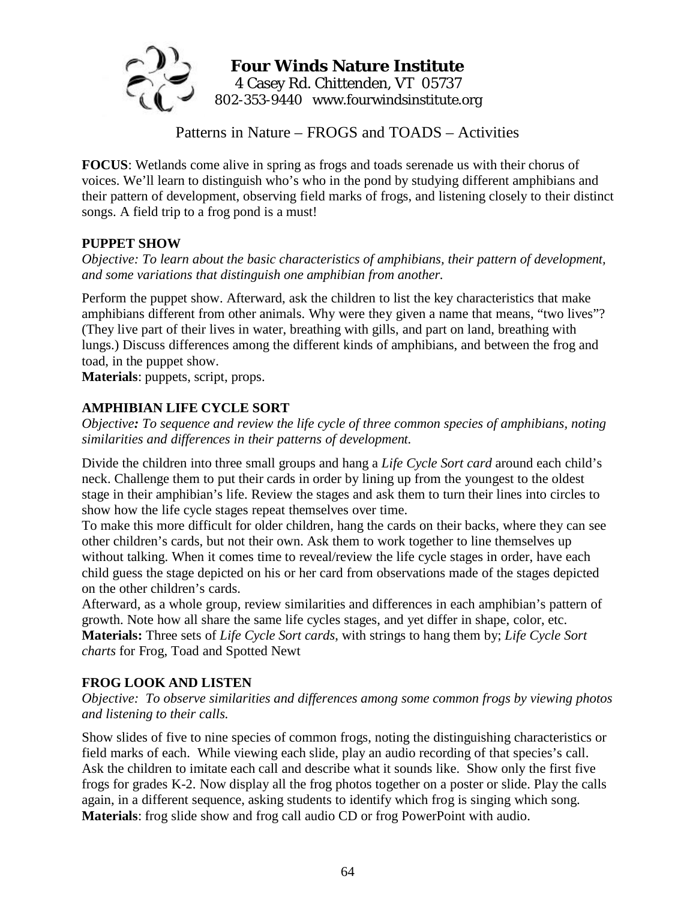**Four Winds Nature Institute**
4 Casey Rd. Chittenden, VT 05737
802-353-9440 www.fourwindsinstitute.org

# Patterns in Nature – FROGS and TOADS – Activities

**FOCUS**: Wetlands come alive in spring as frogs and toads serenade us with their chorus of voices. We'll learn to distinguish who's who in the pond by studying different amphibians and their pattern of development, observing field marks of frogs, and listening closely to their distinct songs. A field trip to a frog pond is a must!

## PUPPET SHOW

*Objective: To learn about the basic characteristics of amphibians, their pattern of development, and some variations that distinguish one amphibian from another.*

Perform the puppet show. Afterward, ask the children to list the key characteristics that make amphibians different from other animals. Why were they given a name that means, "two lives"? (They live part of their lives in water, breathing with gills, and part on land, breathing with lungs.) Discuss differences among the different kinds of amphibians, and between the frog and toad, in the puppet show.

**Materials**: puppets, script, props.

## AMPHIBIAN LIFE CYCLE SORT

*Objective: To sequence and review the life cycle of three common species of amphibians, noting similarities and differences in their patterns of development.*

Divide the children into three small groups and hang a *Life Cycle Sort card* around each child's neck. Challenge them to put their cards in order by lining up from the youngest to the oldest stage in their amphibian's life. Review the stages and ask them to turn their lines into circles to show how the life cycle stages repeat themselves over time.

To make this more difficult for older children, hang the cards on their backs, where they can see other children's cards, but not their own. Ask them to work together to line themselves up without talking. When it comes time to reveal/review the life cycle stages in order, have each child guess the stage depicted on his or her card from observations made of the stages depicted on the other children's cards.

Afterward, as a whole group, review similarities and differences in each amphibian's pattern of growth. Note how all share the same life cycles stages, and yet differ in shape, color, etc.

**Materials:** Three sets of *Life Cycle Sort cards*, with strings to hang them by; *Life Cycle Sort charts* for Frog, Toad and Spotted Newt

## FROG LOOK AND LISTEN

*Objective: To observe similarities and differences among some common frogs by viewing photos and listening to their calls.*

Show slides of five to nine species of common frogs, noting the distinguishing characteristics or field marks of each. While viewing each slide, play an audio recording of that species's call. Ask the children to imitate each call and describe what it sounds like. Show only the first five frogs for grades K-2. Now display all the frog photos together on a poster or slide. Play the calls again, in a different sequence, asking students to identify which frog is singing which song.

**Materials**: frog slide show and frog call audio CD or frog PowerPoint with audio.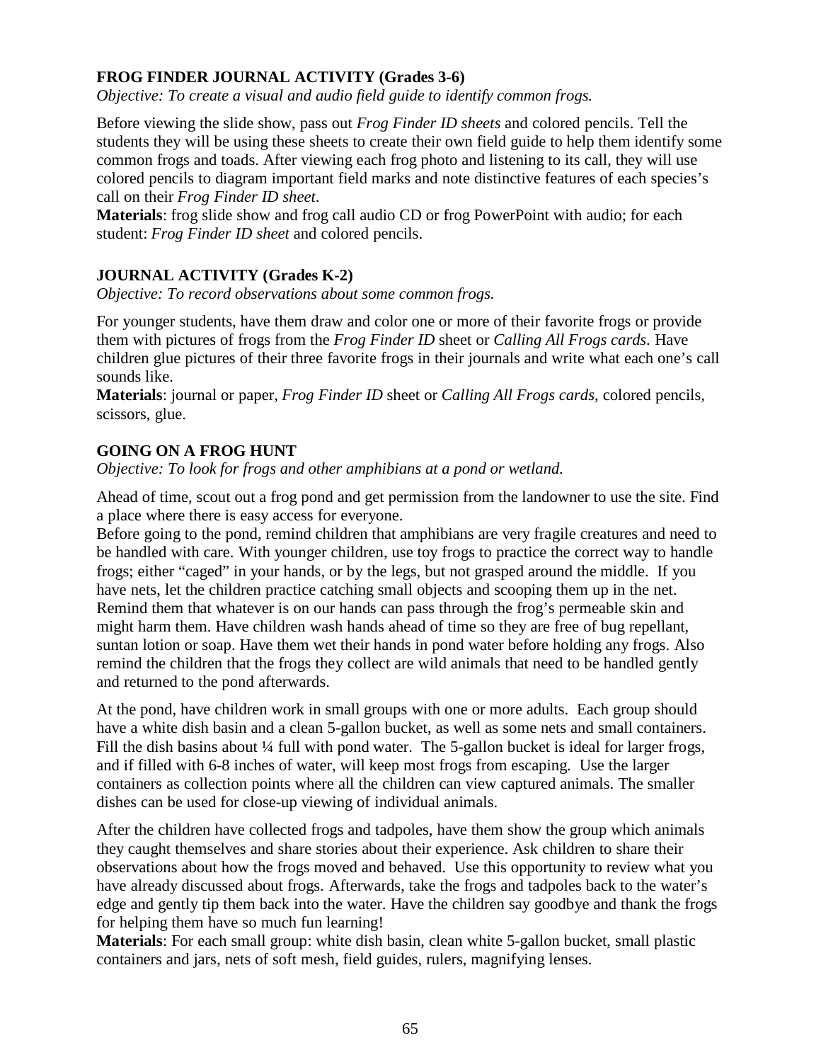### FROG FINDER JOURNAL ACTIVITY (Grades 3-6)

*Objective: To create a visual and audio field guide to identify common frogs.*

Before viewing the slide show, pass out *Frog Finder ID sheets* and colored pencils. Tell the students they will be using these sheets to create their own field guide to help them identify some common frogs and toads. After viewing each frog photo and listening to its call, they will use colored pencils to diagram important field marks and note distinctive features of each species's call on their *Frog Finder ID sheet*.

**Materials**: frog slide show and frog call audio CD or frog PowerPoint with audio; for each student: *Frog Finder ID sheet* and colored pencils.

### JOURNAL ACTIVITY (Grades K-2)

*Objective: To record observations about some common frogs.*

For younger students, have them draw and color one or more of their favorite frogs or provide them with pictures of frogs from the *Frog Finder ID* sheet or *Calling All Frogs cards*. Have children glue pictures of their three favorite frogs in their journals and write what each one's call sounds like.

**Materials**: journal or paper, *Frog Finder ID* sheet or *Calling All Frogs cards*, colored pencils, scissors, glue.

### GOING ON A FROG HUNT

*Objective: To look for frogs and other amphibians at a pond or wetland.*

Ahead of time, scout out a frog pond and get permission from the landowner to use the site. Find a place where there is easy access for everyone.

Before going to the pond, remind children that amphibians are very fragile creatures and need to be handled with care. With younger children, use toy frogs to practice the correct way to handle frogs; either "caged" in your hands, or by the legs, but not grasped around the middle. If you have nets, let the children practice catching small objects and scooping them up in the net. Remind them that whatever is on our hands can pass through the frog's permeable skin and might harm them. Have children wash hands ahead of time so they are free of bug repellant, suntan lotion or soap. Have them wet their hands in pond water before holding any frogs. Also remind the children that the frogs they collect are wild animals that need to be handled gently and returned to the pond afterwards.

At the pond, have children work in small groups with one or more adults. Each group should have a white dish basin and a clean 5-gallon bucket, as well as some nets and small containers. Fill the dish basins about ¼ full with pond water. The 5-gallon bucket is ideal for larger frogs, and if filled with 6-8 inches of water, will keep most frogs from escaping. Use the larger containers as collection points where all the children can view captured animals. The smaller dishes can be used for close-up viewing of individual animals.

After the children have collected frogs and tadpoles, have them show the group which animals they caught themselves and share stories about their experience. Ask children to share their observations about how the frogs moved and behaved. Use this opportunity to review what you have already discussed about frogs. Afterwards, take the frogs and tadpoles back to the water's edge and gently tip them back into the water. Have the children say goodbye and thank the frogs for helping them have so much fun learning!

**Materials**: For each small group: white dish basin, clean white 5-gallon bucket, small plastic containers and jars, nets of soft mesh, field guides, rulers, magnifying lenses.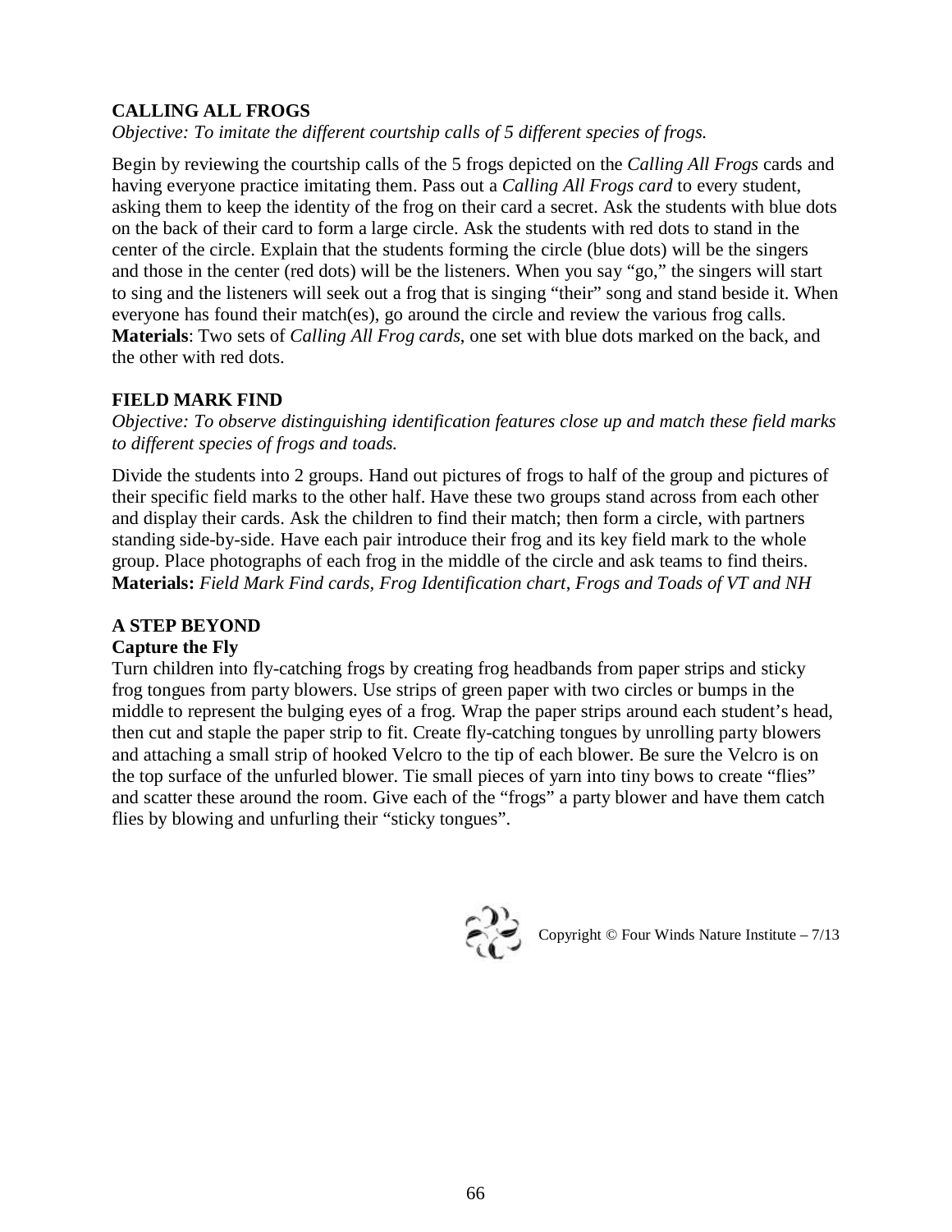## CALLING ALL FROGS

*Objective: To imitate the different courtship calls of 5 different species of frogs.*

Begin by reviewing the courtship calls of the 5 frogs depicted on the *Calling All Frogs* cards and having everyone practice imitating them. Pass out a *Calling All Frogs card* to every student, asking them to keep the identity of the frog on their card a secret. Ask the students with blue dots on the back of their card to form a large circle. Ask the students with red dots to stand in the center of the circle. Explain that the students forming the circle (blue dots) will be the singers and those in the center (red dots) will be the listeners. When you say "go," the singers will start to sing and the listeners will seek out a frog that is singing "their" song and stand beside it. When everyone has found their match(es), go around the circle and review the various frog calls.
**Materials**: Two sets of *Calling All Frog cards*, one set with blue dots marked on the back, and the other with red dots.

## FIELD MARK FIND

*Objective: To observe distinguishing identification features close up and match these field marks to different species of frogs and toads.*

Divide the students into 2 groups. Hand out pictures of frogs to half of the group and pictures of their specific field marks to the other half. Have these two groups stand across from each other and display their cards. Ask the children to find their match; then form a circle, with partners standing side-by-side. Have each pair introduce their frog and its key field mark to the whole group. Place photographs of each frog in the middle of the circle and ask teams to find theirs.
**Materials:** *Field Mark Find cards, Frog Identification chart*, *Frogs and Toads of VT and NH*

## A STEP BEYOND

### Capture the Fly

Turn children into fly-catching frogs by creating frog headbands from paper strips and sticky frog tongues from party blowers. Use strips of green paper with two circles or bumps in the middle to represent the bulging eyes of a frog. Wrap the paper strips around each student's head, then cut and staple the paper strip to fit. Create fly-catching tongues by unrolling party blowers and attaching a small strip of hooked Velcro to the tip of each blower. Be sure the Velcro is on the top surface of the unfurled blower. Tie small pieces of yarn into tiny bows to create "flies" and scatter these around the room. Give each of the "frogs" a party blower and have them catch flies by blowing and unfurling their "sticky tongues".

Copyright © Four Winds Nature Institute – 7/13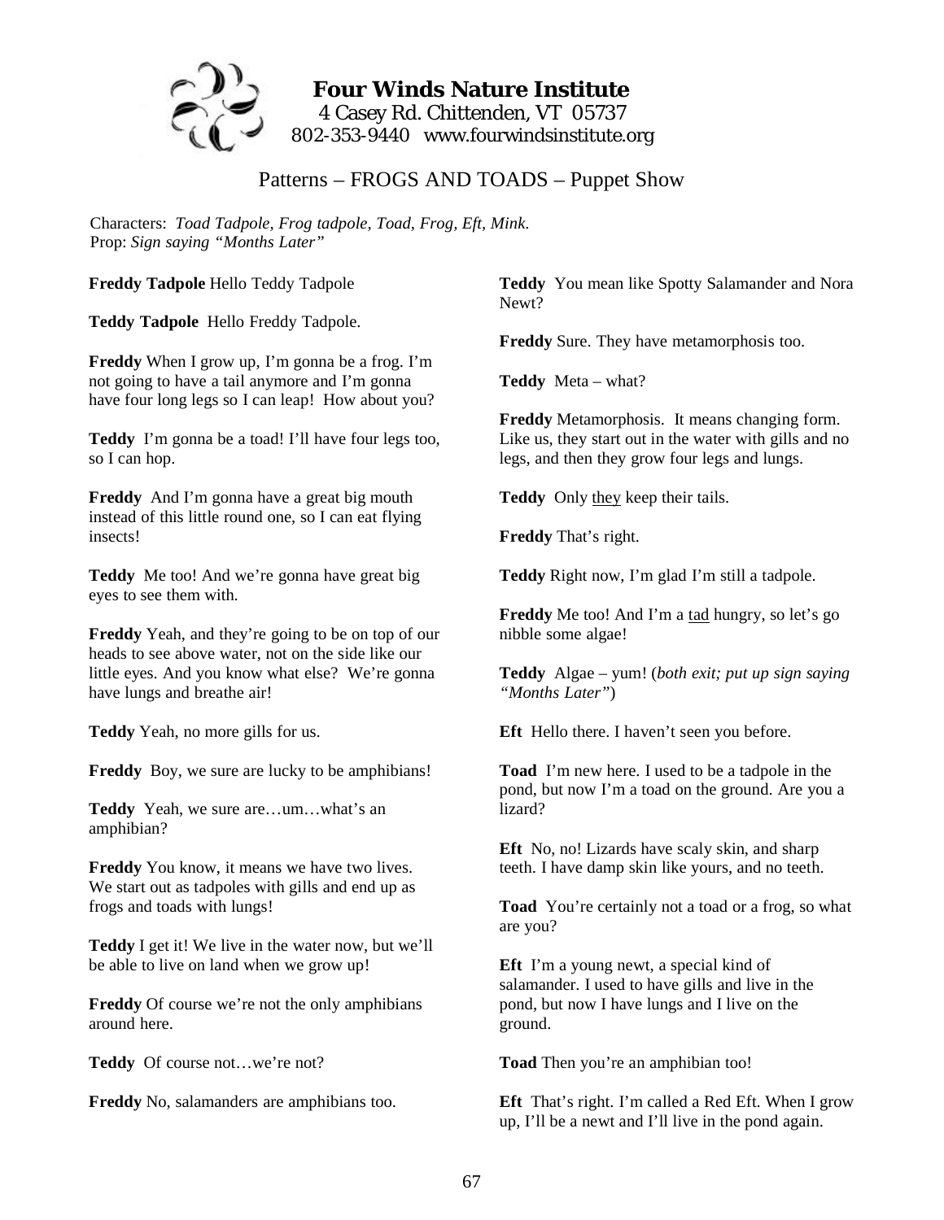**Four Winds Nature Institute**
4 Casey Rd. Chittenden, VT 05737
802-353-9440 www.fourwindsinstitute.org

## Patterns – FROGS AND TOADS – Puppet Show

Characters: *Toad Tadpole, Frog tadpole, Toad, Frog, Eft, Mink.*
Prop: *Sign saying "Months Later"*

**Freddy Tadpole** Hello Teddy Tadpole

**Teddy Tadpole** Hello Freddy Tadpole.

**Freddy** When I grow up, I'm gonna be a frog. I'm not going to have a tail anymore and I'm gonna have four long legs so I can leap! How about you?

**Teddy** I'm gonna be a toad! I'll have four legs too, so I can hop.

**Freddy** And I'm gonna have a great big mouth instead of this little round one, so I can eat flying insects!

**Teddy** Me too! And we're gonna have great big eyes to see them with.

**Freddy** Yeah, and they're going to be on top of our heads to see above water, not on the side like our little eyes. And you know what else? We're gonna have lungs and breathe air!

**Teddy** Yeah, no more gills for us.

**Freddy** Boy, we sure are lucky to be amphibians!

**Teddy** Yeah, we sure are…um…what's an amphibian?

**Freddy** You know, it means we have two lives. We start out as tadpoles with gills and end up as frogs and toads with lungs!

**Teddy** I get it! We live in the water now, but we'll be able to live on land when we grow up!

**Freddy** Of course we're not the only amphibians around here.

**Teddy** Of course not…we're not?

**Freddy** No, salamanders are amphibians too.

**Teddy** You mean like Spotty Salamander and Nora Newt?

**Freddy** Sure. They have metamorphosis too.

**Teddy** Meta – what?

**Freddy** Metamorphosis. It means changing form. Like us, they start out in the water with gills and no legs, and then they grow four legs and lungs.

**Teddy** Only <u>they</u> keep their tails.

**Freddy** That's right.

**Teddy** Right now, I'm glad I'm still a tadpole.

**Freddy** Me too! And I'm a <u>tad</u> hungry, so let's go nibble some algae!

**Teddy** Algae – yum! (*both exit; put up sign saying "Months Later"*)

**Eft** Hello there. I haven't seen you before.

**Toad** I'm new here. I used to be a tadpole in the pond, but now I'm a toad on the ground. Are you a lizard?

**Eft** No, no! Lizards have scaly skin, and sharp teeth. I have damp skin like yours, and no teeth.

**Toad** You're certainly not a toad or a frog, so what are you?

**Eft** I'm a young newt, a special kind of salamander. I used to have gills and live in the pond, but now I have lungs and I live on the ground.

**Toad** Then you're an amphibian too!

**Eft** That's right. I'm called a Red Eft. When I grow up, I'll be a newt and I'll live in the pond again.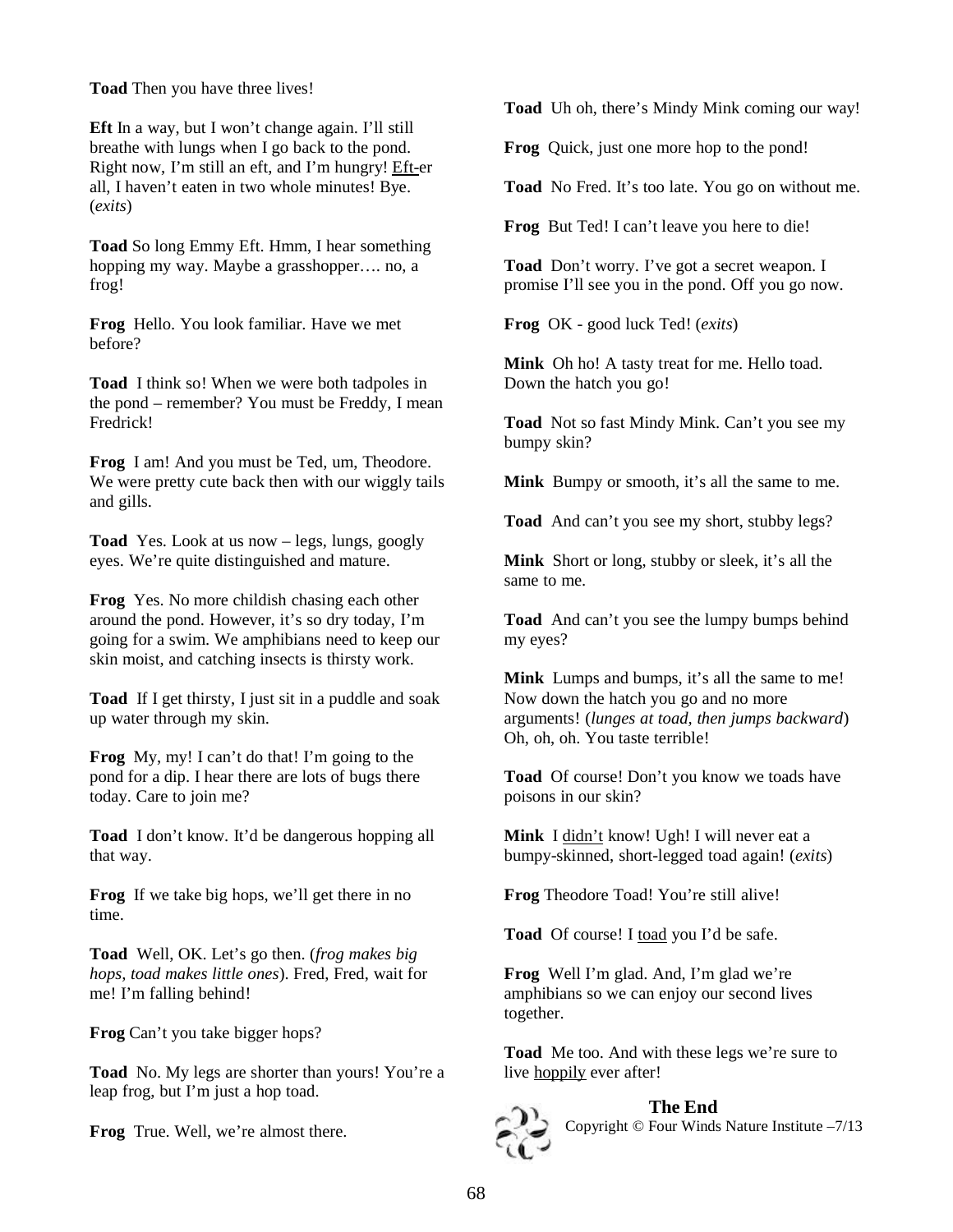**Toad** Then you have three lives!

**Eft** In a way, but I won't change again. I'll still breathe with lungs when I go back to the pond. Right now, I'm still an eft, and I'm hungry! <u>Eft-</u>er all, I haven't eaten in two whole minutes! Bye. (*exits*)

**Toad** So long Emmy Eft. Hmm, I hear something hopping my way. Maybe a grasshopper…. no, a frog!

**Frog** Hello. You look familiar. Have we met before?

**Toad** I think so! When we were both tadpoles in the pond – remember? You must be Freddy, I mean Fredrick!

**Frog** I am! And you must be Ted, um, Theodore. We were pretty cute back then with our wiggly tails and gills.

**Toad** Yes. Look at us now – legs, lungs, googly eyes. We're quite distinguished and mature.

**Frog** Yes. No more childish chasing each other around the pond. However, it's so dry today, I'm going for a swim. We amphibians need to keep our skin moist, and catching insects is thirsty work.

**Toad** If I get thirsty, I just sit in a puddle and soak up water through my skin.

**Frog** My, my! I can't do that! I'm going to the pond for a dip. I hear there are lots of bugs there today. Care to join me?

**Toad** I don't know. It'd be dangerous hopping all that way.

**Frog** If we take big hops, we'll get there in no time.

**Toad** Well, OK. Let's go then. (*frog makes big hops, toad makes little ones*). Fred, Fred, wait for me! I'm falling behind!

**Frog** Can't you take bigger hops?

**Toad** No. My legs are shorter than yours! You're a leap frog, but I'm just a hop toad.

**Frog** True. Well, we're almost there.

**Toad** Uh oh, there's Mindy Mink coming our way!

**Frog** Quick, just one more hop to the pond!

**Toad** No Fred. It's too late. You go on without me.

**Frog** But Ted! I can't leave you here to die!

**Toad** Don't worry. I've got a secret weapon. I promise I'll see you in the pond. Off you go now.

**Frog** OK - good luck Ted! (*exits*)

**Mink** Oh ho! A tasty treat for me. Hello toad. Down the hatch you go!

**Toad** Not so fast Mindy Mink. Can't you see my bumpy skin?

**Mink** Bumpy or smooth, it's all the same to me.

**Toad** And can't you see my short, stubby legs?

**Mink** Short or long, stubby or sleek, it's all the same to me.

**Toad** And can't you see the lumpy bumps behind my eyes?

**Mink** Lumps and bumps, it's all the same to me! Now down the hatch you go and no more arguments! (*lunges at toad, then jumps backward*) Oh, oh, oh. You taste terrible!

**Toad** Of course! Don't you know we toads have poisons in our skin?

**Mink** I <u>didn't</u> know! Ugh! I will never eat a bumpy-skinned, short-legged toad again! (*exits*)

**Frog** Theodore Toad! You're still alive!

**Toad** Of course! I <u>toad</u> you I'd be safe.

**Frog** Well I'm glad. And, I'm glad we're amphibians so we can enjoy our second lives together.

**Toad** Me too. And with these legs we're sure to live <u>hoppily</u> ever after!

**The End**

Copyright © Four Winds Nature Institute –7/13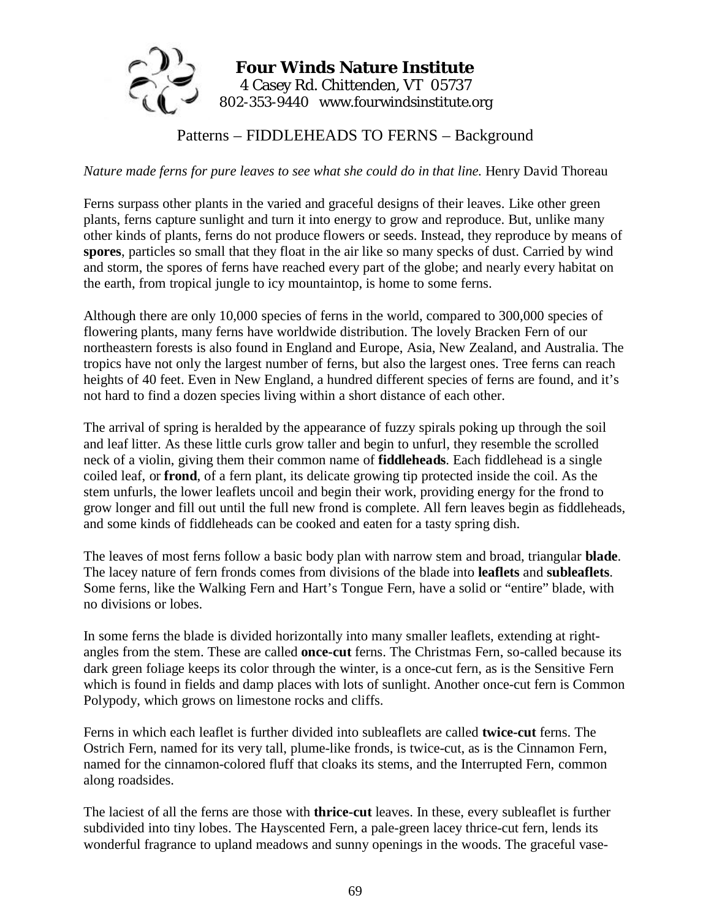**Four Winds Nature Institute**
4 Casey Rd. Chittenden, VT 05737
802-353-9440 www.fourwindsinstitute.org

## Patterns – FIDDLEHEADS TO FERNS – Background

*Nature made ferns for pure leaves to see what she could do in that line.* Henry David Thoreau

Ferns surpass other plants in the varied and graceful designs of their leaves. Like other green plants, ferns capture sunlight and turn it into energy to grow and reproduce. But, unlike many other kinds of plants, ferns do not produce flowers or seeds. Instead, they reproduce by means of **spores**, particles so small that they float in the air like so many specks of dust. Carried by wind and storm, the spores of ferns have reached every part of the globe; and nearly every habitat on the earth, from tropical jungle to icy mountaintop, is home to some ferns.

Although there are only 10,000 species of ferns in the world, compared to 300,000 species of flowering plants, many ferns have worldwide distribution. The lovely Bracken Fern of our northeastern forests is also found in England and Europe, Asia, New Zealand, and Australia. The tropics have not only the largest number of ferns, but also the largest ones. Tree ferns can reach heights of 40 feet. Even in New England, a hundred different species of ferns are found, and it's not hard to find a dozen species living within a short distance of each other.

The arrival of spring is heralded by the appearance of fuzzy spirals poking up through the soil and leaf litter. As these little curls grow taller and begin to unfurl, they resemble the scrolled neck of a violin, giving them their common name of **fiddleheads**. Each fiddlehead is a single coiled leaf, or **frond**, of a fern plant, its delicate growing tip protected inside the coil. As the stem unfurls, the lower leaflets uncoil and begin their work, providing energy for the frond to grow longer and fill out until the full new frond is complete. All fern leaves begin as fiddleheads, and some kinds of fiddleheads can be cooked and eaten for a tasty spring dish.

The leaves of most ferns follow a basic body plan with narrow stem and broad, triangular **blade**. The lacey nature of fern fronds comes from divisions of the blade into **leaflets** and **subleaflets**. Some ferns, like the Walking Fern and Hart's Tongue Fern, have a solid or "entire" blade, with no divisions or lobes.

In some ferns the blade is divided horizontally into many smaller leaflets, extending at right-angles from the stem. These are called **once-cut** ferns. The Christmas Fern, so-called because its dark green foliage keeps its color through the winter, is a once-cut fern, as is the Sensitive Fern which is found in fields and damp places with lots of sunlight. Another once-cut fern is Common Polypody, which grows on limestone rocks and cliffs.

Ferns in which each leaflet is further divided into subleaflets are called **twice-cut** ferns. The Ostrich Fern, named for its very tall, plume-like fronds, is twice-cut, as is the Cinnamon Fern, named for the cinnamon-colored fluff that cloaks its stems, and the Interrupted Fern, common along roadsides.

The laciest of all the ferns are those with **thrice-cut** leaves. In these, every subleaflet is further subdivided into tiny lobes. The Hayscented Fern, a pale-green lacey thrice-cut fern, lends its wonderful fragrance to upland meadows and sunny openings in the woods. The graceful vase-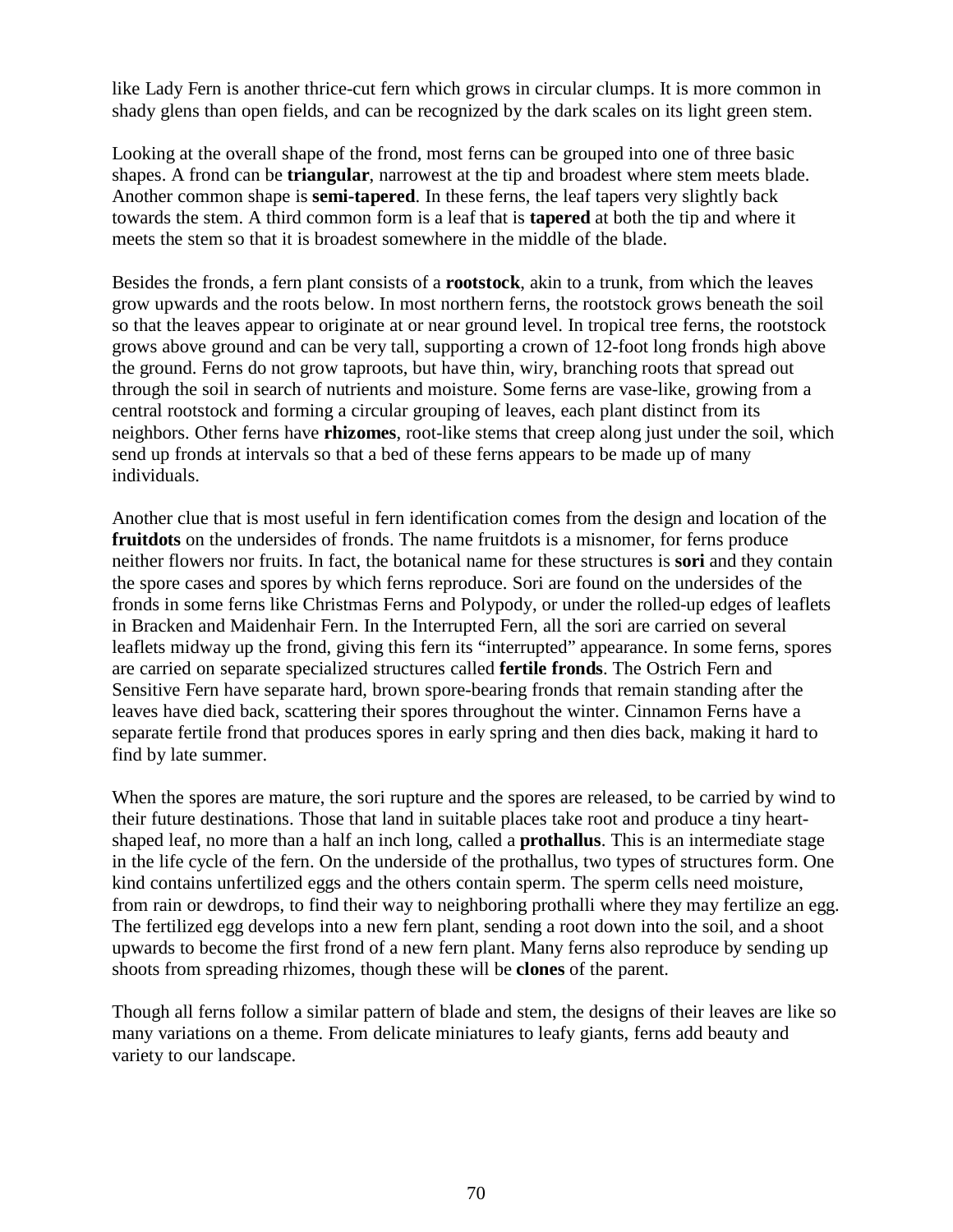like Lady Fern is another thrice-cut fern which grows in circular clumps. It is more common in shady glens than open fields, and can be recognized by the dark scales on its light green stem.

Looking at the overall shape of the frond, most ferns can be grouped into one of three basic shapes. A frond can be **triangular**, narrowest at the tip and broadest where stem meets blade. Another common shape is **semi-tapered**. In these ferns, the leaf tapers very slightly back towards the stem. A third common form is a leaf that is **tapered** at both the tip and where it meets the stem so that it is broadest somewhere in the middle of the blade.

Besides the fronds, a fern plant consists of a **rootstock**, akin to a trunk, from which the leaves grow upwards and the roots below. In most northern ferns, the rootstock grows beneath the soil so that the leaves appear to originate at or near ground level. In tropical tree ferns, the rootstock grows above ground and can be very tall, supporting a crown of 12-foot long fronds high above the ground. Ferns do not grow taproots, but have thin, wiry, branching roots that spread out through the soil in search of nutrients and moisture. Some ferns are vase-like, growing from a central rootstock and forming a circular grouping of leaves, each plant distinct from its neighbors. Other ferns have **rhizomes**, root-like stems that creep along just under the soil, which send up fronds at intervals so that a bed of these ferns appears to be made up of many individuals.

Another clue that is most useful in fern identification comes from the design and location of the **fruitdots** on the undersides of fronds. The name fruitdots is a misnomer, for ferns produce neither flowers nor fruits. In fact, the botanical name for these structures is **sori** and they contain the spore cases and spores by which ferns reproduce. Sori are found on the undersides of the fronds in some ferns like Christmas Ferns and Polypody, or under the rolled-up edges of leaflets in Bracken and Maidenhair Fern. In the Interrupted Fern, all the sori are carried on several leaflets midway up the frond, giving this fern its "interrupted" appearance. In some ferns, spores are carried on separate specialized structures called **fertile fronds**. The Ostrich Fern and Sensitive Fern have separate hard, brown spore-bearing fronds that remain standing after the leaves have died back, scattering their spores throughout the winter. Cinnamon Ferns have a separate fertile frond that produces spores in early spring and then dies back, making it hard to find by late summer.

When the spores are mature, the sori rupture and the spores are released, to be carried by wind to their future destinations. Those that land in suitable places take root and produce a tiny heart-shaped leaf, no more than a half an inch long, called a **prothallus**. This is an intermediate stage in the life cycle of the fern. On the underside of the prothallus, two types of structures form. One kind contains unfertilized eggs and the others contain sperm. The sperm cells need moisture, from rain or dewdrops, to find their way to neighboring prothalli where they may fertilize an egg. The fertilized egg develops into a new fern plant, sending a root down into the soil, and a shoot upwards to become the first frond of a new fern plant. Many ferns also reproduce by sending up shoots from spreading rhizomes, though these will be **clones** of the parent.

Though all ferns follow a similar pattern of blade and stem, the designs of their leaves are like so many variations on a theme. From delicate miniatures to leafy giants, ferns add beauty and variety to our landscape.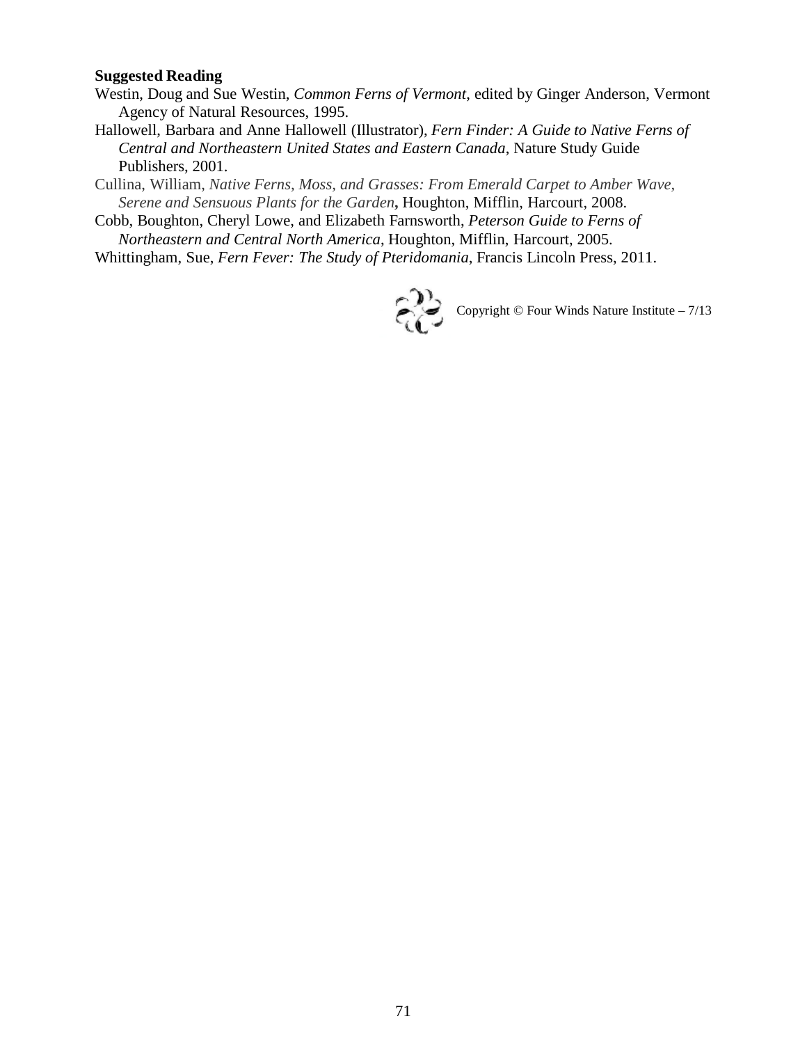**Suggested Reading**

Westin, Doug and Sue Westin, *Common Ferns of Vermont*, edited by Ginger Anderson, Vermont Agency of Natural Resources, 1995.

Hallowell, Barbara and Anne Hallowell (Illustrator), *Fern Finder: A Guide to Native Ferns of Central and Northeastern United States and Eastern Canada*, Nature Study Guide Publishers, 2001.

Cullina, William, *Native Ferns, Moss, and Grasses: From Emerald Carpet to Amber Wave, Serene and Sensuous Plants for the Garden***,** Houghton, Mifflin, Harcourt, 2008.

Cobb, Boughton, Cheryl Lowe, and Elizabeth Farnsworth, *Peterson Guide to Ferns of Northeastern and Central North America*, Houghton, Mifflin, Harcourt, 2005.

Whittingham, Sue, *Fern Fever: The Study of Pteridomania*, Francis Lincoln Press, 2011.

Copyright © Four Winds Nature Institute – 7/13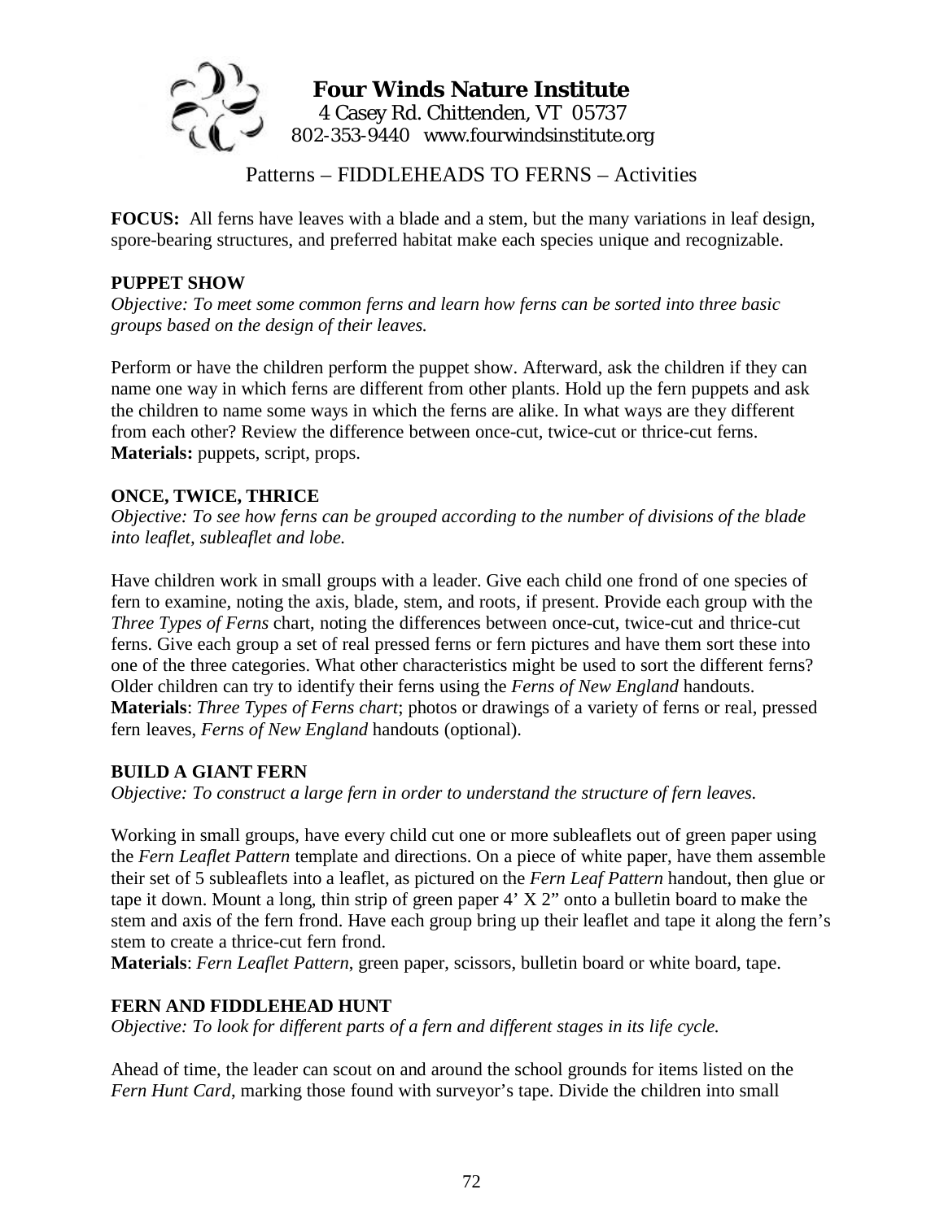**Four Winds Nature Institute**
4 Casey Rd. Chittenden, VT 05737
802-353-9440 www.fourwindsinstitute.org

## Patterns – FIDDLEHEADS TO FERNS – Activities

**FOCUS:** All ferns have leaves with a blade and a stem, but the many variations in leaf design, spore-bearing structures, and preferred habitat make each species unique and recognizable.

### PUPPET SHOW

*Objective: To meet some common ferns and learn how ferns can be sorted into three basic groups based on the design of their leaves.*

Perform or have the children perform the puppet show. Afterward, ask the children if they can name one way in which ferns are different from other plants. Hold up the fern puppets and ask the children to name some ways in which the ferns are alike. In what ways are they different from each other? Review the difference between once-cut, twice-cut or thrice-cut ferns.
**Materials:** puppets, script, props.

### ONCE, TWICE, THRICE

*Objective: To see how ferns can be grouped according to the number of divisions of the blade into leaflet, subleaflet and lobe.*

Have children work in small groups with a leader. Give each child one frond of one species of fern to examine, noting the axis, blade, stem, and roots, if present. Provide each group with the *Three Types of Ferns* chart, noting the differences between once-cut, twice-cut and thrice-cut ferns. Give each group a set of real pressed ferns or fern pictures and have them sort these into one of the three categories. What other characteristics might be used to sort the different ferns? Older children can try to identify their ferns using the *Ferns of New England* handouts.
**Materials**: *Three Types of Ferns chart*; photos or drawings of a variety of ferns or real, pressed fern leaves, *Ferns of New England* handouts (optional).

### BUILD A GIANT FERN

*Objective: To construct a large fern in order to understand the structure of fern leaves.*

Working in small groups, have every child cut one or more subleaflets out of green paper using the *Fern Leaflet Pattern* template and directions. On a piece of white paper, have them assemble their set of 5 subleaflets into a leaflet, as pictured on the *Fern Leaf Pattern* handout, then glue or tape it down. Mount a long, thin strip of green paper 4' X 2" onto a bulletin board to make the stem and axis of the fern frond. Have each group bring up their leaflet and tape it along the fern's stem to create a thrice-cut fern frond.
**Materials**: *Fern Leaflet Pattern*, green paper, scissors, bulletin board or white board, tape.

### FERN AND FIDDLEHEAD HUNT

*Objective: To look for different parts of a fern and different stages in its life cycle.*

Ahead of time, the leader can scout on and around the school grounds for items listed on the *Fern Hunt Card*, marking those found with surveyor's tape. Divide the children into small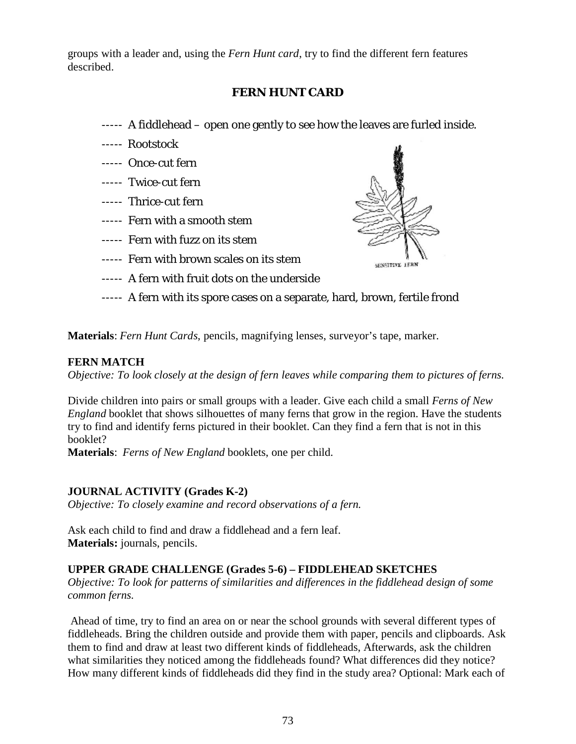groups with a leader and, using the *Fern Hunt card*, try to find the different fern features described.

## FERN HUNT CARD

----- A fiddlehead – open one gently to see how the leaves are furled inside.

----- Rootstock

----- Once-cut fern

----- Twice-cut fern

----- Thrice-cut fern

----- Fern with a smooth stem

----- Fern with fuzz on its stem

----- Fern with brown scales on its stem

----- A fern with fruit dots on the underside

----- A fern with its spore cases on a separate, hard, brown, fertile frond

SENSITIVE FERN

**Materials**: *Fern Hunt Cards*, pencils, magnifying lenses, surveyor's tape, marker.

**FERN MATCH**

*Objective: To look closely at the design of fern leaves while comparing them to pictures of ferns.*

Divide children into pairs or small groups with a leader. Give each child a small *Ferns of New England* booklet that shows silhouettes of many ferns that grow in the region. Have the students try to find and identify ferns pictured in their booklet. Can they find a fern that is not in this booklet?

**Materials**: *Ferns of New England* booklets, one per child.

**JOURNAL ACTIVITY (Grades K-2)**

*Objective: To closely examine and record observations of a fern.*

Ask each child to find and draw a fiddlehead and a fern leaf.

**Materials:** journals, pencils.

**UPPER GRADE CHALLENGE (Grades 5-6) – FIDDLEHEAD SKETCHES**

*Objective: To look for patterns of similarities and differences in the fiddlehead design of some common ferns.*

Ahead of time, try to find an area on or near the school grounds with several different types of fiddleheads. Bring the children outside and provide them with paper, pencils and clipboards. Ask them to find and draw at least two different kinds of fiddleheads, Afterwards, ask the children what similarities they noticed among the fiddleheads found? What differences did they notice? How many different kinds of fiddleheads did they find in the study area? Optional: Mark each of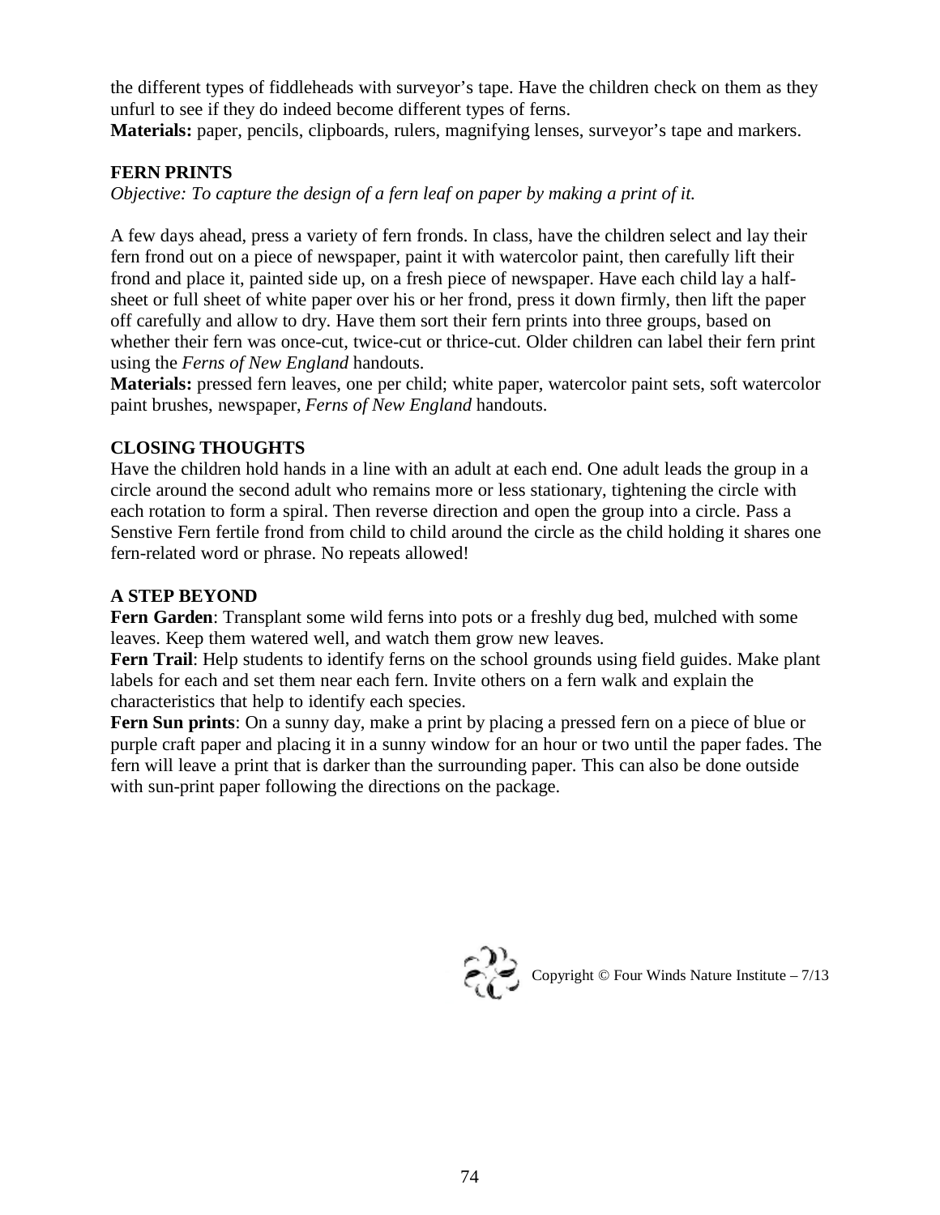the different types of fiddleheads with surveyor's tape. Have the children check on them as they unfurl to see if they do indeed become different types of ferns.

**Materials:** paper, pencils, clipboards, rulers, magnifying lenses, surveyor's tape and markers.

**FERN PRINTS**

*Objective: To capture the design of a fern leaf on paper by making a print of it.*

A few days ahead, press a variety of fern fronds. In class, have the children select and lay their fern frond out on a piece of newspaper, paint it with watercolor paint, then carefully lift their frond and place it, painted side up, on a fresh piece of newspaper. Have each child lay a half-sheet or full sheet of white paper over his or her frond, press it down firmly, then lift the paper off carefully and allow to dry. Have them sort their fern prints into three groups, based on whether their fern was once-cut, twice-cut or thrice-cut. Older children can label their fern print using the *Ferns of New England* handouts.

**Materials:** pressed fern leaves, one per child; white paper, watercolor paint sets, soft watercolor paint brushes, newspaper, *Ferns of New England* handouts.

**CLOSING THOUGHTS**

Have the children hold hands in a line with an adult at each end. One adult leads the group in a circle around the second adult who remains more or less stationary, tightening the circle with each rotation to form a spiral. Then reverse direction and open the group into a circle. Pass a Senstive Fern fertile frond from child to child around the circle as the child holding it shares one fern-related word or phrase. No repeats allowed!

**A STEP BEYOND**

**Fern Garden**: Transplant some wild ferns into pots or a freshly dug bed, mulched with some leaves. Keep them watered well, and watch them grow new leaves.

**Fern Trail**: Help students to identify ferns on the school grounds using field guides. Make plant labels for each and set them near each fern. Invite others on a fern walk and explain the characteristics that help to identify each species.

**Fern Sun prints**: On a sunny day, make a print by placing a pressed fern on a piece of blue or purple craft paper and placing it in a sunny window for an hour or two until the paper fades. The fern will leave a print that is darker than the surrounding paper. This can also be done outside with sun-print paper following the directions on the package.

Copyright © Four Winds Nature Institute – 7/13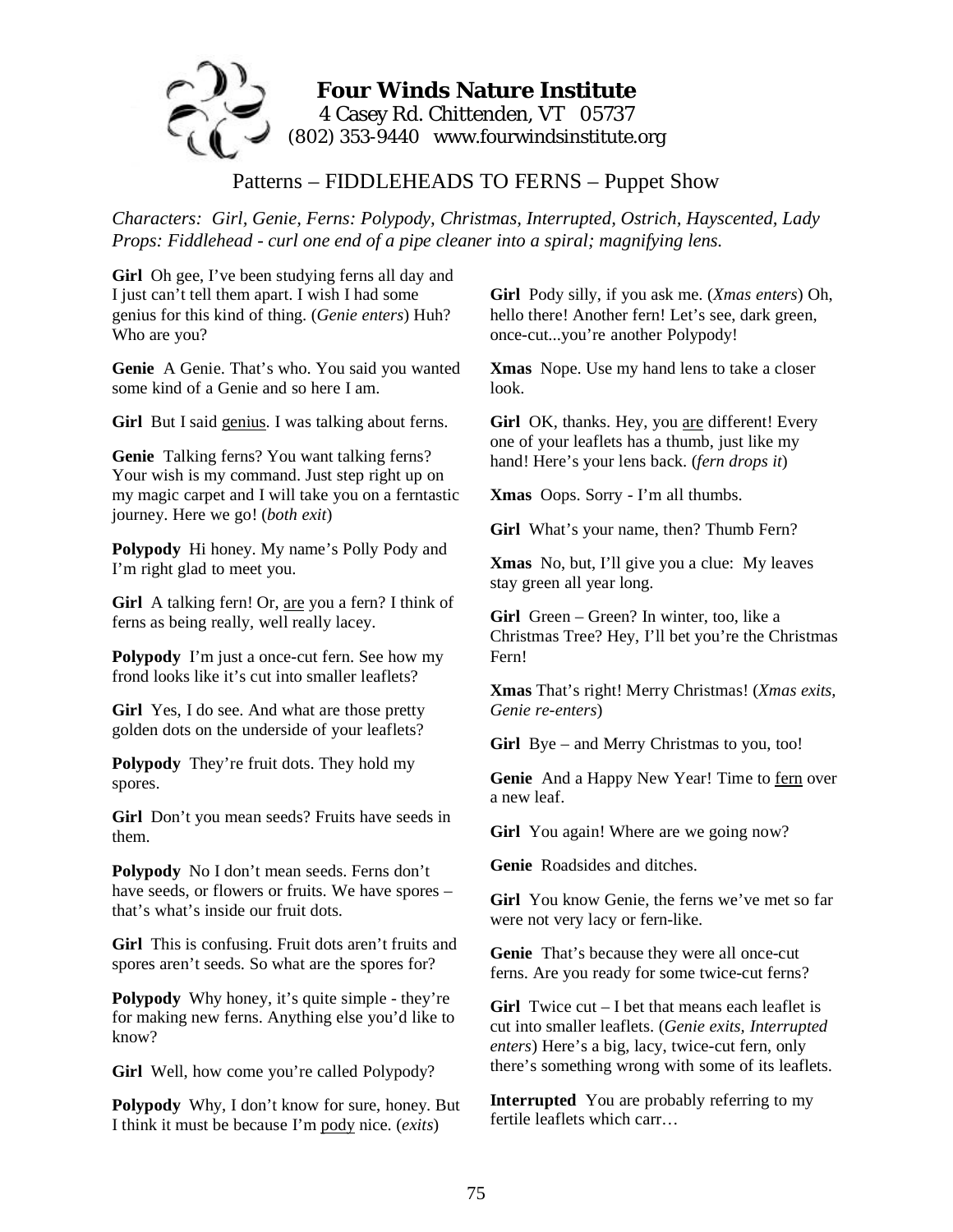**Four Winds Nature Institute**
4 Casey Rd. Chittenden, VT 05737
(802) 353-9440 www.fourwindsinstitute.org

## Patterns – FIDDLEHEADS TO FERNS – Puppet Show

*Characters: Girl, Genie, Ferns: Polypody, Christmas, Interrupted, Ostrich, Hayscented, Lady*
*Props: Fiddlehead - curl one end of a pipe cleaner into a spiral; magnifying lens.*

**Girl** Oh gee, I've been studying ferns all day and I just can't tell them apart. I wish I had some genius for this kind of thing. (*Genie enters*) Huh? Who are you?

**Genie** A Genie. That's who. You said you wanted some kind of a Genie and so here I am.

**Girl** But I said genius. I was talking about ferns.

**Genie** Talking ferns? You want talking ferns? Your wish is my command. Just step right up on my magic carpet and I will take you on a ferntastic journey. Here we go! (*both exit*)

**Polypody** Hi honey. My name's Polly Pody and I'm right glad to meet you.

**Girl** A talking fern! Or, are you a fern? I think of ferns as being really, well really lacey.

**Polypody** I'm just a once-cut fern. See how my frond looks like it's cut into smaller leaflets?

**Girl** Yes, I do see. And what are those pretty golden dots on the underside of your leaflets?

**Polypody** They're fruit dots. They hold my spores.

**Girl** Don't you mean seeds? Fruits have seeds in them.

**Polypody** No I don't mean seeds. Ferns don't have seeds, or flowers or fruits. We have spores – that's what's inside our fruit dots.

**Girl** This is confusing. Fruit dots aren't fruits and spores aren't seeds. So what are the spores for?

**Polypody** Why honey, it's quite simple - they're for making new ferns. Anything else you'd like to know?

**Girl** Well, how come you're called Polypody?

**Polypody** Why, I don't know for sure, honey. But I think it must be because I'm pody nice. (*exits*)

**Girl** Pody silly, if you ask me. (*Xmas enters*) Oh, hello there! Another fern! Let's see, dark green, once-cut...you're another Polypody!

**Xmas** Nope. Use my hand lens to take a closer look.

**Girl** OK, thanks. Hey, you are different! Every one of your leaflets has a thumb, just like my hand! Here's your lens back. (*fern drops it*)

**Xmas** Oops. Sorry - I'm all thumbs.

**Girl** What's your name, then? Thumb Fern?

**Xmas** No, but, I'll give you a clue: My leaves stay green all year long.

**Girl** Green – Green? In winter, too, like a Christmas Tree? Hey, I'll bet you're the Christmas Fern!

**Xmas** That's right! Merry Christmas! (*Xmas exits, Genie re-enters*)

**Girl** Bye – and Merry Christmas to you, too!

**Genie** And a Happy New Year! Time to fern over a new leaf.

**Girl** You again! Where are we going now?

**Genie** Roadsides and ditches.

**Girl** You know Genie, the ferns we've met so far were not very lacy or fern-like.

**Genie** That's because they were all once-cut ferns. Are you ready for some twice-cut ferns?

**Girl** Twice cut – I bet that means each leaflet is cut into smaller leaflets. (*Genie exits, Interrupted enters*) Here's a big, lacy, twice-cut fern, only there's something wrong with some of its leaflets.

**Interrupted** You are probably referring to my fertile leaflets which carr…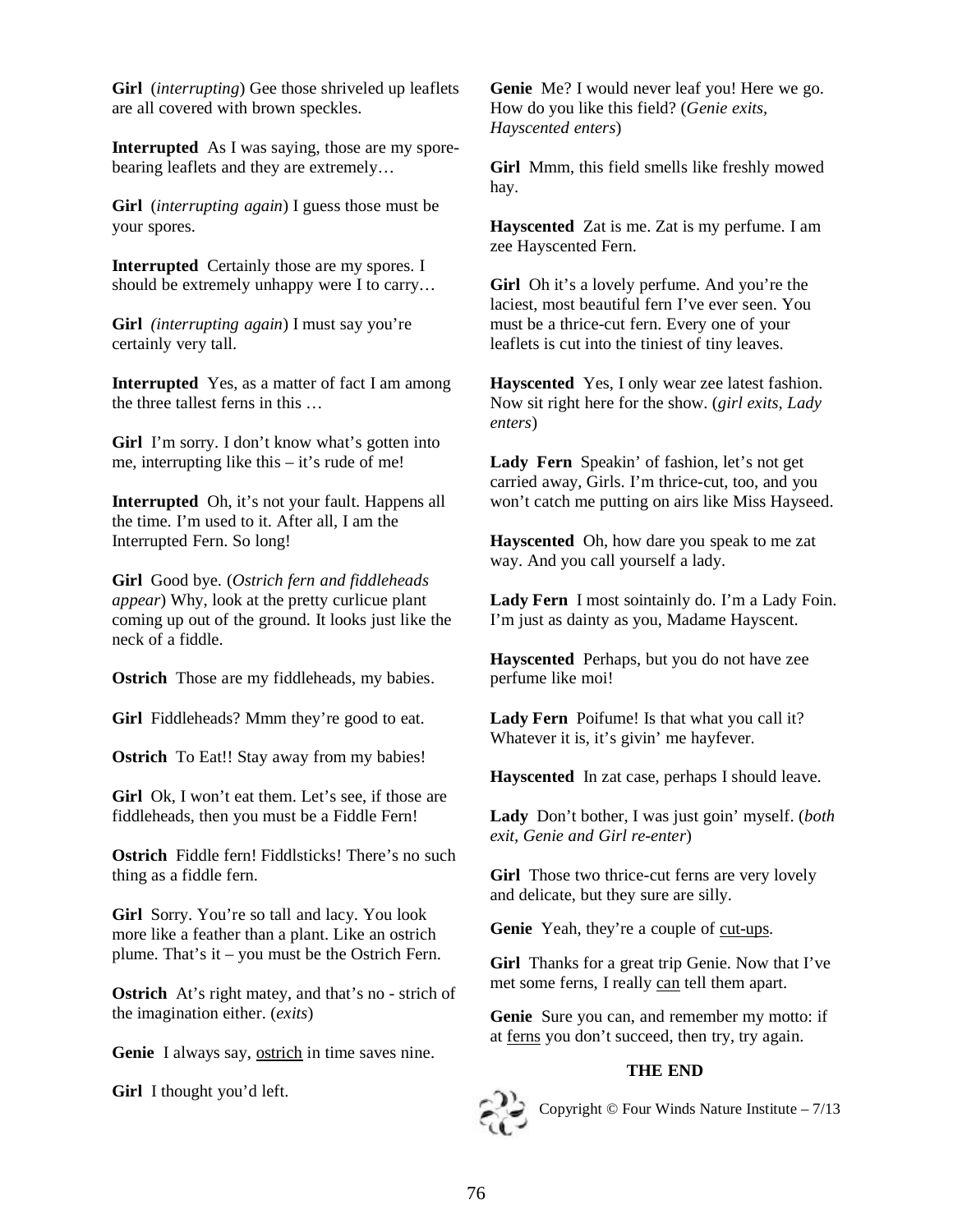**Girl** (*interrupting*) Gee those shriveled up leaflets are all covered with brown speckles.

**Interrupted** As I was saying, those are my spore-bearing leaflets and they are extremely…

**Girl** (*interrupting again*) I guess those must be your spores.

**Interrupted** Certainly those are my spores. I should be extremely unhappy were I to carry…

**Girl** *(interrupting again*) I must say you're certainly very tall.

**Interrupted** Yes, as a matter of fact I am among the three tallest ferns in this …

**Girl** I'm sorry. I don't know what's gotten into me, interrupting like this – it's rude of me!

**Interrupted** Oh, it's not your fault. Happens all the time. I'm used to it. After all, I am the Interrupted Fern. So long!

**Girl** Good bye. (*Ostrich fern and fiddleheads appear*) Why, look at the pretty curlicue plant coming up out of the ground. It looks just like the neck of a fiddle.

**Ostrich** Those are my fiddleheads, my babies.

**Girl** Fiddleheads? Mmm they're good to eat.

**Ostrich** To Eat!! Stay away from my babies!

**Girl** Ok, I won't eat them. Let's see, if those are fiddleheads, then you must be a Fiddle Fern!

**Ostrich** Fiddle fern! Fiddlsticks! There's no such thing as a fiddle fern.

**Girl** Sorry. You're so tall and lacy. You look more like a feather than a plant. Like an ostrich plume. That's it – you must be the Ostrich Fern.

**Ostrich** At's right matey, and that's no - strich of the imagination either. (*exits*)

**Genie** I always say, <u>ostrich</u> in time saves nine.

**Girl** I thought you'd left.

**Genie** Me? I would never leaf you! Here we go. How do you like this field? (*Genie exits, Hayscented enters*)

**Girl** Mmm, this field smells like freshly mowed hay.

**Hayscented** Zat is me. Zat is my perfume. I am zee Hayscented Fern.

**Girl** Oh it's a lovely perfume. And you're the laciest, most beautiful fern I've ever seen. You must be a thrice-cut fern. Every one of your leaflets is cut into the tiniest of tiny leaves.

**Hayscented** Yes, I only wear zee latest fashion. Now sit right here for the show. (*girl exits, Lady enters*)

**Lady Fern** Speakin' of fashion, let's not get carried away, Girls. I'm thrice-cut, too, and you won't catch me putting on airs like Miss Hayseed.

**Hayscented** Oh, how dare you speak to me zat way. And you call yourself a lady.

**Lady Fern** I most sointainly do. I'm a Lady Foin. I'm just as dainty as you, Madame Hayscent.

**Hayscented** Perhaps, but you do not have zee perfume like moi!

**Lady Fern** Poifume! Is that what you call it? Whatever it is, it's givin' me hayfever.

**Hayscented** In zat case, perhaps I should leave.

**Lady** Don't bother, I was just goin' myself. (*both exit, Genie and Girl re-enter*)

**Girl** Those two thrice-cut ferns are very lovely and delicate, but they sure are silly.

**Genie** Yeah, they're a couple of <u>cut-ups</u>.

**Girl** Thanks for a great trip Genie. Now that I've met some ferns, I really <u>can</u> tell them apart.

**Genie** Sure you can, and remember my motto: if at <u>ferns</u> you don't succeed, then try, try again.

**THE END**

Copyright © Four Winds Nature Institute – 7/13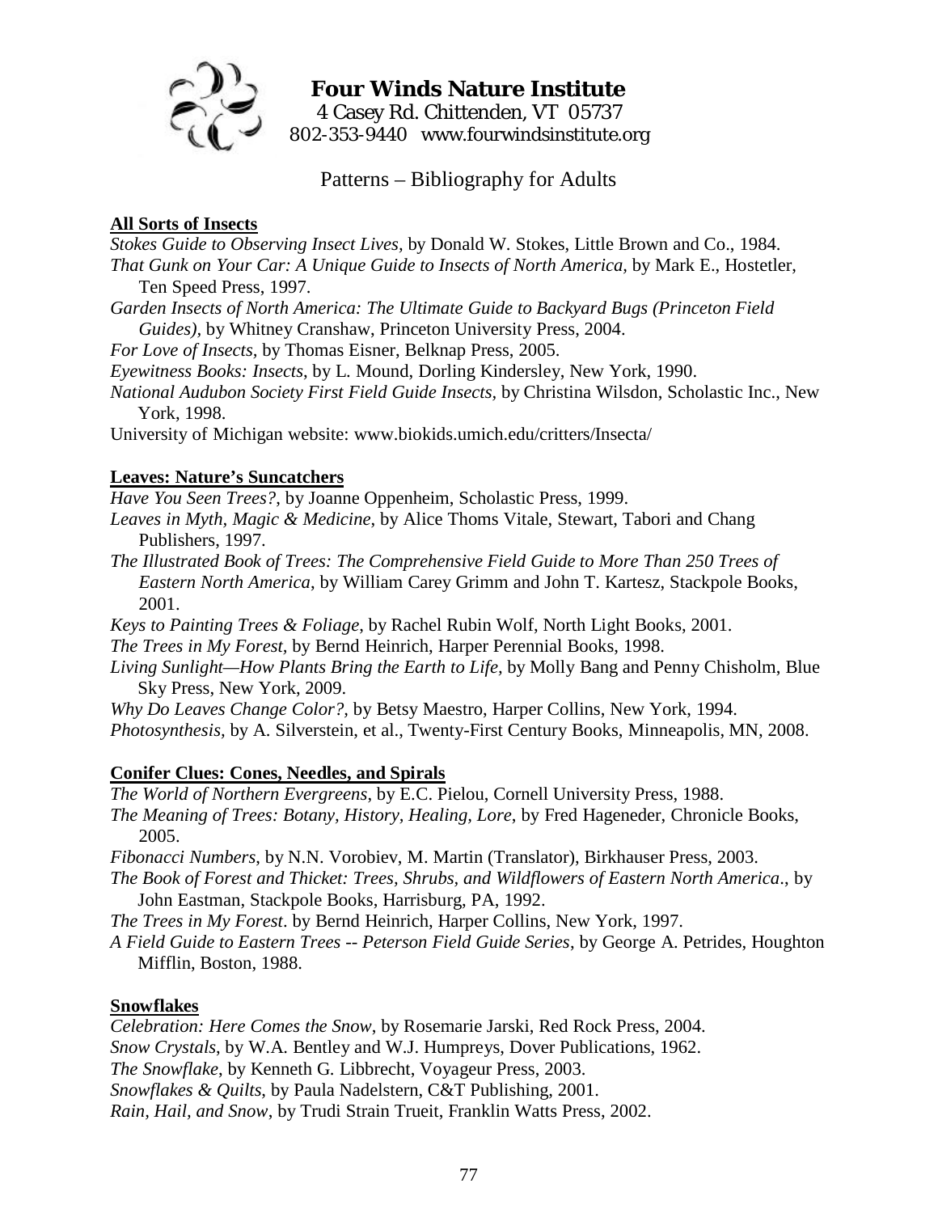# Four Winds Nature Institute

4 Casey Rd. Chittenden, VT 05737
802-353-9440 www.fourwindsinstitute.org

## Patterns – Bibliography for Adults

### All Sorts of Insects

*Stokes Guide to Observing Insect Lives,* by Donald W. Stokes, Little Brown and Co., 1984.
*That Gunk on Your Car: A Unique Guide to Insects of North America*, by Mark E., Hostetler, Ten Speed Press, 1997.
*Garden Insects of North America: The Ultimate Guide to Backyard Bugs (Princeton Field Guides),* by Whitney Cranshaw, Princeton University Press, 2004.
*For Love of Insects,* by Thomas Eisner, Belknap Press, 2005.
*Eyewitness Books: Insects*, by L. Mound, Dorling Kindersley, New York, 1990.
*National Audubon Society First Field Guide Insects,* by Christina Wilsdon, Scholastic Inc., New York, 1998.
University of Michigan website: www.biokids.umich.edu/critters/Insecta/

### Leaves: Nature's Suncatchers

*Have You Seen Trees?*, by Joanne Oppenheim, Scholastic Press, 1999.
*Leaves in Myth, Magic & Medicine*, by Alice Thoms Vitale, Stewart, Tabori and Chang Publishers, 1997.
*The Illustrated Book of Trees: The Comprehensive Field Guide to More Than 250 Trees of Eastern North America*, by William Carey Grimm and John T. Kartesz, Stackpole Books, 2001.
*Keys to Painting Trees & Foliage*, by Rachel Rubin Wolf, North Light Books, 2001.
*The Trees in My Forest,* by Bernd Heinrich, Harper Perennial Books, 1998.
*Living Sunlight—How Plants Bring the Earth to Life,* by Molly Bang and Penny Chisholm, Blue Sky Press, New York, 2009.
*Why Do Leaves Change Color?,* by Betsy Maestro, Harper Collins, New York, 1994.
*Photosynthesis,* by A. Silverstein, et al., Twenty-First Century Books, Minneapolis, MN, 2008.

### Conifer Clues: Cones, Needles, and Spirals

*The World of Northern Evergreens*, by E.C. Pielou, Cornell University Press, 1988.
*The Meaning of Trees: Botany, History, Healing, Lore*, by Fred Hageneder, Chronicle Books, 2005.
*Fibonacci Numbers*, by N.N. Vorobiev, M. Martin (Translator), Birkhauser Press, 2003.
*The Book of Forest and Thicket: Trees, Shrubs, and Wildflowers of Eastern North America*., by John Eastman, Stackpole Books, Harrisburg, PA, 1992.
*The Trees in My Forest*. by Bernd Heinrich, Harper Collins, New York, 1997.
*A Field Guide to Eastern Trees -- Peterson Field Guide Series*, by George A. Petrides, Houghton Mifflin, Boston, 1988.

### Snowflakes

*Celebration: Here Comes the Snow*, by Rosemarie Jarski, Red Rock Press, 2004.
*Snow Crystals*, by W.A. Bentley and W.J. Humpreys, Dover Publications, 1962.
*The Snowflake*, by Kenneth G. Libbrecht, Voyageur Press, 2003.
*Snowflakes & Quilts*, by Paula Nadelstern, C&T Publishing, 2001.
*Rain, Hail, and Snow*, by Trudi Strain Trueit, Franklin Watts Press, 2002.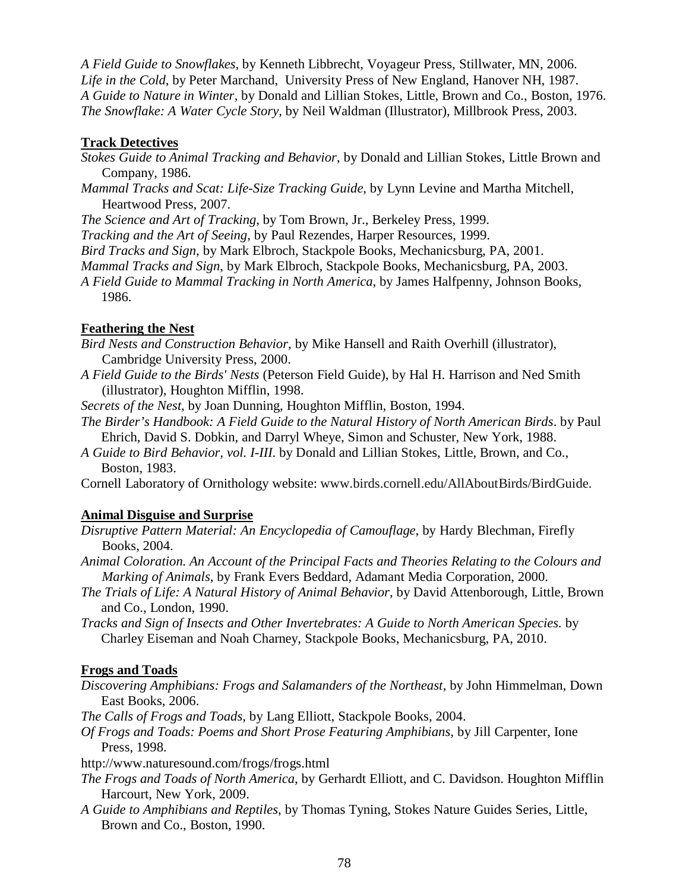*A Field Guide to Snowflakes*, by Kenneth Libbrecht, Voyageur Press, Stillwater, MN, 2006.
*Life in the Cold*, by Peter Marchand, University Press of New England, Hanover NH, 1987.
*A Guide to Nature in Winter*, by Donald and Lillian Stokes, Little, Brown and Co., Boston, 1976.
*The Snowflake: A Water Cycle Story*, by Neil Waldman (Illustrator), Millbrook Press, 2003.

**Track Detectives**

*Stokes Guide to Animal Tracking and Behavior*, by Donald and Lillian Stokes, Little Brown and Company, 1986.
*Mammal Tracks and Scat: Life-Size Tracking Guide*, by Lynn Levine and Martha Mitchell, Heartwood Press, 2007.
*The Science and Art of Tracking*, by Tom Brown, Jr., Berkeley Press, 1999.
*Tracking and the Art of Seeing*, by Paul Rezendes, Harper Resources, 1999.
*Bird Tracks and Sign*, by Mark Elbroch, Stackpole Books, Mechanicsburg, PA, 2001.
*Mammal Tracks and Sign*, by Mark Elbroch, Stackpole Books, Mechanicsburg, PA, 2003.
*A Field Guide to Mammal Tracking in North America*, by James Halfpenny, Johnson Books, 1986.

**Feathering the Nest**

*Bird Nests and Construction Behavior*, by Mike Hansell and Raith Overhill (illustrator), Cambridge University Press, 2000.
*A Field Guide to the Birds' Nests* (Peterson Field Guide), by Hal H. Harrison and Ned Smith (illustrator), Houghton Mifflin, 1998.
*Secrets of the Nest*, by Joan Dunning, Houghton Mifflin, Boston, 1994.
*The Birder's Handbook: A Field Guide to the Natural History of North American Birds*. by Paul Ehrich, David S. Dobkin, and Darryl Wheye, Simon and Schuster, New York, 1988.
*A Guide to Bird Behavior, vol. I-III*. by Donald and Lillian Stokes, Little, Brown, and Co., Boston, 1983.
Cornell Laboratory of Ornithology website: www.birds.cornell.edu/AllAboutBirds/BirdGuide.

**Animal Disguise and Surprise**

*Disruptive Pattern Material: An Encyclopedia of Camouflage*, by Hardy Blechman, Firefly Books, 2004.
*Animal Coloration. An Account of the Principal Facts and Theories Relating to the Colours and Marking of Animals*, by Frank Evers Beddard, Adamant Media Corporation, 2000.
*The Trials of Life: A Natural History of Animal Behavior*, by David Attenborough, Little, Brown and Co., London, 1990.
*Tracks and Sign of Insects and Other Invertebrates: A Guide to North American Species.* by Charley Eiseman and Noah Charney, Stackpole Books, Mechanicsburg, PA, 2010.

**Frogs and Toads**

*Discovering Amphibians: Frogs and Salamanders of the Northeast*, by John Himmelman, Down East Books, 2006.
*The Calls of Frogs and Toads*, by Lang Elliott, Stackpole Books, 2004.
*Of Frogs and Toads: Poems and Short Prose Featuring Amphibians*, by Jill Carpenter, Ione Press, 1998.
http://www.naturesound.com/frogs/frogs.html
*The Frogs and Toads of North America*, by Gerhardt Elliott, and C. Davidson. Houghton Mifflin Harcourt, New York, 2009.
*A Guide to Amphibians and Reptiles*, by Thomas Tyning, Stokes Nature Guides Series, Little, Brown and Co., Boston, 1990.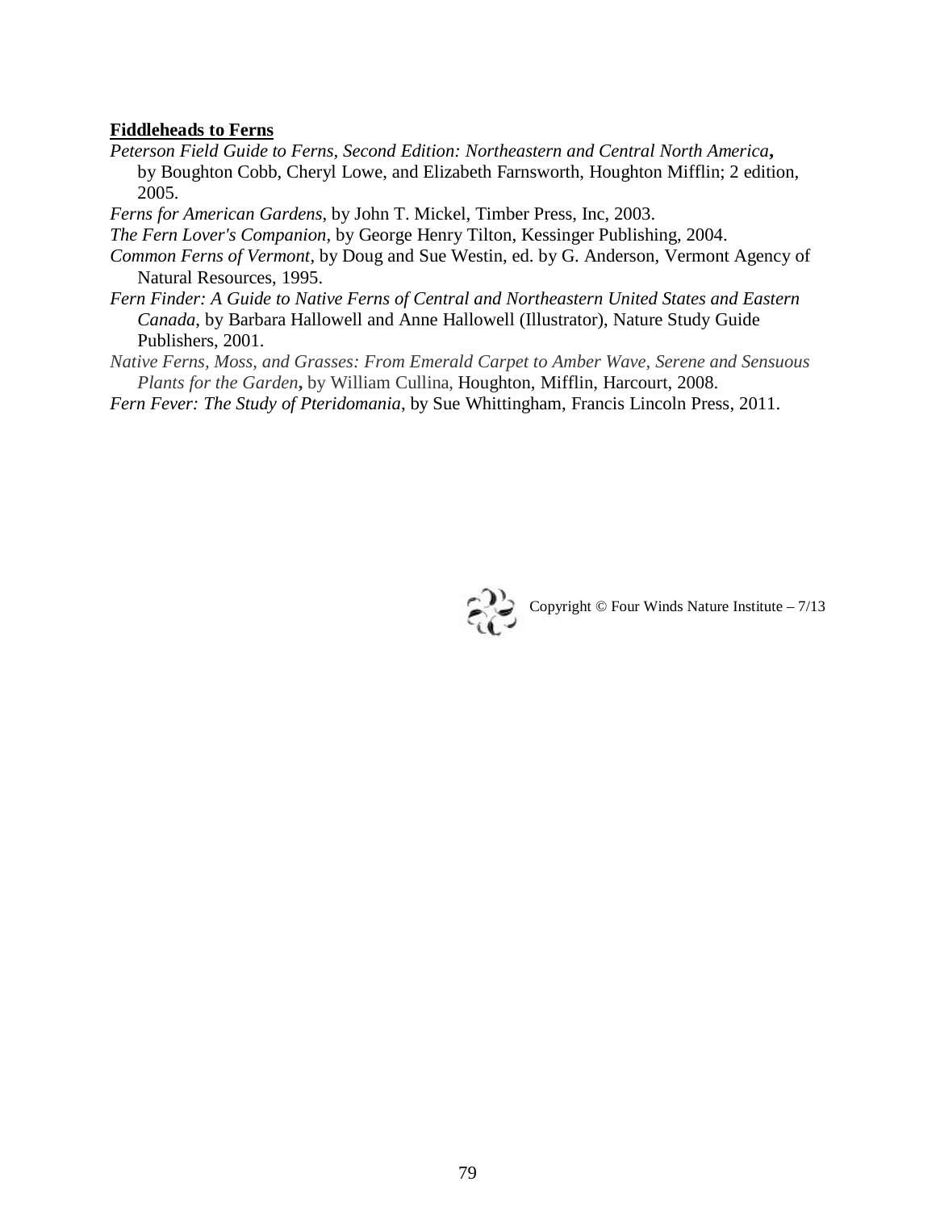**Fiddleheads to Ferns**

*Peterson Field Guide to Ferns, Second Edition: Northeastern and Central North America***,** by Boughton Cobb, Cheryl Lowe, and Elizabeth Farnsworth, Houghton Mifflin; 2 edition, 2005.

*Ferns for American Gardens*, by John T. Mickel, Timber Press, Inc, 2003.

*The Fern Lover's Companion*, by George Henry Tilton, Kessinger Publishing, 2004.

*Common Ferns of Vermont*, by Doug and Sue Westin, ed. by G. Anderson, Vermont Agency of Natural Resources, 1995.

*Fern Finder: A Guide to Native Ferns of Central and Northeastern United States and Eastern Canada*, by Barbara Hallowell and Anne Hallowell (Illustrator), Nature Study Guide Publishers, 2001.

*Native Ferns, Moss, and Grasses: From Emerald Carpet to Amber Wave, Serene and Sensuous Plants for the Garden***,** by William Cullina, Houghton, Mifflin, Harcourt, 2008.

*Fern Fever: The Study of Pteridomania*, by Sue Whittingham, Francis Lincoln Press, 2011.

Copyright © Four Winds Nature Institute – 7/13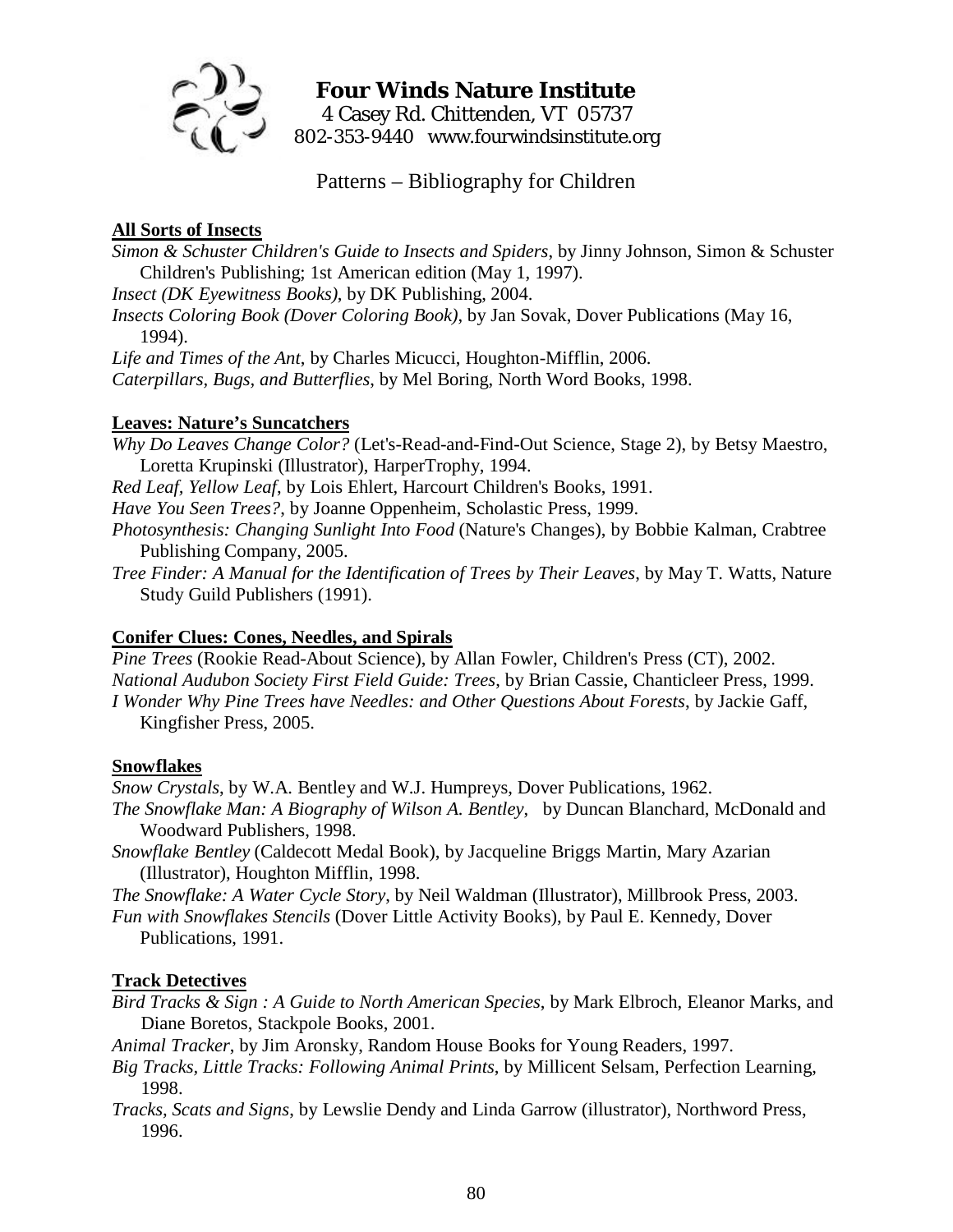**Four Winds Nature Institute**
4 Casey Rd. Chittenden, VT 05737
802-353-9440 www.fourwindsinstitute.org

# Patterns – Bibliography for Children

## All Sorts of Insects

*Simon & Schuster Children's Guide to Insects and Spiders*, by Jinny Johnson, Simon & Schuster Children's Publishing; 1st American edition (May 1, 1997).

*Insect (DK Eyewitness Books)*, by DK Publishing, 2004.

*Insects Coloring Book (Dover Coloring Book)*, by Jan Sovak, Dover Publications (May 16, 1994).

*Life and Times of the Ant*, by Charles Micucci, Houghton-Mifflin, 2006.

*Caterpillars, Bugs, and Butterflies*, by Mel Boring, North Word Books, 1998.

## Leaves: Nature's Suncatchers

*Why Do Leaves Change Color?* (Let's-Read-and-Find-Out Science, Stage 2), by Betsy Maestro, Loretta Krupinski (Illustrator), HarperTrophy, 1994.

*Red Leaf, Yellow Leaf*, by Lois Ehlert, Harcourt Children's Books, 1991.

*Have You Seen Trees?*, by Joanne Oppenheim, Scholastic Press, 1999.

*Photosynthesis: Changing Sunlight Into Food* (Nature's Changes), by Bobbie Kalman, Crabtree Publishing Company, 2005.

*Tree Finder: A Manual for the Identification of Trees by Their Leaves*, by May T. Watts, Nature Study Guild Publishers (1991).

## Conifer Clues: Cones, Needles, and Spirals

*Pine Trees* (Rookie Read-About Science), by Allan Fowler, Children's Press (CT), 2002.

*National Audubon Society First Field Guide: Trees*, by Brian Cassie, Chanticleer Press, 1999.

*I Wonder Why Pine Trees have Needles: and Other Questions About Forests*, by Jackie Gaff, Kingfisher Press, 2005.

## Snowflakes

*Snow Crystals*, by W.A. Bentley and W.J. Humpreys, Dover Publications, 1962.

*The Snowflake Man: A Biography of Wilson A. Bentley*, by Duncan Blanchard, McDonald and Woodward Publishers, 1998.

*Snowflake Bentley* (Caldecott Medal Book), by Jacqueline Briggs Martin, Mary Azarian (Illustrator), Houghton Mifflin, 1998.

*The Snowflake: A Water Cycle Story*, by Neil Waldman (Illustrator), Millbrook Press, 2003.

*Fun with Snowflakes Stencils* (Dover Little Activity Books), by Paul E. Kennedy, Dover Publications, 1991.

## Track Detectives

*Bird Tracks & Sign : A Guide to North American Species*, by Mark Elbroch, Eleanor Marks, and Diane Boretos, Stackpole Books, 2001.

*Animal Tracker*, by Jim Aronsky, Random House Books for Young Readers, 1997.

*Big Tracks, Little Tracks: Following Animal Prints*, by Millicent Selsam, Perfection Learning, 1998.

*Tracks, Scats and Signs*, by Lewslie Dendy and Linda Garrow (illustrator), Northword Press, 1996.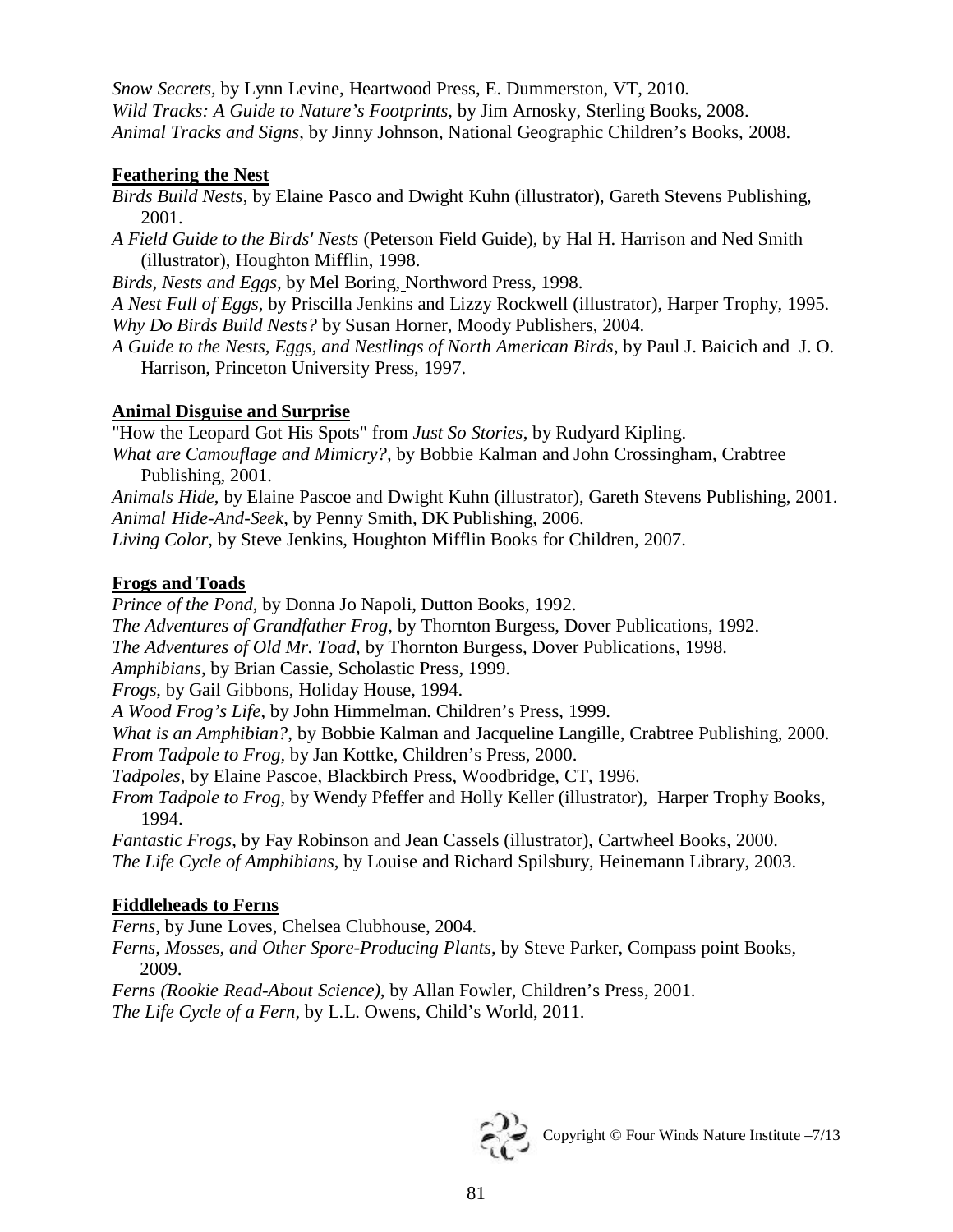*Snow Secrets*, by Lynn Levine, Heartwood Press, E. Dummerston, VT, 2010.
*Wild Tracks: A Guide to Nature's Footprints*, by Jim Arnosky, Sterling Books, 2008.
*Animal Tracks and Signs*, by Jinny Johnson, National Geographic Children's Books, 2008.

**Feathering the Nest**

*Birds Build Nests*, by Elaine Pasco and Dwight Kuhn (illustrator), Gareth Stevens Publishing, 2001.
*A Field Guide to the Birds' Nests* (Peterson Field Guide), by Hal H. Harrison and Ned Smith (illustrator), Houghton Mifflin, 1998.
*Birds, Nests and Eggs*, by Mel Boring, Northword Press, 1998.
*A Nest Full of Eggs*, by Priscilla Jenkins and Lizzy Rockwell (illustrator), Harper Trophy, 1995.
*Why Do Birds Build Nests?* by Susan Horner, Moody Publishers, 2004.
*A Guide to the Nests, Eggs, and Nestlings of North American Birds*, by Paul J. Baicich and J. O. Harrison, Princeton University Press, 1997.

**Animal Disguise and Surprise**

"How the Leopard Got His Spots" from *Just So Stories*, by Rudyard Kipling.
*What are Camouflage and Mimicry?*, by Bobbie Kalman and John Crossingham, Crabtree Publishing, 2001.
*Animals Hide*, by Elaine Pascoe and Dwight Kuhn (illustrator), Gareth Stevens Publishing, 2001.
*Animal Hide-And-Seek*, by Penny Smith, DK Publishing, 2006.
*Living Color*, by Steve Jenkins, Houghton Mifflin Books for Children, 2007.

**Frogs and Toads**

*Prince of the Pond*, by Donna Jo Napoli, Dutton Books, 1992.
*The Adventures of Grandfather Frog*, by Thornton Burgess, Dover Publications, 1992.
*The Adventures of Old Mr. Toad*, by Thornton Burgess, Dover Publications, 1998.
*Amphibians*, by Brian Cassie, Scholastic Press, 1999.
*Frogs*, by Gail Gibbons, Holiday House, 1994.
*A Wood Frog's Life*, by John Himmelman. Children's Press, 1999.
*What is an Amphibian?*, by Bobbie Kalman and Jacqueline Langille, Crabtree Publishing, 2000.
*From Tadpole to Frog*, by Jan Kottke, Children's Press, 2000.
*Tadpoles*, by Elaine Pascoe, Blackbirch Press, Woodbridge, CT, 1996.
*From Tadpole to Frog*, by Wendy Pfeffer and Holly Keller (illustrator), Harper Trophy Books, 1994.
*Fantastic Frogs*, by Fay Robinson and Jean Cassels (illustrator), Cartwheel Books, 2000.
*The Life Cycle of Amphibians*, by Louise and Richard Spilsbury, Heinemann Library, 2003.

**Fiddleheads to Ferns**

*Ferns*, by June Loves, Chelsea Clubhouse, 2004.
*Ferns, Mosses, and Other Spore-Producing Plants*, by Steve Parker, Compass point Books, 2009.
*Ferns (Rookie Read-About Science)*, by Allan Fowler, Children's Press, 2001.
*The Life Cycle of a Fern*, by L.L. Owens, Child's World, 2011.